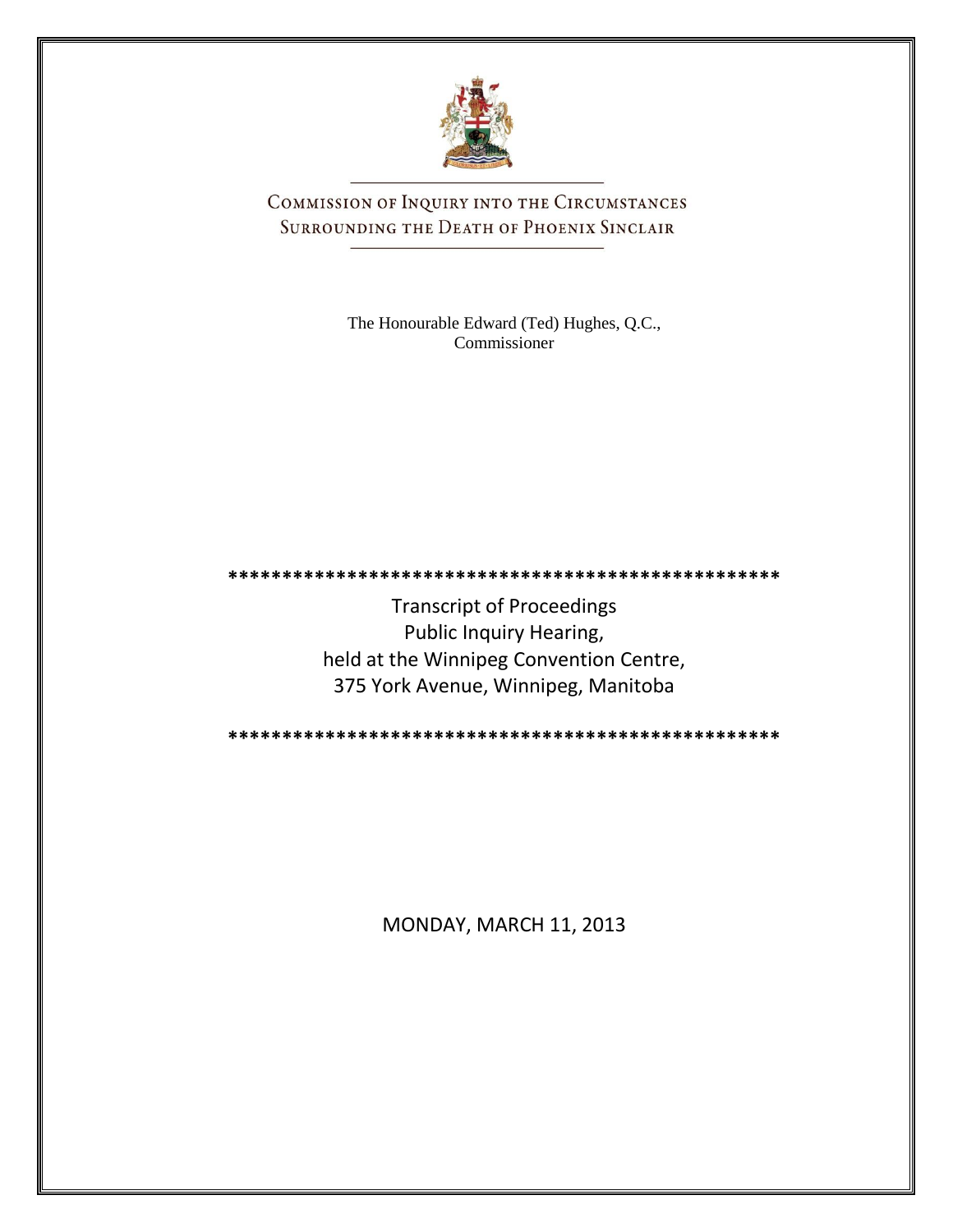# COMMISSION OF INQUIRY INTO THE CIRCUMSTANCES SURROUNDING THE DEATH OF PHOENIX SINCLAIR

The Honourable Edward (Ted) Hughes, Q.C.,
Commissioner

**************************************************

Transcript of Proceedings
Public Inquiry Hearing,
held at the Winnipeg Convention Centre,
375 York Avenue, Winnipeg, Manitoba

**************************************************

MONDAY, MARCH 11, 2013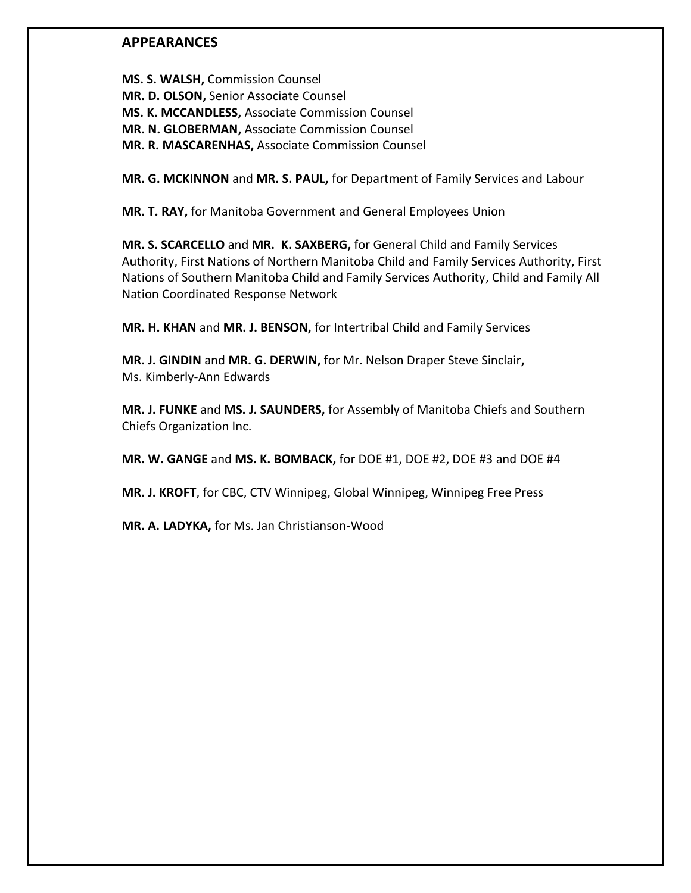## APPEARANCES

**MS. S. WALSH,** Commission Counsel
**MR. D. OLSON,** Senior Associate Counsel
**MS. K. MCCANDLESS,** Associate Commission Counsel
**MR. N. GLOBERMAN,** Associate Commission Counsel
**MR. R. MASCARENHAS,** Associate Commission Counsel

**MR. G. MCKINNON** and **MR. S. PAUL,** for Department of Family Services and Labour

**MR. T. RAY,** for Manitoba Government and General Employees Union

**MR. S. SCARCELLO** and **MR. K. SAXBERG,** for General Child and Family Services Authority, First Nations of Northern Manitoba Child and Family Services Authority, First Nations of Southern Manitoba Child and Family Services Authority, Child and Family All Nation Coordinated Response Network

**MR. H. KHAN** and **MR. J. BENSON,** for Intertribal Child and Family Services

**MR. J. GINDIN** and **MR. G. DERWIN,** for Mr. Nelson Draper Steve Sinclair**,** Ms. Kimberly-Ann Edwards

**MR. J. FUNKE** and **MS. J. SAUNDERS,** for Assembly of Manitoba Chiefs and Southern Chiefs Organization Inc.

**MR. W. GANGE** and **MS. K. BOMBACK,** for DOE #1, DOE #2, DOE #3 and DOE #4

**MR. J. KROFT**, for CBC, CTV Winnipeg, Global Winnipeg, Winnipeg Free Press

**MR. A. LADYKA,** for Ms. Jan Christianson-Wood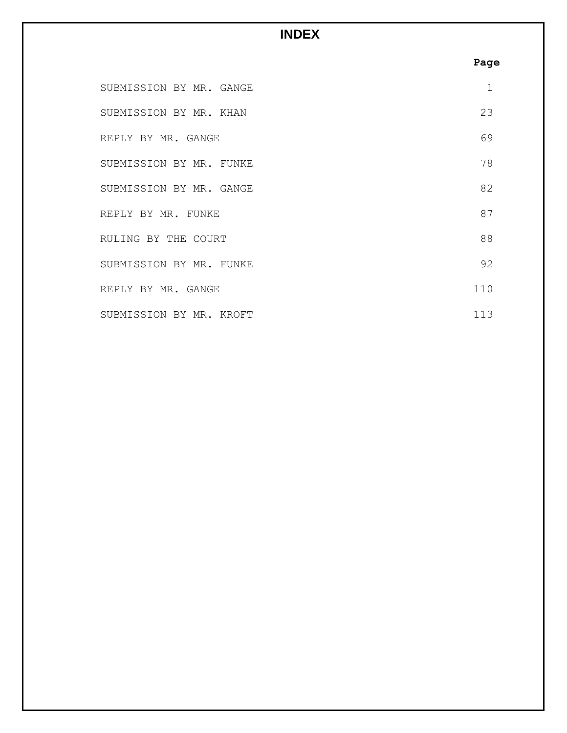# INDEX

| | Page |
|---|---|
| SUBMISSION BY MR. GANGE | 1 |
| SUBMISSION BY MR. KHAN | 23 |
| REPLY BY MR. GANGE | 69 |
| SUBMISSION BY MR. FUNKE | 78 |
| SUBMISSION BY MR. GANGE | 82 |
| REPLY BY MR. FUNKE | 87 |
| RULING BY THE COURT | 88 |
| SUBMISSION BY MR. FUNKE | 92 |
| REPLY BY MR. GANGE | 110 |
| SUBMISSION BY MR. KROFT | 113 |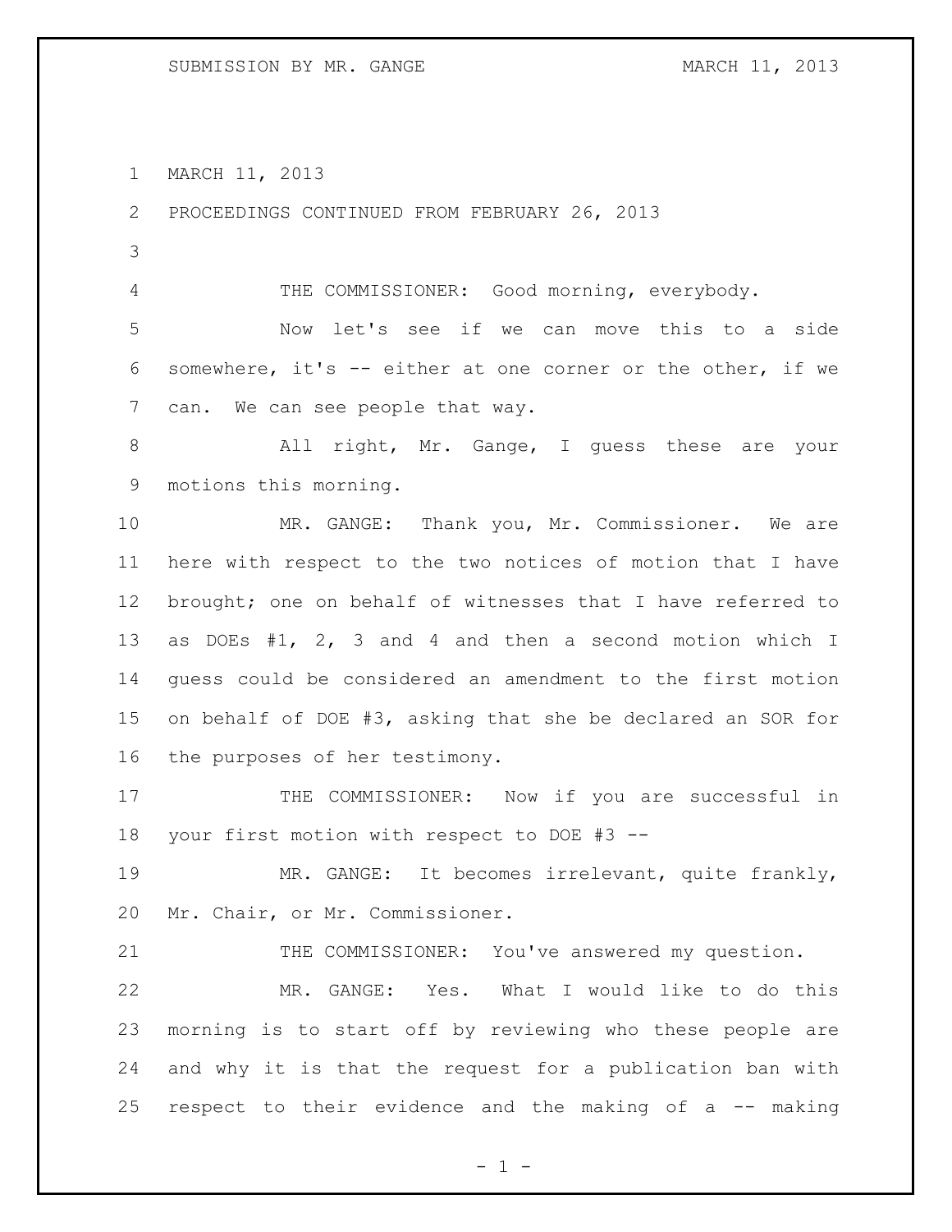MARCH 11, 2013

PROCEEDINGS CONTINUED FROM FEBRUARY 26, 2013

THE COMMISSIONER: Good morning, everybody.

Now let's see if we can move this to a side somewhere, it's -- either at one corner or the other, if we can. We can see people that way.

All right, Mr. Gange, I guess these are your motions this morning.

MR. GANGE: Thank you, Mr. Commissioner. We are here with respect to the two notices of motion that I have brought; one on behalf of witnesses that I have referred to as DOEs #1, 2, 3 and 4 and then a second motion which I guess could be considered an amendment to the first motion on behalf of DOE #3, asking that she be declared an SOR for the purposes of her testimony.

THE COMMISSIONER: Now if you are successful in your first motion with respect to DOE #3 --

MR. GANGE: It becomes irrelevant, quite frankly, Mr. Chair, or Mr. Commissioner.

THE COMMISSIONER: You've answered my question.

MR. GANGE: Yes. What I would like to do this morning is to start off by reviewing who these people are and why it is that the request for a publication ban with respect to their evidence and the making of a -- making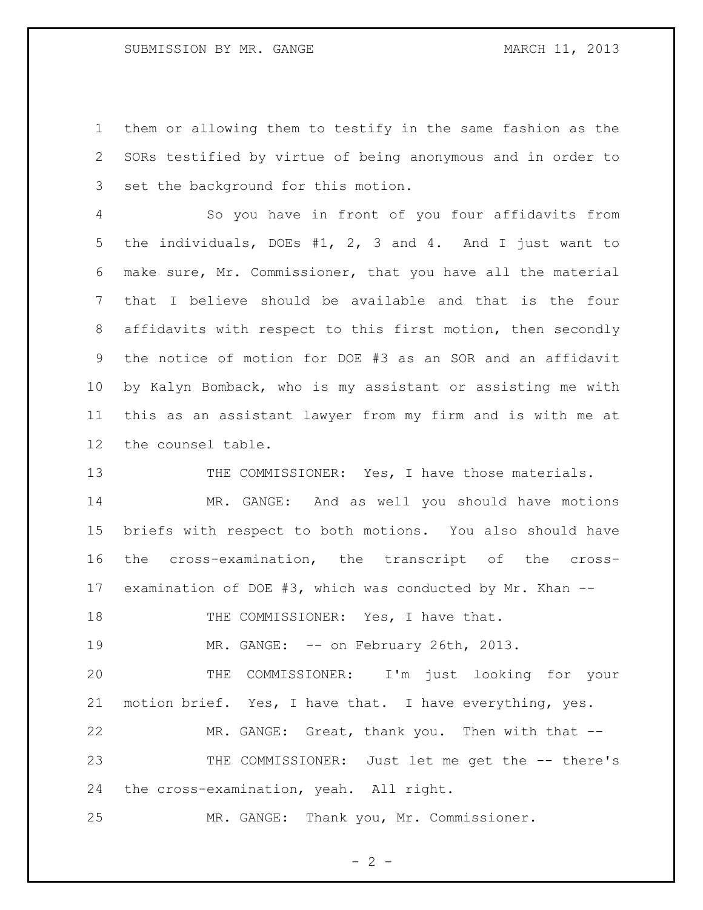them or allowing them to testify in the same fashion as the SORs testified by virtue of being anonymous and in order to set the background for this motion.

So you have in front of you four affidavits from the individuals, DOEs #1, 2, 3 and 4. And I just want to make sure, Mr. Commissioner, that you have all the material that I believe should be available and that is the four affidavits with respect to this first motion, then secondly the notice of motion for DOE #3 as an SOR and an affidavit by Kalyn Bomback, who is my assistant or assisting me with this as an assistant lawyer from my firm and is with me at the counsel table.

THE COMMISSIONER: Yes, I have those materials.

MR. GANGE: And as well you should have motions briefs with respect to both motions. You also should have the cross-examination, the transcript of the cross-examination of DOE #3, which was conducted by Mr. Khan --

THE COMMISSIONER: Yes, I have that.

MR. GANGE: -- on February 26th, 2013.

THE COMMISSIONER: I'm just looking for your motion brief. Yes, I have that. I have everything, yes.

MR. GANGE: Great, thank you. Then with that --

THE COMMISSIONER: Just let me get the -- there's the cross-examination, yeah. All right.

MR. GANGE: Thank you, Mr. Commissioner.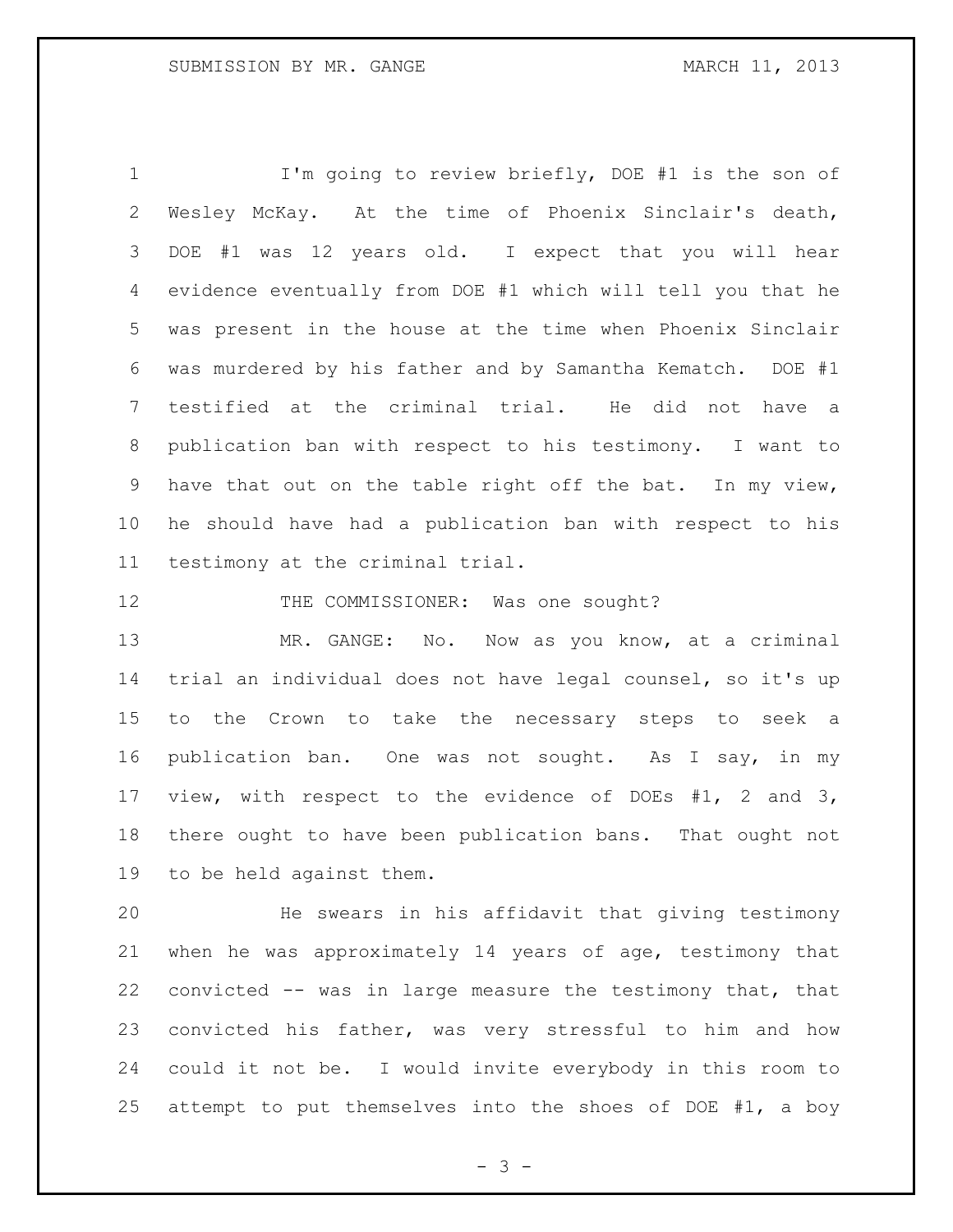I'm going to review briefly, DOE #1 is the son of Wesley McKay. At the time of Phoenix Sinclair's death, DOE #1 was 12 years old. I expect that you will hear evidence eventually from DOE #1 which will tell you that he was present in the house at the time when Phoenix Sinclair was murdered by his father and by Samantha Kematch. DOE #1 testified at the criminal trial. He did not have a publication ban with respect to his testimony. I want to have that out on the table right off the bat. In my view, he should have had a publication ban with respect to his testimony at the criminal trial.

THE COMMISSIONER: Was one sought?

MR. GANGE: No. Now as you know, at a criminal trial an individual does not have legal counsel, so it's up to the Crown to take the necessary steps to seek a publication ban. One was not sought. As I say, in my view, with respect to the evidence of DOEs #1, 2 and 3, there ought to have been publication bans. That ought not to be held against them.

He swears in his affidavit that giving testimony when he was approximately 14 years of age, testimony that convicted -- was in large measure the testimony that, that convicted his father, was very stressful to him and how could it not be. I would invite everybody in this room to attempt to put themselves into the shoes of DOE #1, a boy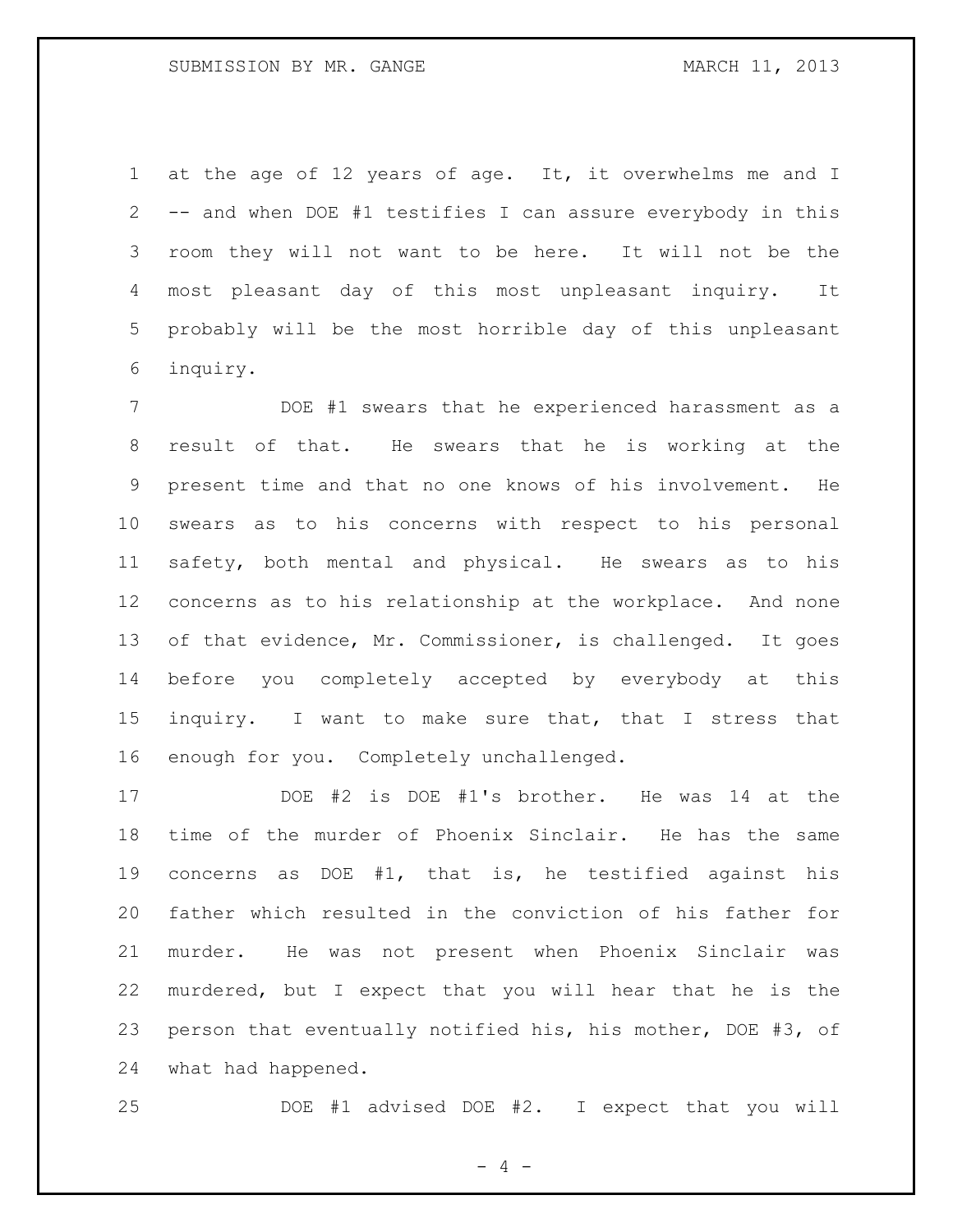at the age of 12 years of age. It, it overwhelms me and I -- and when DOE #1 testifies I can assure everybody in this room they will not want to be here. It will not be the most pleasant day of this most unpleasant inquiry. It probably will be the most horrible day of this unpleasant inquiry.

DOE #1 swears that he experienced harassment as a result of that. He swears that he is working at the present time and that no one knows of his involvement. He swears as to his concerns with respect to his personal safety, both mental and physical. He swears as to his concerns as to his relationship at the workplace. And none of that evidence, Mr. Commissioner, is challenged. It goes before you completely accepted by everybody at this inquiry. I want to make sure that, that I stress that enough for you. Completely unchallenged.

DOE #2 is DOE #1's brother. He was 14 at the time of the murder of Phoenix Sinclair. He has the same concerns as DOE #1, that is, he testified against his father which resulted in the conviction of his father for murder. He was not present when Phoenix Sinclair was murdered, but I expect that you will hear that he is the person that eventually notified his, his mother, DOE #3, of what had happened.

DOE #1 advised DOE #2. I expect that you will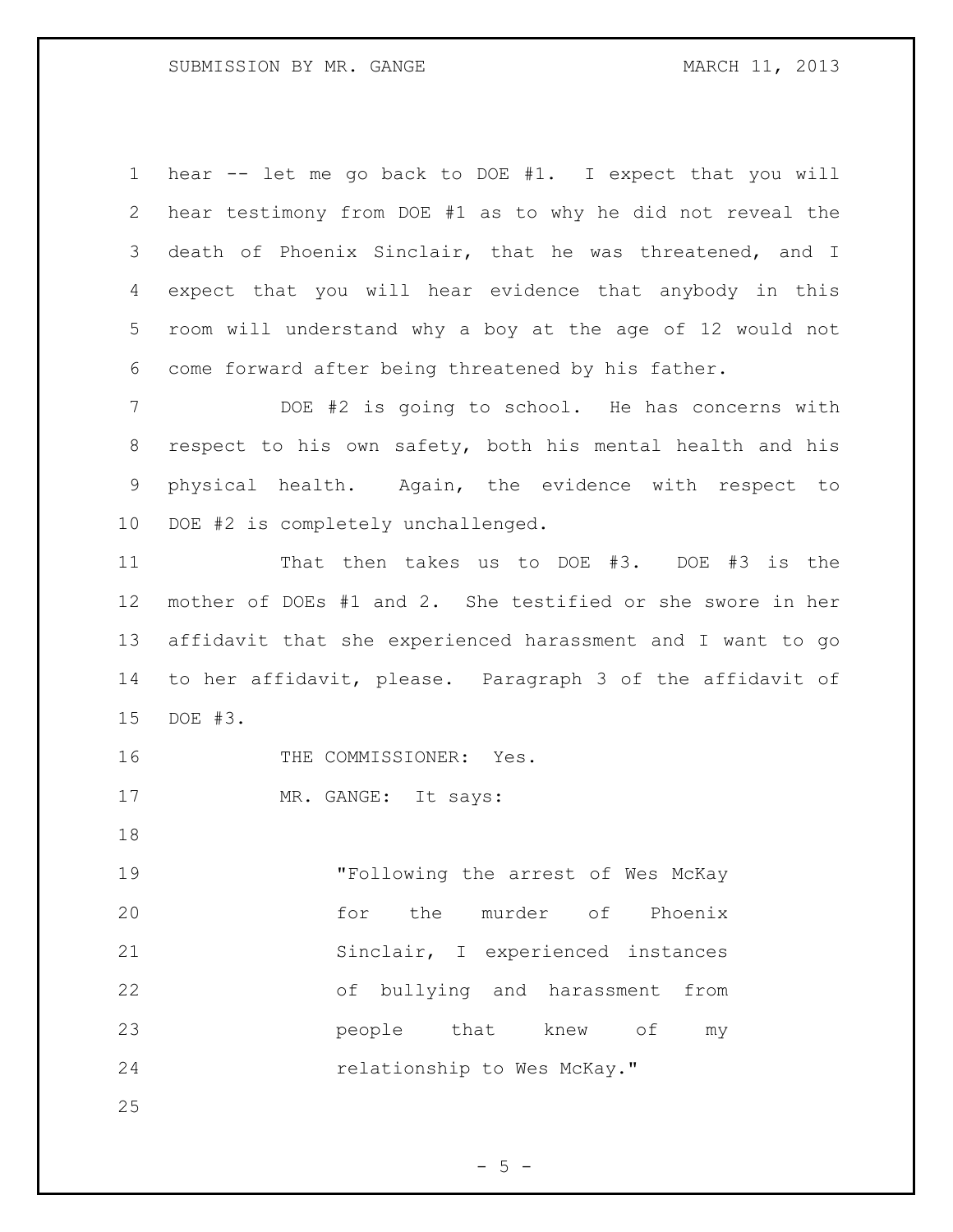hear -- let me go back to DOE #1. I expect that you will hear testimony from DOE #1 as to why he did not reveal the death of Phoenix Sinclair, that he was threatened, and I expect that you will hear evidence that anybody in this room will understand why a boy at the age of 12 would not come forward after being threatened by his father.

DOE #2 is going to school. He has concerns with respect to his own safety, both his mental health and his physical health. Again, the evidence with respect to DOE #2 is completely unchallenged.

That then takes us to DOE #3. DOE #3 is the mother of DOEs #1 and 2. She testified or she swore in her affidavit that she experienced harassment and I want to go to her affidavit, please. Paragraph 3 of the affidavit of DOE #3.

THE COMMISSIONER: Yes.

MR. GANGE: It says:

> "Following the arrest of Wes McKay for the murder of Phoenix Sinclair, I experienced instances of bullying and harassment from people that knew of my relationship to Wes McKay."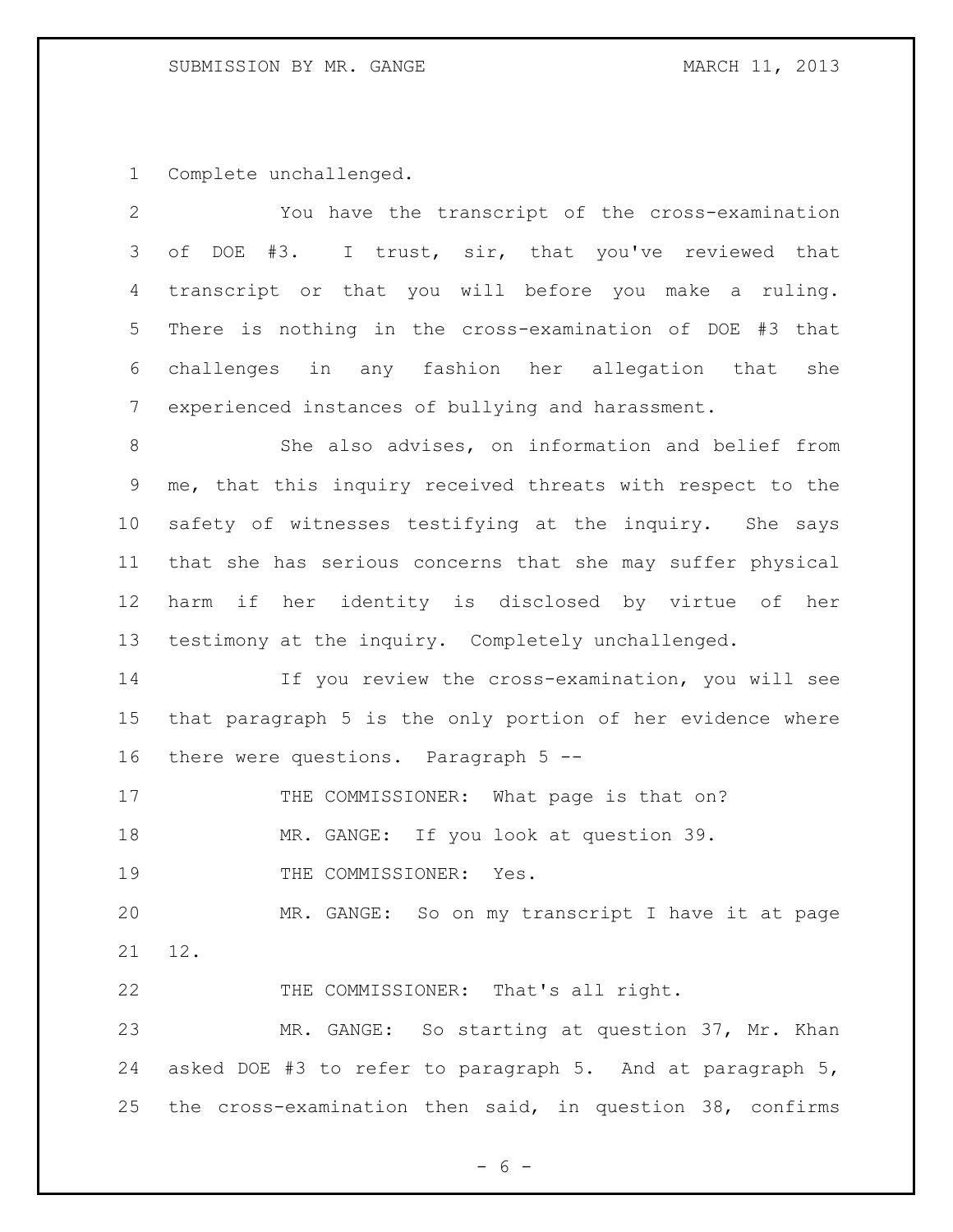Complete unchallenged.

You have the transcript of the cross-examination of DOE #3. I trust, sir, that you've reviewed that transcript or that you will before you make a ruling. There is nothing in the cross-examination of DOE #3 that challenges in any fashion her allegation that she experienced instances of bullying and harassment.

She also advises, on information and belief from me, that this inquiry received threats with respect to the safety of witnesses testifying at the inquiry. She says that she has serious concerns that she may suffer physical harm if her identity is disclosed by virtue of her testimony at the inquiry. Completely unchallenged.

If you review the cross-examination, you will see that paragraph 5 is the only portion of her evidence where there were questions. Paragraph 5 --

THE COMMISSIONER: What page is that on?

MR. GANGE: If you look at question 39.

THE COMMISSIONER: Yes.

MR. GANGE: So on my transcript I have it at page 12.

THE COMMISSIONER: That's all right.

MR. GANGE: So starting at question 37, Mr. Khan asked DOE #3 to refer to paragraph 5. And at paragraph 5, the cross-examination then said, in question 38, confirms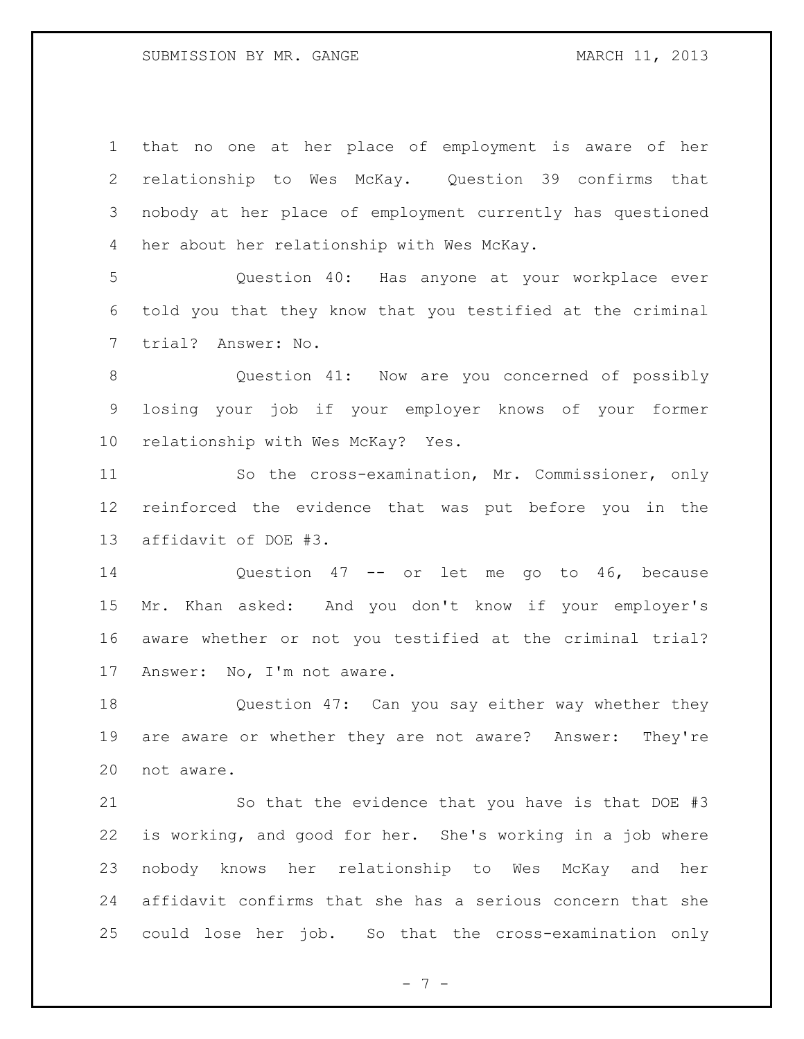that no one at her place of employment is aware of her relationship to Wes McKay. Question 39 confirms that nobody at her place of employment currently has questioned her about her relationship with Wes McKay.

Question 40: Has anyone at your workplace ever told you that they know that you testified at the criminal trial? Answer: No.

Question 41: Now are you concerned of possibly losing your job if your employer knows of your former relationship with Wes McKay? Yes.

So the cross-examination, Mr. Commissioner, only reinforced the evidence that was put before you in the affidavit of DOE #3.

Question 47 -- or let me go to 46, because Mr. Khan asked: And you don't know if your employer's aware whether or not you testified at the criminal trial? Answer: No, I'm not aware.

Question 47: Can you say either way whether they are aware or whether they are not aware? Answer: They're not aware.

So that the evidence that you have is that DOE #3 is working, and good for her. She's working in a job where nobody knows her relationship to Wes McKay and her affidavit confirms that she has a serious concern that she could lose her job. So that the cross-examination only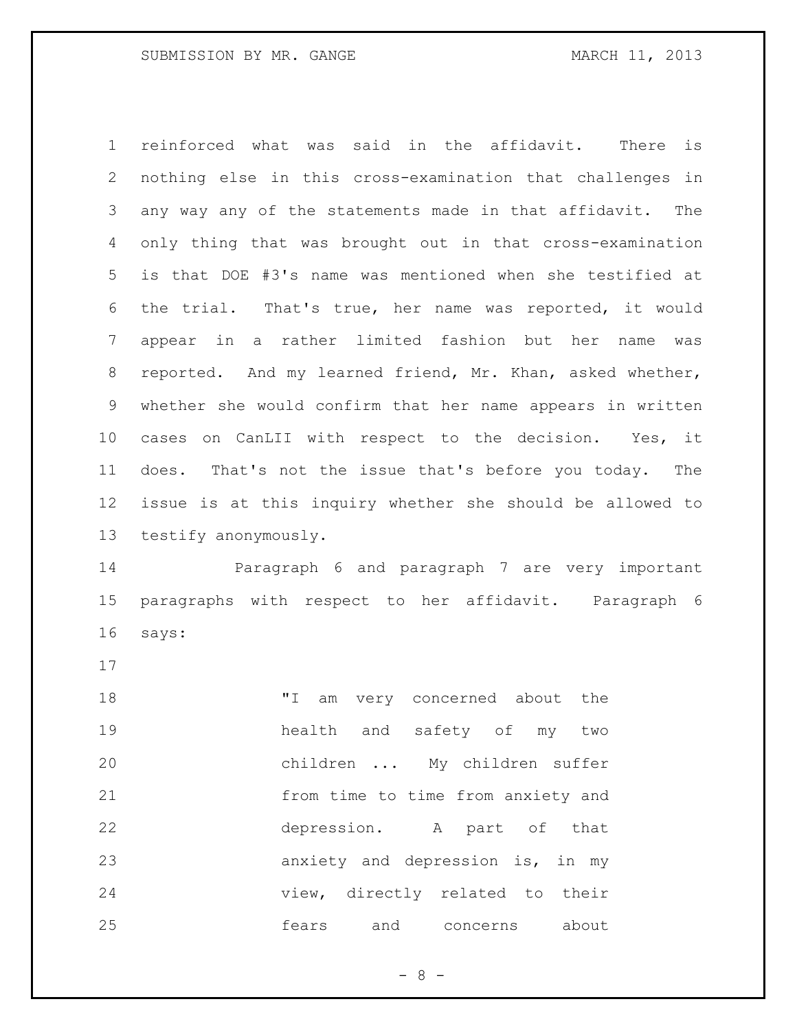reinforced what was said in the affidavit. There is nothing else in this cross-examination that challenges in any way any of the statements made in that affidavit. The only thing that was brought out in that cross-examination is that DOE #3's name was mentioned when she testified at the trial. That's true, her name was reported, it would appear in a rather limited fashion but her name was reported. And my learned friend, Mr. Khan, asked whether, whether she would confirm that her name appears in written cases on CanLII with respect to the decision. Yes, it does. That's not the issue that's before you today. The issue is at this inquiry whether she should be allowed to testify anonymously.

Paragraph 6 and paragraph 7 are very important paragraphs with respect to her affidavit. Paragraph 6 says:

> "I am very concerned about the health and safety of my two children ... My children suffer from time to time from anxiety and depression. A part of that anxiety and depression is, in my view, directly related to their fears and concerns about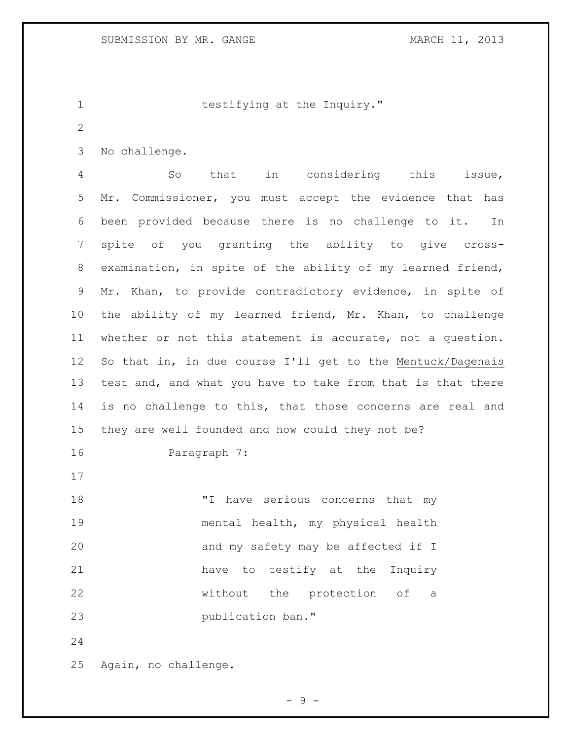> testifying at the Inquiry."

No challenge.

So that in considering this issue, Mr. Commissioner, you must accept the evidence that has been provided because there is no challenge to it. In spite of you granting the ability to give cross-examination, in spite of the ability of my learned friend, Mr. Khan, to provide contradictory evidence, in spite of the ability of my learned friend, Mr. Khan, to challenge whether or not this statement is accurate, not a question. So that in, in due course I'll get to the Mentuck/Dagenais test and, and what you have to take from that is that there is no challenge to this, that those concerns are real and they are well founded and how could they not be?

Paragraph 7:

> "I have serious concerns that my mental health, my physical health and my safety may be affected if I have to testify at the Inquiry without the protection of a publication ban."

Again, no challenge.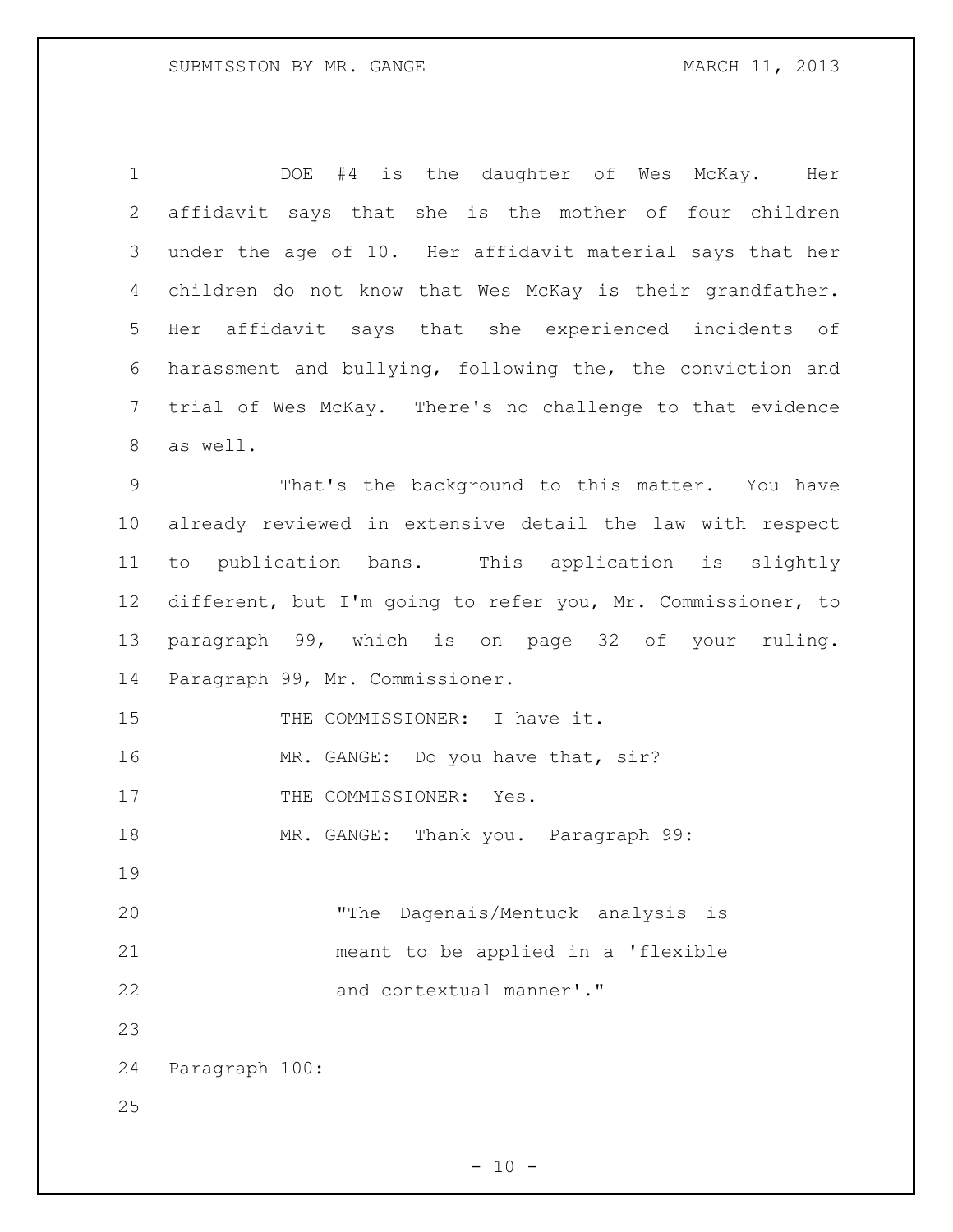DOE #4 is the daughter of Wes McKay. Her affidavit says that she is the mother of four children under the age of 10. Her affidavit material says that her children do not know that Wes McKay is their grandfather. Her affidavit says that she experienced incidents of harassment and bullying, following the, the conviction and trial of Wes McKay. There's no challenge to that evidence as well.

That's the background to this matter. You have already reviewed in extensive detail the law with respect to publication bans. This application is slightly different, but I'm going to refer you, Mr. Commissioner, to paragraph 99, which is on page 32 of your ruling. Paragraph 99, Mr. Commissioner.

THE COMMISSIONER: I have it.

MR. GANGE: Do you have that, sir?

THE COMMISSIONER: Yes.

MR. GANGE: Thank you. Paragraph 99:

> "The Dagenais/Mentuck analysis is meant to be applied in a 'flexible and contextual manner'."

Paragraph 100: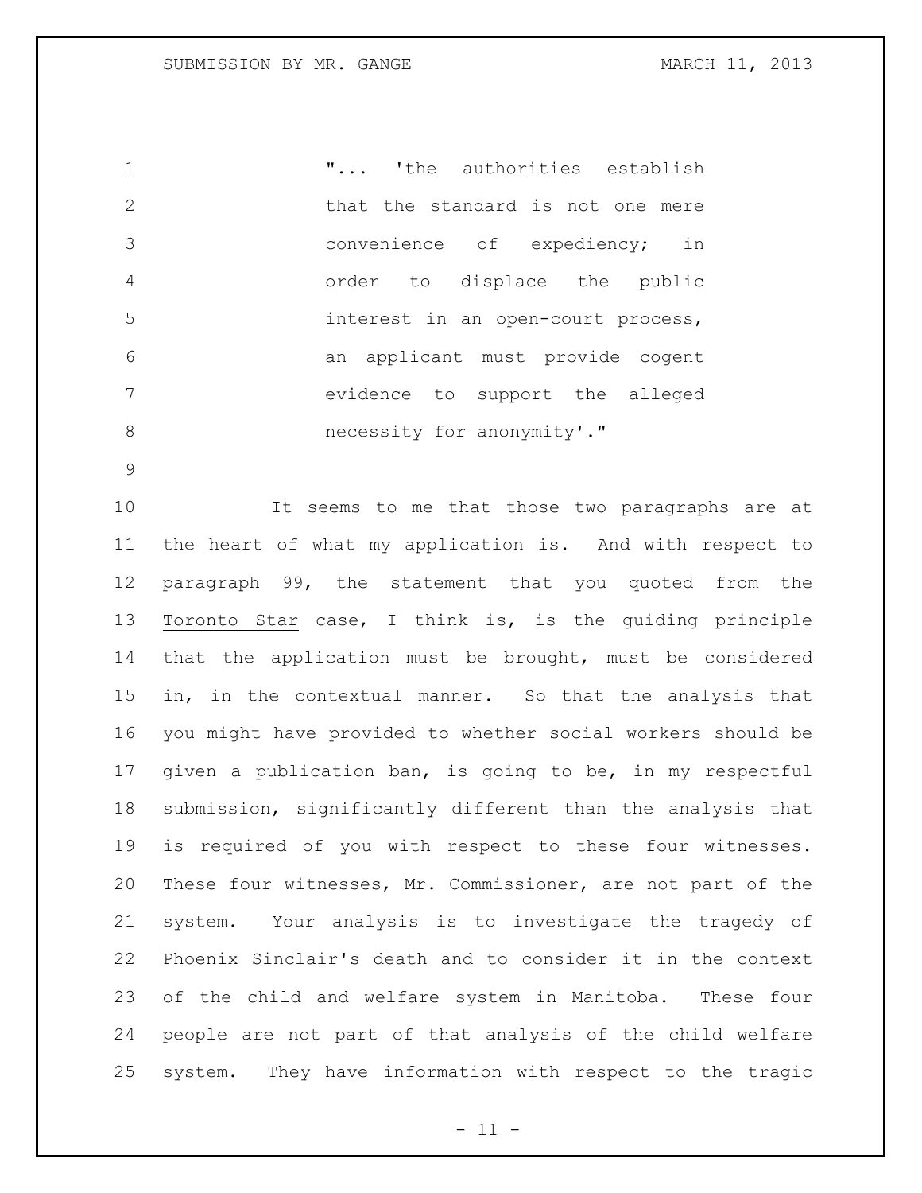"... 'the authorities establish that the standard is not one mere convenience of expediency; in order to displace the public interest in an open-court process, an applicant must provide cogent evidence to support the alleged necessity for anonymity'."

It seems to me that those two paragraphs are at the heart of what my application is. And with respect to paragraph 99, the statement that you quoted from the Toronto Star case, I think is, is the guiding principle that the application must be brought, must be considered in, in the contextual manner. So that the analysis that you might have provided to whether social workers should be given a publication ban, is going to be, in my respectful submission, significantly different than the analysis that is required of you with respect to these four witnesses. These four witnesses, Mr. Commissioner, are not part of the system. Your analysis is to investigate the tragedy of Phoenix Sinclair's death and to consider it in the context of the child and welfare system in Manitoba. These four people are not part of that analysis of the child welfare system. They have information with respect to the tragic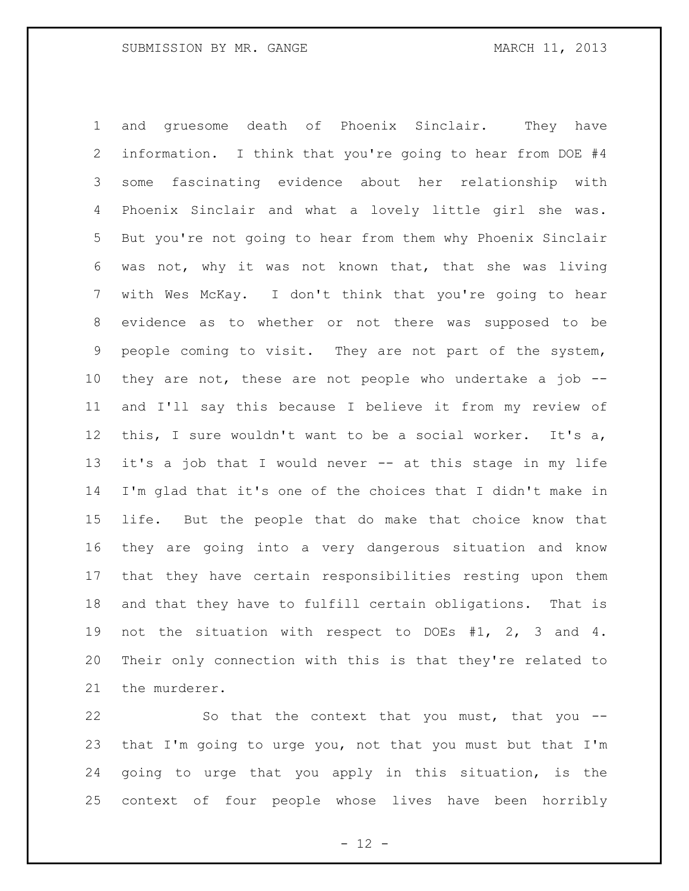and gruesome death of Phoenix Sinclair. They have information. I think that you're going to hear from DOE #4 some fascinating evidence about her relationship with Phoenix Sinclair and what a lovely little girl she was. But you're not going to hear from them why Phoenix Sinclair was not, why it was not known that, that she was living with Wes McKay. I don't think that you're going to hear evidence as to whether or not there was supposed to be people coming to visit. They are not part of the system, they are not, these are not people who undertake a job -- and I'll say this because I believe it from my review of this, I sure wouldn't want to be a social worker. It's a, it's a job that I would never -- at this stage in my life I'm glad that it's one of the choices that I didn't make in life. But the people that do make that choice know that they are going into a very dangerous situation and know that they have certain responsibilities resting upon them and that they have to fulfill certain obligations. That is not the situation with respect to DOEs #1, 2, 3 and 4. Their only connection with this is that they're related to the murderer.

So that the context that you must, that you -- that I'm going to urge you, not that you must but that I'm going to urge that you apply in this situation, is the context of four people whose lives have been horribly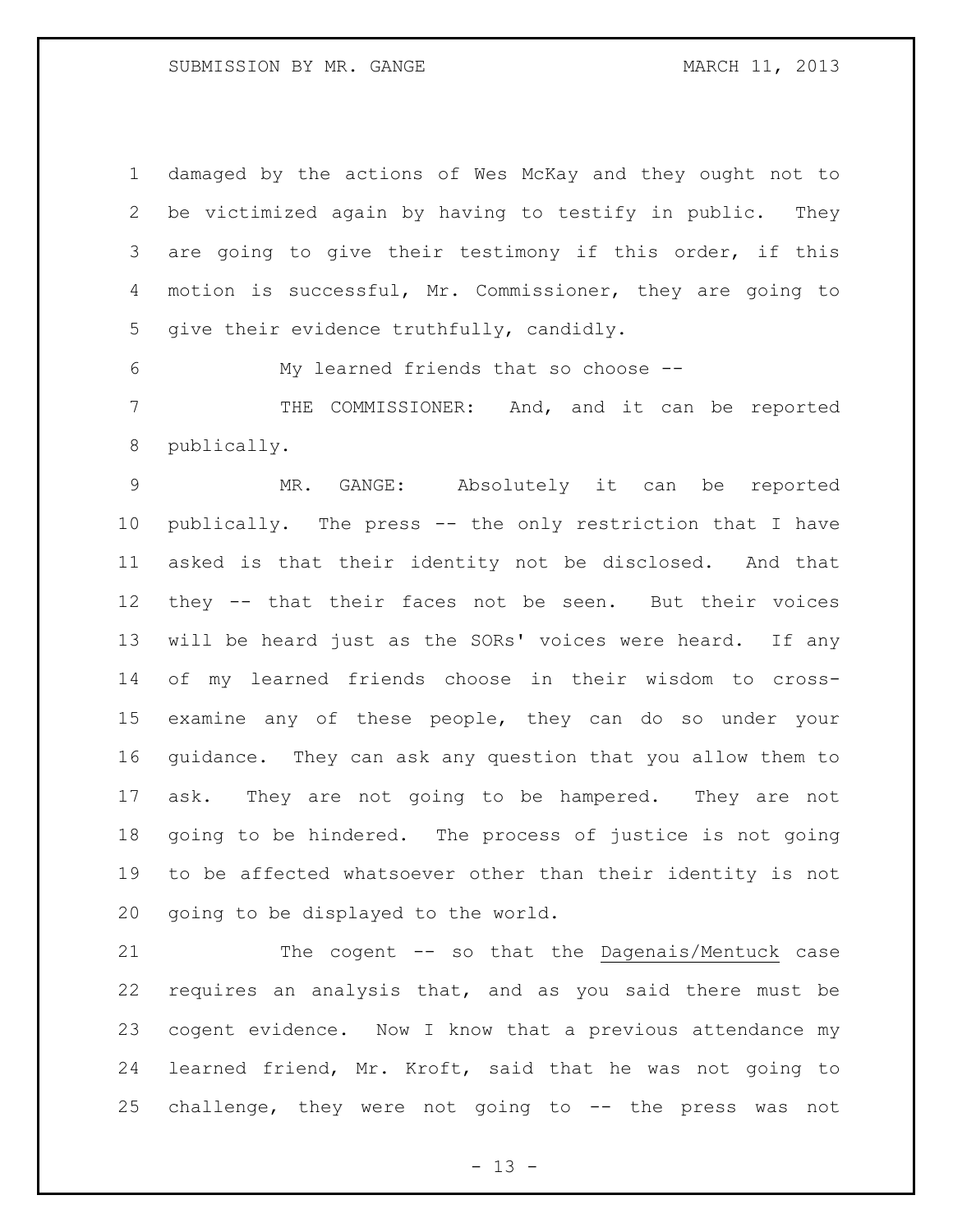damaged by the actions of Wes McKay and they ought not to be victimized again by having to testify in public. They are going to give their testimony if this order, if this motion is successful, Mr. Commissioner, they are going to give their evidence truthfully, candidly.

My learned friends that so choose --

THE COMMISSIONER: And, and it can be reported publically.

MR. GANGE: Absolutely it can be reported publically. The press -- the only restriction that I have asked is that their identity not be disclosed. And that they -- that their faces not be seen. But their voices will be heard just as the SORs' voices were heard. If any of my learned friends choose in their wisdom to cross-examine any of these people, they can do so under your guidance. They can ask any question that you allow them to ask. They are not going to be hampered. They are not going to be hindered. The process of justice is not going to be affected whatsoever other than their identity is not going to be displayed to the world.

The cogent -- so that the Dagenais/Mentuck case requires an analysis that, and as you said there must be cogent evidence. Now I know that a previous attendance my learned friend, Mr. Kroft, said that he was not going to challenge, they were not going to -- the press was not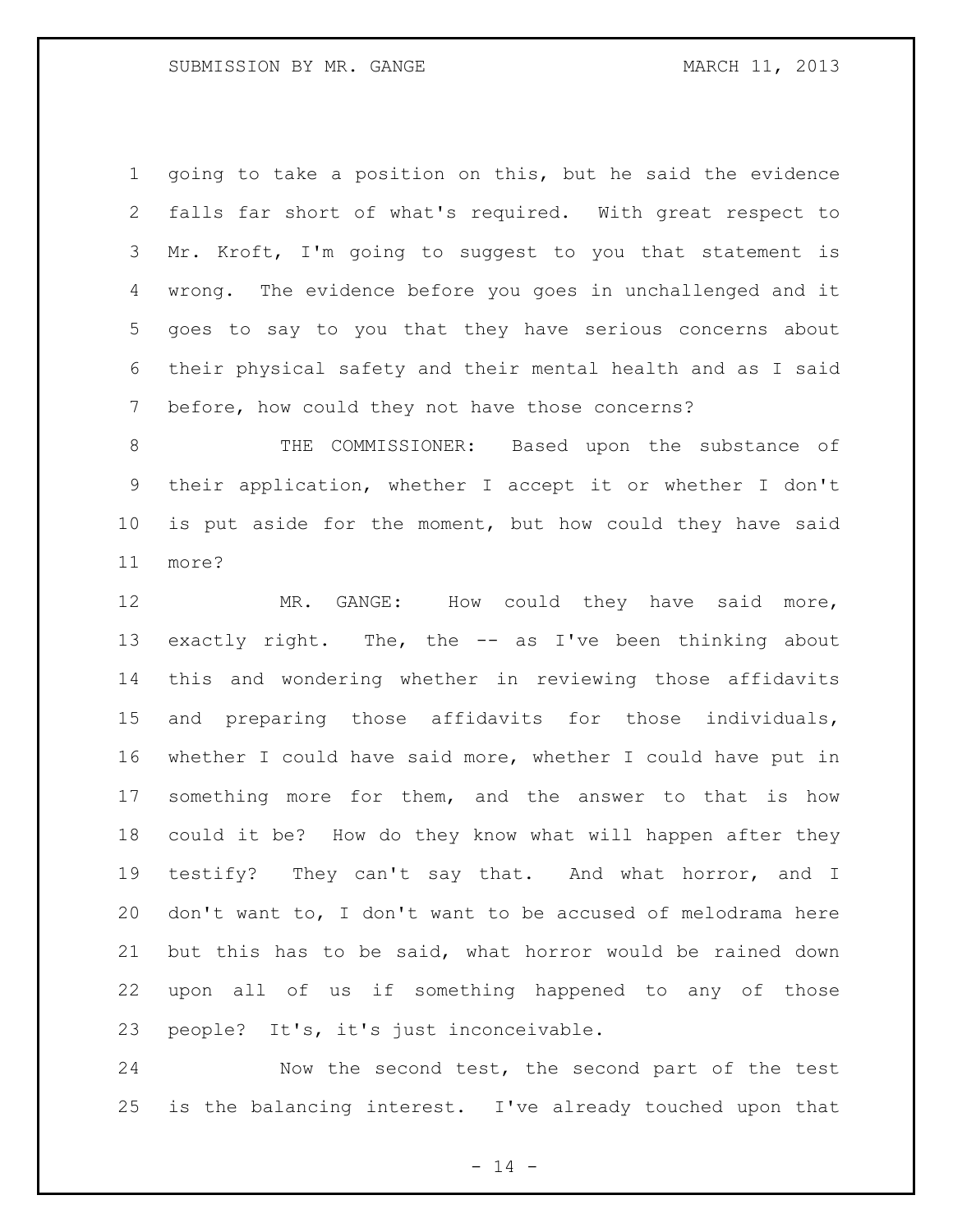going to take a position on this, but he said the evidence falls far short of what's required. With great respect to Mr. Kroft, I'm going to suggest to you that statement is wrong. The evidence before you goes in unchallenged and it goes to say to you that they have serious concerns about their physical safety and their mental health and as I said before, how could they not have those concerns?

THE COMMISSIONER: Based upon the substance of their application, whether I accept it or whether I don't is put aside for the moment, but how could they have said more?

MR. GANGE: How could they have said more, exactly right. The, the -- as I've been thinking about this and wondering whether in reviewing those affidavits and preparing those affidavits for those individuals, whether I could have said more, whether I could have put in something more for them, and the answer to that is how could it be? How do they know what will happen after they testify? They can't say that. And what horror, and I don't want to, I don't want to be accused of melodrama here but this has to be said, what horror would be rained down upon all of us if something happened to any of those people? It's, it's just inconceivable.

Now the second test, the second part of the test is the balancing interest. I've already touched upon that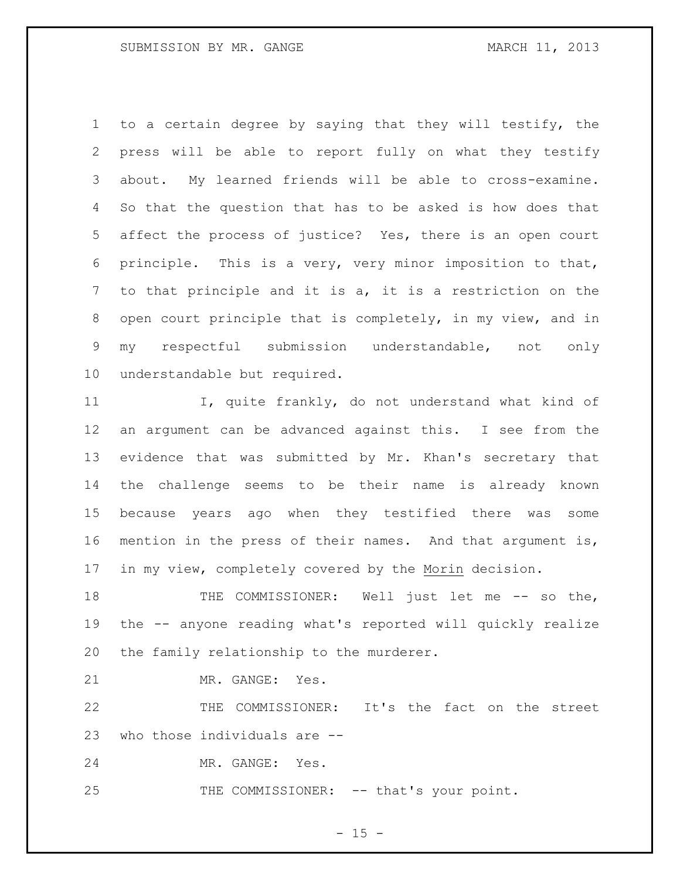to a certain degree by saying that they will testify, the press will be able to report fully on what they testify about. My learned friends will be able to cross-examine. So that the question that has to be asked is how does that affect the process of justice? Yes, there is an open court principle. This is a very, very minor imposition to that, to that principle and it is a, it is a restriction on the open court principle that is completely, in my view, and in my respectful submission understandable, not only understandable but required.

I, quite frankly, do not understand what kind of an argument can be advanced against this. I see from the evidence that was submitted by Mr. Khan's secretary that the challenge seems to be their name is already known because years ago when they testified there was some mention in the press of their names. And that argument is, in my view, completely covered by the Morin decision.

THE COMMISSIONER: Well just let me -- so the, the -- anyone reading what's reported will quickly realize the family relationship to the murderer.

MR. GANGE: Yes.

THE COMMISSIONER: It's the fact on the street who those individuals are --

MR. GANGE: Yes.

THE COMMISSIONER: -- that's your point.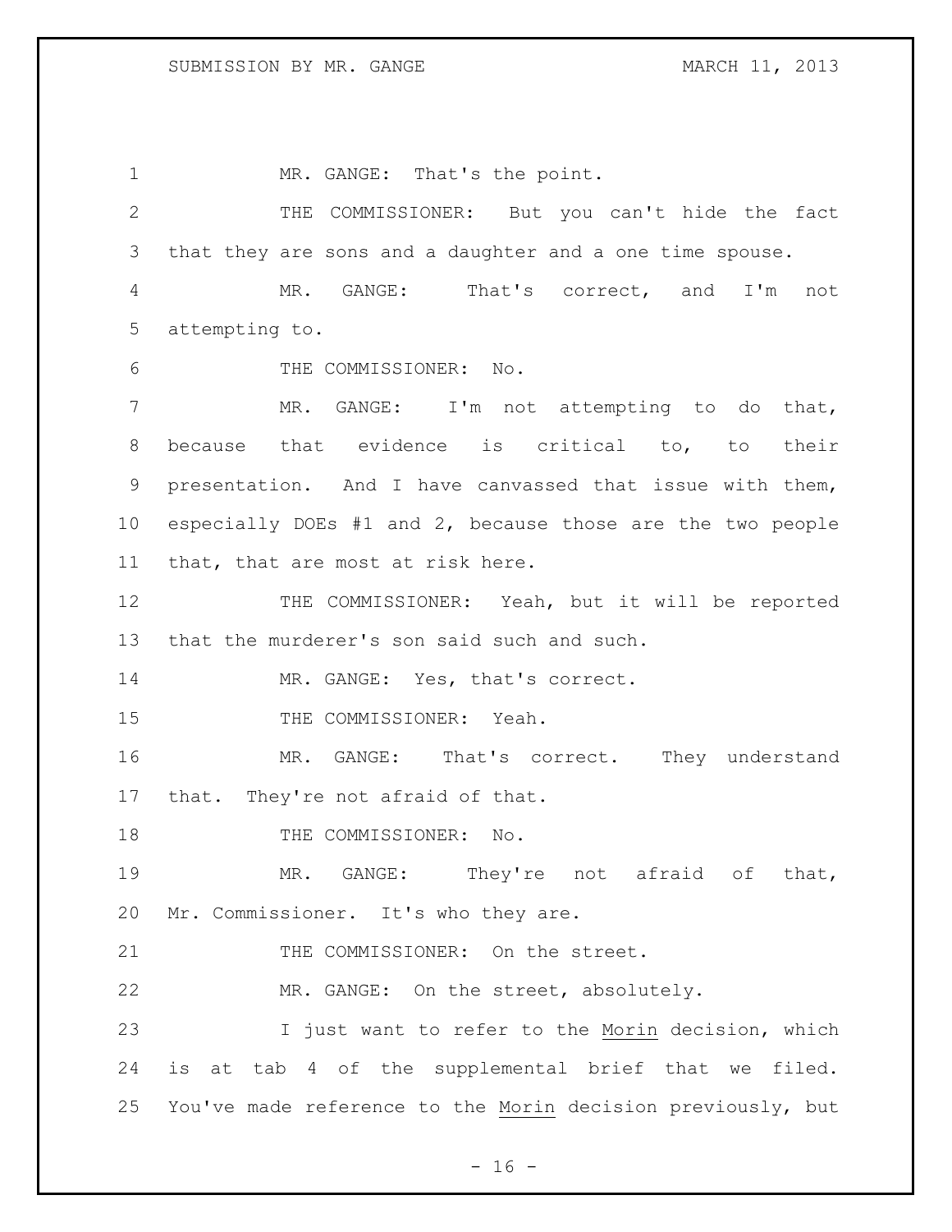MR. GANGE: That's the point.

THE COMMISSIONER: But you can't hide the fact that they are sons and a daughter and a one time spouse.

MR. GANGE: That's correct, and I'm not attempting to.

THE COMMISSIONER: No.

MR. GANGE: I'm not attempting to do that, because that evidence is critical to, to their presentation. And I have canvassed that issue with them, especially DOEs #1 and 2, because those are the two people that, that are most at risk here.

THE COMMISSIONER: Yeah, but it will be reported that the murderer's son said such and such.

MR. GANGE: Yes, that's correct.

THE COMMISSIONER: Yeah.

MR. GANGE: That's correct. They understand that. They're not afraid of that.

THE COMMISSIONER: No.

MR. GANGE: They're not afraid of that, Mr. Commissioner. It's who they are.

THE COMMISSIONER: On the street.

MR. GANGE: On the street, absolutely.

I just want to refer to the Morin decision, which is at tab 4 of the supplemental brief that we filed. You've made reference to the Morin decision previously, but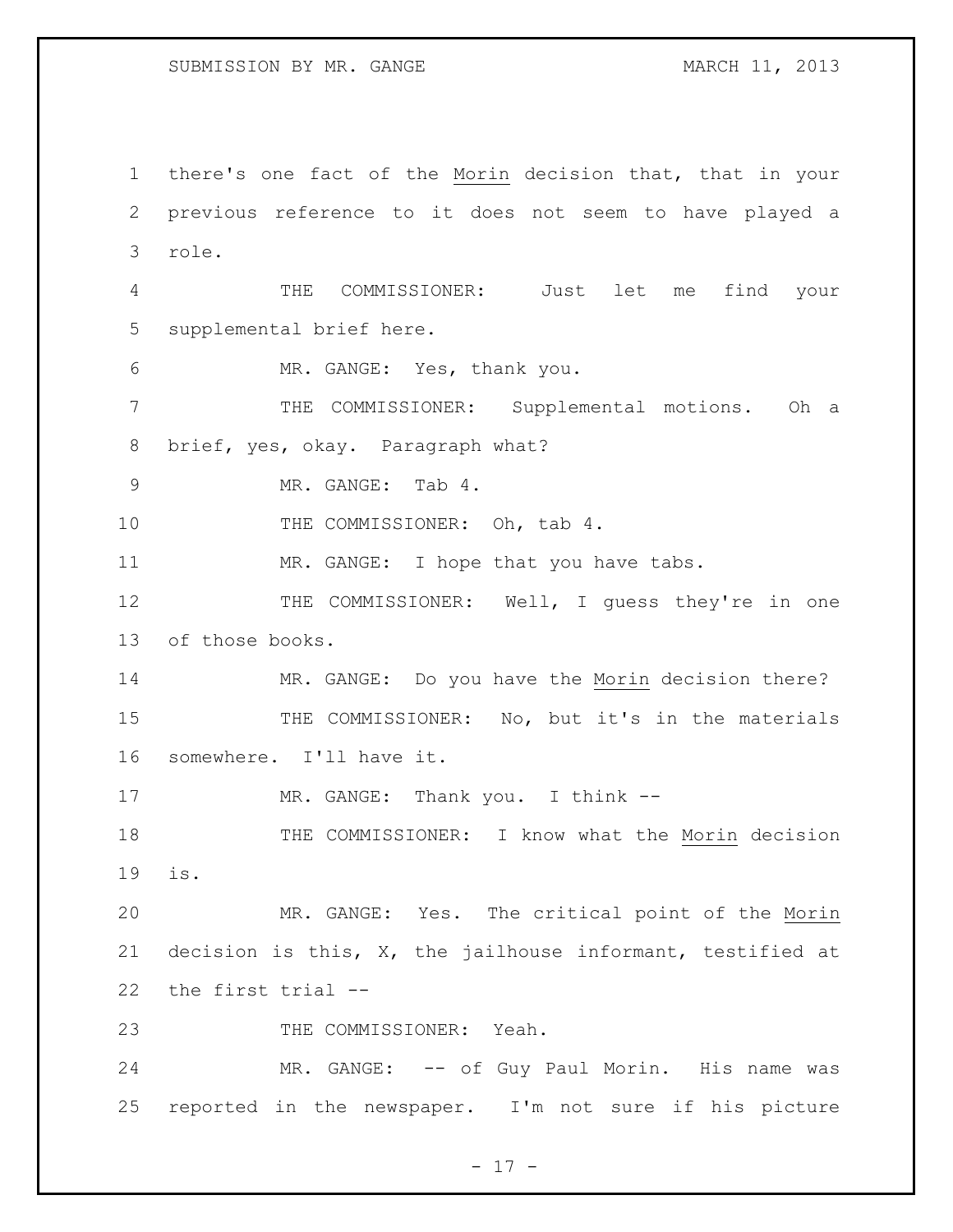there's one fact of the _Morin_ decision that, that in your previous reference to it does not seem to have played a role.

THE COMMISSIONER: Just let me find your supplemental brief here.

MR. GANGE: Yes, thank you.

THE COMMISSIONER: Supplemental motions. Oh a brief, yes, okay. Paragraph what?

MR. GANGE: Tab 4.

THE COMMISSIONER: Oh, tab 4.

MR. GANGE: I hope that you have tabs.

THE COMMISSIONER: Well, I guess they're in one of those books.

MR. GANGE: Do you have the _Morin_ decision there?

THE COMMISSIONER: No, but it's in the materials somewhere. I'll have it.

MR. GANGE: Thank you. I think --

THE COMMISSIONER: I know what the _Morin_ decision is.

MR. GANGE: Yes. The critical point of the _Morin_ decision is this, X, the jailhouse informant, testified at the first trial --

THE COMMISSIONER: Yeah.

MR. GANGE: -- of Guy Paul Morin. His name was reported in the newspaper. I'm not sure if his picture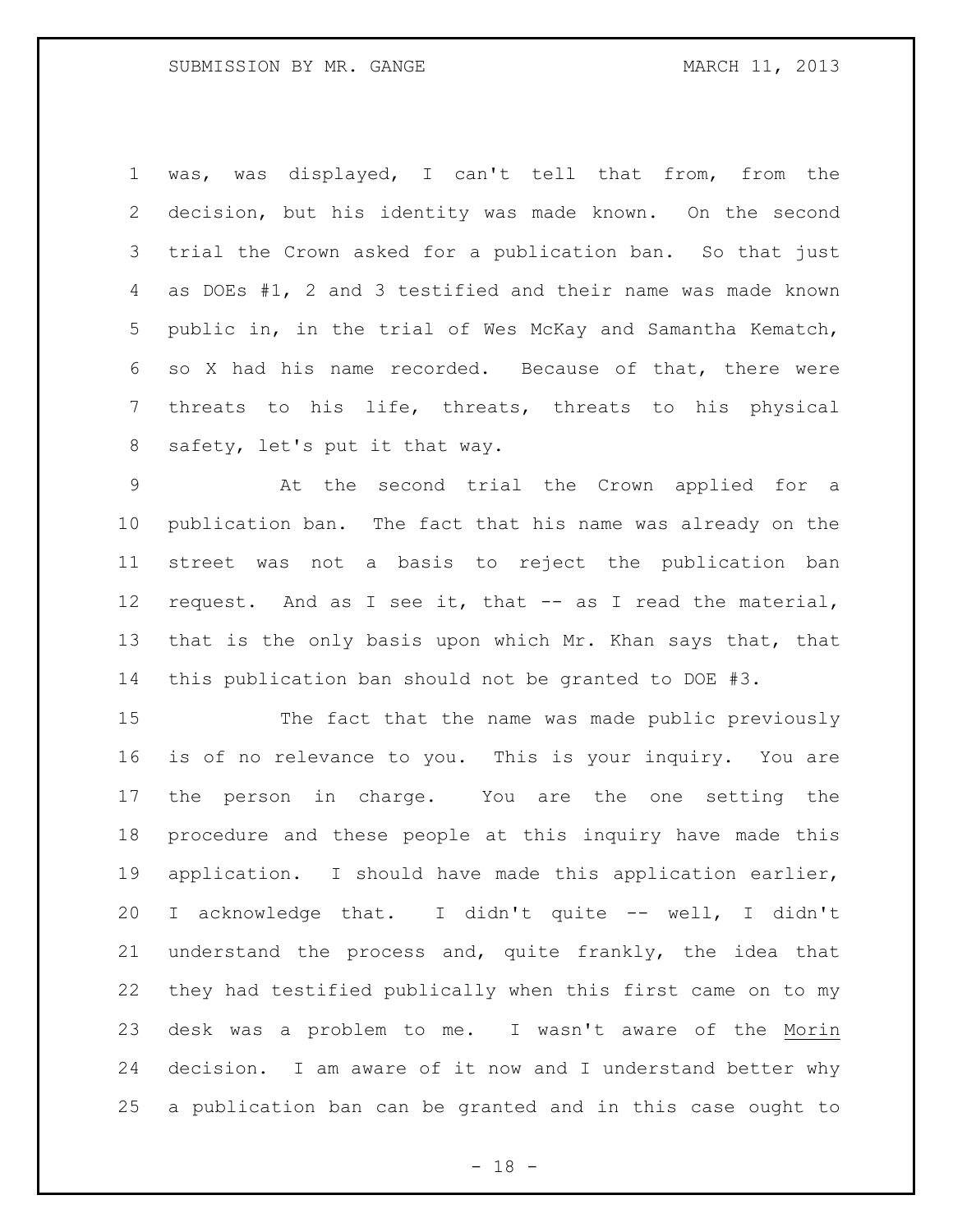was, was displayed, I can't tell that from, from the decision, but his identity was made known. On the second trial the Crown asked for a publication ban. So that just as DOEs #1, 2 and 3 testified and their name was made known public in, in the trial of Wes McKay and Samantha Kematch, so X had his name recorded. Because of that, there were threats to his life, threats, threats to his physical safety, let's put it that way.

At the second trial the Crown applied for a publication ban. The fact that his name was already on the street was not a basis to reject the publication ban request. And as I see it, that -- as I read the material, that is the only basis upon which Mr. Khan says that, that this publication ban should not be granted to DOE #3.

The fact that the name was made public previously is of no relevance to you. This is your inquiry. You are the person in charge. You are the one setting the procedure and these people at this inquiry have made this application. I should have made this application earlier, I acknowledge that. I didn't quite -- well, I didn't understand the process and, quite frankly, the idea that they had testified publically when this first came on to my desk was a problem to me. I wasn't aware of the <u>Morin</u> decision. I am aware of it now and I understand better why a publication ban can be granted and in this case ought to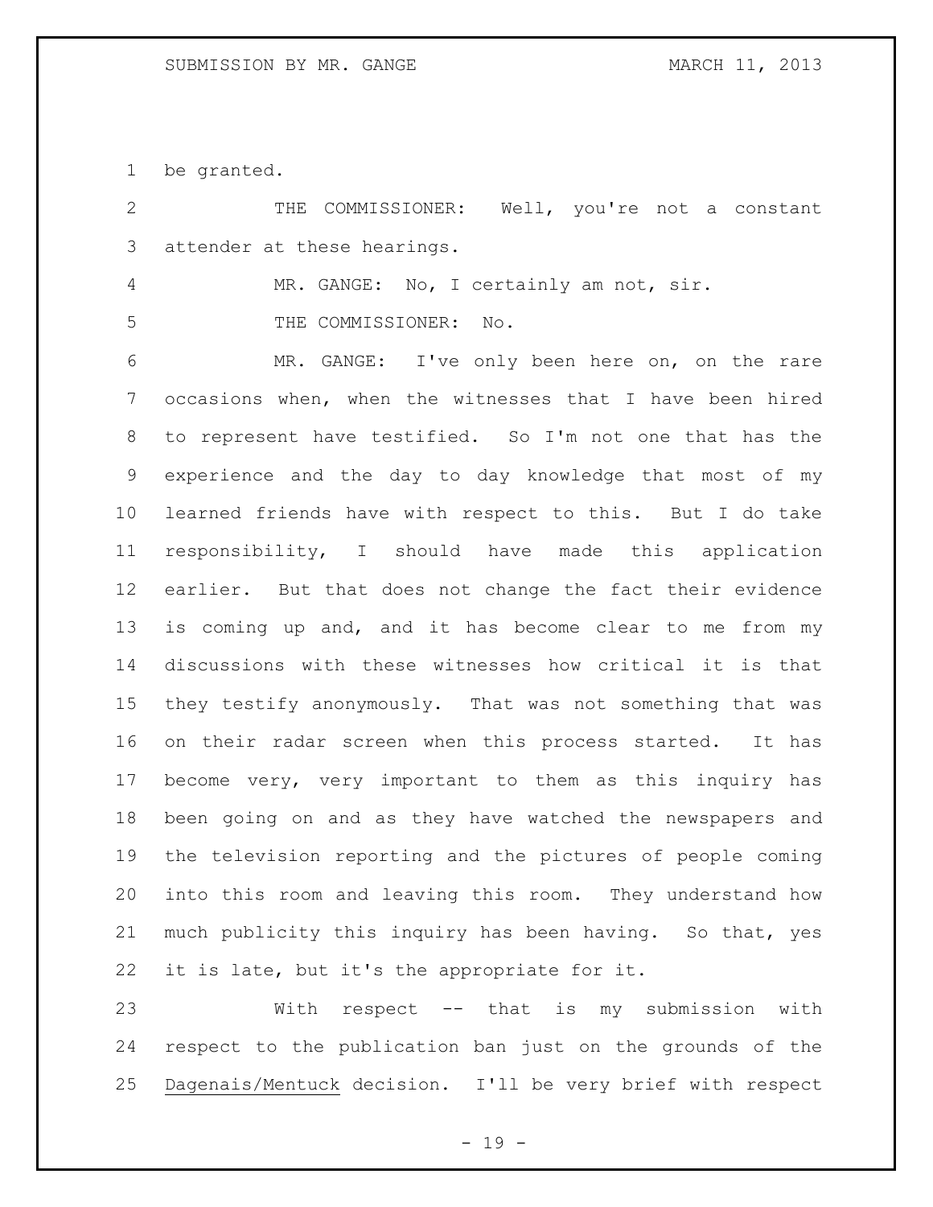be granted.

THE COMMISSIONER: Well, you're not a constant attender at these hearings.

MR. GANGE: No, I certainly am not, sir.

THE COMMISSIONER: No.

MR. GANGE: I've only been here on, on the rare occasions when, when the witnesses that I have been hired to represent have testified. So I'm not one that has the experience and the day to day knowledge that most of my learned friends have with respect to this. But I do take responsibility, I should have made this application earlier. But that does not change the fact their evidence is coming up and, and it has become clear to me from my discussions with these witnesses how critical it is that they testify anonymously. That was not something that was on their radar screen when this process started. It has become very, very important to them as this inquiry has been going on and as they have watched the newspapers and the television reporting and the pictures of people coming into this room and leaving this room. They understand how much publicity this inquiry has been having. So that, yes it is late, but it's the appropriate for it.

With respect -- that is my submission with respect to the publication ban just on the grounds of the Dagenais/Mentuck decision. I'll be very brief with respect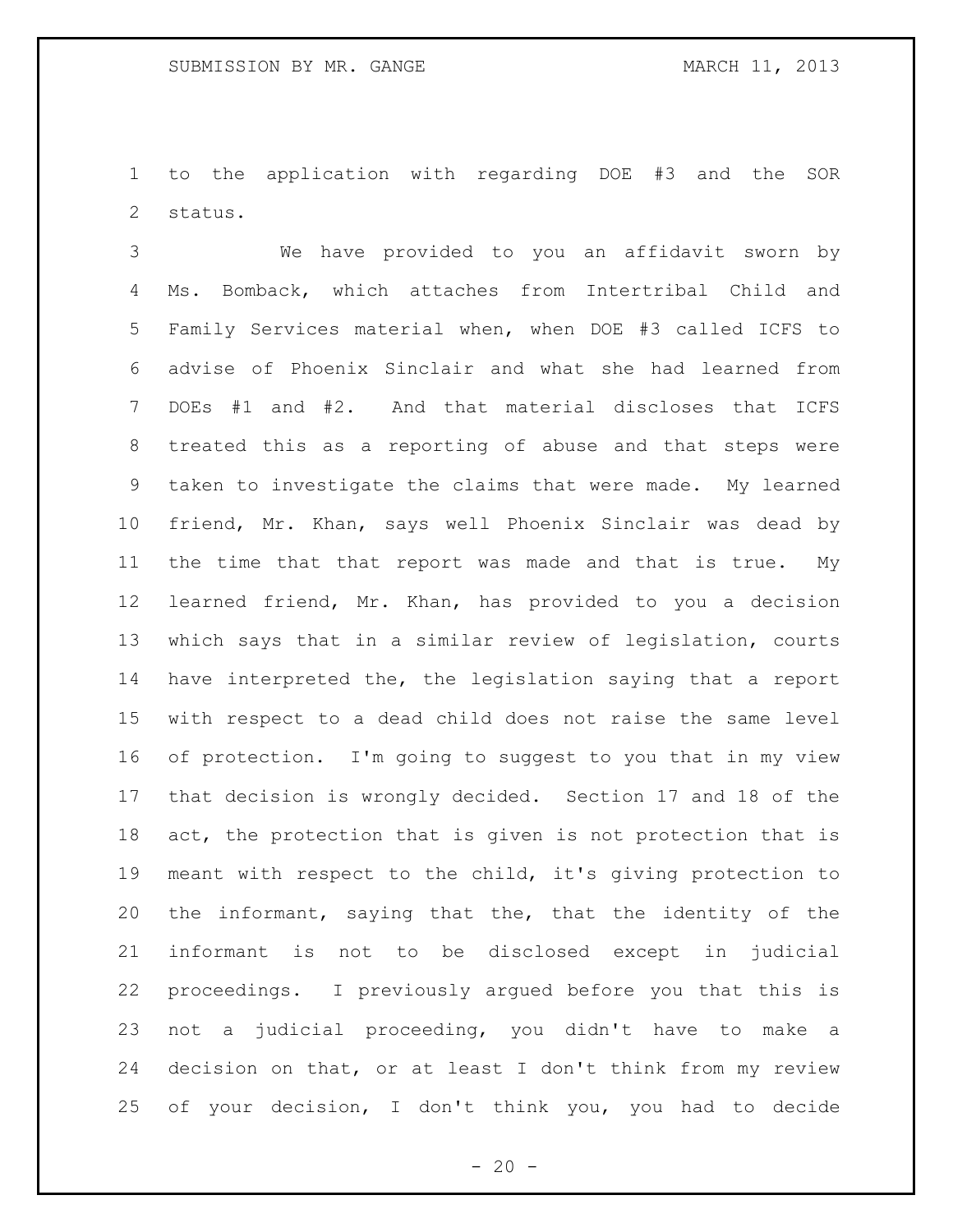to the application with regarding DOE #3 and the SOR status.

We have provided to you an affidavit sworn by Ms. Bomback, which attaches from Intertribal Child and Family Services material when, when DOE #3 called ICFS to advise of Phoenix Sinclair and what she had learned from DOEs #1 and #2. And that material discloses that ICFS treated this as a reporting of abuse and that steps were taken to investigate the claims that were made. My learned friend, Mr. Khan, says well Phoenix Sinclair was dead by the time that that report was made and that is true. My learned friend, Mr. Khan, has provided to you a decision which says that in a similar review of legislation, courts have interpreted the, the legislation saying that a report with respect to a dead child does not raise the same level of protection. I'm going to suggest to you that in my view that decision is wrongly decided. Section 17 and 18 of the act, the protection that is given is not protection that is meant with respect to the child, it's giving protection to the informant, saying that the, that the identity of the informant is not to be disclosed except in judicial proceedings. I previously argued before you that this is not a judicial proceeding, you didn't have to make a decision on that, or at least I don't think from my review of your decision, I don't think you, you had to decide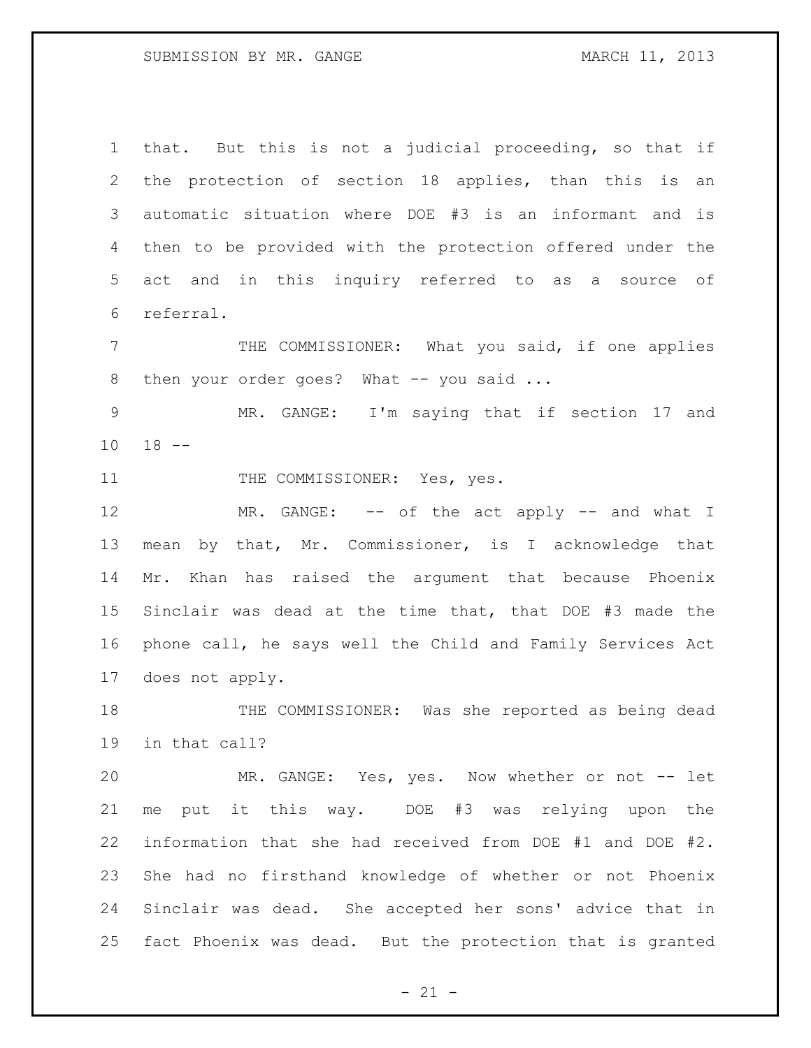that. But this is not a judicial proceeding, so that if the protection of section 18 applies, than this is an automatic situation where DOE #3 is an informant and is then to be provided with the protection offered under the act and in this inquiry referred to as a source of referral.

THE COMMISSIONER: What you said, if one applies then your order goes? What -- you said ...

MR. GANGE: I'm saying that if section 17 and 18 --

THE COMMISSIONER: Yes, yes.

MR. GANGE: -- of the act apply -- and what I mean by that, Mr. Commissioner, is I acknowledge that Mr. Khan has raised the argument that because Phoenix Sinclair was dead at the time that, that DOE #3 made the phone call, he says well the Child and Family Services Act does not apply.

THE COMMISSIONER: Was she reported as being dead in that call?

MR. GANGE: Yes, yes. Now whether or not -- let me put it this way. DOE #3 was relying upon the information that she had received from DOE #1 and DOE #2. She had no firsthand knowledge of whether or not Phoenix Sinclair was dead. She accepted her sons' advice that in fact Phoenix was dead. But the protection that is granted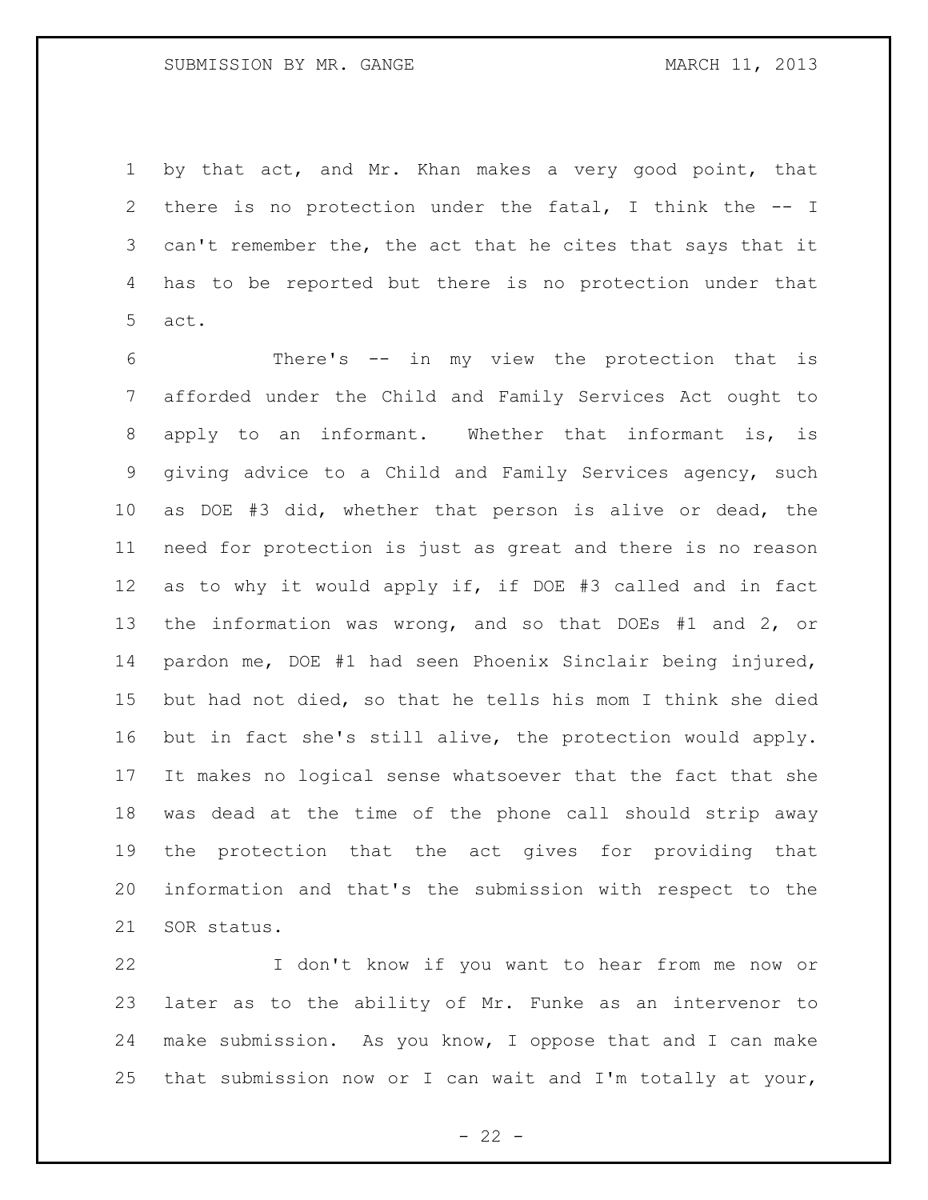by that act, and Mr. Khan makes a very good point, that there is no protection under the fatal, I think the -- I can't remember the, the act that he cites that says that it has to be reported but there is no protection under that act.

There's -- in my view the protection that is afforded under the Child and Family Services Act ought to apply to an informant. Whether that informant is, is giving advice to a Child and Family Services agency, such as DOE #3 did, whether that person is alive or dead, the need for protection is just as great and there is no reason as to why it would apply if, if DOE #3 called and in fact the information was wrong, and so that DOEs #1 and 2, or pardon me, DOE #1 had seen Phoenix Sinclair being injured, but had not died, so that he tells his mom I think she died but in fact she's still alive, the protection would apply. It makes no logical sense whatsoever that the fact that she was dead at the time of the phone call should strip away the protection that the act gives for providing that information and that's the submission with respect to the SOR status.

I don't know if you want to hear from me now or later as to the ability of Mr. Funke as an intervenor to make submission. As you know, I oppose that and I can make that submission now or I can wait and I'm totally at your,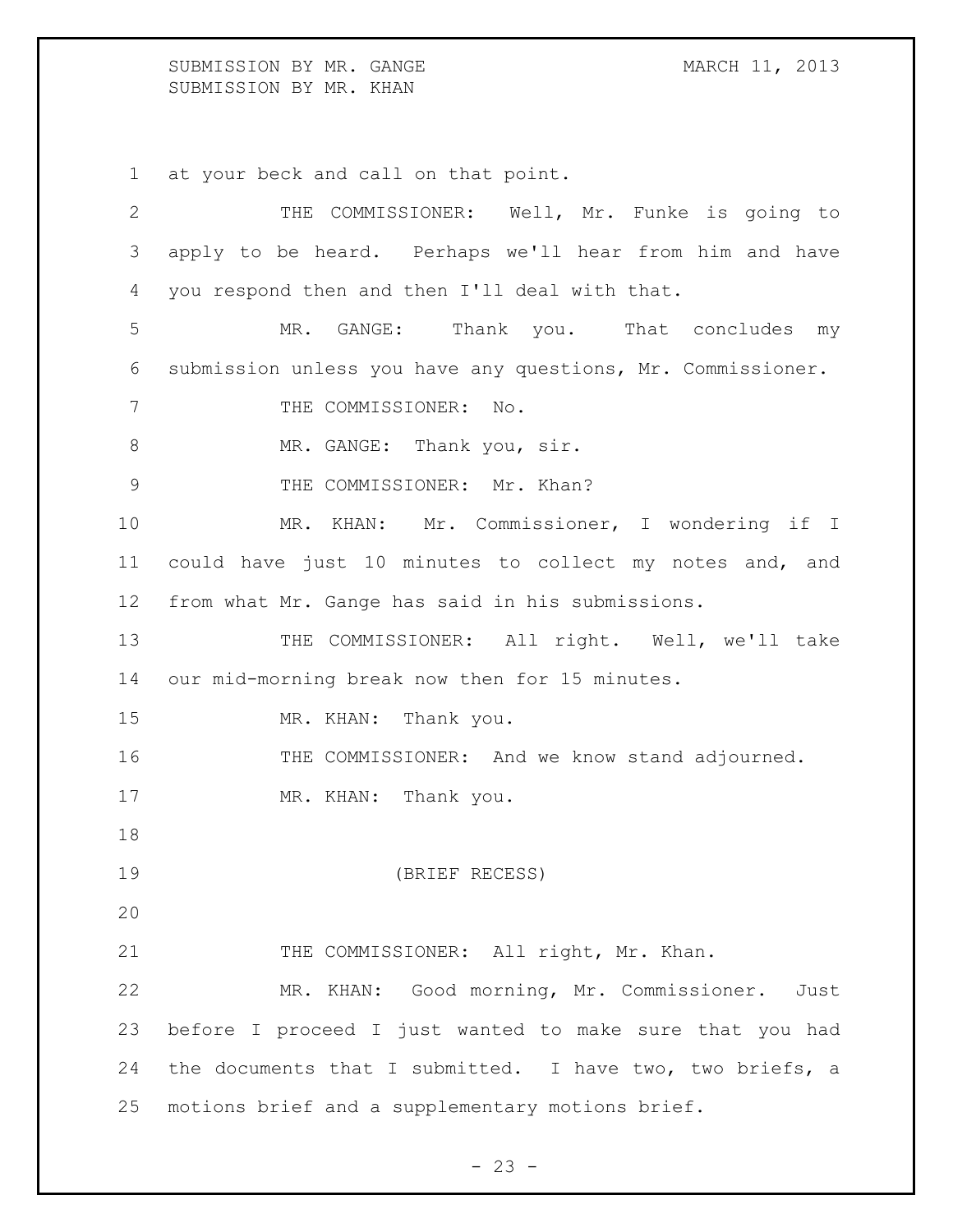at your beck and call on that point.

THE COMMISSIONER: Well, Mr. Funke is going to apply to be heard. Perhaps we'll hear from him and have you respond then and then I'll deal with that.

MR. GANGE: Thank you. That concludes my submission unless you have any questions, Mr. Commissioner.

THE COMMISSIONER: No.

MR. GANGE: Thank you, sir.

THE COMMISSIONER: Mr. Khan?

MR. KHAN: Mr. Commissioner, I wondering if I could have just 10 minutes to collect my notes and, and from what Mr. Gange has said in his submissions.

THE COMMISSIONER: All right. Well, we'll take our mid-morning break now then for 15 minutes.

MR. KHAN: Thank you.

THE COMMISSIONER: And we know stand adjourned.

MR. KHAN: Thank you.

(BRIEF RECESS)

THE COMMISSIONER: All right, Mr. Khan.

MR. KHAN: Good morning, Mr. Commissioner. Just before I proceed I just wanted to make sure that you had the documents that I submitted. I have two, two briefs, a motions brief and a supplementary motions brief.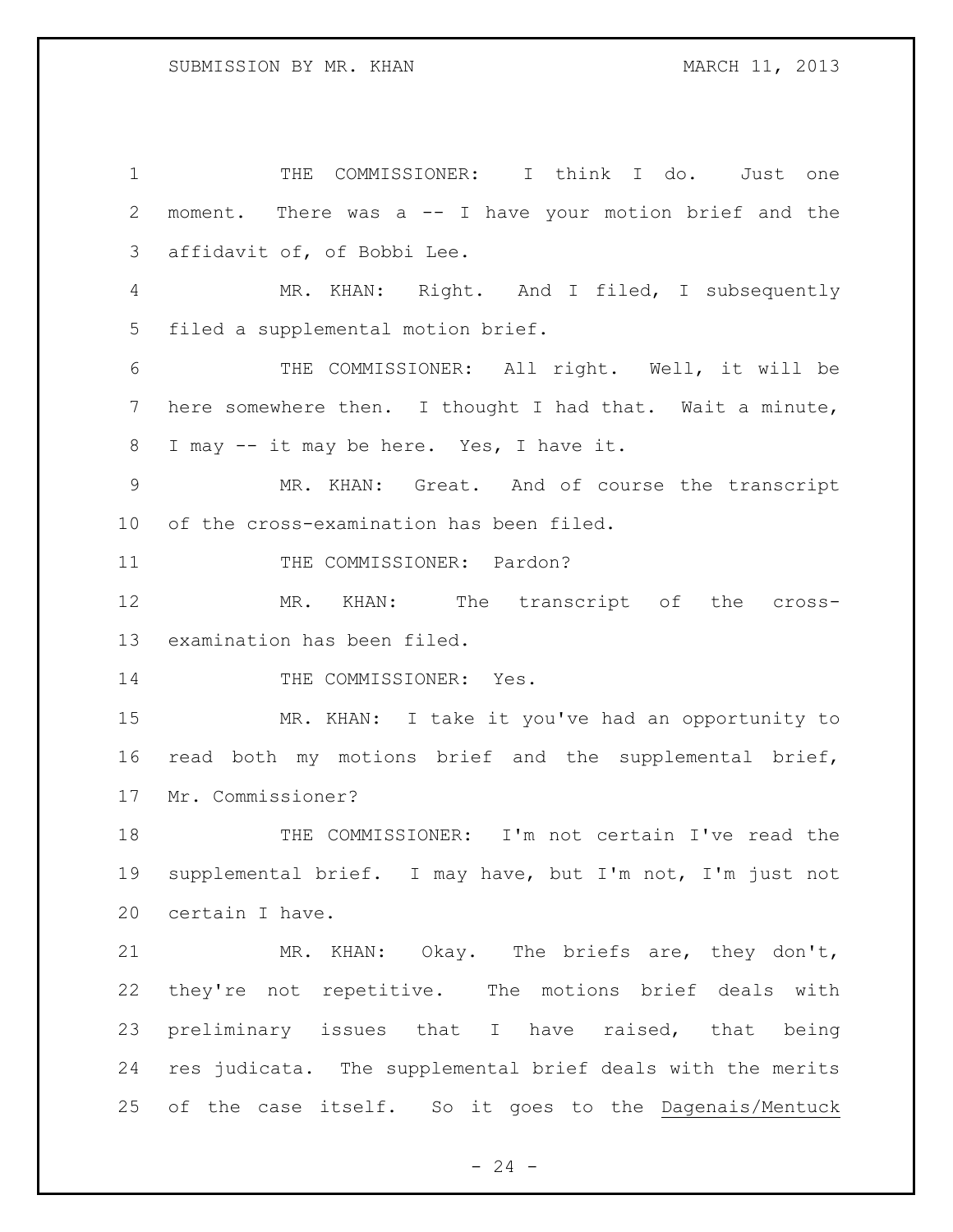THE COMMISSIONER: I think I do. Just one moment. There was a -- I have your motion brief and the affidavit of, of Bobbi Lee.

MR. KHAN: Right. And I filed, I subsequently filed a supplemental motion brief.

THE COMMISSIONER: All right. Well, it will be here somewhere then. I thought I had that. Wait a minute, I may -- it may be here. Yes, I have it.

MR. KHAN: Great. And of course the transcript of the cross-examination has been filed.

THE COMMISSIONER: Pardon?

MR. KHAN: The transcript of the cross-examination has been filed.

THE COMMISSIONER: Yes.

MR. KHAN: I take it you've had an opportunity to read both my motions brief and the supplemental brief, Mr. Commissioner?

THE COMMISSIONER: I'm not certain I've read the supplemental brief. I may have, but I'm not, I'm just not certain I have.

MR. KHAN: Okay. The briefs are, they don't, they're not repetitive. The motions brief deals with preliminary issues that I have raised, that being res judicata. The supplemental brief deals with the merits of the case itself. So it goes to the <u>Dagenais/Mentuck</u>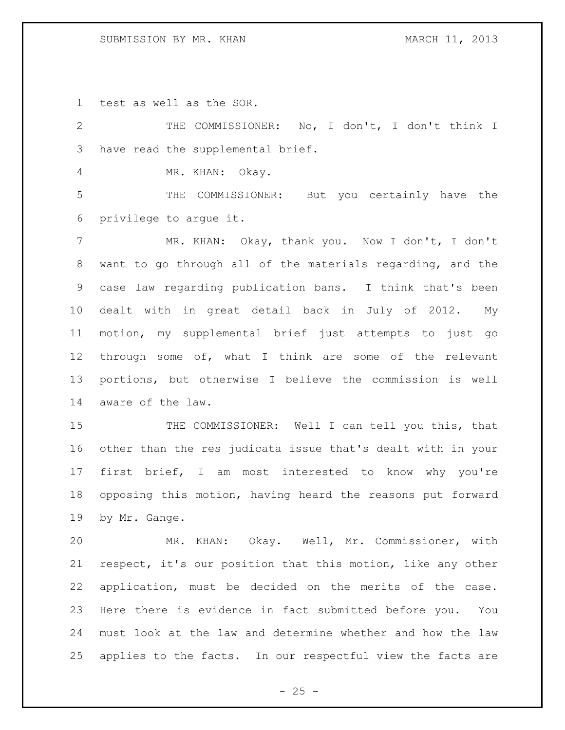test as well as the SOR.

THE COMMISSIONER: No, I don't, I don't think I have read the supplemental brief.

MR. KHAN: Okay.

THE COMMISSIONER: But you certainly have the privilege to argue it.

MR. KHAN: Okay, thank you. Now I don't, I don't want to go through all of the materials regarding, and the case law regarding publication bans. I think that's been dealt with in great detail back in July of 2012. My motion, my supplemental brief just attempts to just go through some of, what I think are some of the relevant portions, but otherwise I believe the commission is well aware of the law.

THE COMMISSIONER: Well I can tell you this, that other than the res judicata issue that's dealt with in your first brief, I am most interested to know why you're opposing this motion, having heard the reasons put forward by Mr. Gange.

MR. KHAN: Okay. Well, Mr. Commissioner, with respect, it's our position that this motion, like any other application, must be decided on the merits of the case. Here there is evidence in fact submitted before you. You must look at the law and determine whether and how the law applies to the facts. In our respectful view the facts are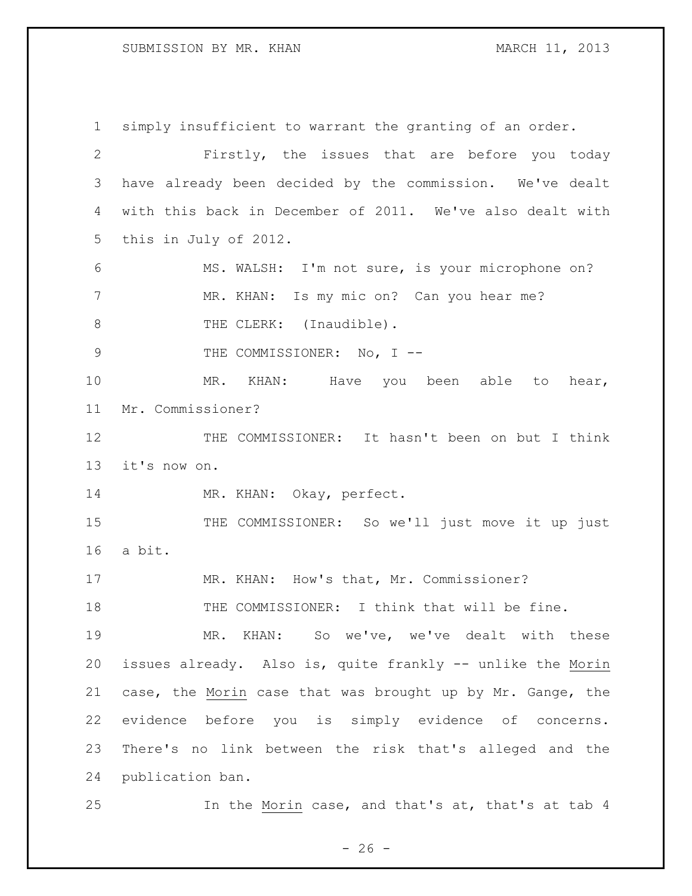simply insufficient to warrant the granting of an order.

Firstly, the issues that are before you today have already been decided by the commission. We've dealt with this back in December of 2011. We've also dealt with this in July of 2012.

MS. WALSH: I'm not sure, is your microphone on?

MR. KHAN: Is my mic on? Can you hear me?

THE CLERK: (Inaudible).

THE COMMISSIONER: No, I --

MR. KHAN: Have you been able to hear, Mr. Commissioner?

THE COMMISSIONER: It hasn't been on but I think it's now on.

MR. KHAN: Okay, perfect.

THE COMMISSIONER: So we'll just move it up just a bit.

MR. KHAN: How's that, Mr. Commissioner?

THE COMMISSIONER: I think that will be fine.

MR. KHAN: So we've, we've dealt with these issues already. Also is, quite frankly -- unlike the Morin case, the Morin case that was brought up by Mr. Gange, the evidence before you is simply evidence of concerns. There's no link between the risk that's alleged and the publication ban.

In the Morin case, and that's at, that's at tab 4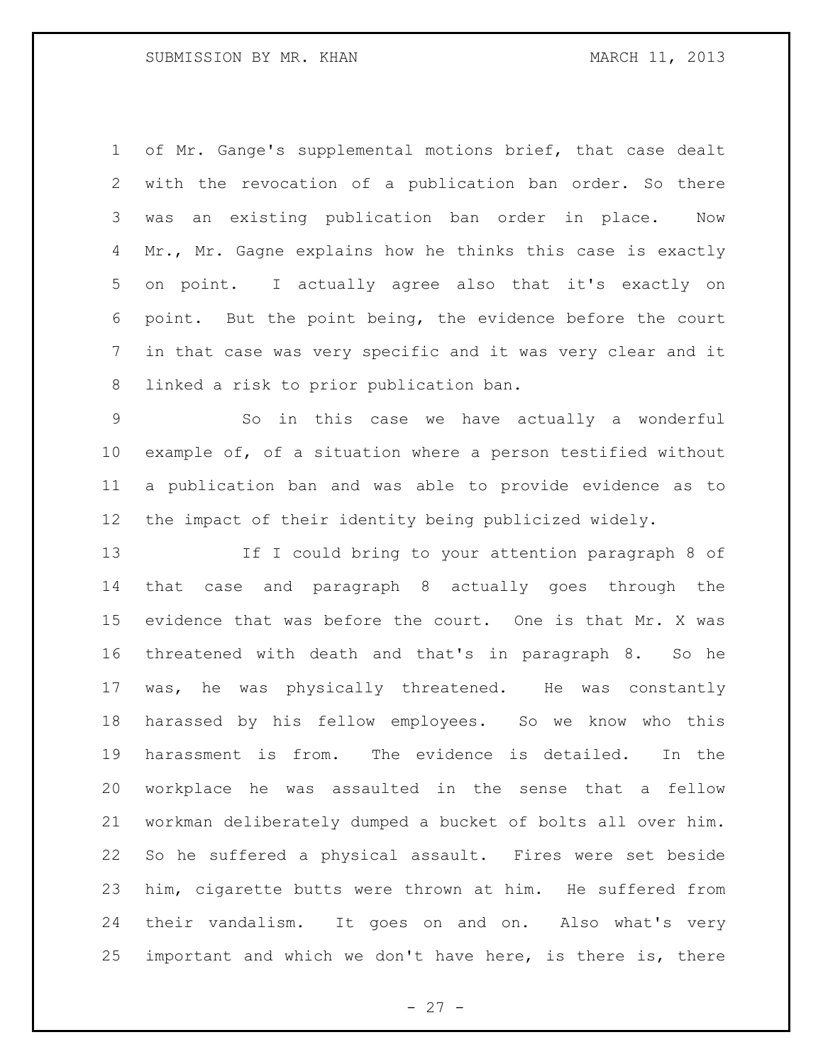of Mr. Gange's supplemental motions brief, that case dealt with the revocation of a publication ban order. So there was an existing publication ban order in place. Now Mr., Mr. Gagne explains how he thinks this case is exactly on point. I actually agree also that it's exactly on point. But the point being, the evidence before the court in that case was very specific and it was very clear and it linked a risk to prior publication ban.

So in this case we have actually a wonderful example of, of a situation where a person testified without a publication ban and was able to provide evidence as to the impact of their identity being publicized widely.

If I could bring to your attention paragraph 8 of that case and paragraph 8 actually goes through the evidence that was before the court. One is that Mr. X was threatened with death and that's in paragraph 8. So he was, he was physically threatened. He was constantly harassed by his fellow employees. So we know who this harassment is from. The evidence is detailed. In the workplace he was assaulted in the sense that a fellow workman deliberately dumped a bucket of bolts all over him. So he suffered a physical assault. Fires were set beside him, cigarette butts were thrown at him. He suffered from their vandalism. It goes on and on. Also what's very important and which we don't have here, is there is, there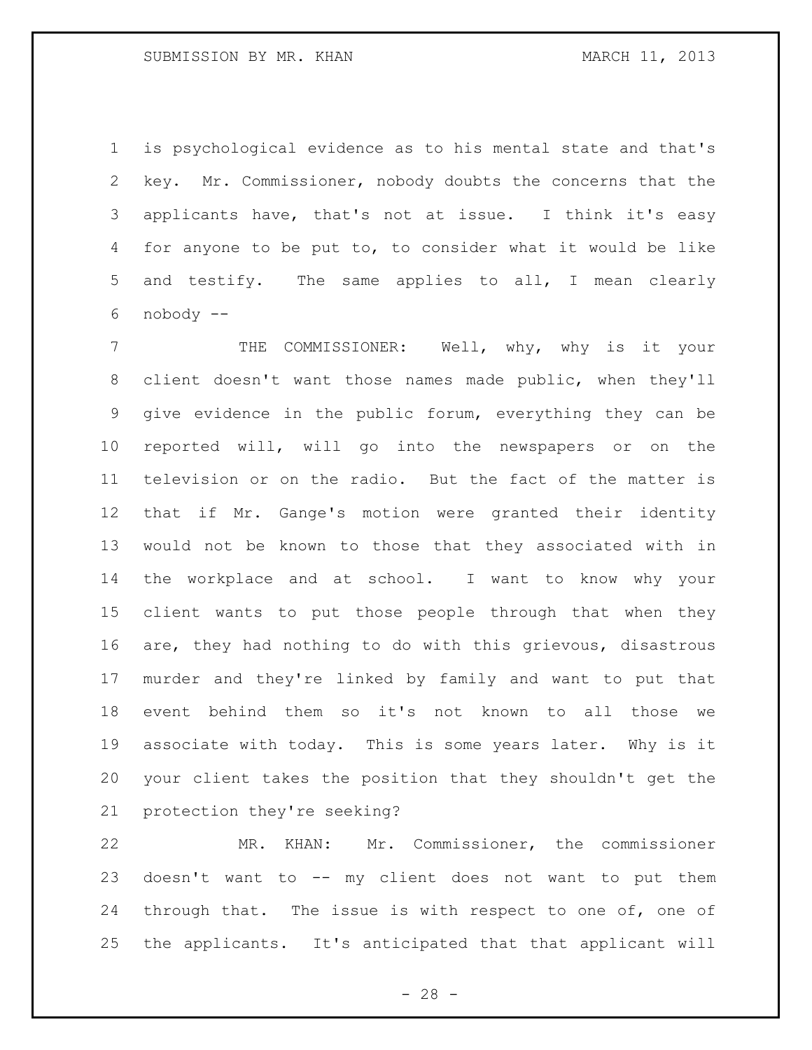is psychological evidence as to his mental state and that's key. Mr. Commissioner, nobody doubts the concerns that the applicants have, that's not at issue. I think it's easy for anyone to be put to, to consider what it would be like and testify. The same applies to all, I mean clearly nobody --

THE COMMISSIONER: Well, why, why is it your client doesn't want those names made public, when they'll give evidence in the public forum, everything they can be reported will, will go into the newspapers or on the television or on the radio. But the fact of the matter is that if Mr. Gange's motion were granted their identity would not be known to those that they associated with in the workplace and at school. I want to know why your client wants to put those people through that when they are, they had nothing to do with this grievous, disastrous murder and they're linked by family and want to put that event behind them so it's not known to all those we associate with today. This is some years later. Why is it your client takes the position that they shouldn't get the protection they're seeking?

MR. KHAN: Mr. Commissioner, the commissioner doesn't want to -- my client does not want to put them through that. The issue is with respect to one of, one of the applicants. It's anticipated that that applicant will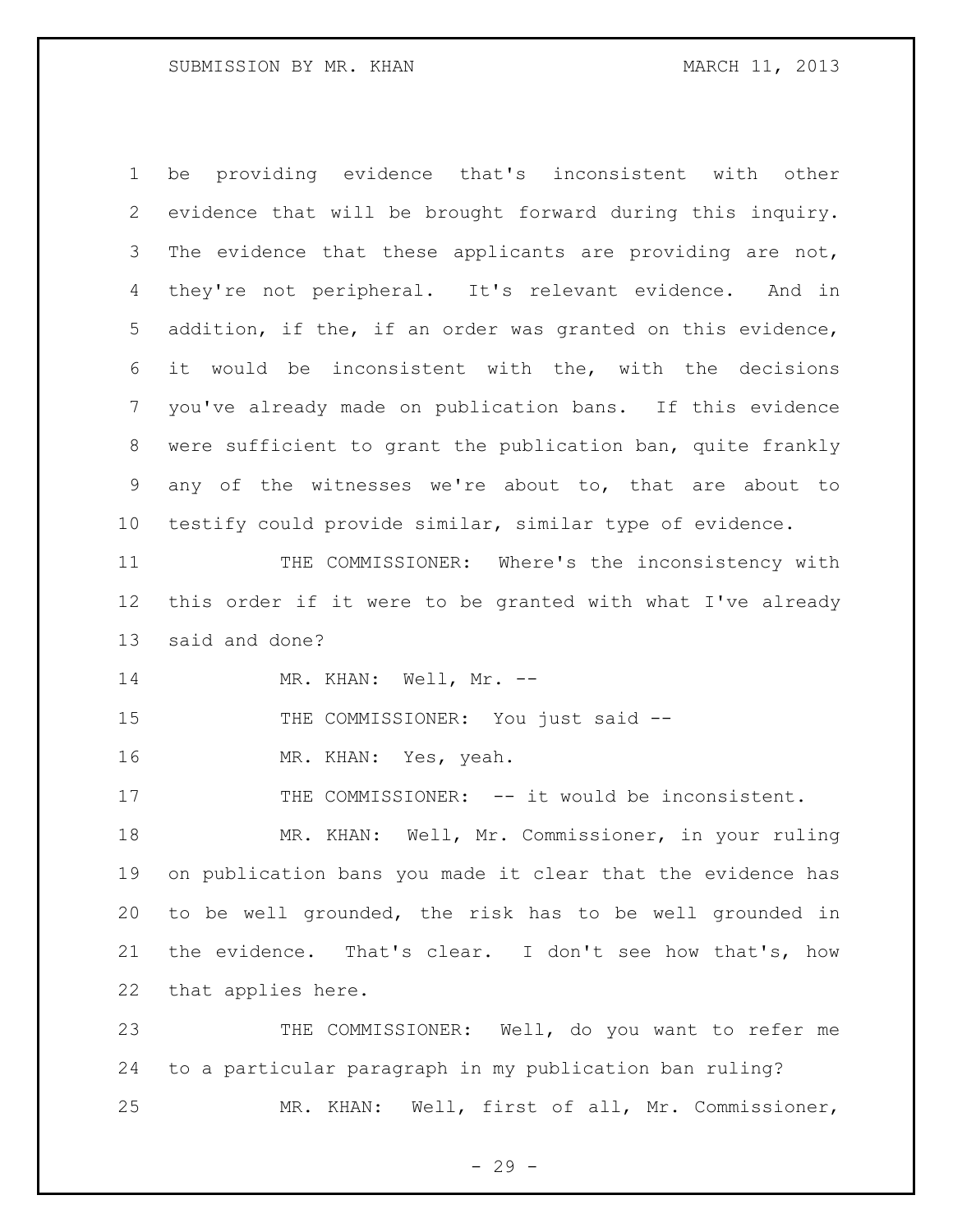be providing evidence that's inconsistent with other evidence that will be brought forward during this inquiry. The evidence that these applicants are providing are not, they're not peripheral. It's relevant evidence. And in addition, if the, if an order was granted on this evidence, it would be inconsistent with the, with the decisions you've already made on publication bans. If this evidence were sufficient to grant the publication ban, quite frankly any of the witnesses we're about to, that are about to testify could provide similar, similar type of evidence.

THE COMMISSIONER: Where's the inconsistency with this order if it were to be granted with what I've already said and done?

MR. KHAN: Well, Mr. --

THE COMMISSIONER: You just said --

MR. KHAN: Yes, yeah.

THE COMMISSIONER: -- it would be inconsistent.

MR. KHAN: Well, Mr. Commissioner, in your ruling on publication bans you made it clear that the evidence has to be well grounded, the risk has to be well grounded in the evidence. That's clear. I don't see how that's, how that applies here.

THE COMMISSIONER: Well, do you want to refer me to a particular paragraph in my publication ban ruling?

MR. KHAN: Well, first of all, Mr. Commissioner,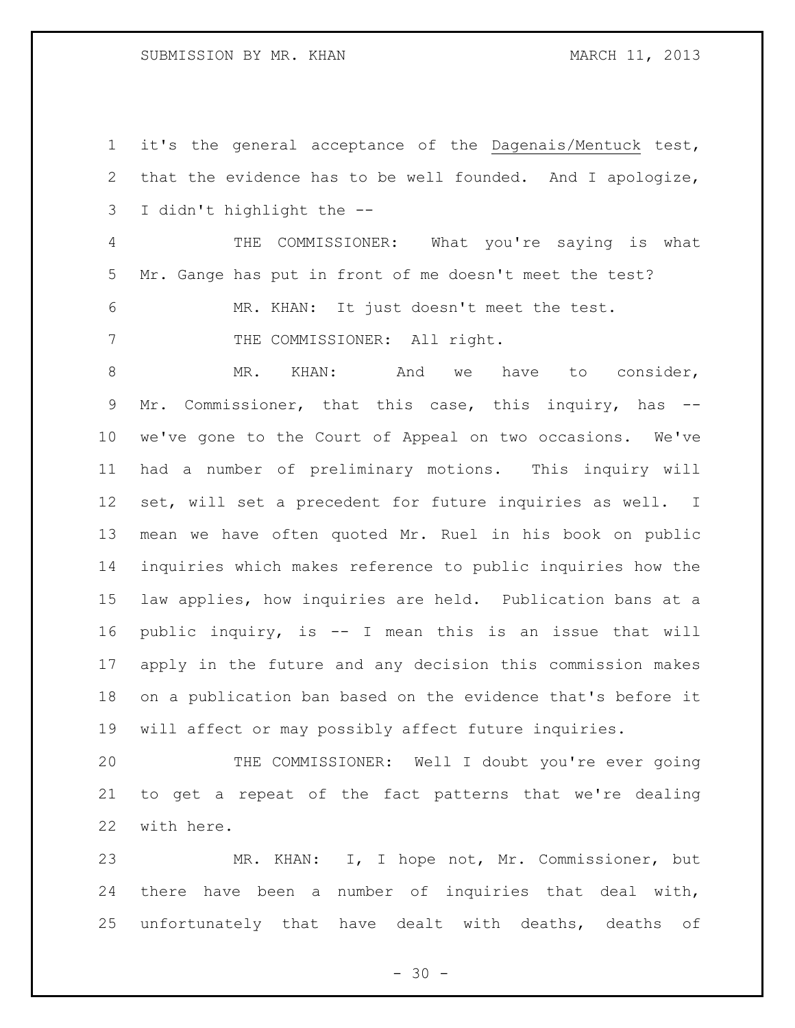it's the general acceptance of the Dagenais/Mentuck test, that the evidence has to be well founded. And I apologize, I didn't highlight the --

THE COMMISSIONER: What you're saying is what Mr. Gange has put in front of me doesn't meet the test?

MR. KHAN: It just doesn't meet the test.

THE COMMISSIONER: All right.

MR. KHAN: And we have to consider, Mr. Commissioner, that this case, this inquiry, has -- we've gone to the Court of Appeal on two occasions. We've had a number of preliminary motions. This inquiry will set, will set a precedent for future inquiries as well. I mean we have often quoted Mr. Ruel in his book on public inquiries which makes reference to public inquiries how the law applies, how inquiries are held. Publication bans at a public inquiry, is -- I mean this is an issue that will apply in the future and any decision this commission makes on a publication ban based on the evidence that's before it will affect or may possibly affect future inquiries.

THE COMMISSIONER: Well I doubt you're ever going to get a repeat of the fact patterns that we're dealing with here.

MR. KHAN: I, I hope not, Mr. Commissioner, but there have been a number of inquiries that deal with, unfortunately that have dealt with deaths, deaths of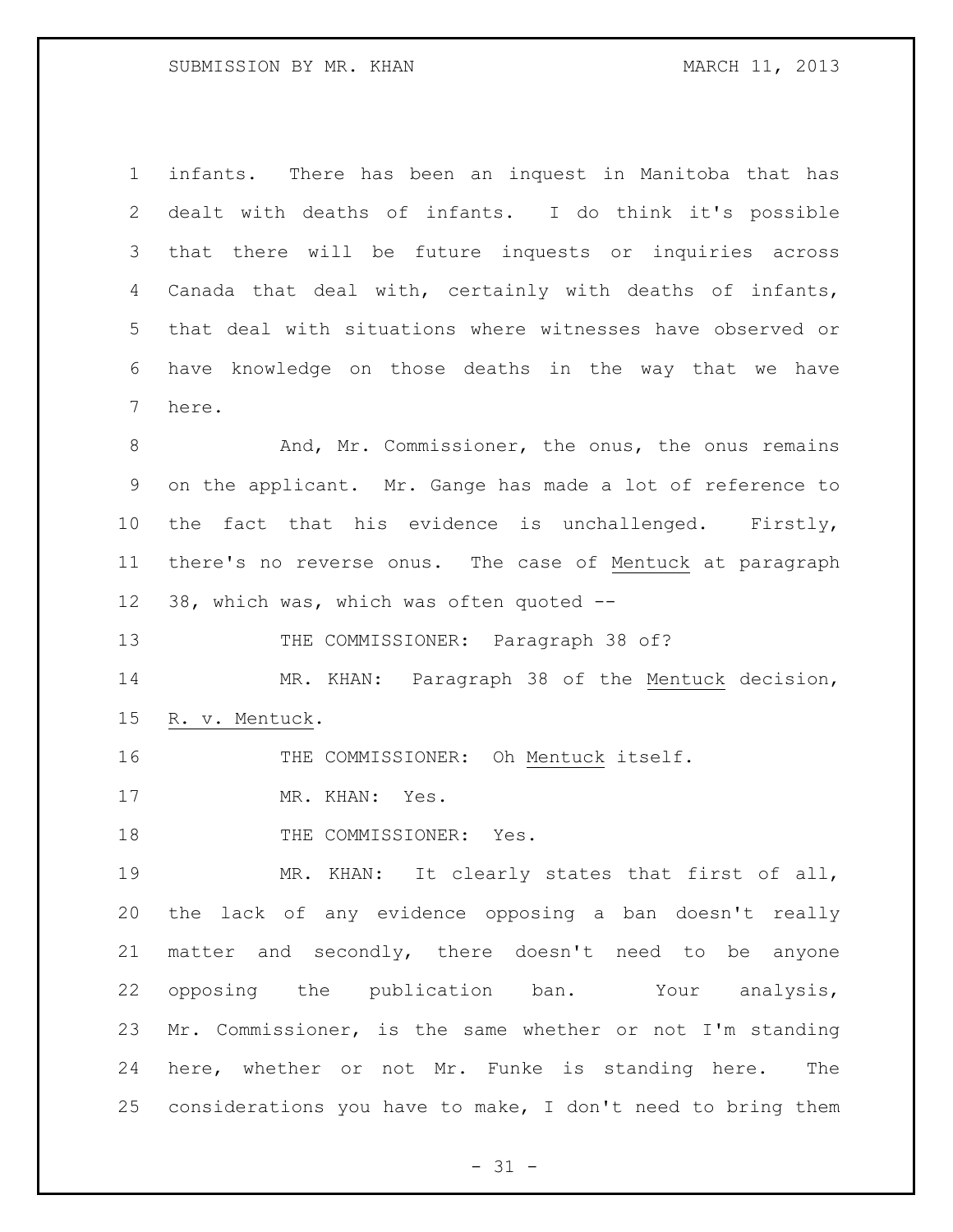infants. There has been an inquest in Manitoba that has dealt with deaths of infants. I do think it's possible that there will be future inquests or inquiries across Canada that deal with, certainly with deaths of infants, that deal with situations where witnesses have observed or have knowledge on those deaths in the way that we have here.

And, Mr. Commissioner, the onus, the onus remains on the applicant. Mr. Gange has made a lot of reference to the fact that his evidence is unchallenged. Firstly, there's no reverse onus. The case of Mentuck at paragraph 38, which was, which was often quoted --

THE COMMISSIONER: Paragraph 38 of?

MR. KHAN: Paragraph 38 of the Mentuck decision, R. v. Mentuck.

THE COMMISSIONER: Oh Mentuck itself.

MR. KHAN: Yes.

THE COMMISSIONER: Yes.

MR. KHAN: It clearly states that first of all, the lack of any evidence opposing a ban doesn't really matter and secondly, there doesn't need to be anyone opposing the publication ban. Your analysis, Mr. Commissioner, is the same whether or not I'm standing here, whether or not Mr. Funke is standing here. The considerations you have to make, I don't need to bring them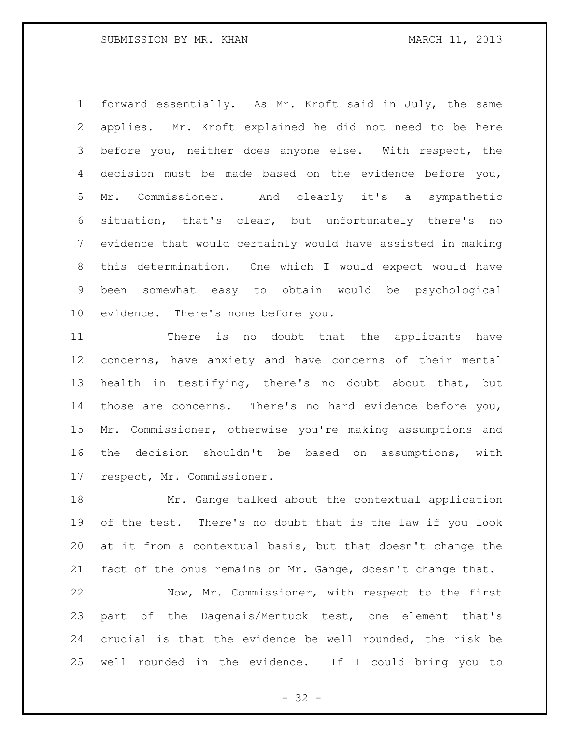forward essentially. As Mr. Kroft said in July, the same applies. Mr. Kroft explained he did not need to be here before you, neither does anyone else. With respect, the decision must be made based on the evidence before you, Mr. Commissioner. And clearly it's a sympathetic situation, that's clear, but unfortunately there's no evidence that would certainly would have assisted in making this determination. One which I would expect would have been somewhat easy to obtain would be psychological evidence. There's none before you.

There is no doubt that the applicants have concerns, have anxiety and have concerns of their mental health in testifying, there's no doubt about that, but those are concerns. There's no hard evidence before you, Mr. Commissioner, otherwise you're making assumptions and the decision shouldn't be based on assumptions, with respect, Mr. Commissioner.

Mr. Gange talked about the contextual application of the test. There's no doubt that is the law if you look at it from a contextual basis, but that doesn't change the fact of the onus remains on Mr. Gange, doesn't change that.

Now, Mr. Commissioner, with respect to the first part of the Dagenais/Mentuck test, one element that's crucial is that the evidence be well rounded, the risk be well rounded in the evidence. If I could bring you to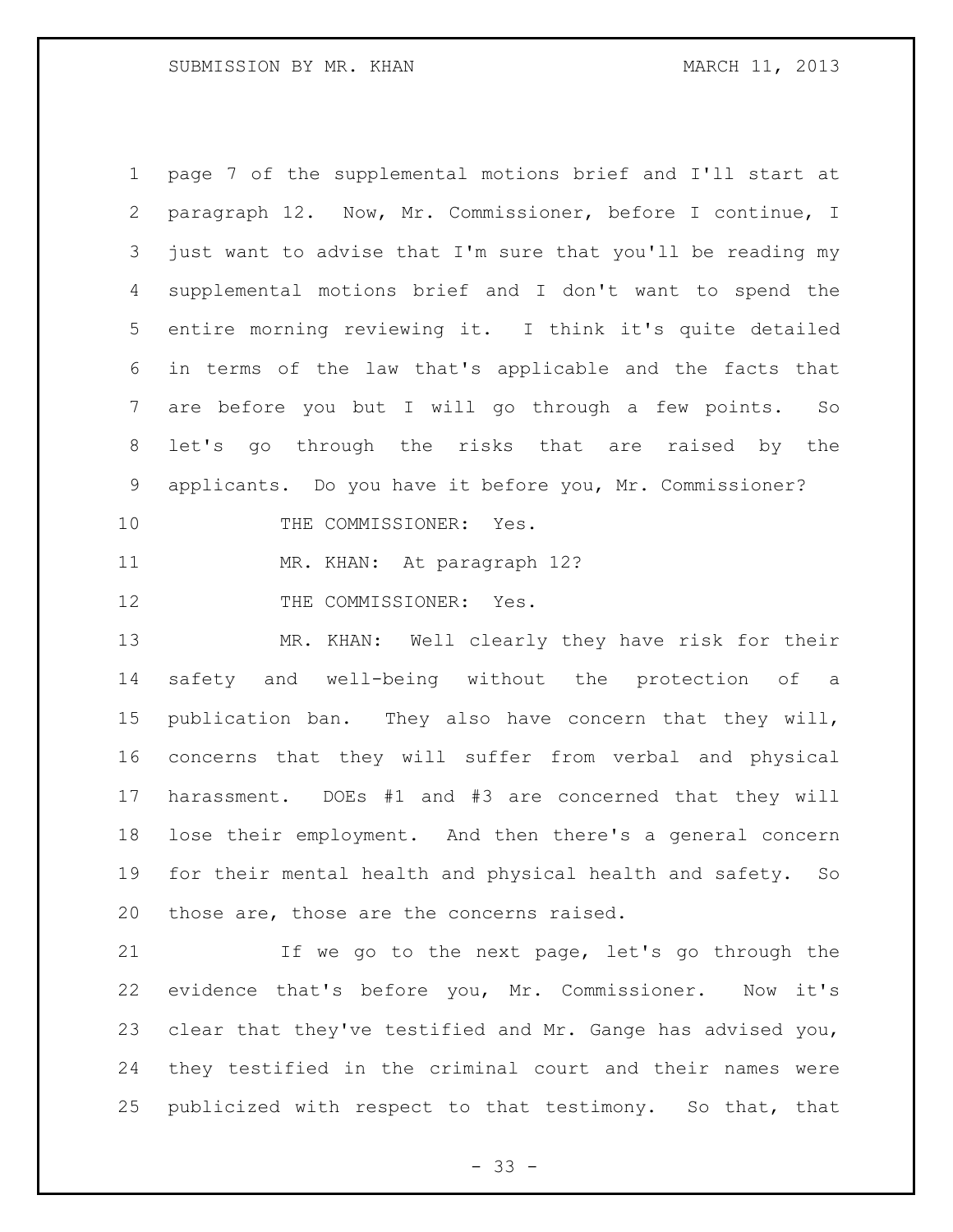page 7 of the supplemental motions brief and I'll start at paragraph 12. Now, Mr. Commissioner, before I continue, I just want to advise that I'm sure that you'll be reading my supplemental motions brief and I don't want to spend the entire morning reviewing it. I think it's quite detailed in terms of the law that's applicable and the facts that are before you but I will go through a few points. So let's go through the risks that are raised by the applicants. Do you have it before you, Mr. Commissioner?

THE COMMISSIONER: Yes.

MR. KHAN: At paragraph 12?

THE COMMISSIONER: Yes.

MR. KHAN: Well clearly they have risk for their safety and well-being without the protection of a publication ban. They also have concern that they will, concerns that they will suffer from verbal and physical harassment. DOEs #1 and #3 are concerned that they will lose their employment. And then there's a general concern for their mental health and physical health and safety. So those are, those are the concerns raised.

If we go to the next page, let's go through the evidence that's before you, Mr. Commissioner. Now it's clear that they've testified and Mr. Gange has advised you, they testified in the criminal court and their names were publicized with respect to that testimony. So that, that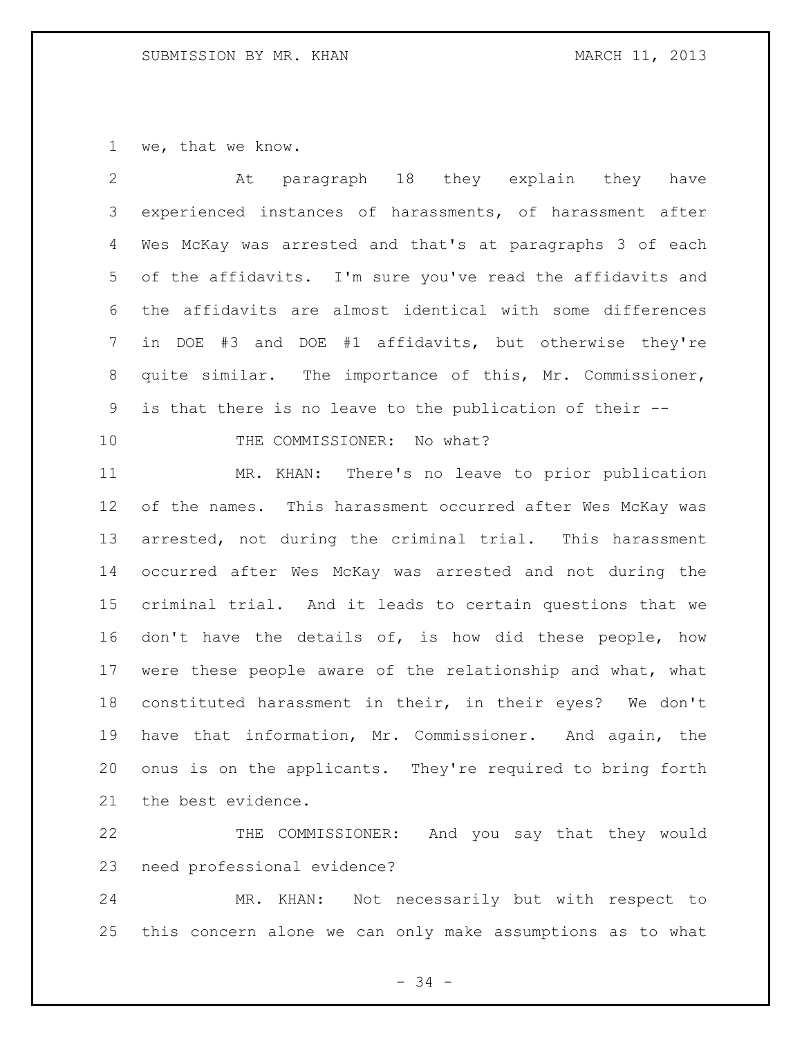we, that we know.

At paragraph 18 they explain they have experienced instances of harassments, of harassment after Wes McKay was arrested and that's at paragraphs 3 of each of the affidavits. I'm sure you've read the affidavits and the affidavits are almost identical with some differences in DOE #3 and DOE #1 affidavits, but otherwise they're quite similar. The importance of this, Mr. Commissioner, is that there is no leave to the publication of their --

THE COMMISSIONER: No what?

MR. KHAN: There's no leave to prior publication of the names. This harassment occurred after Wes McKay was arrested, not during the criminal trial. This harassment occurred after Wes McKay was arrested and not during the criminal trial. And it leads to certain questions that we don't have the details of, is how did these people, how were these people aware of the relationship and what, what constituted harassment in their, in their eyes? We don't have that information, Mr. Commissioner. And again, the onus is on the applicants. They're required to bring forth the best evidence.

THE COMMISSIONER: And you say that they would need professional evidence?

MR. KHAN: Not necessarily but with respect to this concern alone we can only make assumptions as to what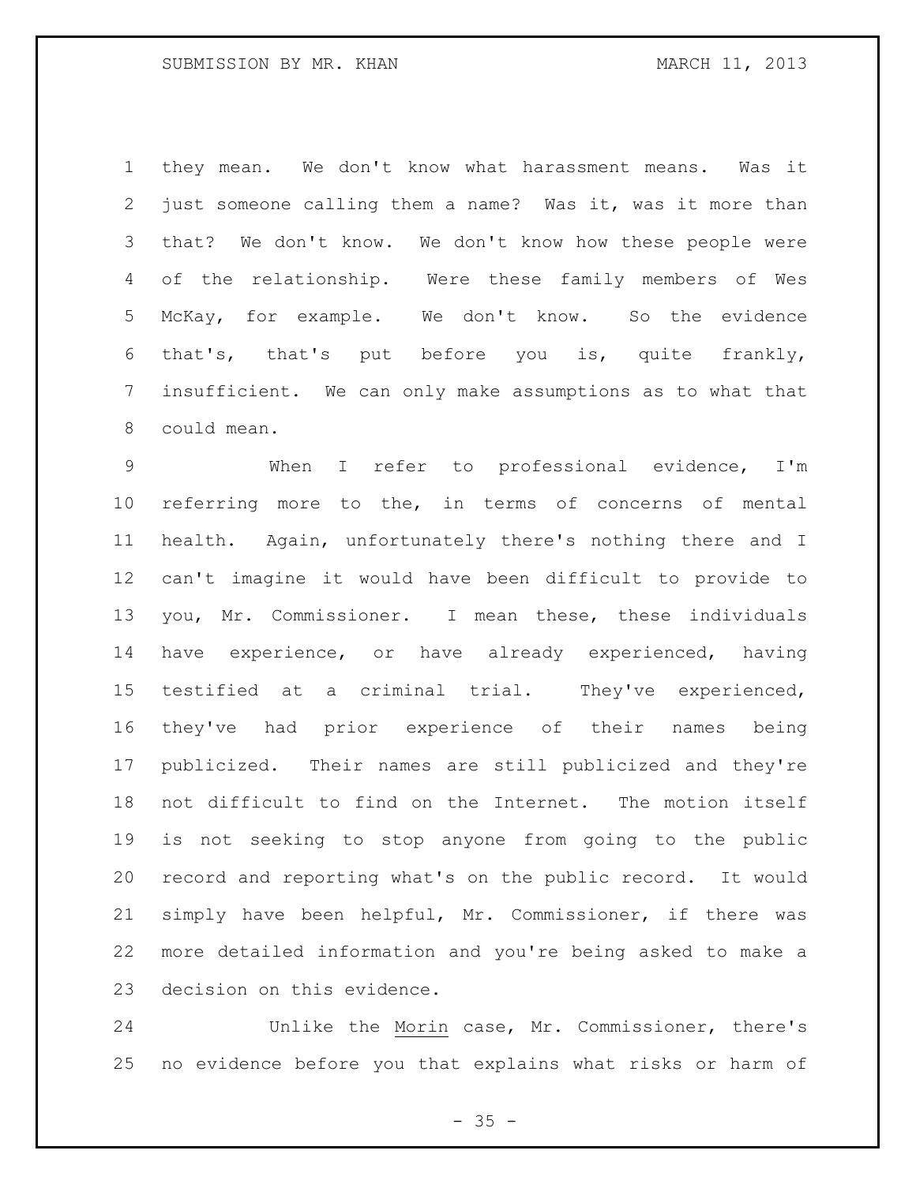they mean. We don't know what harassment means. Was it just someone calling them a name? Was it, was it more than that? We don't know. We don't know how these people were of the relationship. Were these family members of Wes McKay, for example. We don't know. So the evidence that's, that's put before you is, quite frankly, insufficient. We can only make assumptions as to what that could mean.

When I refer to professional evidence, I'm referring more to the, in terms of concerns of mental health. Again, unfortunately there's nothing there and I can't imagine it would have been difficult to provide to you, Mr. Commissioner. I mean these, these individuals have experience, or have already experienced, having testified at a criminal trial. They've experienced, they've had prior experience of their names being publicized. Their names are still publicized and they're not difficult to find on the Internet. The motion itself is not seeking to stop anyone from going to the public record and reporting what's on the public record. It would simply have been helpful, Mr. Commissioner, if there was more detailed information and you're being asked to make a decision on this evidence.

Unlike the Morin case, Mr. Commissioner, there's no evidence before you that explains what risks or harm of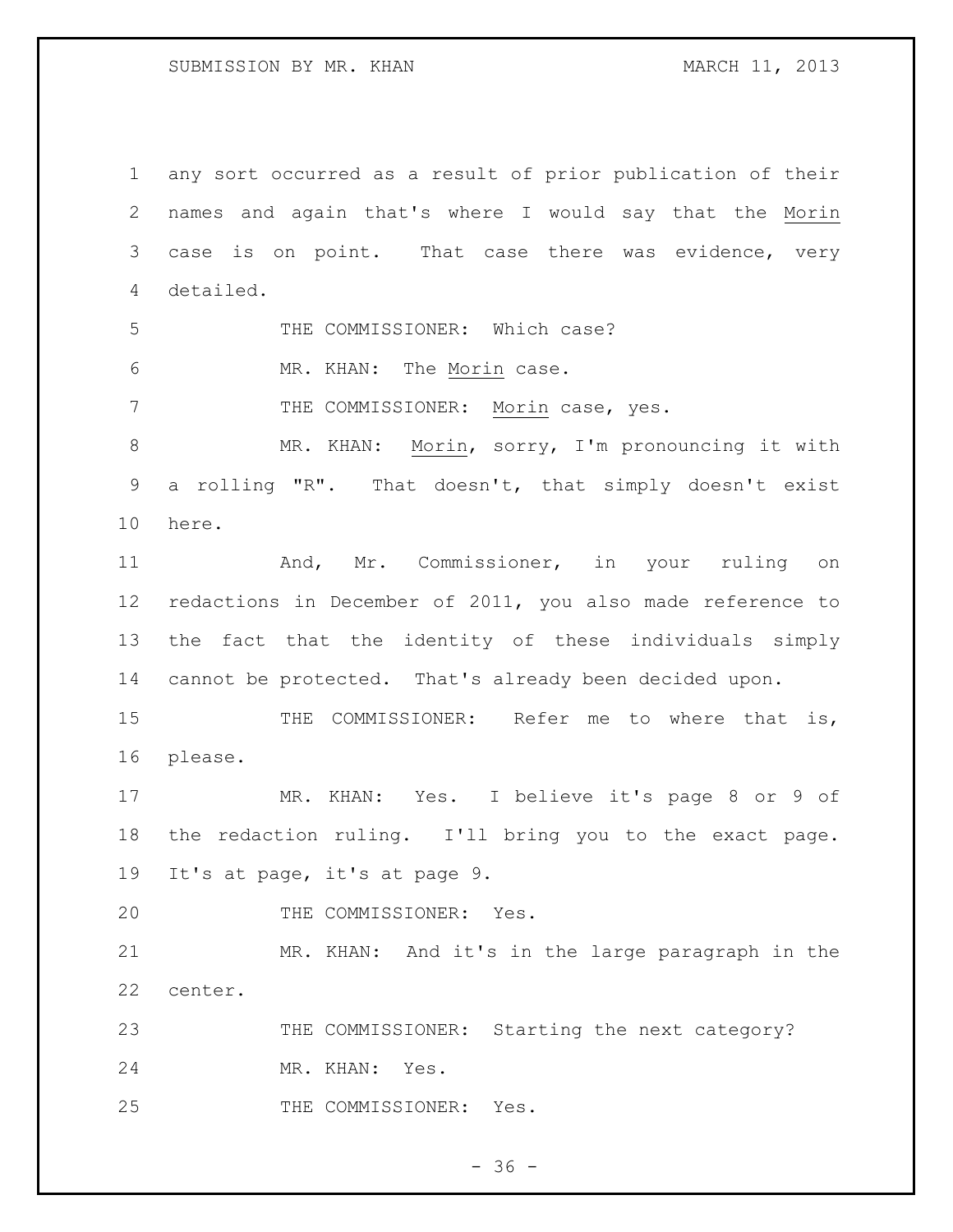any sort occurred as a result of prior publication of their names and again that's where I would say that the _Morin_ case is on point. That case there was evidence, very detailed.

THE COMMISSIONER: Which case?

MR. KHAN: The _Morin_ case.

THE COMMISSIONER: _Morin_ case, yes.

MR. KHAN: _Morin_, sorry, I'm pronouncing it with a rolling "R". That doesn't, that simply doesn't exist here.

And, Mr. Commissioner, in your ruling on redactions in December of 2011, you also made reference to the fact that the identity of these individuals simply cannot be protected. That's already been decided upon.

THE COMMISSIONER: Refer me to where that is, please.

MR. KHAN: Yes. I believe it's page 8 or 9 of the redaction ruling. I'll bring you to the exact page. It's at page, it's at page 9.

THE COMMISSIONER: Yes.

MR. KHAN: And it's in the large paragraph in the center.

THE COMMISSIONER: Starting the next category?

MR. KHAN: Yes.

THE COMMISSIONER: Yes.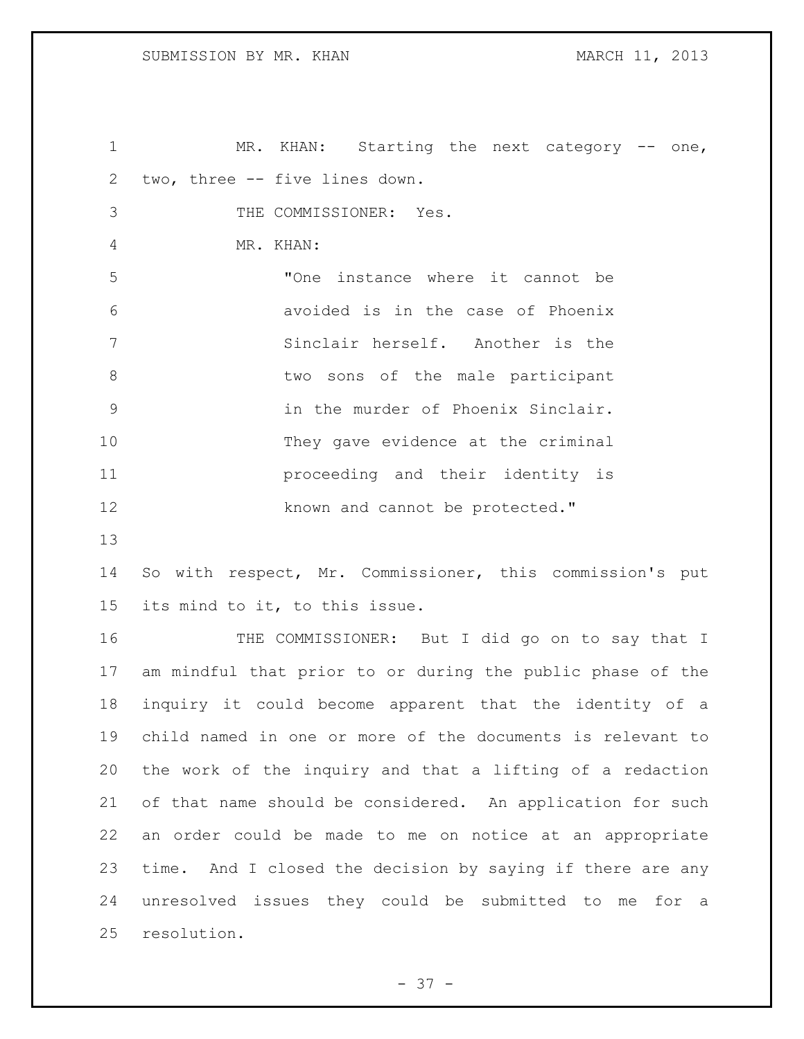MR. KHAN: Starting the next category -- one, two, three -- five lines down.

THE COMMISSIONER: Yes.

MR. KHAN:

> "One instance where it cannot be avoided is in the case of Phoenix Sinclair herself. Another is the two sons of the male participant in the murder of Phoenix Sinclair. They gave evidence at the criminal proceeding and their identity is known and cannot be protected."

So with respect, Mr. Commissioner, this commission's put its mind to it, to this issue.

THE COMMISSIONER: But I did go on to say that I am mindful that prior to or during the public phase of the inquiry it could become apparent that the identity of a child named in one or more of the documents is relevant to the work of the inquiry and that a lifting of a redaction of that name should be considered. An application for such an order could be made to me on notice at an appropriate time. And I closed the decision by saying if there are any unresolved issues they could be submitted to me for a resolution.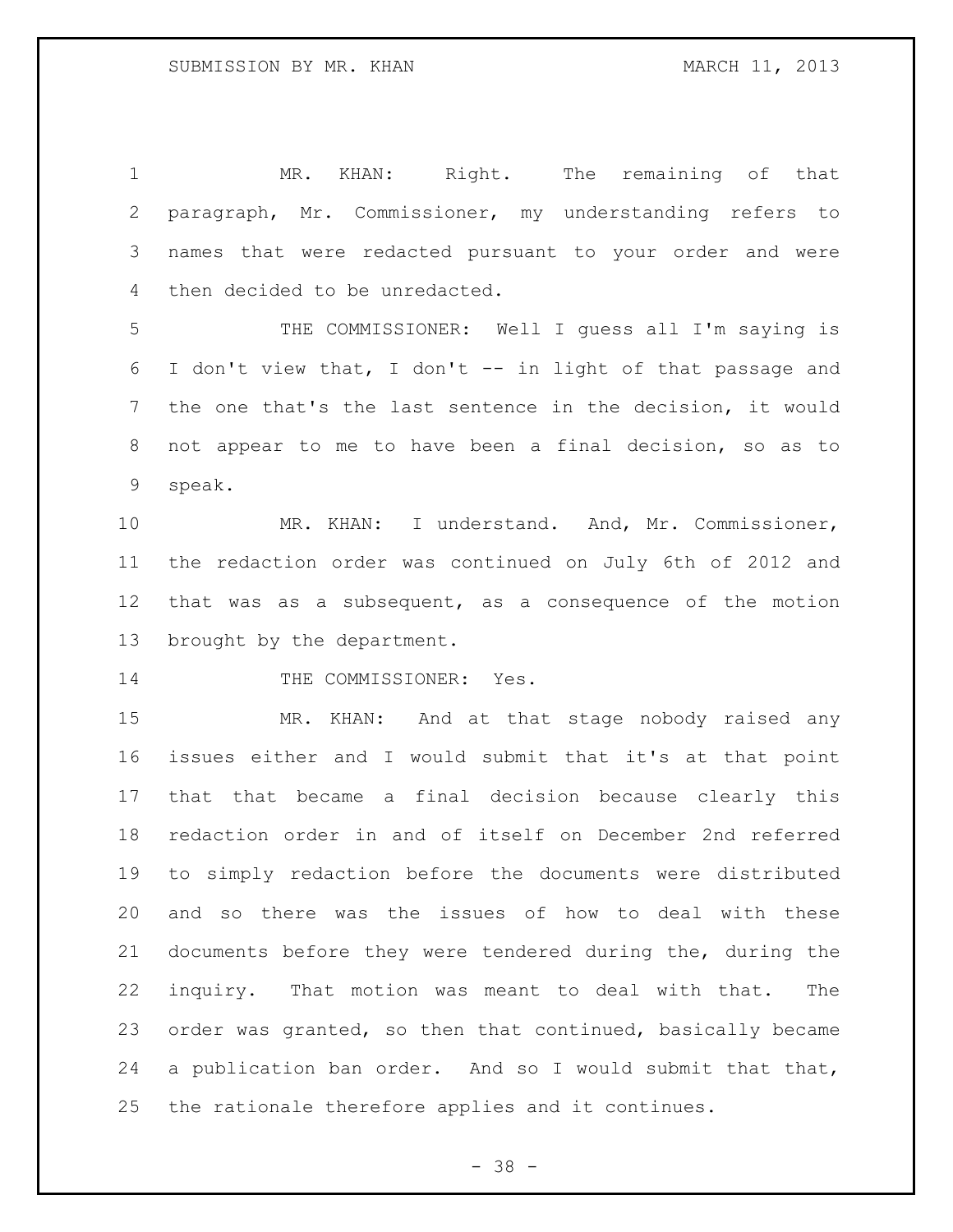MR. KHAN: Right. The remaining of that paragraph, Mr. Commissioner, my understanding refers to names that were redacted pursuant to your order and were then decided to be unredacted.

THE COMMISSIONER: Well I guess all I'm saying is I don't view that, I don't -- in light of that passage and the one that's the last sentence in the decision, it would not appear to me to have been a final decision, so as to speak.

MR. KHAN: I understand. And, Mr. Commissioner, the redaction order was continued on July 6th of 2012 and that was as a subsequent, as a consequence of the motion brought by the department.

THE COMMISSIONER: Yes.

MR. KHAN: And at that stage nobody raised any issues either and I would submit that it's at that point that that became a final decision because clearly this redaction order in and of itself on December 2nd referred to simply redaction before the documents were distributed and so there was the issues of how to deal with these documents before they were tendered during the, during the inquiry. That motion was meant to deal with that. The order was granted, so then that continued, basically became a publication ban order. And so I would submit that that, the rationale therefore applies and it continues.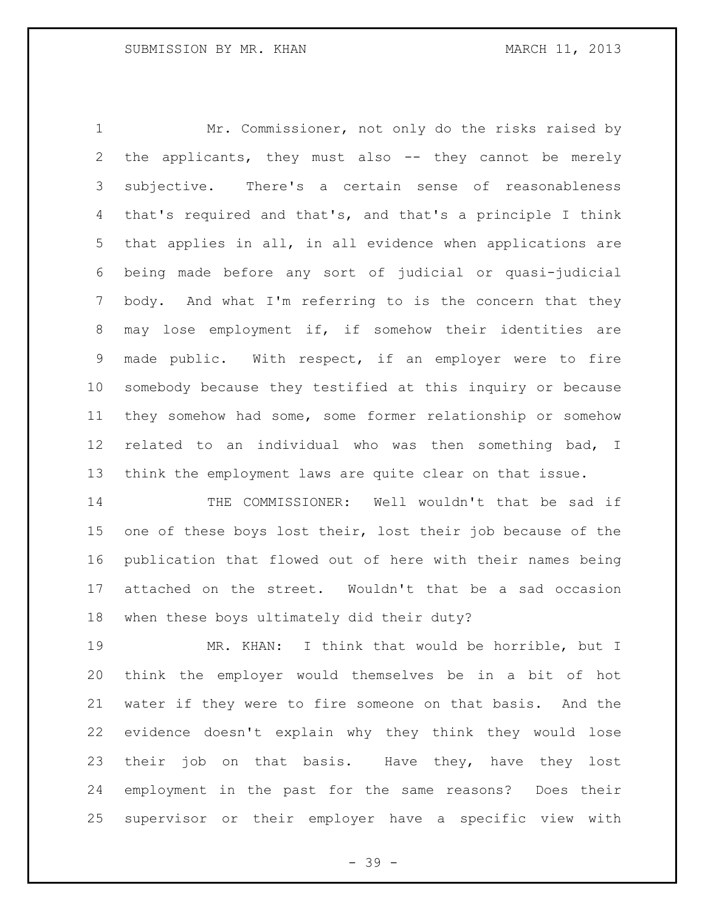Mr. Commissioner, not only do the risks raised by the applicants, they must also -- they cannot be merely subjective. There's a certain sense of reasonableness that's required and that's, and that's a principle I think that applies in all, in all evidence when applications are being made before any sort of judicial or quasi-judicial body. And what I'm referring to is the concern that they may lose employment if, if somehow their identities are made public. With respect, if an employer were to fire somebody because they testified at this inquiry or because they somehow had some, some former relationship or somehow related to an individual who was then something bad, I think the employment laws are quite clear on that issue.

THE COMMISSIONER: Well wouldn't that be sad if one of these boys lost their, lost their job because of the publication that flowed out of here with their names being attached on the street. Wouldn't that be a sad occasion when these boys ultimately did their duty?

MR. KHAN: I think that would be horrible, but I think the employer would themselves be in a bit of hot water if they were to fire someone on that basis. And the evidence doesn't explain why they think they would lose their job on that basis. Have they, have they lost employment in the past for the same reasons? Does their supervisor or their employer have a specific view with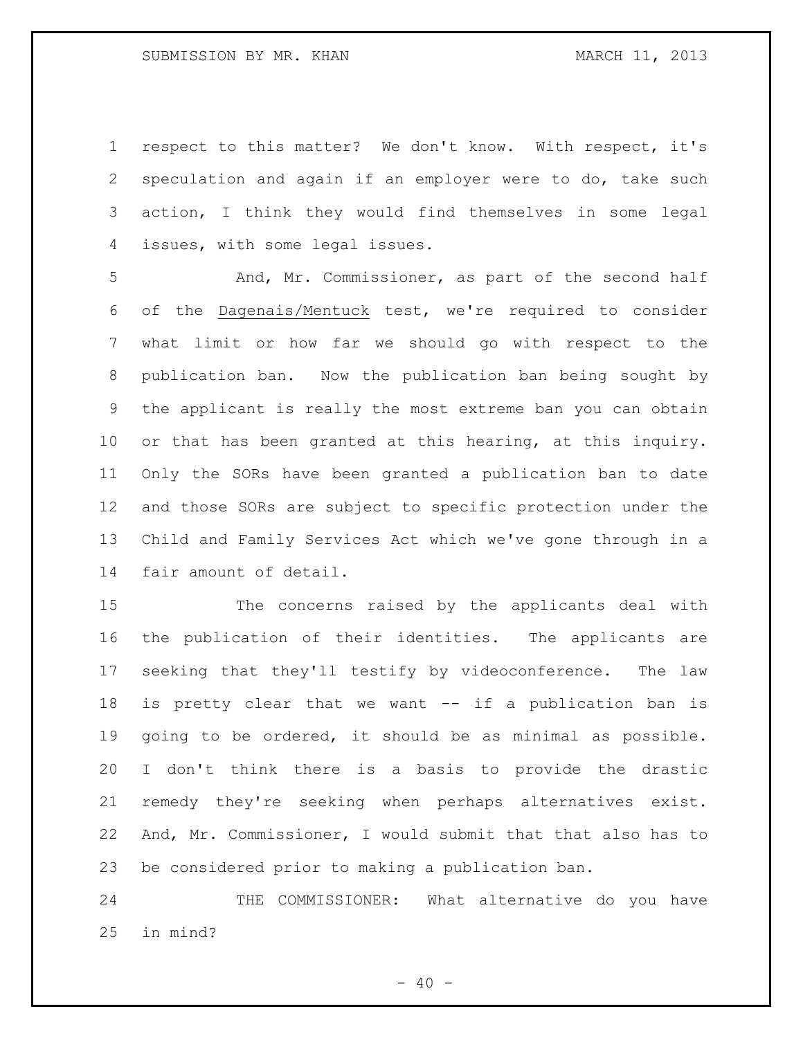respect to this matter? We don't know. With respect, it's speculation and again if an employer were to do, take such action, I think they would find themselves in some legal issues, with some legal issues.

And, Mr. Commissioner, as part of the second half of the Dagenais/Mentuck test, we're required to consider what limit or how far we should go with respect to the publication ban. Now the publication ban being sought by the applicant is really the most extreme ban you can obtain or that has been granted at this hearing, at this inquiry. Only the SORs have been granted a publication ban to date and those SORs are subject to specific protection under the Child and Family Services Act which we've gone through in a fair amount of detail.

The concerns raised by the applicants deal with the publication of their identities. The applicants are seeking that they'll testify by videoconference. The law is pretty clear that we want -- if a publication ban is going to be ordered, it should be as minimal as possible. I don't think there is a basis to provide the drastic remedy they're seeking when perhaps alternatives exist. And, Mr. Commissioner, I would submit that that also has to be considered prior to making a publication ban.

THE COMMISSIONER: What alternative do you have in mind?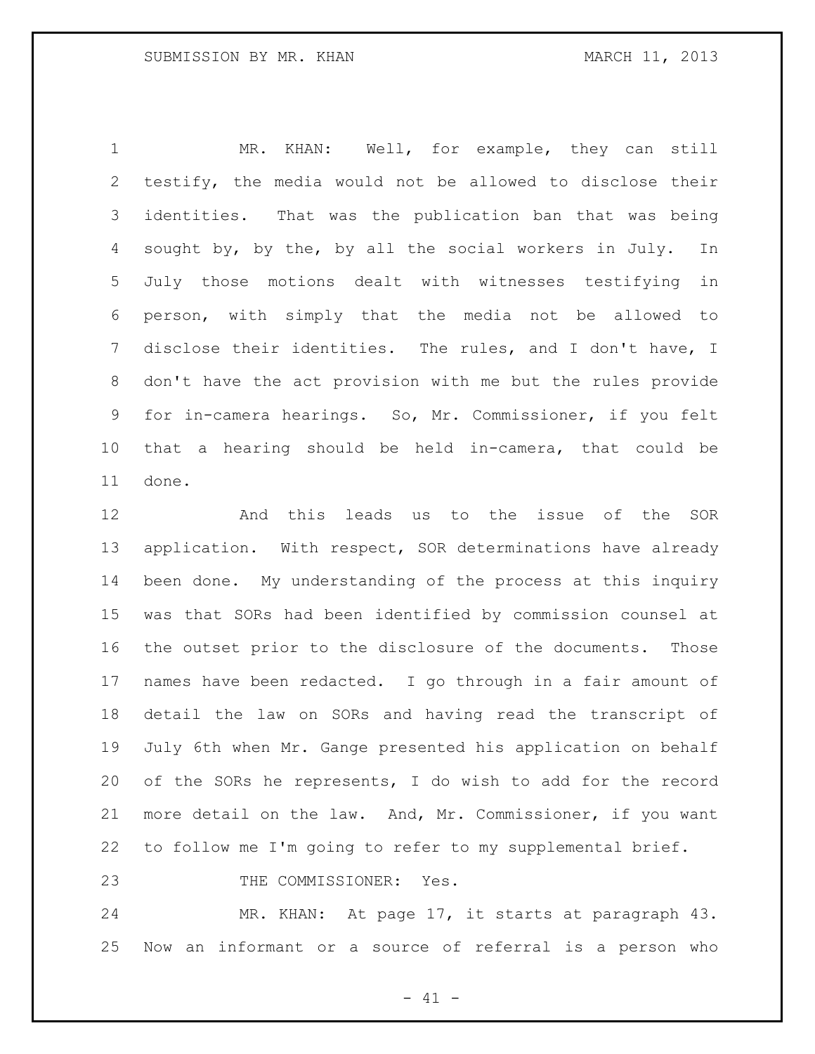MR. KHAN: Well, for example, they can still testify, the media would not be allowed to disclose their identities. That was the publication ban that was being sought by, by the, by all the social workers in July. In July those motions dealt with witnesses testifying in person, with simply that the media not be allowed to disclose their identities. The rules, and I don't have, I don't have the act provision with me but the rules provide for in-camera hearings. So, Mr. Commissioner, if you felt that a hearing should be held in-camera, that could be done.

And this leads us to the issue of the SOR application. With respect, SOR determinations have already been done. My understanding of the process at this inquiry was that SORs had been identified by commission counsel at the outset prior to the disclosure of the documents. Those names have been redacted. I go through in a fair amount of detail the law on SORs and having read the transcript of July 6th when Mr. Gange presented his application on behalf of the SORs he represents, I do wish to add for the record more detail on the law. And, Mr. Commissioner, if you want to follow me I'm going to refer to my supplemental brief.

THE COMMISSIONER: Yes.

MR. KHAN: At page 17, it starts at paragraph 43. Now an informant or a source of referral is a person who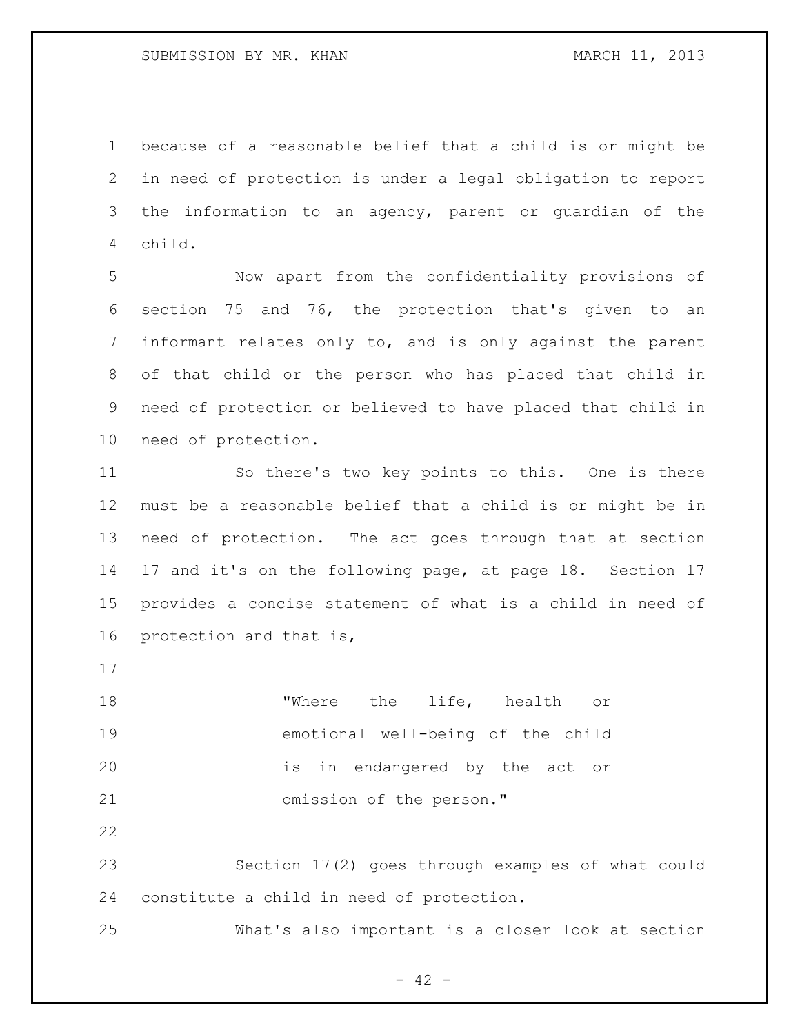because of a reasonable belief that a child is or might be in need of protection is under a legal obligation to report the information to an agency, parent or guardian of the child.

Now apart from the confidentiality provisions of section 75 and 76, the protection that's given to an informant relates only to, and is only against the parent of that child or the person who has placed that child in need of protection or believed to have placed that child in need of protection.

So there's two key points to this. One is there must be a reasonable belief that a child is or might be in need of protection. The act goes through that at section 17 and it's on the following page, at page 18. Section 17 provides a concise statement of what is a child in need of protection and that is,

> "Where the life, health or emotional well-being of the child is in endangered by the act or omission of the person."

Section 17(2) goes through examples of what could constitute a child in need of protection.

What's also important is a closer look at section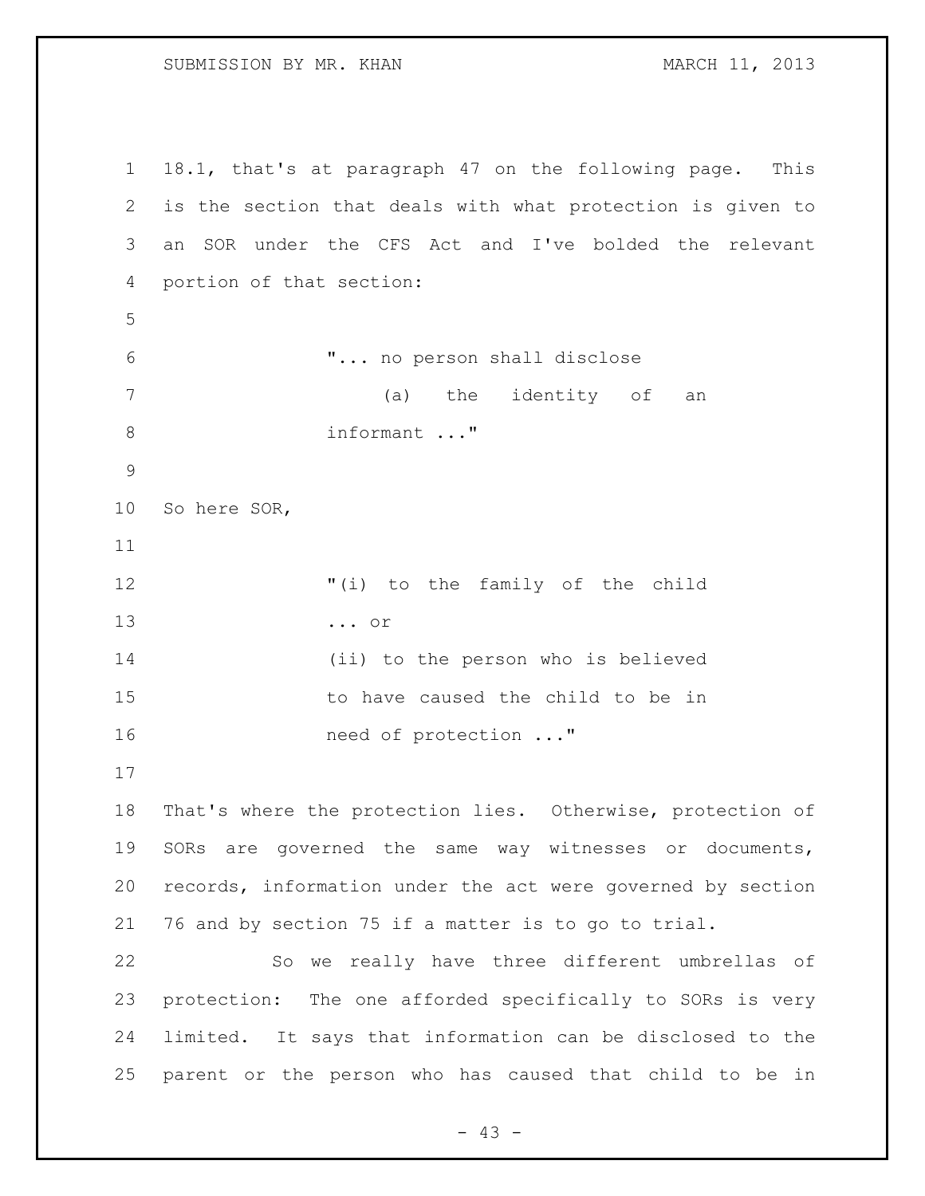18.1, that's at paragraph 47 on the following page. This is the section that deals with what protection is given to an SOR under the CFS Act and I've bolded the relevant portion of that section:

> "... no person shall disclose
>
> (a) the identity of an informant ..."

So here SOR,

> "(i) to the family of the child ... or
>
> (ii) to the person who is believed to have caused the child to be in need of protection ..."

That's where the protection lies. Otherwise, protection of SORs are governed the same way witnesses or documents, records, information under the act were governed by section 76 and by section 75 if a matter is to go to trial.

So we really have three different umbrellas of protection: The one afforded specifically to SORs is very limited. It says that information can be disclosed to the parent or the person who has caused that child to be in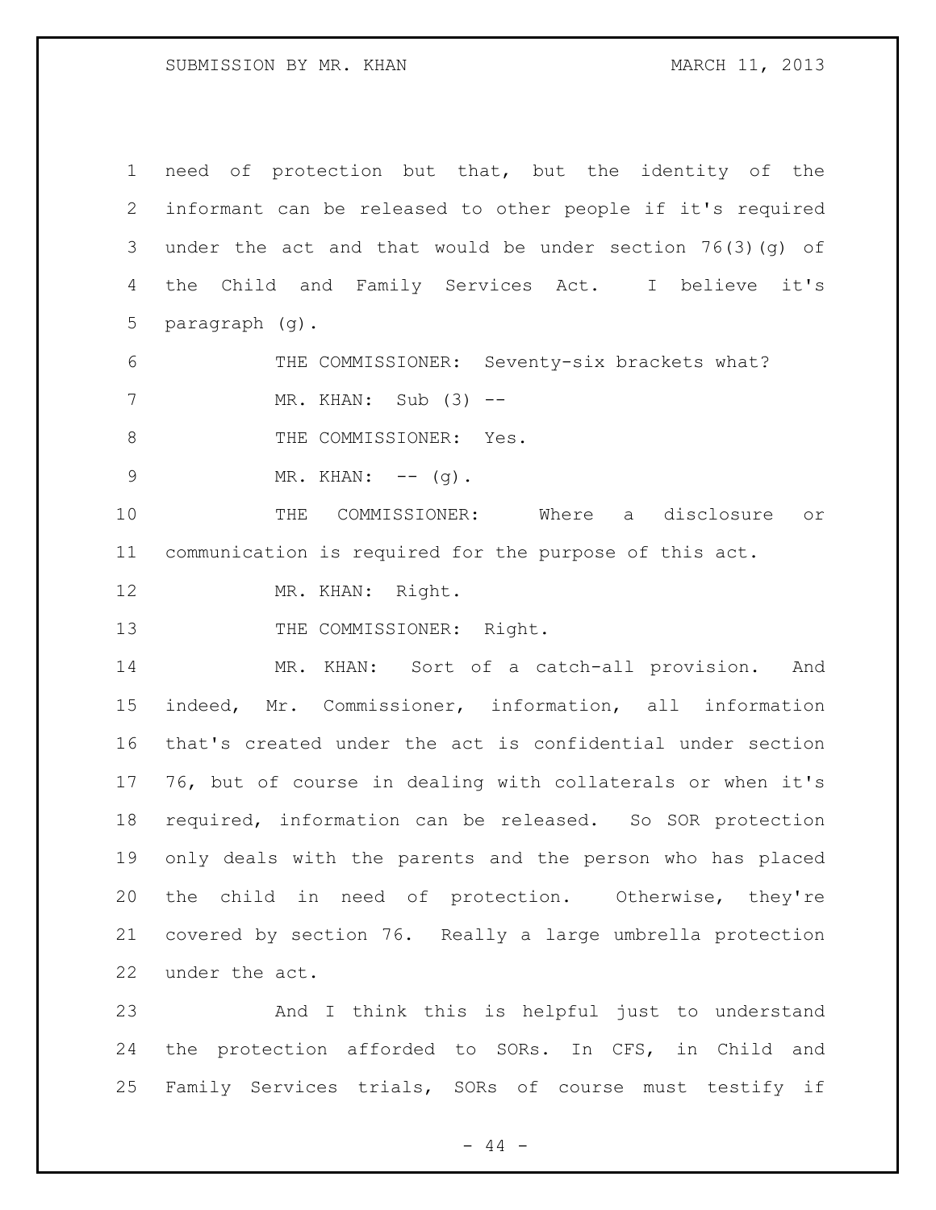need of protection but that, but the identity of the informant can be released to other people if it's required under the act and that would be under section 76(3)(g) of the Child and Family Services Act. I believe it's paragraph (g).

THE COMMISSIONER: Seventy-six brackets what?

MR. KHAN: Sub (3) --

THE COMMISSIONER: Yes.

MR. KHAN: -- (g).

THE COMMISSIONER: Where a disclosure or communication is required for the purpose of this act.

MR. KHAN: Right.

THE COMMISSIONER: Right.

MR. KHAN: Sort of a catch-all provision. And indeed, Mr. Commissioner, information, all information that's created under the act is confidential under section 76, but of course in dealing with collaterals or when it's required, information can be released. So SOR protection only deals with the parents and the person who has placed the child in need of protection. Otherwise, they're covered by section 76. Really a large umbrella protection under the act.

And I think this is helpful just to understand the protection afforded to SORs. In CFS, in Child and Family Services trials, SORs of course must testify if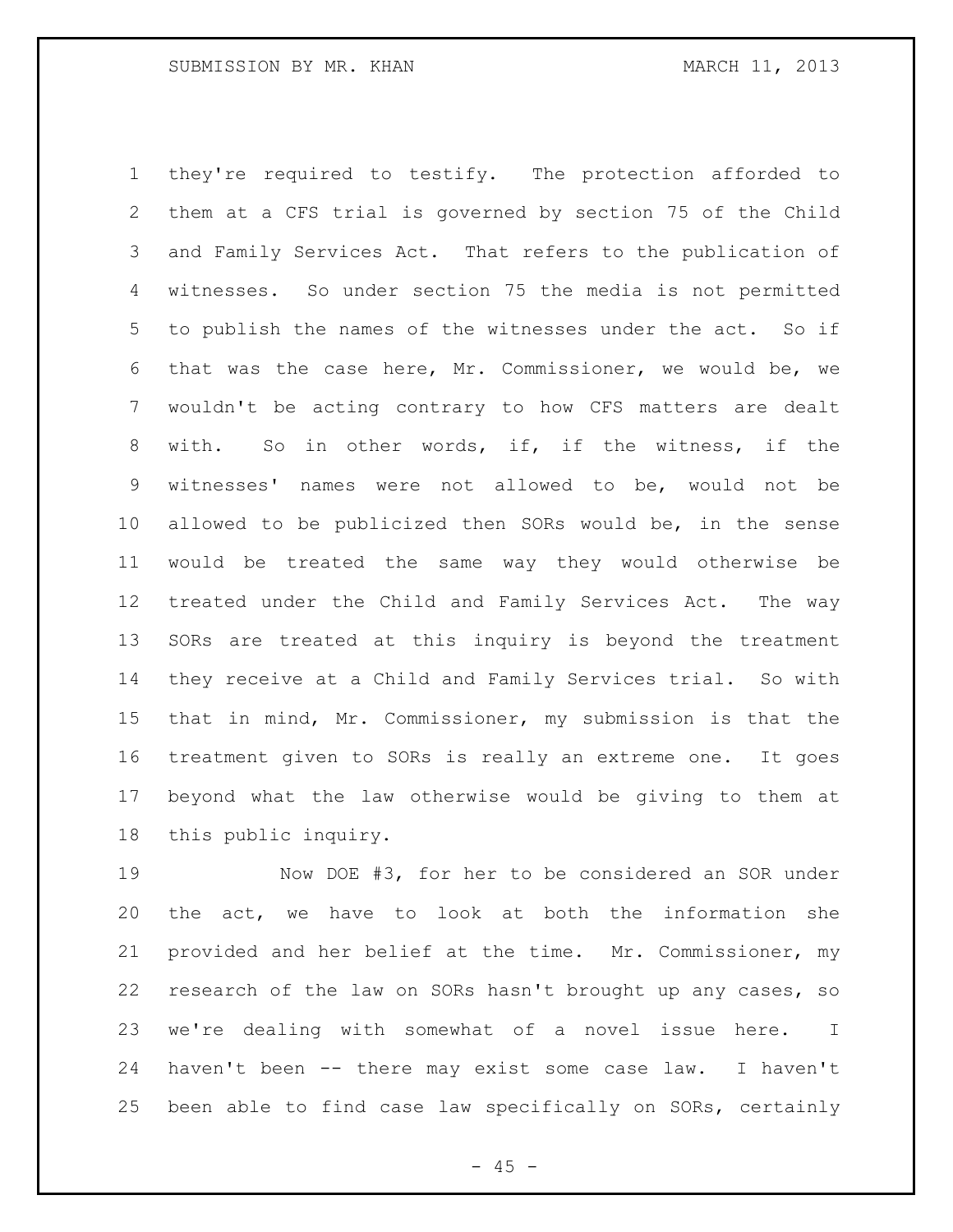they're required to testify. The protection afforded to them at a CFS trial is governed by section 75 of the Child and Family Services Act. That refers to the publication of witnesses. So under section 75 the media is not permitted to publish the names of the witnesses under the act. So if that was the case here, Mr. Commissioner, we would be, we wouldn't be acting contrary to how CFS matters are dealt with. So in other words, if, if the witness, if the witnesses' names were not allowed to be, would not be allowed to be publicized then SORs would be, in the sense would be treated the same way they would otherwise be treated under the Child and Family Services Act. The way SORs are treated at this inquiry is beyond the treatment they receive at a Child and Family Services trial. So with that in mind, Mr. Commissioner, my submission is that the treatment given to SORs is really an extreme one. It goes beyond what the law otherwise would be giving to them at this public inquiry.

Now DOE #3, for her to be considered an SOR under the act, we have to look at both the information she provided and her belief at the time. Mr. Commissioner, my research of the law on SORs hasn't brought up any cases, so we're dealing with somewhat of a novel issue here. I haven't been -- there may exist some case law. I haven't been able to find case law specifically on SORs, certainly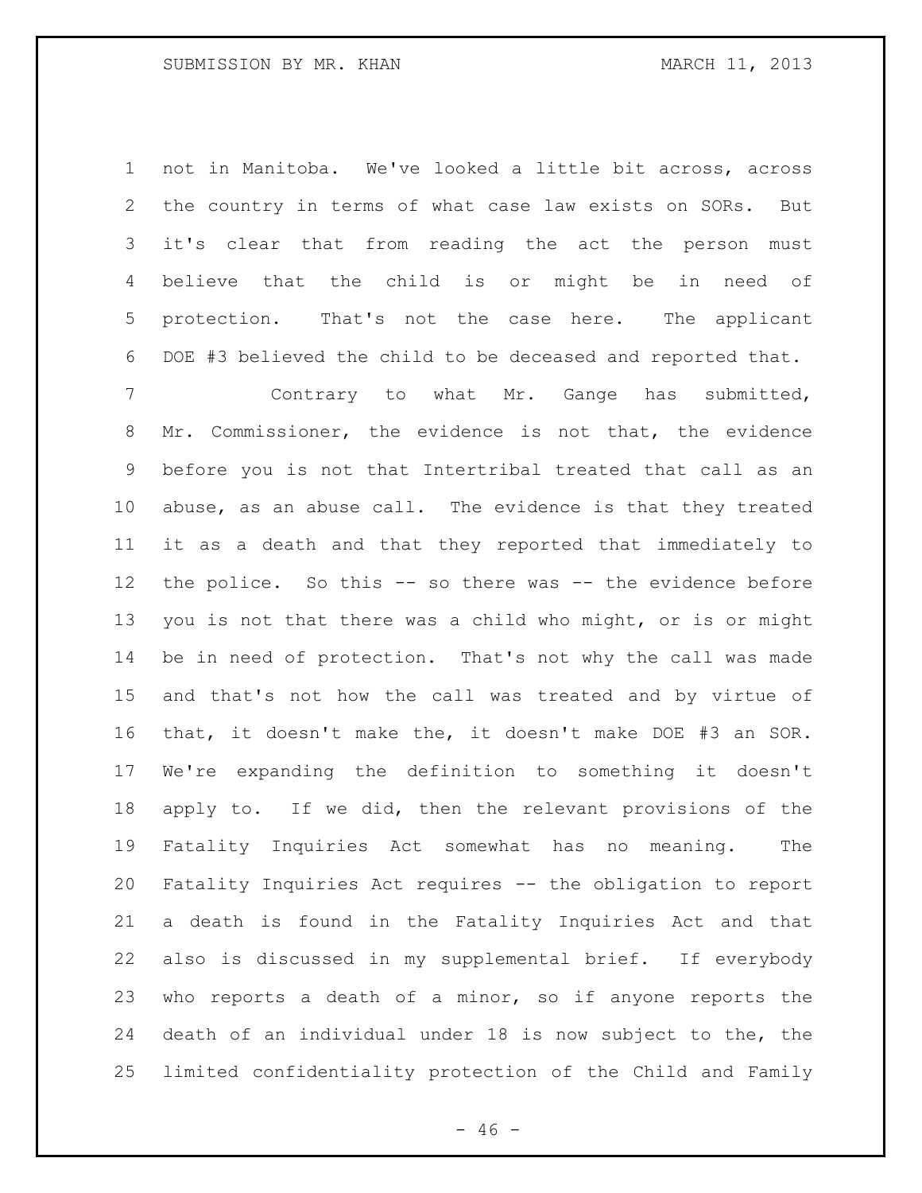not in Manitoba. We've looked a little bit across, across the country in terms of what case law exists on SORs. But it's clear that from reading the act the person must believe that the child is or might be in need of protection. That's not the case here. The applicant DOE #3 believed the child to be deceased and reported that.

Contrary to what Mr. Gange has submitted, Mr. Commissioner, the evidence is not that, the evidence before you is not that Intertribal treated that call as an abuse, as an abuse call. The evidence is that they treated it as a death and that they reported that immediately to the police. So this -- so there was -- the evidence before you is not that there was a child who might, or is or might be in need of protection. That's not why the call was made and that's not how the call was treated and by virtue of that, it doesn't make the, it doesn't make DOE #3 an SOR. We're expanding the definition to something it doesn't apply to. If we did, then the relevant provisions of the Fatality Inquiries Act somewhat has no meaning. The Fatality Inquiries Act requires -- the obligation to report a death is found in the Fatality Inquiries Act and that also is discussed in my supplemental brief. If everybody who reports a death of a minor, so if anyone reports the death of an individual under 18 is now subject to the, the limited confidentiality protection of the Child and Family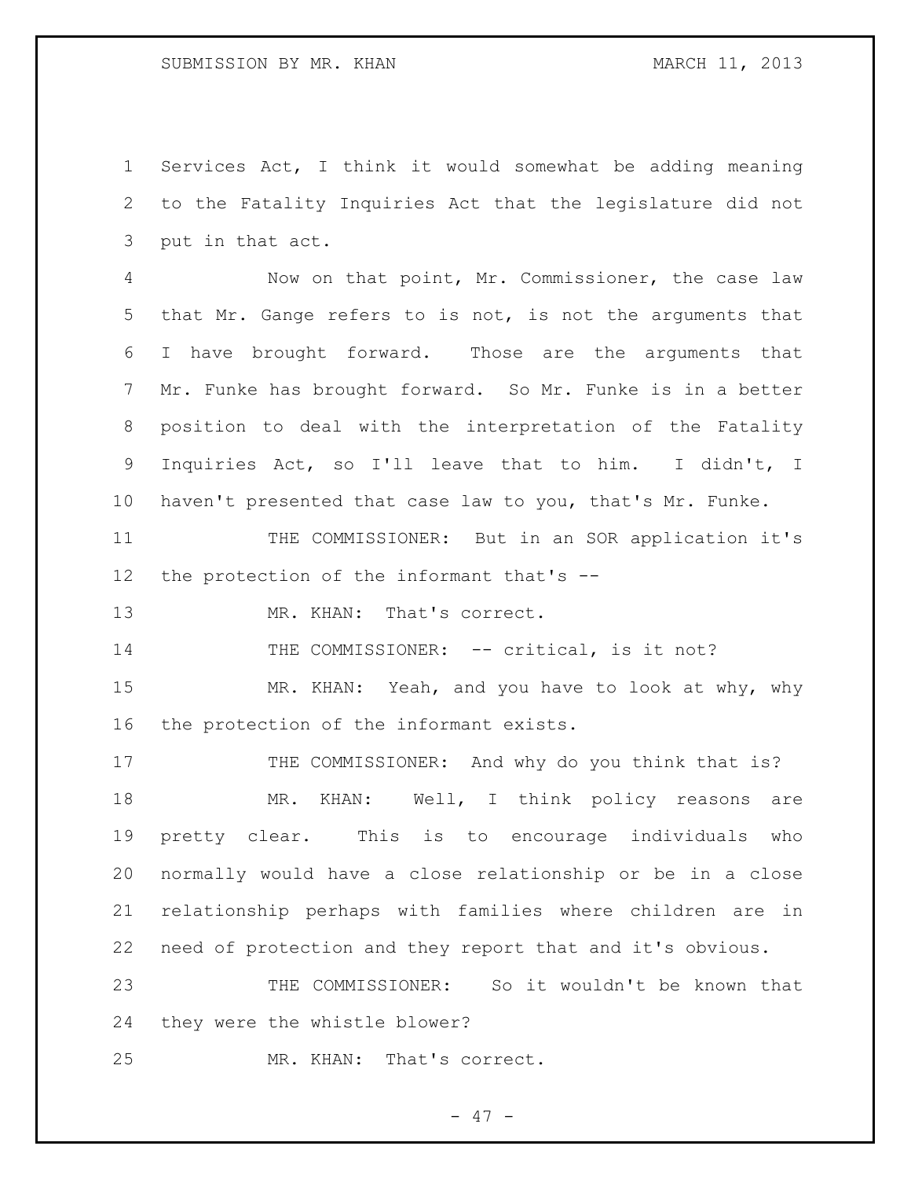Services Act, I think it would somewhat be adding meaning to the Fatality Inquiries Act that the legislature did not put in that act.

Now on that point, Mr. Commissioner, the case law that Mr. Gange refers to is not, is not the arguments that I have brought forward. Those are the arguments that Mr. Funke has brought forward. So Mr. Funke is in a better position to deal with the interpretation of the Fatality Inquiries Act, so I'll leave that to him. I didn't, I haven't presented that case law to you, that's Mr. Funke.

THE COMMISSIONER: But in an SOR application it's the protection of the informant that's --

MR. KHAN: That's correct.

THE COMMISSIONER: -- critical, is it not?

MR. KHAN: Yeah, and you have to look at why, why the protection of the informant exists.

THE COMMISSIONER: And why do you think that is?

MR. KHAN: Well, I think policy reasons are pretty clear. This is to encourage individuals who normally would have a close relationship or be in a close relationship perhaps with families where children are in need of protection and they report that and it's obvious.

THE COMMISSIONER: So it wouldn't be known that they were the whistle blower?

MR. KHAN: That's correct.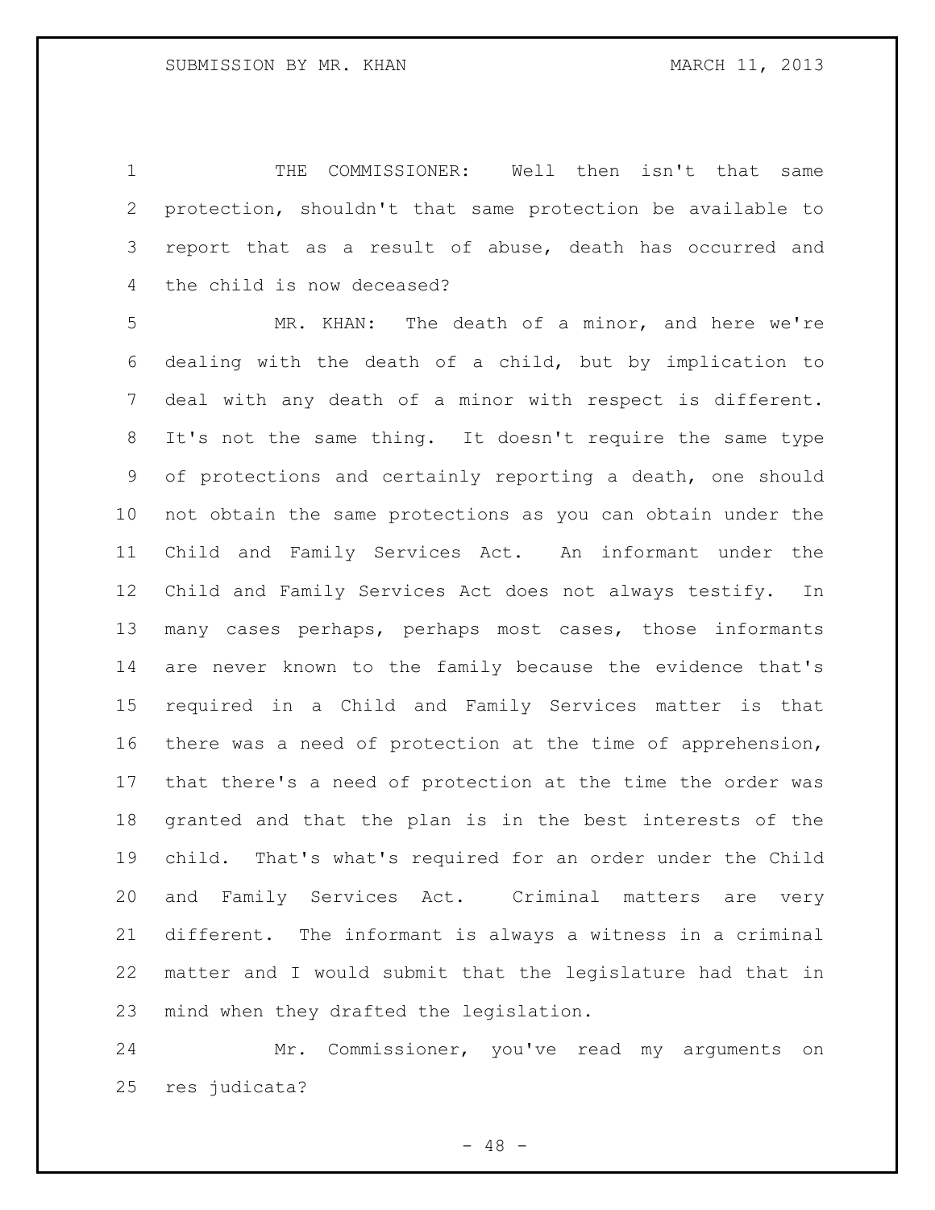THE COMMISSIONER: Well then isn't that same protection, shouldn't that same protection be available to report that as a result of abuse, death has occurred and the child is now deceased?

MR. KHAN: The death of a minor, and here we're dealing with the death of a child, but by implication to deal with any death of a minor with respect is different. It's not the same thing. It doesn't require the same type of protections and certainly reporting a death, one should not obtain the same protections as you can obtain under the Child and Family Services Act. An informant under the Child and Family Services Act does not always testify. In many cases perhaps, perhaps most cases, those informants are never known to the family because the evidence that's required in a Child and Family Services matter is that there was a need of protection at the time of apprehension, that there's a need of protection at the time the order was granted and that the plan is in the best interests of the child. That's what's required for an order under the Child and Family Services Act. Criminal matters are very different. The informant is always a witness in a criminal matter and I would submit that the legislature had that in mind when they drafted the legislation.

Mr. Commissioner, you've read my arguments on res judicata?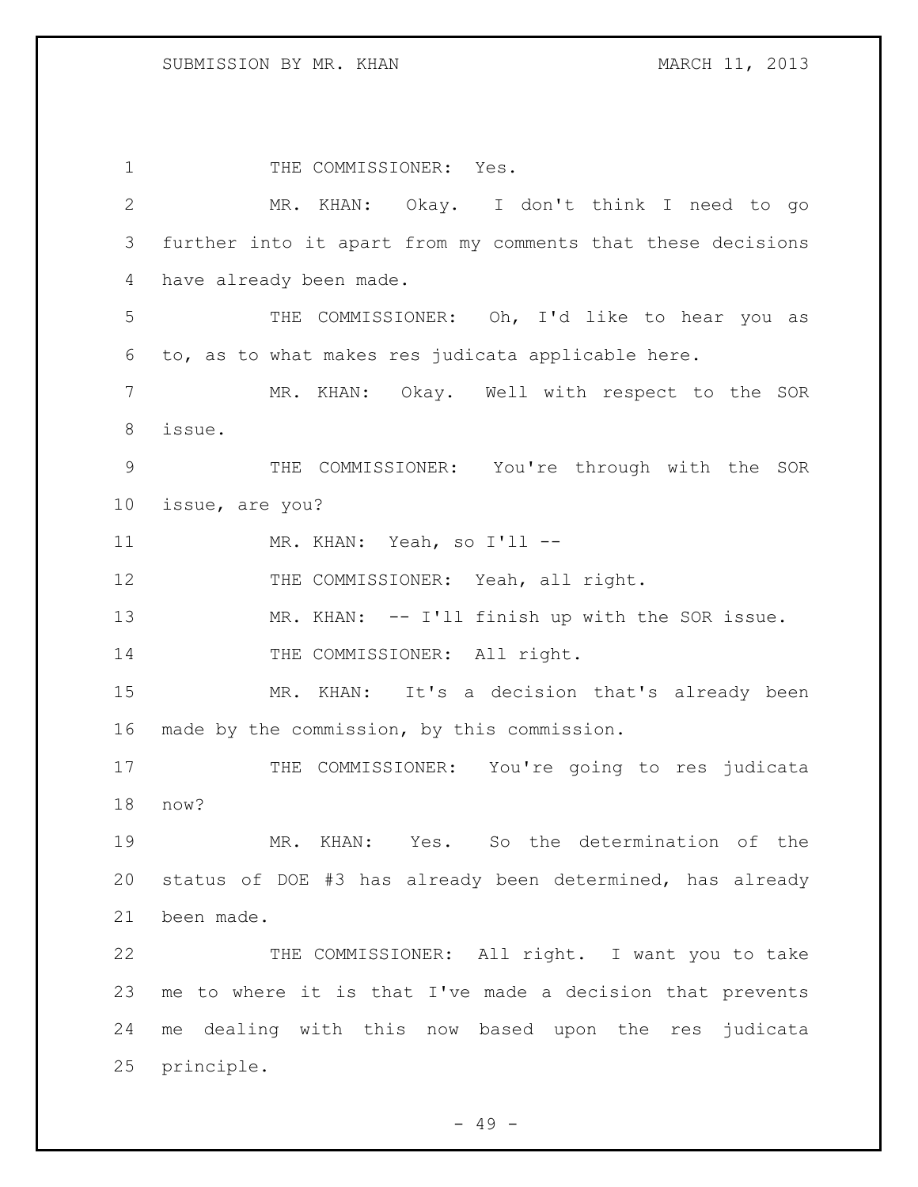THE COMMISSIONER: Yes.

MR. KHAN: Okay. I don't think I need to go further into it apart from my comments that these decisions have already been made.

THE COMMISSIONER: Oh, I'd like to hear you as to, as to what makes res judicata applicable here.

MR. KHAN: Okay. Well with respect to the SOR issue.

THE COMMISSIONER: You're through with the SOR issue, are you?

MR. KHAN: Yeah, so I'll --

THE COMMISSIONER: Yeah, all right.

MR. KHAN: -- I'll finish up with the SOR issue.

THE COMMISSIONER: All right.

MR. KHAN: It's a decision that's already been made by the commission, by this commission.

THE COMMISSIONER: You're going to res judicata now?

MR. KHAN: Yes. So the determination of the status of DOE #3 has already been determined, has already been made.

THE COMMISSIONER: All right. I want you to take me to where it is that I've made a decision that prevents me dealing with this now based upon the res judicata principle.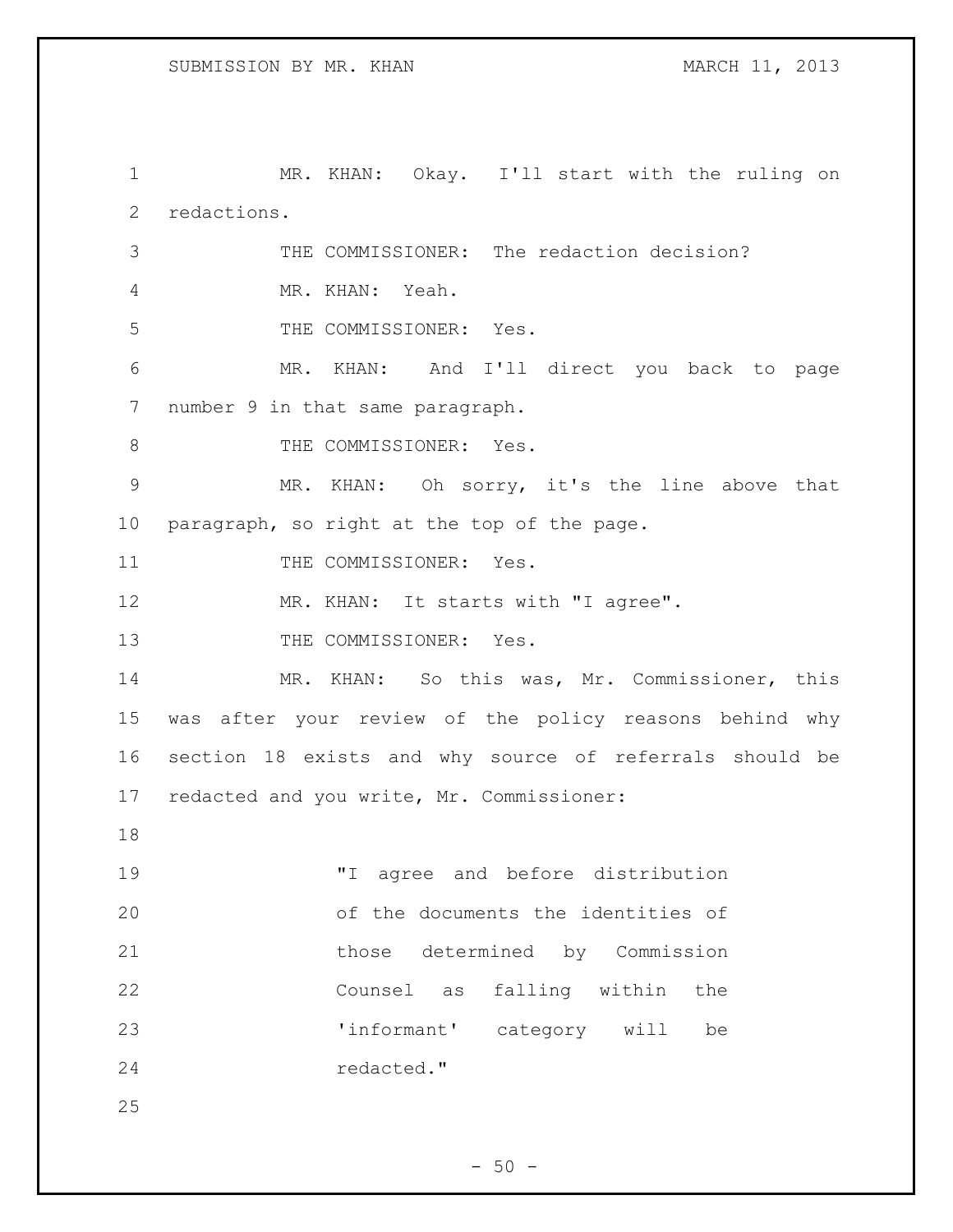MR. KHAN: Okay. I'll start with the ruling on redactions.

THE COMMISSIONER: The redaction decision?

MR. KHAN: Yeah.

THE COMMISSIONER: Yes.

MR. KHAN: And I'll direct you back to page number 9 in that same paragraph.

THE COMMISSIONER: Yes.

MR. KHAN: Oh sorry, it's the line above that paragraph, so right at the top of the page.

THE COMMISSIONER: Yes.

MR. KHAN: It starts with "I agree".

THE COMMISSIONER: Yes.

MR. KHAN: So this was, Mr. Commissioner, this was after your review of the policy reasons behind why section 18 exists and why source of referrals should be redacted and you write, Mr. Commissioner:

> "I agree and before distribution of the documents the identities of those determined by Commission Counsel as falling within the 'informant' category will be redacted."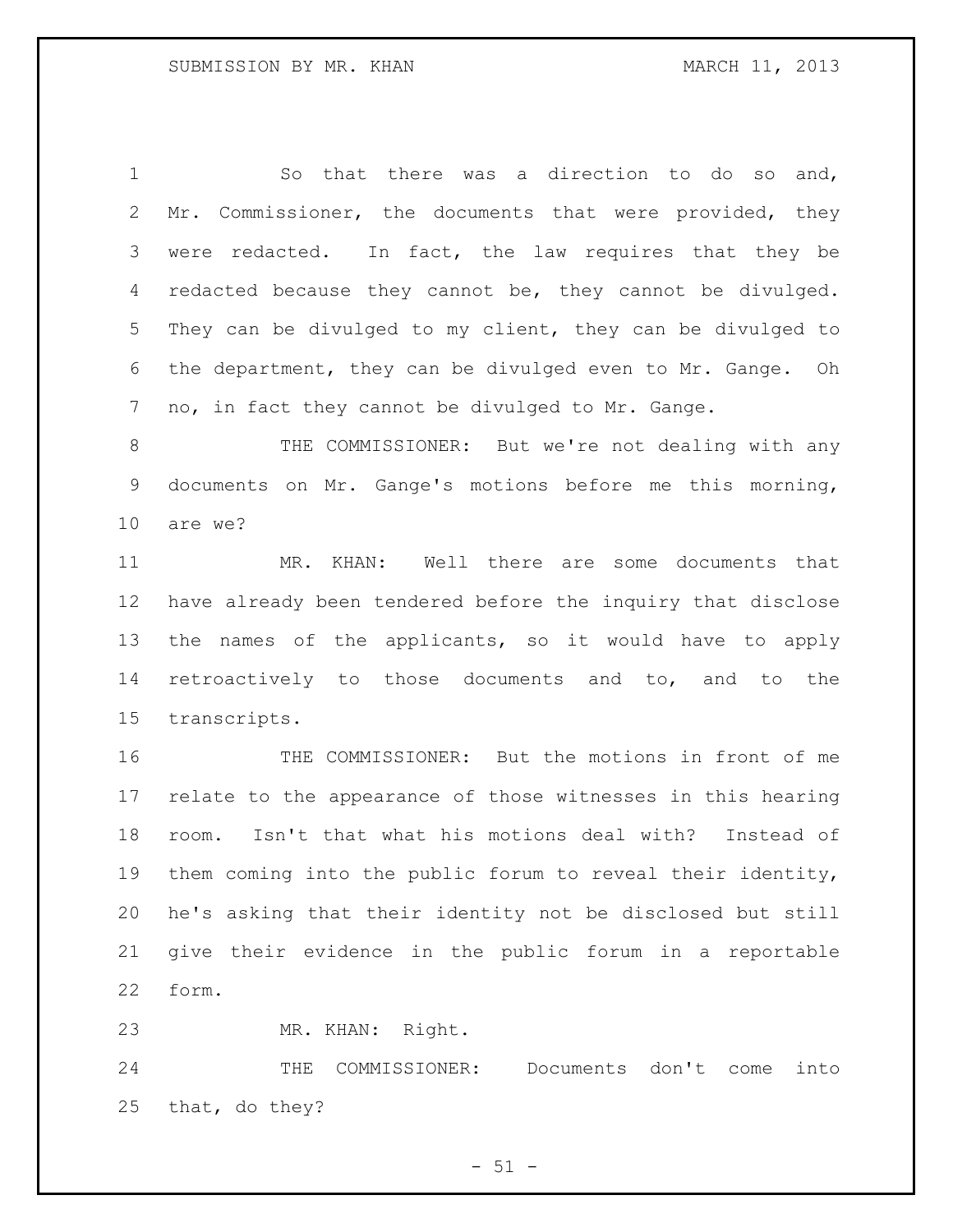So that there was a direction to do so and, Mr. Commissioner, the documents that were provided, they were redacted. In fact, the law requires that they be redacted because they cannot be, they cannot be divulged. They can be divulged to my client, they can be divulged to the department, they can be divulged even to Mr. Gange. Oh no, in fact they cannot be divulged to Mr. Gange.

THE COMMISSIONER: But we're not dealing with any documents on Mr. Gange's motions before me this morning, are we?

MR. KHAN: Well there are some documents that have already been tendered before the inquiry that disclose the names of the applicants, so it would have to apply retroactively to those documents and to, and to the transcripts.

THE COMMISSIONER: But the motions in front of me relate to the appearance of those witnesses in this hearing room. Isn't that what his motions deal with? Instead of them coming into the public forum to reveal their identity, he's asking that their identity not be disclosed but still give their evidence in the public forum in a reportable form.

MR. KHAN: Right.

THE COMMISSIONER: Documents don't come into that, do they?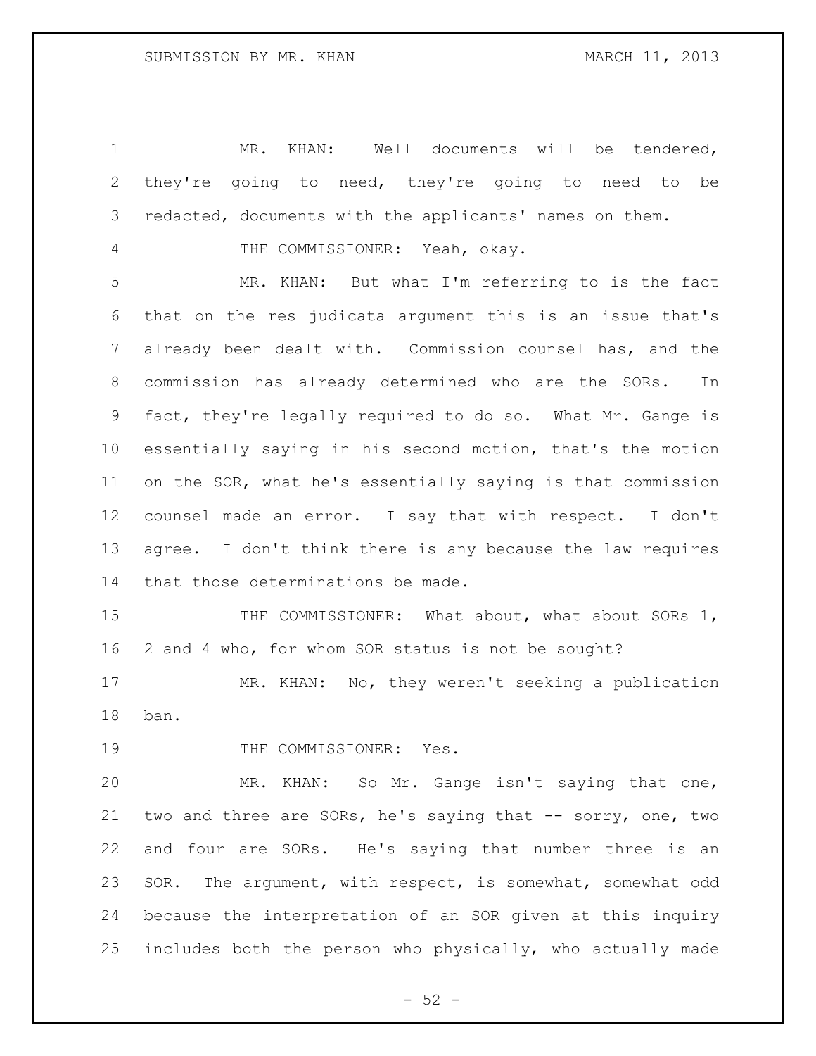MR. KHAN: Well documents will be tendered, they're going to need, they're going to need to be redacted, documents with the applicants' names on them.

THE COMMISSIONER: Yeah, okay.

MR. KHAN: But what I'm referring to is the fact that on the res judicata argument this is an issue that's already been dealt with. Commission counsel has, and the commission has already determined who are the SORs. In fact, they're legally required to do so. What Mr. Gange is essentially saying in his second motion, that's the motion on the SOR, what he's essentially saying is that commission counsel made an error. I say that with respect. I don't agree. I don't think there is any because the law requires that those determinations be made.

THE COMMISSIONER: What about, what about SORs 1, 2 and 4 who, for whom SOR status is not be sought?

MR. KHAN: No, they weren't seeking a publication ban.

THE COMMISSIONER: Yes.

MR. KHAN: So Mr. Gange isn't saying that one, two and three are SORs, he's saying that -- sorry, one, two and four are SORs. He's saying that number three is an SOR. The argument, with respect, is somewhat, somewhat odd because the interpretation of an SOR given at this inquiry includes both the person who physically, who actually made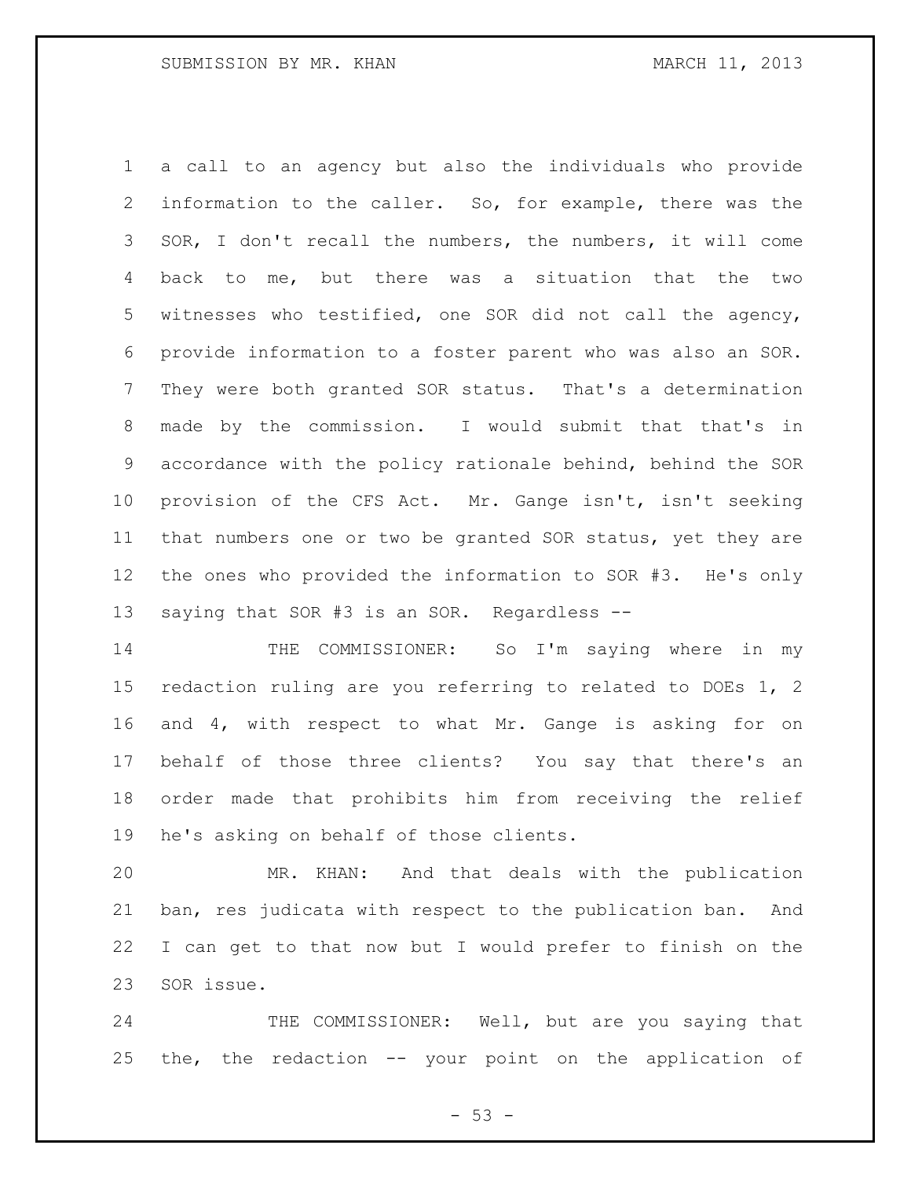a call to an agency but also the individuals who provide information to the caller. So, for example, there was the SOR, I don't recall the numbers, the numbers, it will come back to me, but there was a situation that the two witnesses who testified, one SOR did not call the agency, provide information to a foster parent who was also an SOR. They were both granted SOR status. That's a determination made by the commission. I would submit that that's in accordance with the policy rationale behind, behind the SOR provision of the CFS Act. Mr. Gange isn't, isn't seeking that numbers one or two be granted SOR status, yet they are the ones who provided the information to SOR #3. He's only saying that SOR #3 is an SOR. Regardless --

THE COMMISSIONER: So I'm saying where in my redaction ruling are you referring to related to DOEs 1, 2 and 4, with respect to what Mr. Gange is asking for on behalf of those three clients? You say that there's an order made that prohibits him from receiving the relief he's asking on behalf of those clients.

MR. KHAN: And that deals with the publication ban, res judicata with respect to the publication ban. And I can get to that now but I would prefer to finish on the SOR issue.

THE COMMISSIONER: Well, but are you saying that the, the redaction -- your point on the application of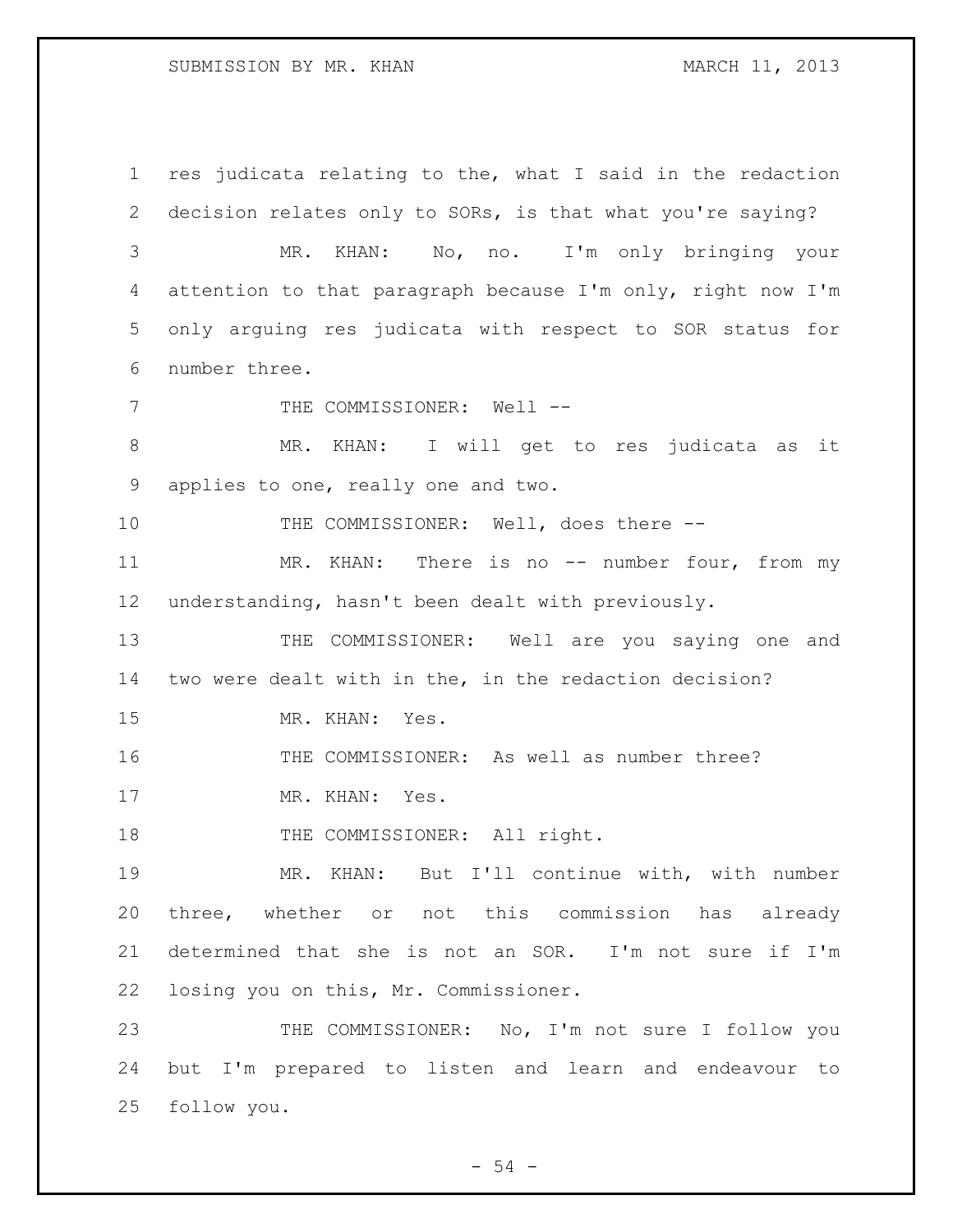res judicata relating to the, what I said in the redaction decision relates only to SORs, is that what you're saying?

MR. KHAN: No, no. I'm only bringing your attention to that paragraph because I'm only, right now I'm only arguing res judicata with respect to SOR status for number three.

THE COMMISSIONER: Well --

MR. KHAN: I will get to res judicata as it applies to one, really one and two.

THE COMMISSIONER: Well, does there --

MR. KHAN: There is no -- number four, from my understanding, hasn't been dealt with previously.

THE COMMISSIONER: Well are you saying one and two were dealt with in the, in the redaction decision?

MR. KHAN: Yes.

THE COMMISSIONER: As well as number three?

MR. KHAN: Yes.

THE COMMISSIONER: All right.

MR. KHAN: But I'll continue with, with number three, whether or not this commission has already determined that she is not an SOR. I'm not sure if I'm losing you on this, Mr. Commissioner.

THE COMMISSIONER: No, I'm not sure I follow you but I'm prepared to listen and learn and endeavour to follow you.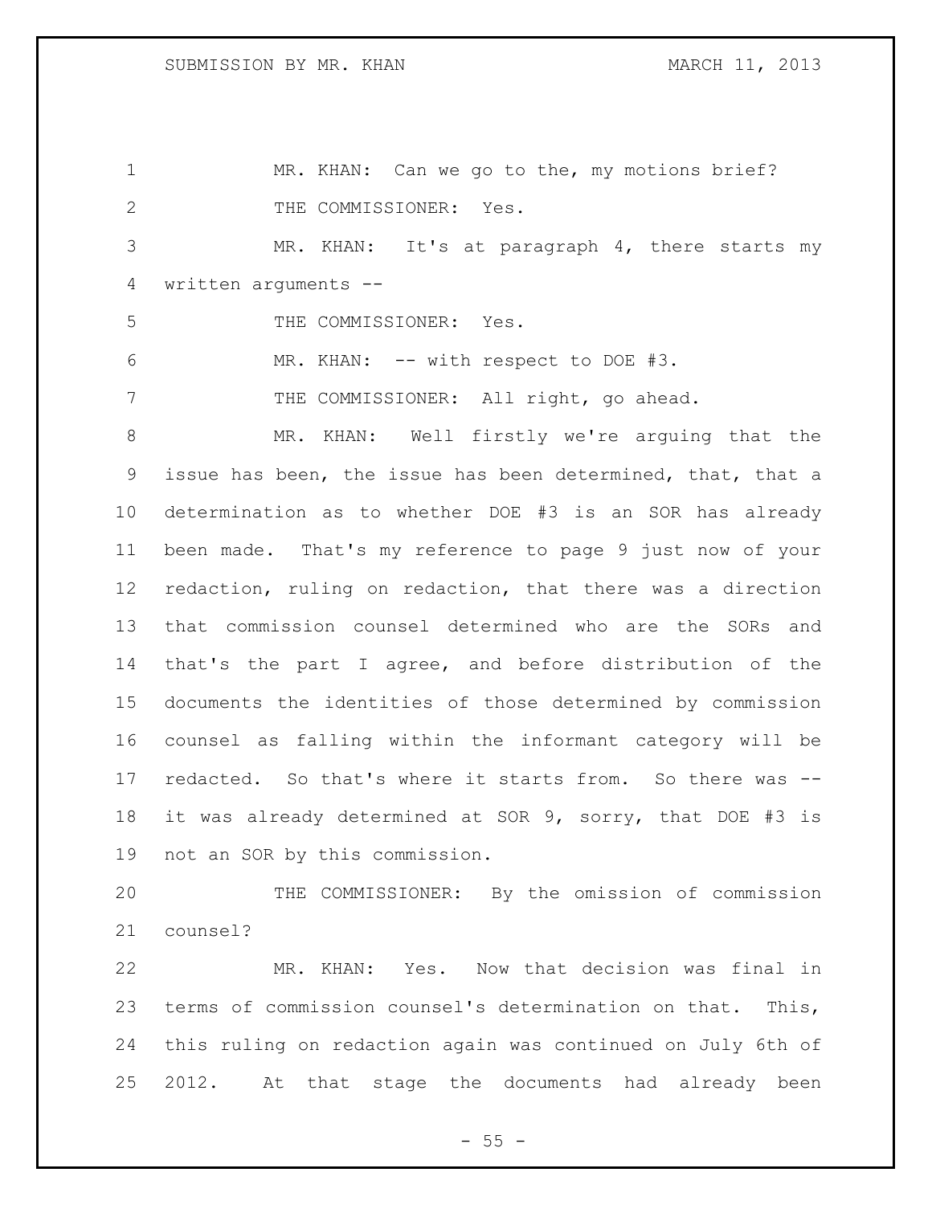MR. KHAN: Can we go to the, my motions brief?

THE COMMISSIONER: Yes.

MR. KHAN: It's at paragraph 4, there starts my written arguments --

THE COMMISSIONER: Yes.

MR. KHAN: -- with respect to DOE #3.

THE COMMISSIONER: All right, go ahead.

MR. KHAN: Well firstly we're arguing that the issue has been, the issue has been determined, that, that a determination as to whether DOE #3 is an SOR has already been made. That's my reference to page 9 just now of your redaction, ruling on redaction, that there was a direction that commission counsel determined who are the SORs and that's the part I agree, and before distribution of the documents the identities of those determined by commission counsel as falling within the informant category will be redacted. So that's where it starts from. So there was -- it was already determined at SOR 9, sorry, that DOE #3 is not an SOR by this commission.

THE COMMISSIONER: By the omission of commission counsel?

MR. KHAN: Yes. Now that decision was final in terms of commission counsel's determination on that. This, this ruling on redaction again was continued on July 6th of 2012. At that stage the documents had already been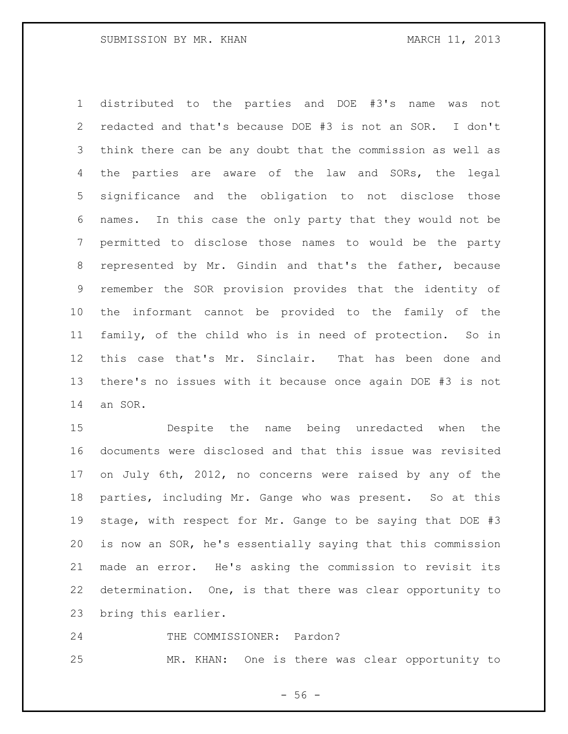distributed to the parties and DOE #3's name was not redacted and that's because DOE #3 is not an SOR. I don't think there can be any doubt that the commission as well as the parties are aware of the law and SORs, the legal significance and the obligation to not disclose those names. In this case the only party that they would not be permitted to disclose those names to would be the party represented by Mr. Gindin and that's the father, because remember the SOR provision provides that the identity of the informant cannot be provided to the family of the family, of the child who is in need of protection. So in this case that's Mr. Sinclair. That has been done and there's no issues with it because once again DOE #3 is not an SOR.

Despite the name being unredacted when the documents were disclosed and that this issue was revisited on July 6th, 2012, no concerns were raised by any of the parties, including Mr. Gange who was present. So at this stage, with respect for Mr. Gange to be saying that DOE #3 is now an SOR, he's essentially saying that this commission made an error. He's asking the commission to revisit its determination. One, is that there was clear opportunity to bring this earlier.

THE COMMISSIONER: Pardon?

MR. KHAN: One is there was clear opportunity to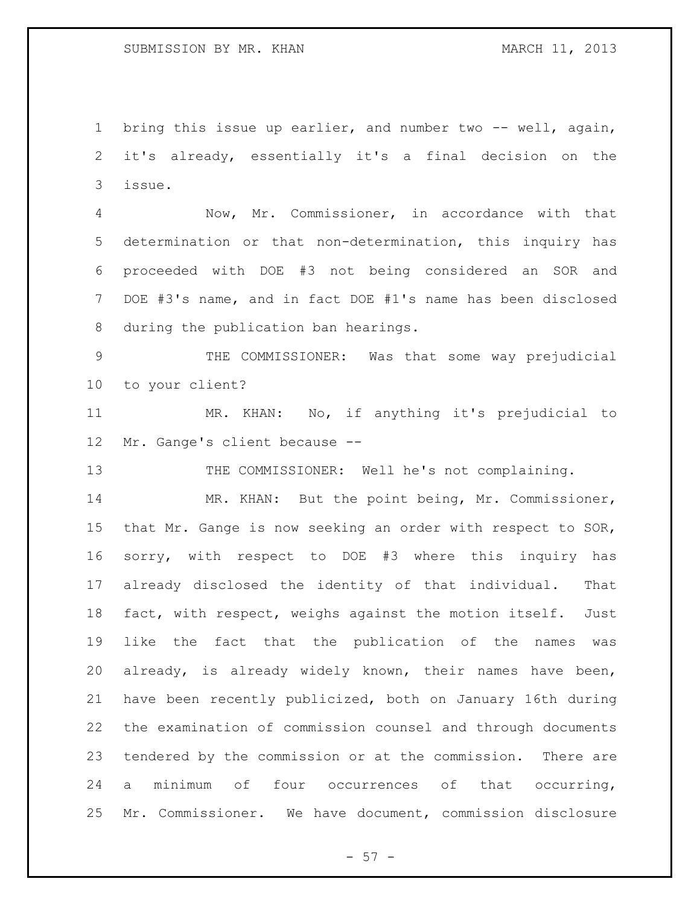bring this issue up earlier, and number two -- well, again, it's already, essentially it's a final decision on the issue.

Now, Mr. Commissioner, in accordance with that determination or that non-determination, this inquiry has proceeded with DOE #3 not being considered an SOR and DOE #3's name, and in fact DOE #1's name has been disclosed during the publication ban hearings.

THE COMMISSIONER: Was that some way prejudicial to your client?

MR. KHAN: No, if anything it's prejudicial to Mr. Gange's client because --

THE COMMISSIONER: Well he's not complaining.

MR. KHAN: But the point being, Mr. Commissioner, that Mr. Gange is now seeking an order with respect to SOR, sorry, with respect to DOE #3 where this inquiry has already disclosed the identity of that individual. That fact, with respect, weighs against the motion itself. Just like the fact that the publication of the names was already, is already widely known, their names have been, have been recently publicized, both on January 16th during the examination of commission counsel and through documents tendered by the commission or at the commission. There are a minimum of four occurrences of that occurring, Mr. Commissioner. We have document, commission disclosure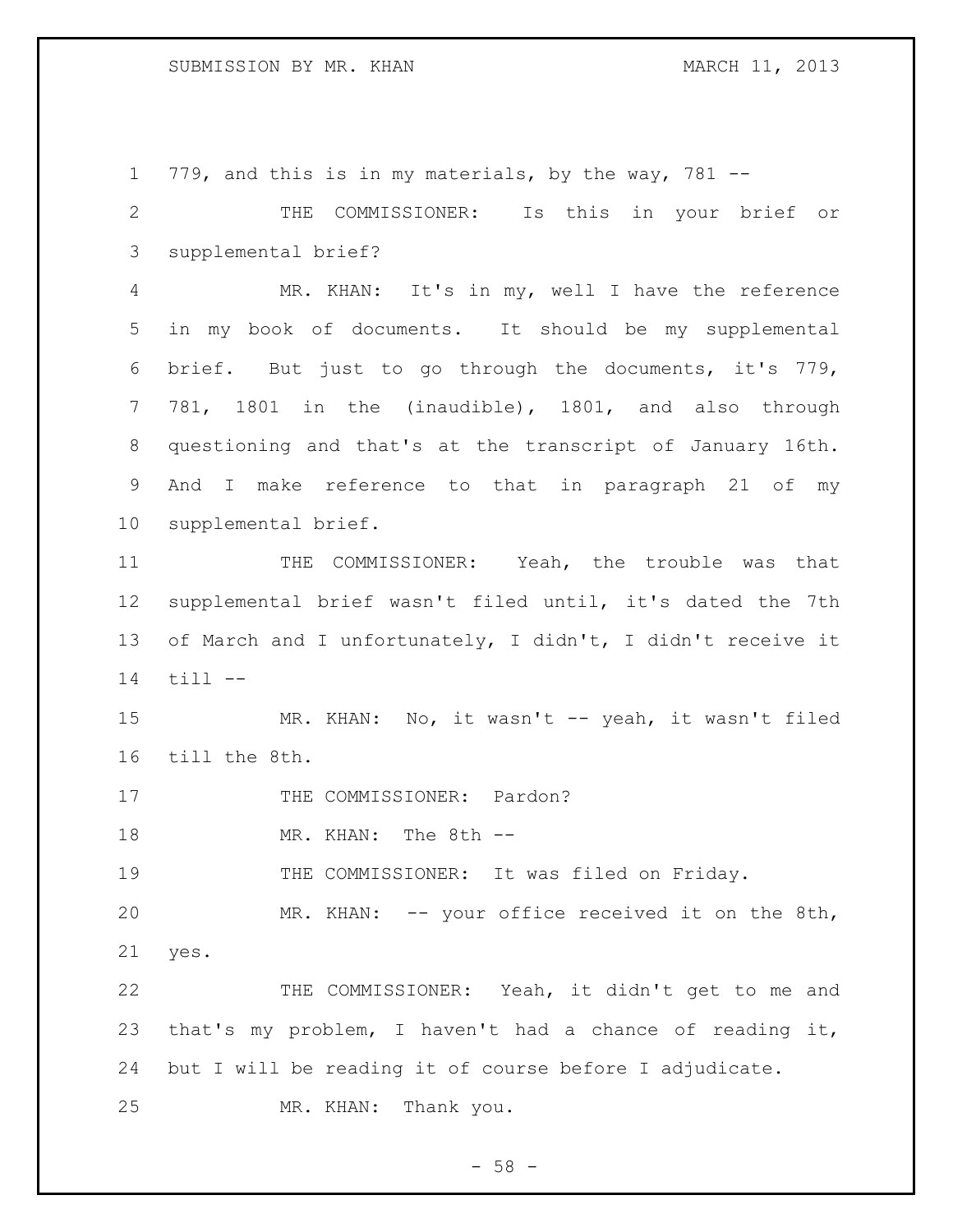779, and this is in my materials, by the way, 781 --

THE COMMISSIONER: Is this in your brief or supplemental brief?

MR. KHAN: It's in my, well I have the reference in my book of documents. It should be my supplemental brief. But just to go through the documents, it's 779, 781, 1801 in the (inaudible), 1801, and also through questioning and that's at the transcript of January 16th. And I make reference to that in paragraph 21 of my supplemental brief.

THE COMMISSIONER: Yeah, the trouble was that supplemental brief wasn't filed until, it's dated the 7th of March and I unfortunately, I didn't, I didn't receive it till --

MR. KHAN: No, it wasn't -- yeah, it wasn't filed till the 8th.

THE COMMISSIONER: Pardon?

MR. KHAN: The 8th --

THE COMMISSIONER: It was filed on Friday.

MR. KHAN: -- your office received it on the 8th, yes.

THE COMMISSIONER: Yeah, it didn't get to me and that's my problem, I haven't had a chance of reading it, but I will be reading it of course before I adjudicate.

MR. KHAN: Thank you.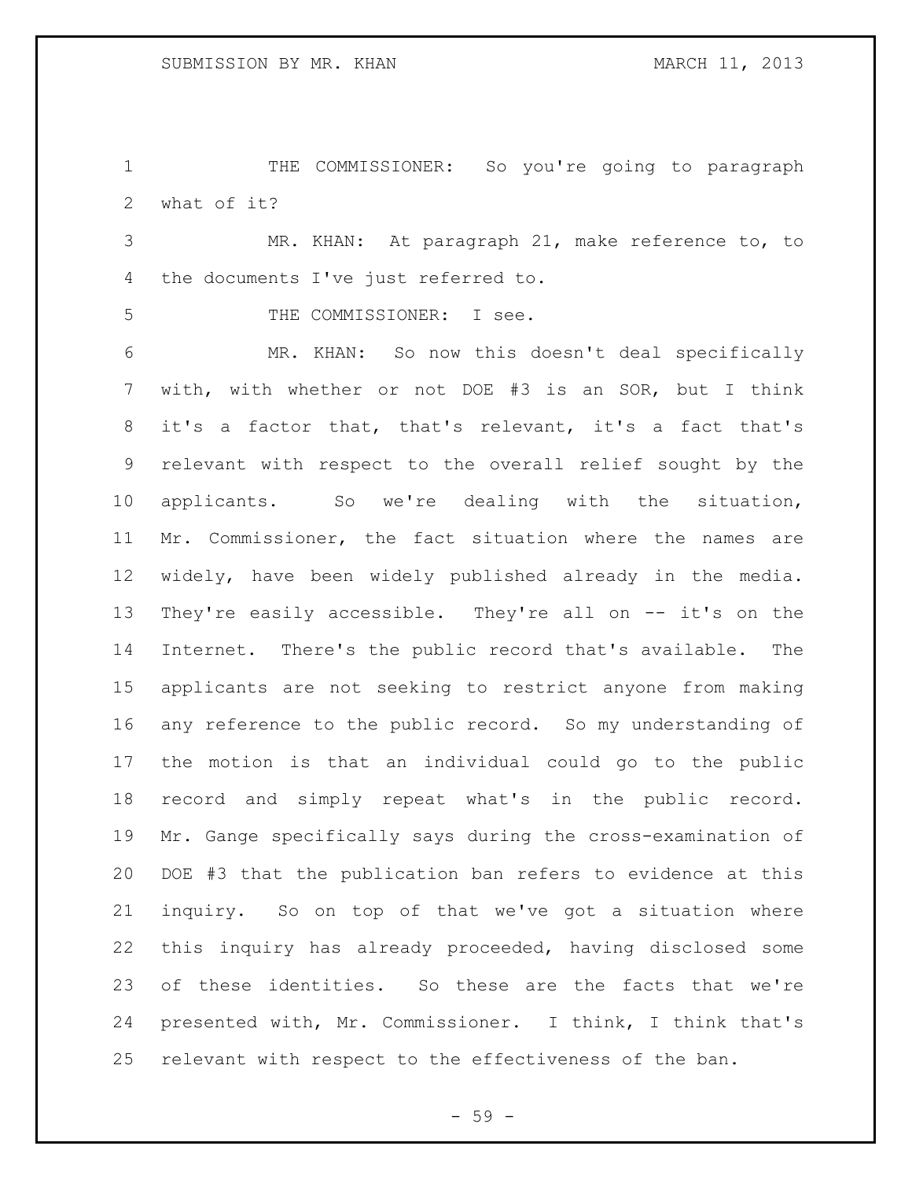THE COMMISSIONER: So you're going to paragraph what of it?

MR. KHAN: At paragraph 21, make reference to, to the documents I've just referred to.

THE COMMISSIONER: I see.

MR. KHAN: So now this doesn't deal specifically with, with whether or not DOE #3 is an SOR, but I think it's a factor that, that's relevant, it's a fact that's relevant with respect to the overall relief sought by the applicants. So we're dealing with the situation, Mr. Commissioner, the fact situation where the names are widely, have been widely published already in the media. They're easily accessible. They're all on -- it's on the Internet. There's the public record that's available. The applicants are not seeking to restrict anyone from making any reference to the public record. So my understanding of the motion is that an individual could go to the public record and simply repeat what's in the public record. Mr. Gange specifically says during the cross-examination of DOE #3 that the publication ban refers to evidence at this inquiry. So on top of that we've got a situation where this inquiry has already proceeded, having disclosed some of these identities. So these are the facts that we're presented with, Mr. Commissioner. I think, I think that's relevant with respect to the effectiveness of the ban.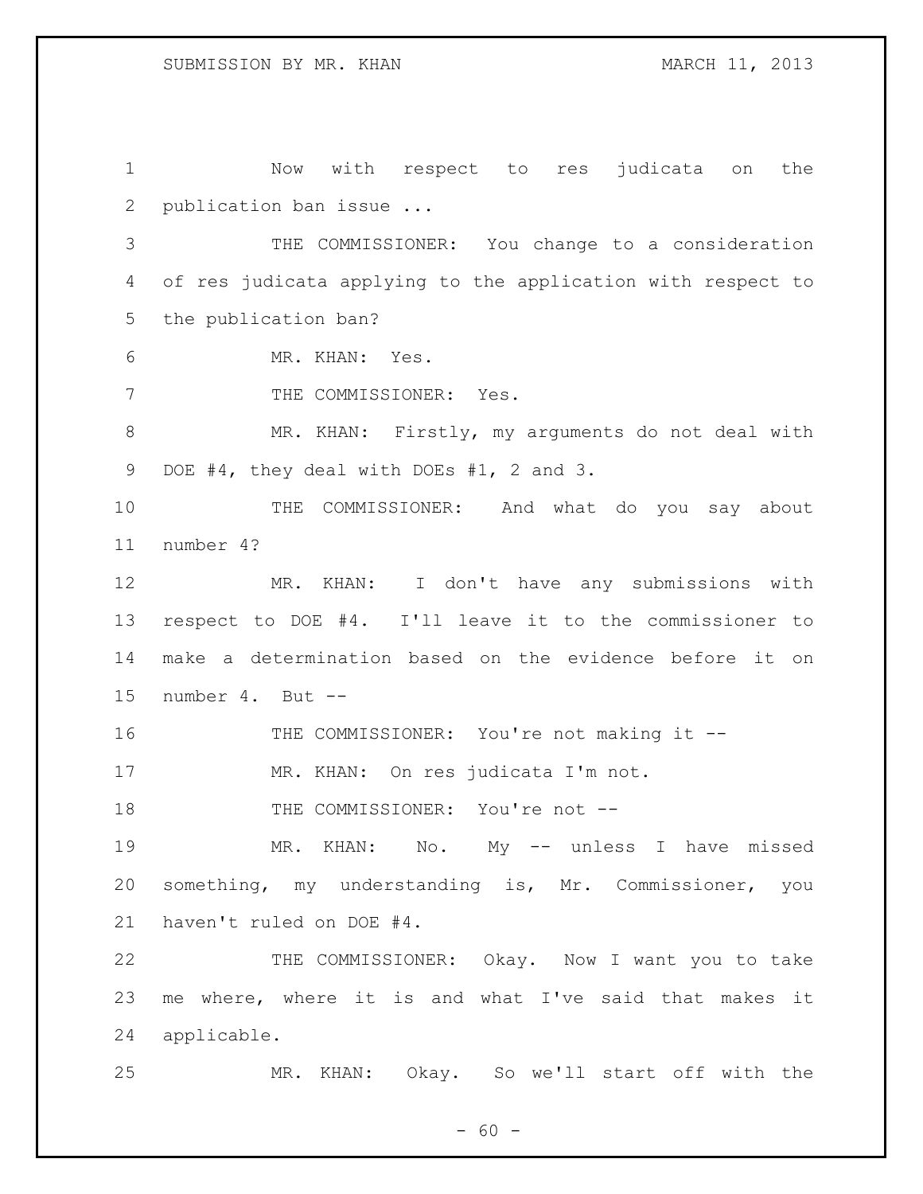Now with respect to res judicata on the publication ban issue ...

THE COMMISSIONER: You change to a consideration of res judicata applying to the application with respect to the publication ban?

MR. KHAN: Yes.

THE COMMISSIONER: Yes.

MR. KHAN: Firstly, my arguments do not deal with DOE #4, they deal with DOEs #1, 2 and 3.

THE COMMISSIONER: And what do you say about number 4?

MR. KHAN: I don't have any submissions with respect to DOE #4. I'll leave it to the commissioner to make a determination based on the evidence before it on number 4. But --

THE COMMISSIONER: You're not making it --

MR. KHAN: On res judicata I'm not.

THE COMMISSIONER: You're not --

MR. KHAN: No. My -- unless I have missed something, my understanding is, Mr. Commissioner, you haven't ruled on DOE #4.

THE COMMISSIONER: Okay. Now I want you to take me where, where it is and what I've said that makes it applicable.

MR. KHAN: Okay. So we'll start off with the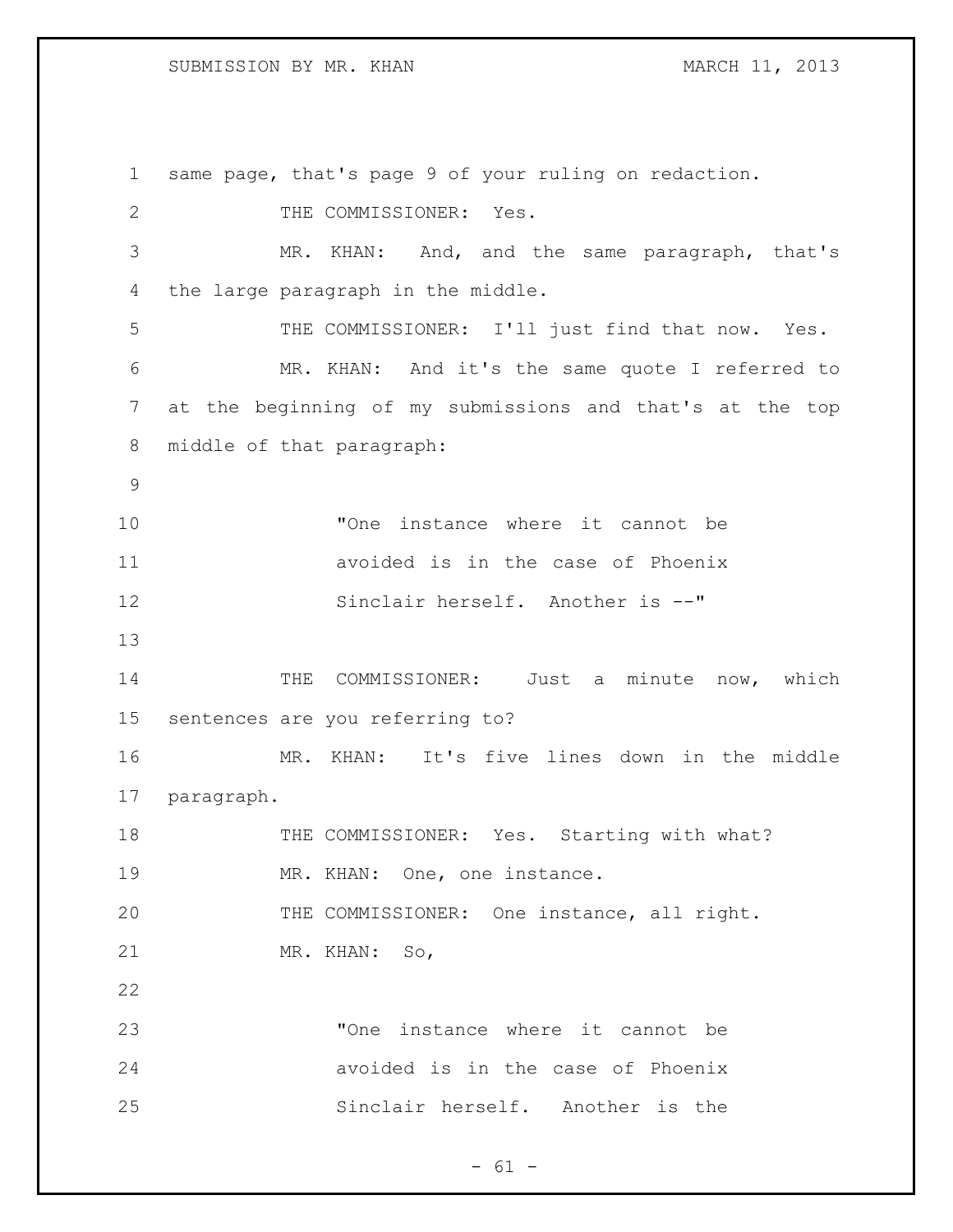same page, that's page 9 of your ruling on redaction.

THE COMMISSIONER: Yes.

MR. KHAN: And, and the same paragraph, that's the large paragraph in the middle.

THE COMMISSIONER: I'll just find that now. Yes.

MR. KHAN: And it's the same quote I referred to at the beginning of my submissions and that's at the top middle of that paragraph:

> "One instance where it cannot be avoided is in the case of Phoenix Sinclair herself. Another is --"

THE COMMISSIONER: Just a minute now, which sentences are you referring to?

MR. KHAN: It's five lines down in the middle paragraph.

THE COMMISSIONER: Yes. Starting with what?

MR. KHAN: One, one instance.

THE COMMISSIONER: One instance, all right.

MR. KHAN: So,

> "One instance where it cannot be avoided is in the case of Phoenix Sinclair herself. Another is the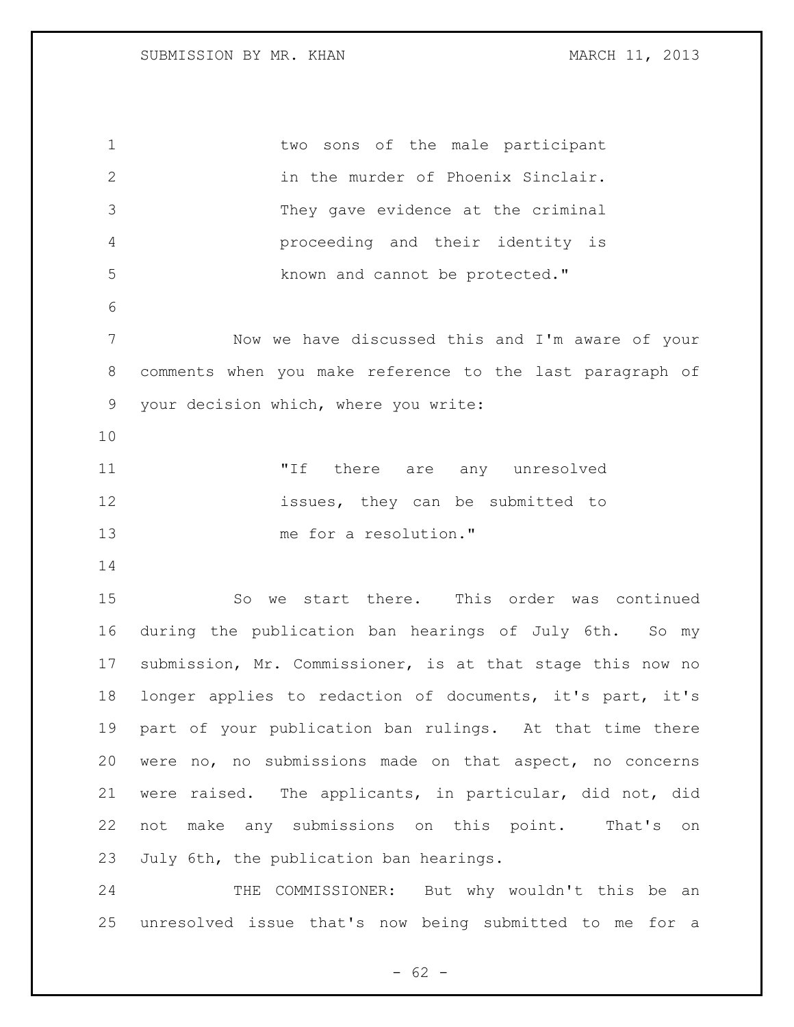> two sons of the male participant in the murder of Phoenix Sinclair. They gave evidence at the criminal proceeding and their identity is known and cannot be protected."

Now we have discussed this and I'm aware of your comments when you make reference to the last paragraph of your decision which, where you write:

> "If there are any unresolved issues, they can be submitted to me for a resolution."

So we start there. This order was continued during the publication ban hearings of July 6th. So my submission, Mr. Commissioner, is at that stage this now no longer applies to redaction of documents, it's part, it's part of your publication ban rulings. At that time there were no, no submissions made on that aspect, no concerns were raised. The applicants, in particular, did not, did not make any submissions on this point. That's on July 6th, the publication ban hearings.

THE COMMISSIONER: But why wouldn't this be an unresolved issue that's now being submitted to me for a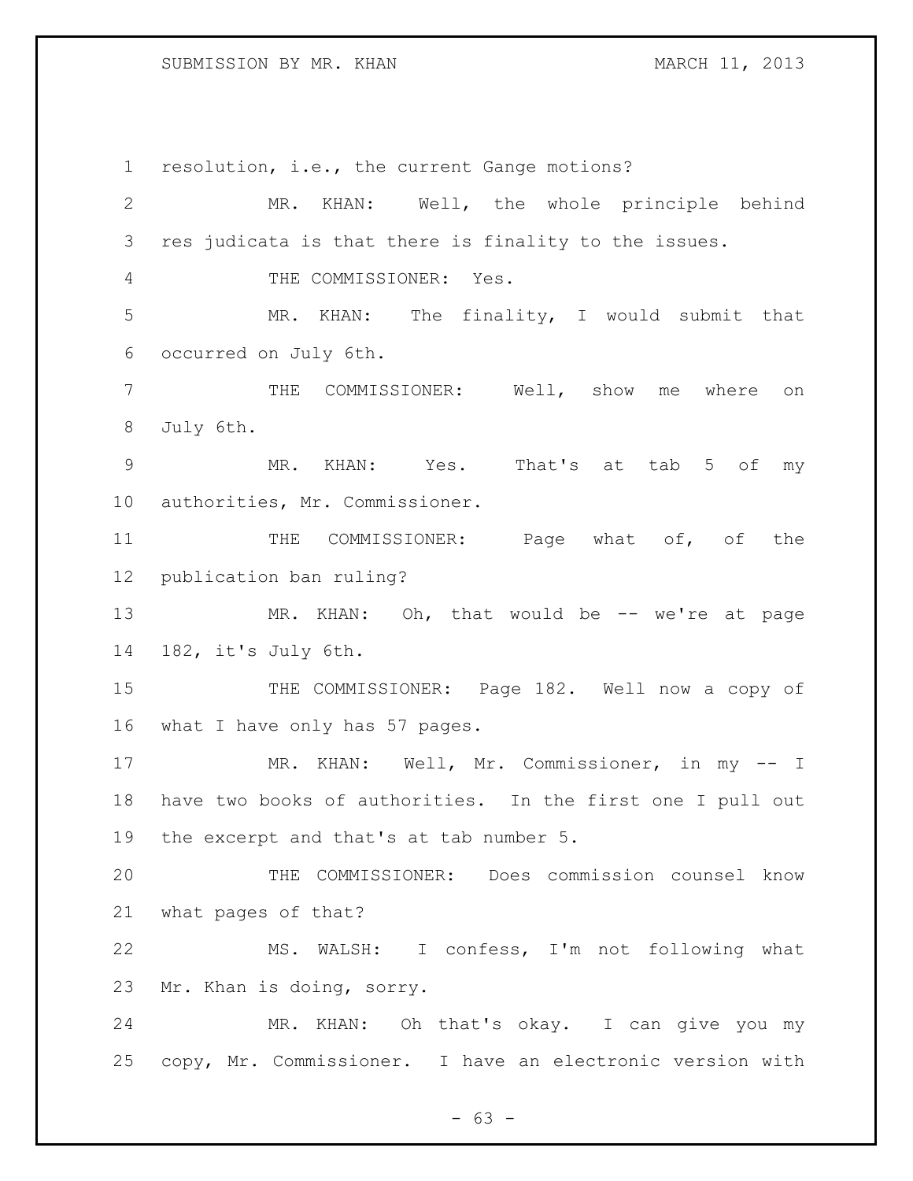resolution, i.e., the current Gange motions?

MR. KHAN: Well, the whole principle behind res judicata is that there is finality to the issues.

THE COMMISSIONER: Yes.

MR. KHAN: The finality, I would submit that occurred on July 6th.

THE COMMISSIONER: Well, show me where on July 6th.

MR. KHAN: Yes. That's at tab 5 of my authorities, Mr. Commissioner.

THE COMMISSIONER: Page what of, of the publication ban ruling?

MR. KHAN: Oh, that would be -- we're at page 182, it's July 6th.

THE COMMISSIONER: Page 182. Well now a copy of what I have only has 57 pages.

MR. KHAN: Well, Mr. Commissioner, in my -- I have two books of authorities. In the first one I pull out the excerpt and that's at tab number 5.

THE COMMISSIONER: Does commission counsel know what pages of that?

MS. WALSH: I confess, I'm not following what Mr. Khan is doing, sorry.

MR. KHAN: Oh that's okay. I can give you my copy, Mr. Commissioner. I have an electronic version with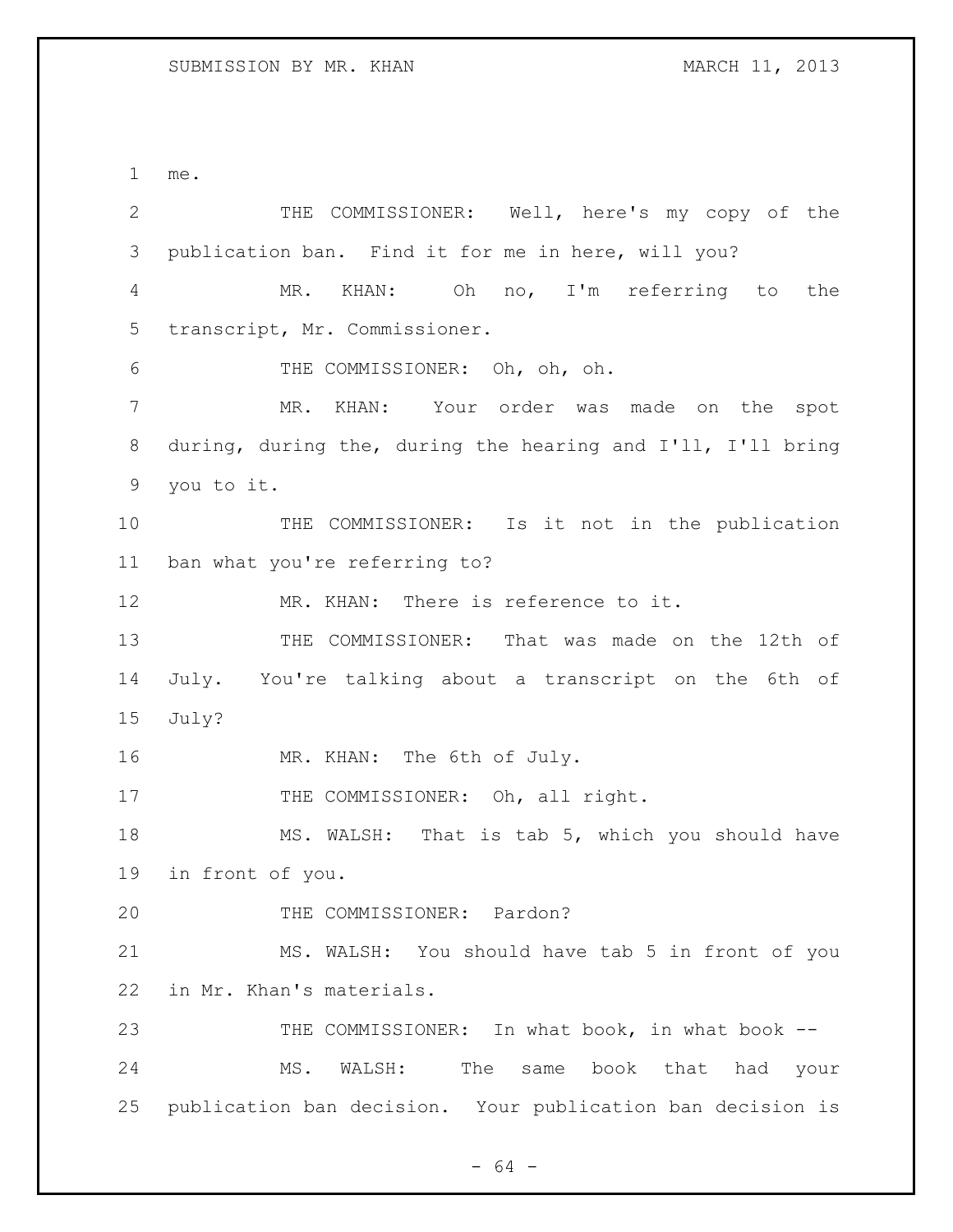me.

THE COMMISSIONER: Well, here's my copy of the publication ban. Find it for me in here, will you?

MR. KHAN: Oh no, I'm referring to the transcript, Mr. Commissioner.

THE COMMISSIONER: Oh, oh, oh.

MR. KHAN: Your order was made on the spot during, during the, during the hearing and I'll, I'll bring you to it.

THE COMMISSIONER: Is it not in the publication ban what you're referring to?

MR. KHAN: There is reference to it.

THE COMMISSIONER: That was made on the 12th of July. You're talking about a transcript on the 6th of July?

MR. KHAN: The 6th of July.

THE COMMISSIONER: Oh, all right.

MS. WALSH: That is tab 5, which you should have in front of you.

THE COMMISSIONER: Pardon?

MS. WALSH: You should have tab 5 in front of you in Mr. Khan's materials.

THE COMMISSIONER: In what book, in what book --

MS. WALSH: The same book that had your publication ban decision. Your publication ban decision is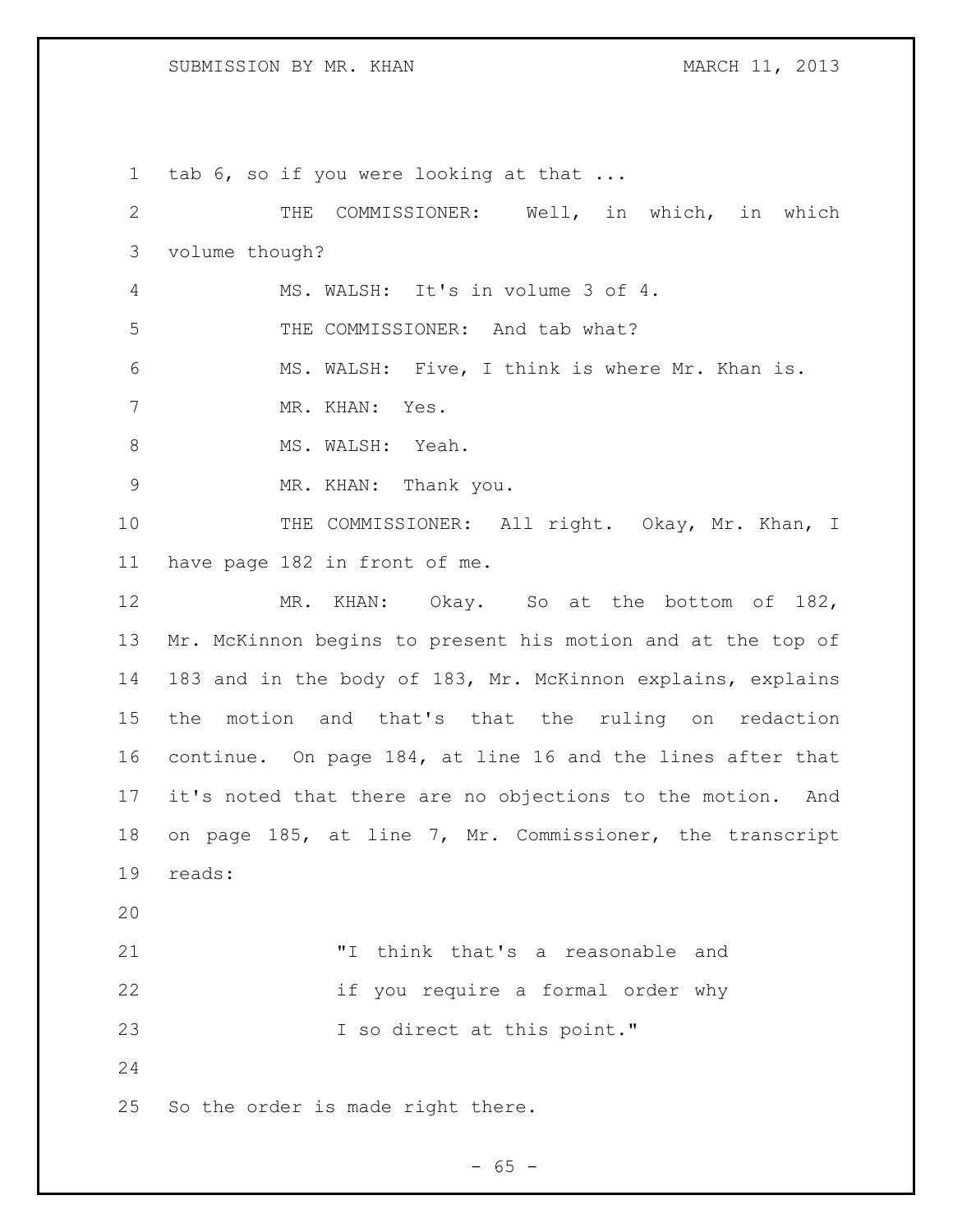tab 6, so if you were looking at that ...

THE COMMISSIONER: Well, in which, in which volume though?

MS. WALSH: It's in volume 3 of 4.

THE COMMISSIONER: And tab what?

MS. WALSH: Five, I think is where Mr. Khan is.

MR. KHAN: Yes.

MS. WALSH: Yeah.

MR. KHAN: Thank you.

THE COMMISSIONER: All right. Okay, Mr. Khan, I have page 182 in front of me.

MR. KHAN: Okay. So at the bottom of 182, Mr. McKinnon begins to present his motion and at the top of 183 and in the body of 183, Mr. McKinnon explains, explains the motion and that's that the ruling on redaction continue. On page 184, at line 16 and the lines after that it's noted that there are no objections to the motion. And on page 185, at line 7, Mr. Commissioner, the transcript reads:

> "I think that's a reasonable and if you require a formal order why I so direct at this point."

So the order is made right there.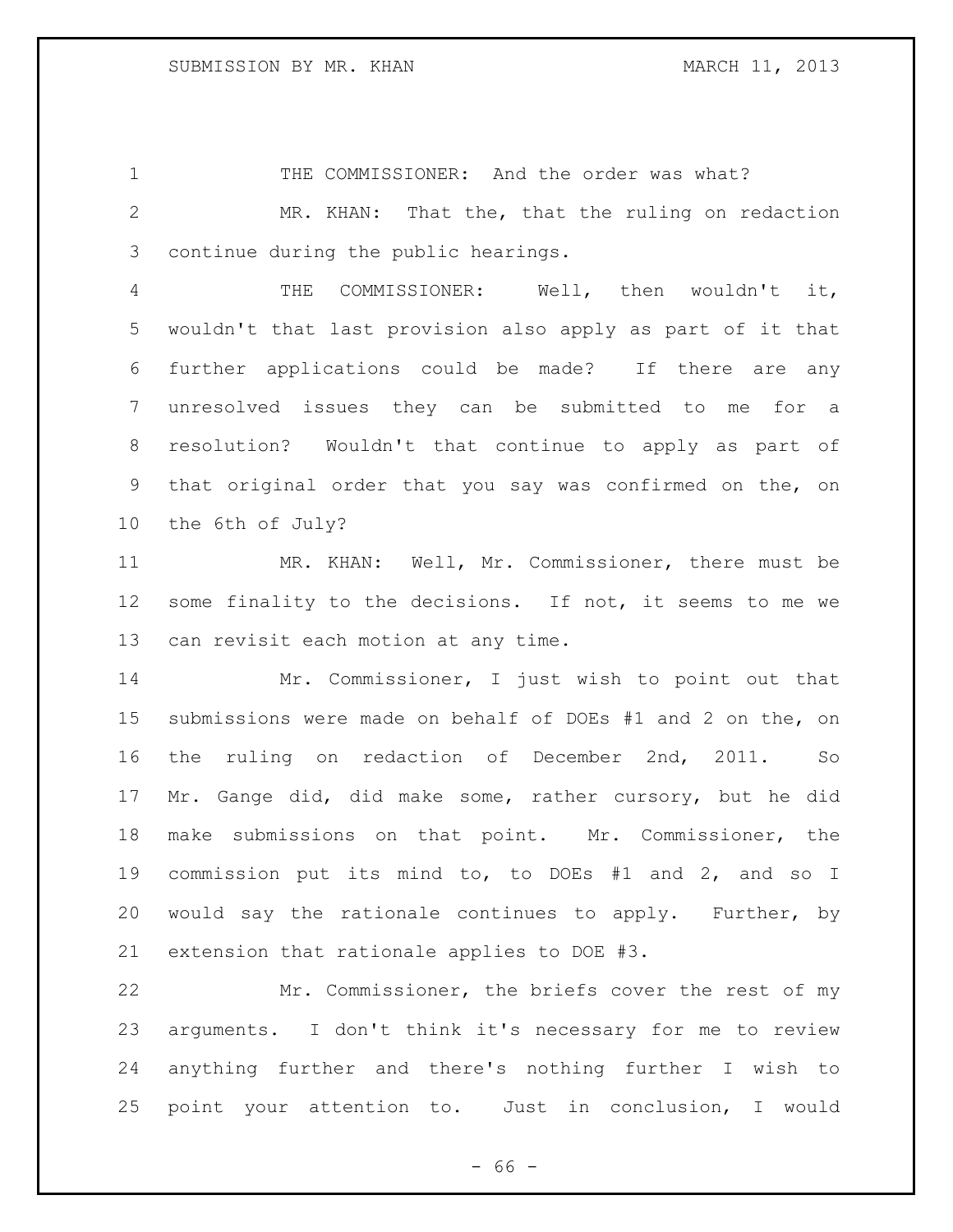THE COMMISSIONER: And the order was what?

MR. KHAN: That the, that the ruling on redaction continue during the public hearings.

THE COMMISSIONER: Well, then wouldn't it, wouldn't that last provision also apply as part of it that further applications could be made? If there are any unresolved issues they can be submitted to me for a resolution? Wouldn't that continue to apply as part of that original order that you say was confirmed on the, on the 6th of July?

MR. KHAN: Well, Mr. Commissioner, there must be some finality to the decisions. If not, it seems to me we can revisit each motion at any time.

Mr. Commissioner, I just wish to point out that submissions were made on behalf of DOEs #1 and 2 on the, on the ruling on redaction of December 2nd, 2011. So Mr. Gange did, did make some, rather cursory, but he did make submissions on that point. Mr. Commissioner, the commission put its mind to, to DOEs #1 and 2, and so I would say the rationale continues to apply. Further, by extension that rationale applies to DOE #3.

Mr. Commissioner, the briefs cover the rest of my arguments. I don't think it's necessary for me to review anything further and there's nothing further I wish to point your attention to. Just in conclusion, I would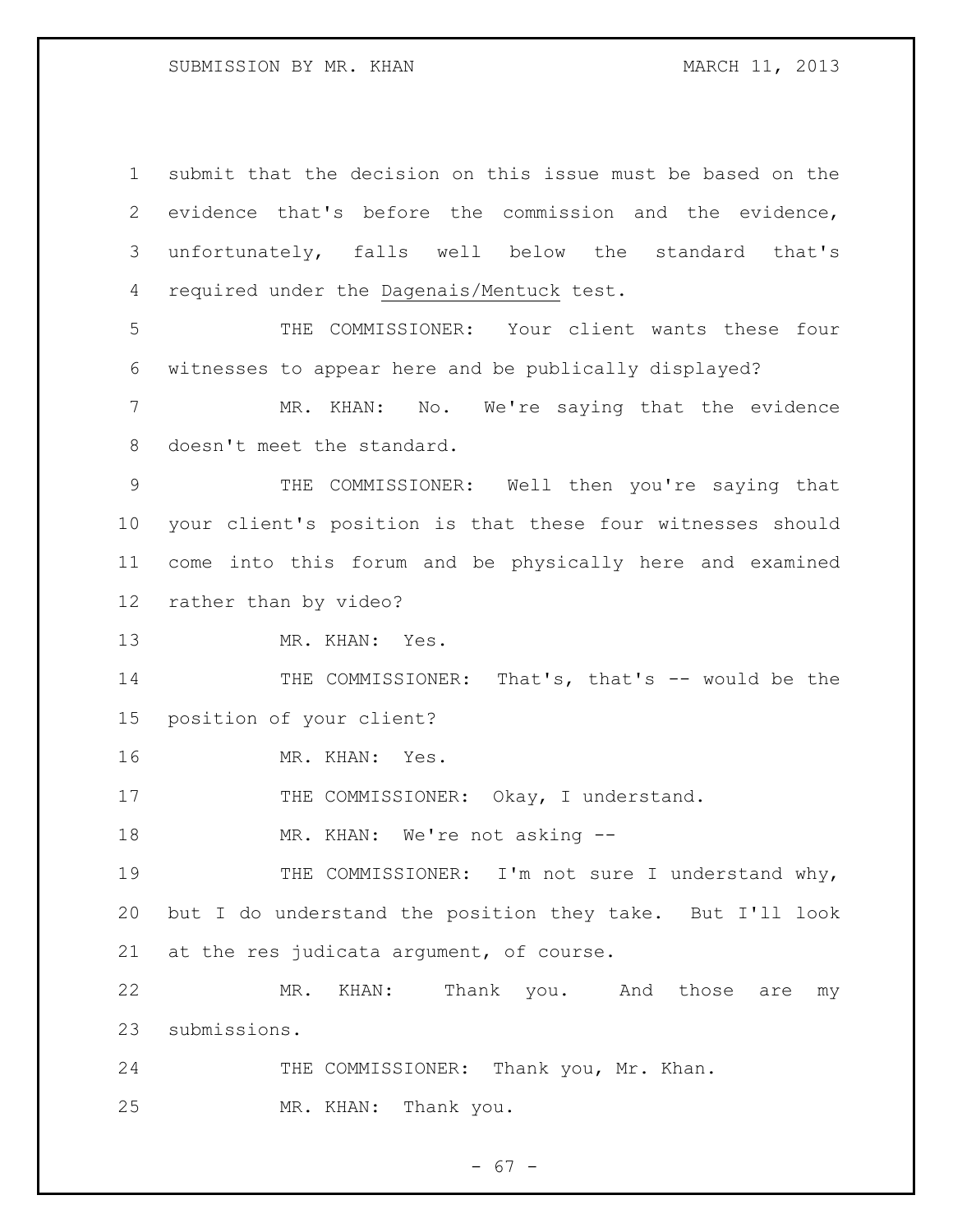submit that the decision on this issue must be based on the evidence that's before the commission and the evidence, unfortunately, falls well below the standard that's required under the Dagenais/Mentuck test.

THE COMMISSIONER: Your client wants these four witnesses to appear here and be publically displayed?

MR. KHAN: No. We're saying that the evidence doesn't meet the standard.

THE COMMISSIONER: Well then you're saying that your client's position is that these four witnesses should come into this forum and be physically here and examined rather than by video?

MR. KHAN: Yes.

THE COMMISSIONER: That's, that's -- would be the position of your client?

MR. KHAN: Yes.

THE COMMISSIONER: Okay, I understand.

MR. KHAN: We're not asking --

THE COMMISSIONER: I'm not sure I understand why, but I do understand the position they take. But I'll look at the res judicata argument, of course.

MR. KHAN: Thank you. And those are my submissions.

THE COMMISSIONER: Thank you, Mr. Khan.

MR. KHAN: Thank you.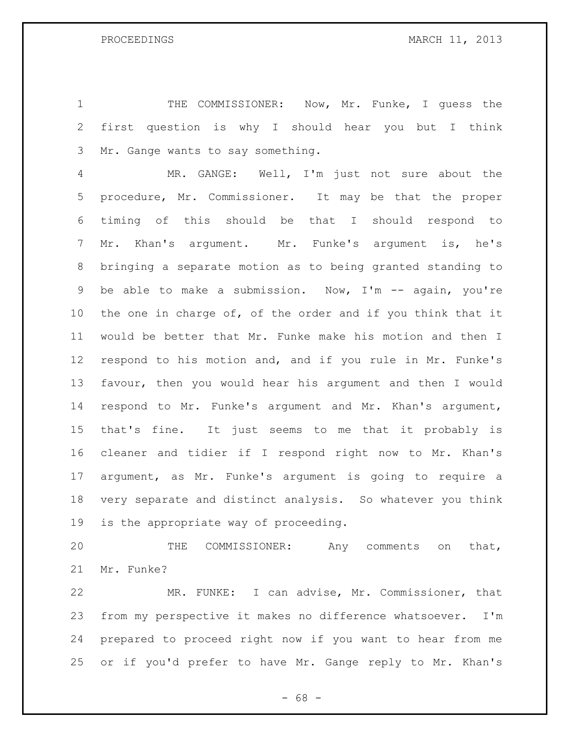THE COMMISSIONER: Now, Mr. Funke, I guess the first question is why I should hear you but I think Mr. Gange wants to say something.

MR. GANGE: Well, I'm just not sure about the procedure, Mr. Commissioner. It may be that the proper timing of this should be that I should respond to Mr. Khan's argument. Mr. Funke's argument is, he's bringing a separate motion as to being granted standing to be able to make a submission. Now, I'm -- again, you're the one in charge of, of the order and if you think that it would be better that Mr. Funke make his motion and then I respond to his motion and, and if you rule in Mr. Funke's favour, then you would hear his argument and then I would respond to Mr. Funke's argument and Mr. Khan's argument, that's fine. It just seems to me that it probably is cleaner and tidier if I respond right now to Mr. Khan's argument, as Mr. Funke's argument is going to require a very separate and distinct analysis. So whatever you think is the appropriate way of proceeding.

THE COMMISSIONER: Any comments on that, Mr. Funke?

MR. FUNKE: I can advise, Mr. Commissioner, that from my perspective it makes no difference whatsoever. I'm prepared to proceed right now if you want to hear from me or if you'd prefer to have Mr. Gange reply to Mr. Khan's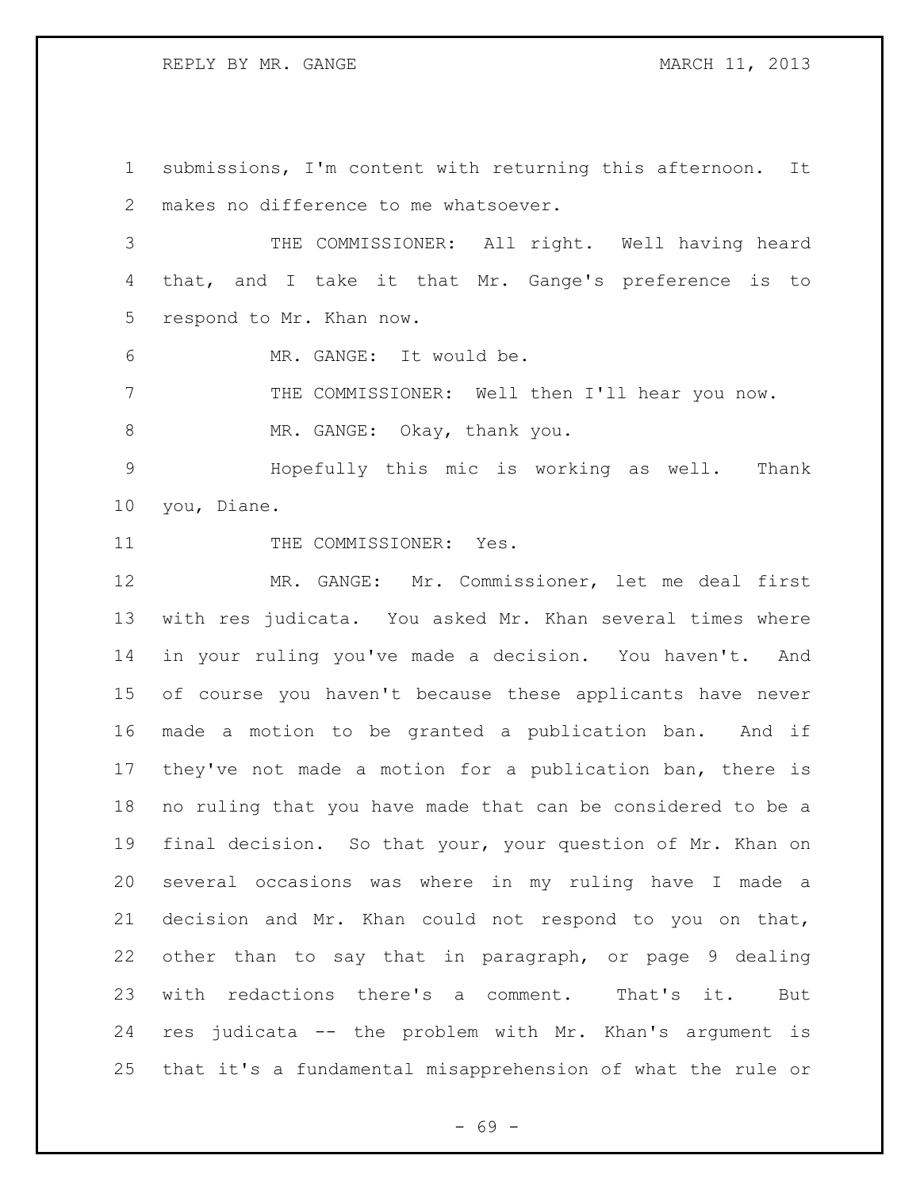submissions, I'm content with returning this afternoon. It makes no difference to me whatsoever.

THE COMMISSIONER: All right. Well having heard that, and I take it that Mr. Gange's preference is to respond to Mr. Khan now.

MR. GANGE: It would be.

THE COMMISSIONER: Well then I'll hear you now.

MR. GANGE: Okay, thank you.

Hopefully this mic is working as well. Thank you, Diane.

THE COMMISSIONER: Yes.

MR. GANGE: Mr. Commissioner, let me deal first with res judicata. You asked Mr. Khan several times where in your ruling you've made a decision. You haven't. And of course you haven't because these applicants have never made a motion to be granted a publication ban. And if they've not made a motion for a publication ban, there is no ruling that you have made that can be considered to be a final decision. So that your, your question of Mr. Khan on several occasions was where in my ruling have I made a decision and Mr. Khan could not respond to you on that, other than to say that in paragraph, or page 9 dealing with redactions there's a comment. That's it. But res judicata -- the problem with Mr. Khan's argument is that it's a fundamental misapprehension of what the rule or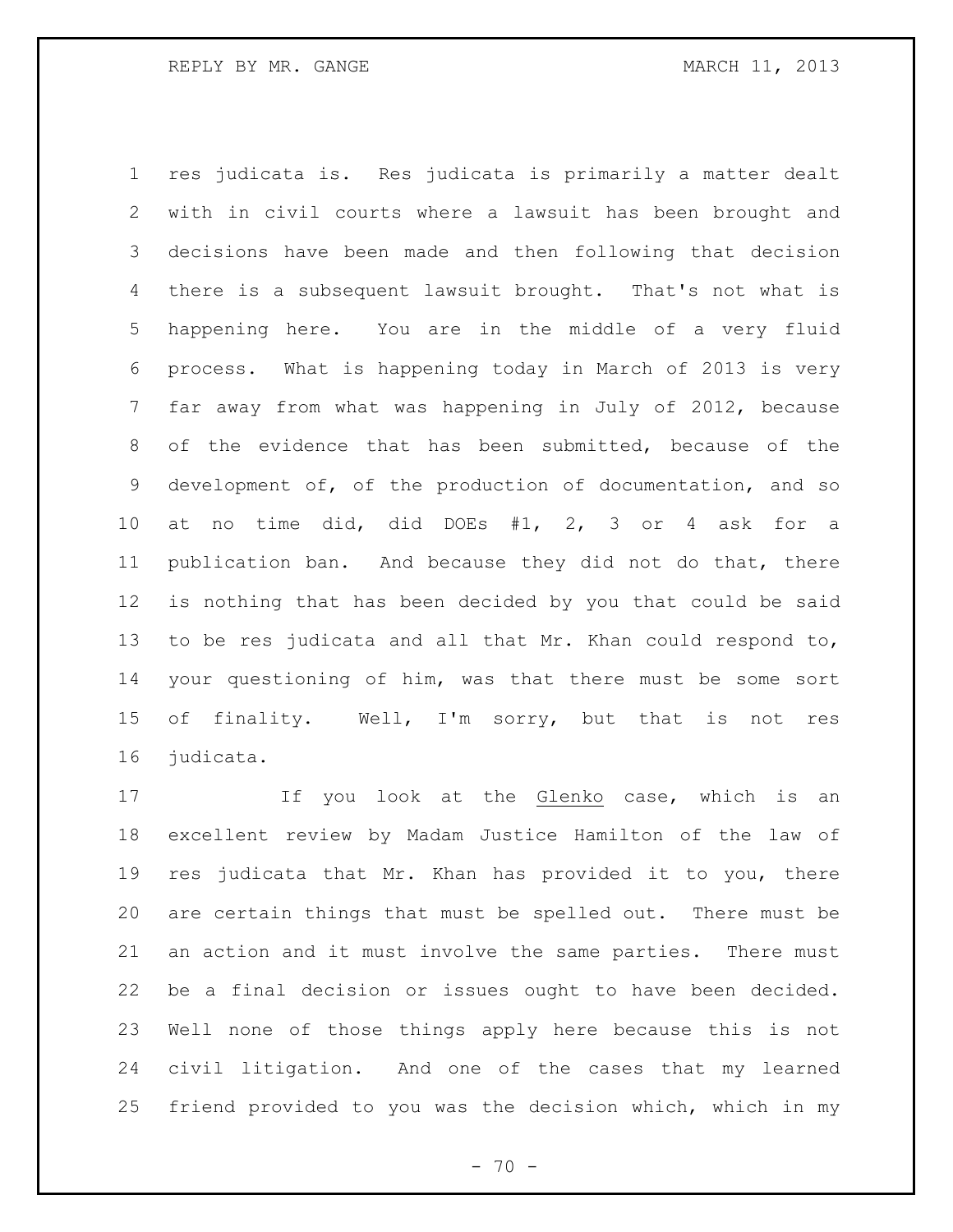res judicata is. Res judicata is primarily a matter dealt with in civil courts where a lawsuit has been brought and decisions have been made and then following that decision there is a subsequent lawsuit brought. That's not what is happening here. You are in the middle of a very fluid process. What is happening today in March of 2013 is very far away from what was happening in July of 2012, because of the evidence that has been submitted, because of the development of, of the production of documentation, and so at no time did, did DOEs #1, 2, 3 or 4 ask for a publication ban. And because they did not do that, there is nothing that has been decided by you that could be said to be res judicata and all that Mr. Khan could respond to, your questioning of him, was that there must be some sort of finality. Well, I'm sorry, but that is not res judicata.

If you look at the Glenko case, which is an excellent review by Madam Justice Hamilton of the law of res judicata that Mr. Khan has provided it to you, there are certain things that must be spelled out. There must be an action and it must involve the same parties. There must be a final decision or issues ought to have been decided. Well none of those things apply here because this is not civil litigation. And one of the cases that my learned friend provided to you was the decision which, which in my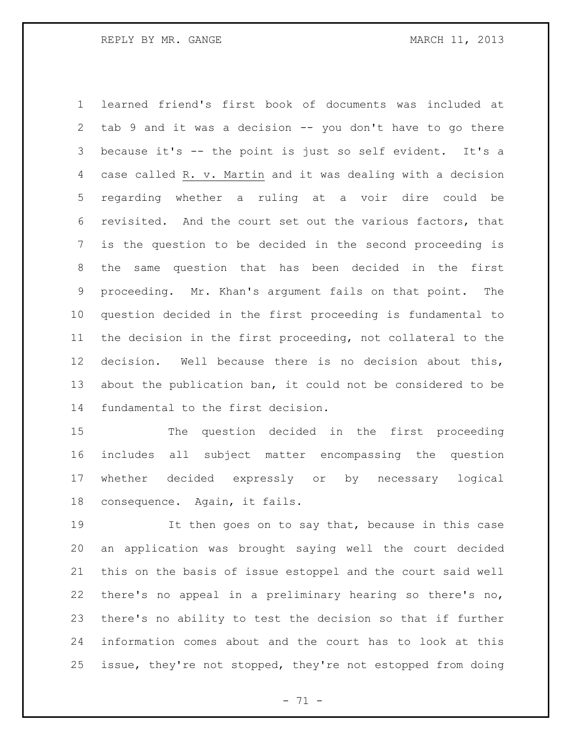learned friend's first book of documents was included at tab 9 and it was a decision -- you don't have to go there because it's -- the point is just so self evident. It's a case called R. v. Martin and it was dealing with a decision regarding whether a ruling at a voir dire could be revisited. And the court set out the various factors, that is the question to be decided in the second proceeding is the same question that has been decided in the first proceeding. Mr. Khan's argument fails on that point. The question decided in the first proceeding is fundamental to the decision in the first proceeding, not collateral to the decision. Well because there is no decision about this, about the publication ban, it could not be considered to be fundamental to the first decision.

The question decided in the first proceeding includes all subject matter encompassing the question whether decided expressly or by necessary logical consequence. Again, it fails.

It then goes on to say that, because in this case an application was brought saying well the court decided this on the basis of issue estoppel and the court said well there's no appeal in a preliminary hearing so there's no, there's no ability to test the decision so that if further information comes about and the court has to look at this issue, they're not stopped, they're not estopped from doing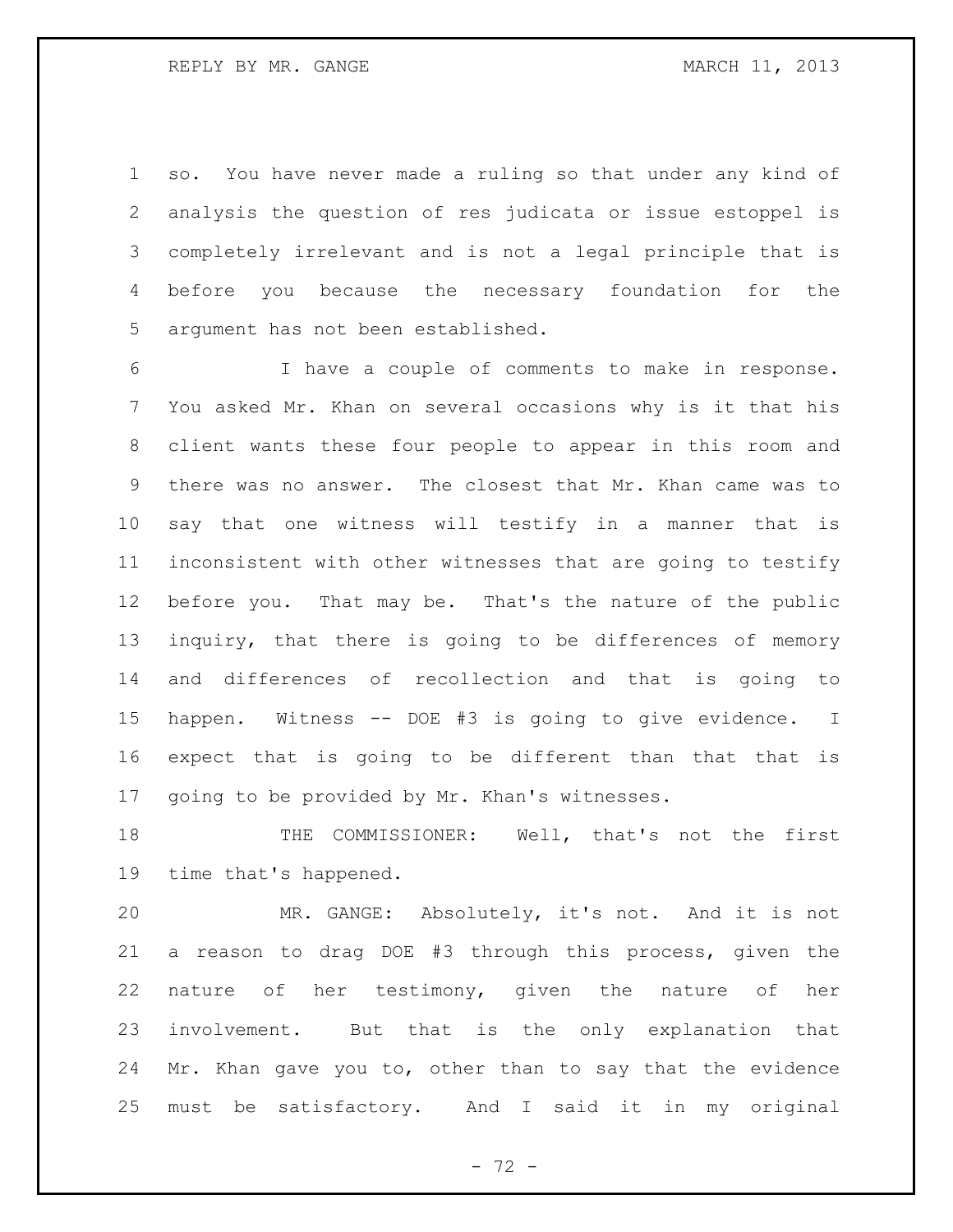so. You have never made a ruling so that under any kind of analysis the question of res judicata or issue estoppel is completely irrelevant and is not a legal principle that is before you because the necessary foundation for the argument has not been established.

I have a couple of comments to make in response. You asked Mr. Khan on several occasions why is it that his client wants these four people to appear in this room and there was no answer. The closest that Mr. Khan came was to say that one witness will testify in a manner that is inconsistent with other witnesses that are going to testify before you. That may be. That's the nature of the public inquiry, that there is going to be differences of memory and differences of recollection and that is going to happen. Witness -- DOE #3 is going to give evidence. I expect that is going to be different than that that is going to be provided by Mr. Khan's witnesses.

THE COMMISSIONER: Well, that's not the first time that's happened.

MR. GANGE: Absolutely, it's not. And it is not a reason to drag DOE #3 through this process, given the nature of her testimony, given the nature of her involvement. But that is the only explanation that Mr. Khan gave you to, other than to say that the evidence must be satisfactory. And I said it in my original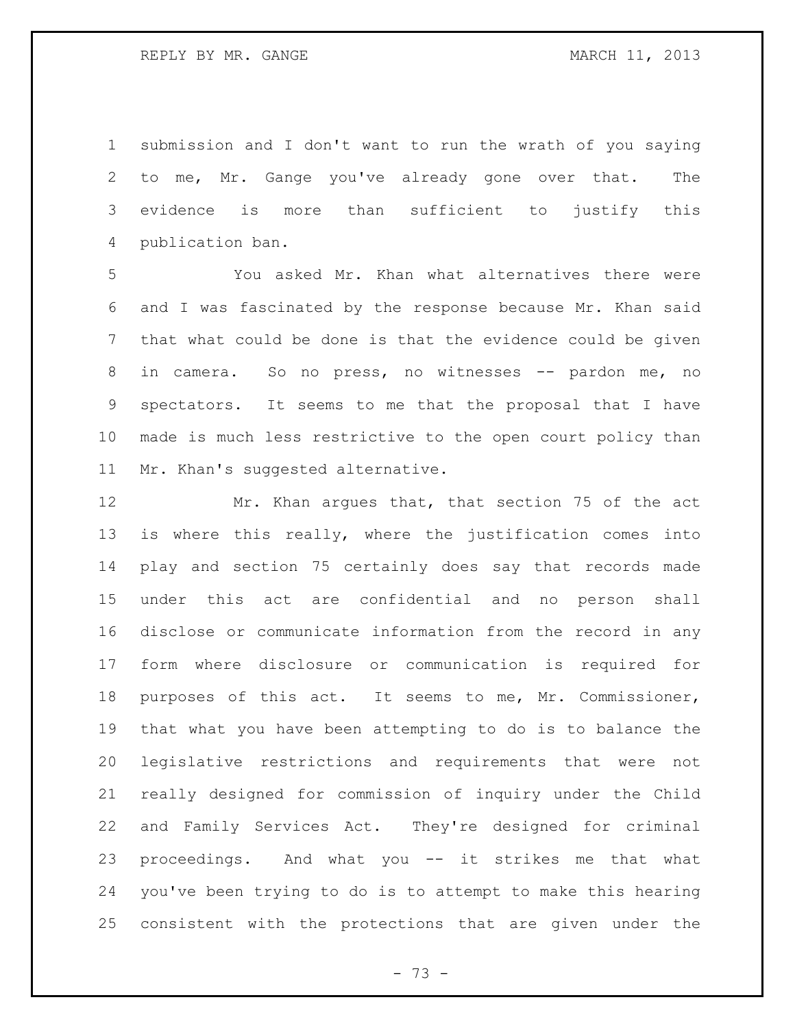submission and I don't want to run the wrath of you saying to me, Mr. Gange you've already gone over that. The evidence is more than sufficient to justify this publication ban.

You asked Mr. Khan what alternatives there were and I was fascinated by the response because Mr. Khan said that what could be done is that the evidence could be given in camera. So no press, no witnesses -- pardon me, no spectators. It seems to me that the proposal that I have made is much less restrictive to the open court policy than Mr. Khan's suggested alternative.

Mr. Khan argues that, that section 75 of the act is where this really, where the justification comes into play and section 75 certainly does say that records made under this act are confidential and no person shall disclose or communicate information from the record in any form where disclosure or communication is required for purposes of this act. It seems to me, Mr. Commissioner, that what you have been attempting to do is to balance the legislative restrictions and requirements that were not really designed for commission of inquiry under the Child and Family Services Act. They're designed for criminal proceedings. And what you -- it strikes me that what you've been trying to do is to attempt to make this hearing consistent with the protections that are given under the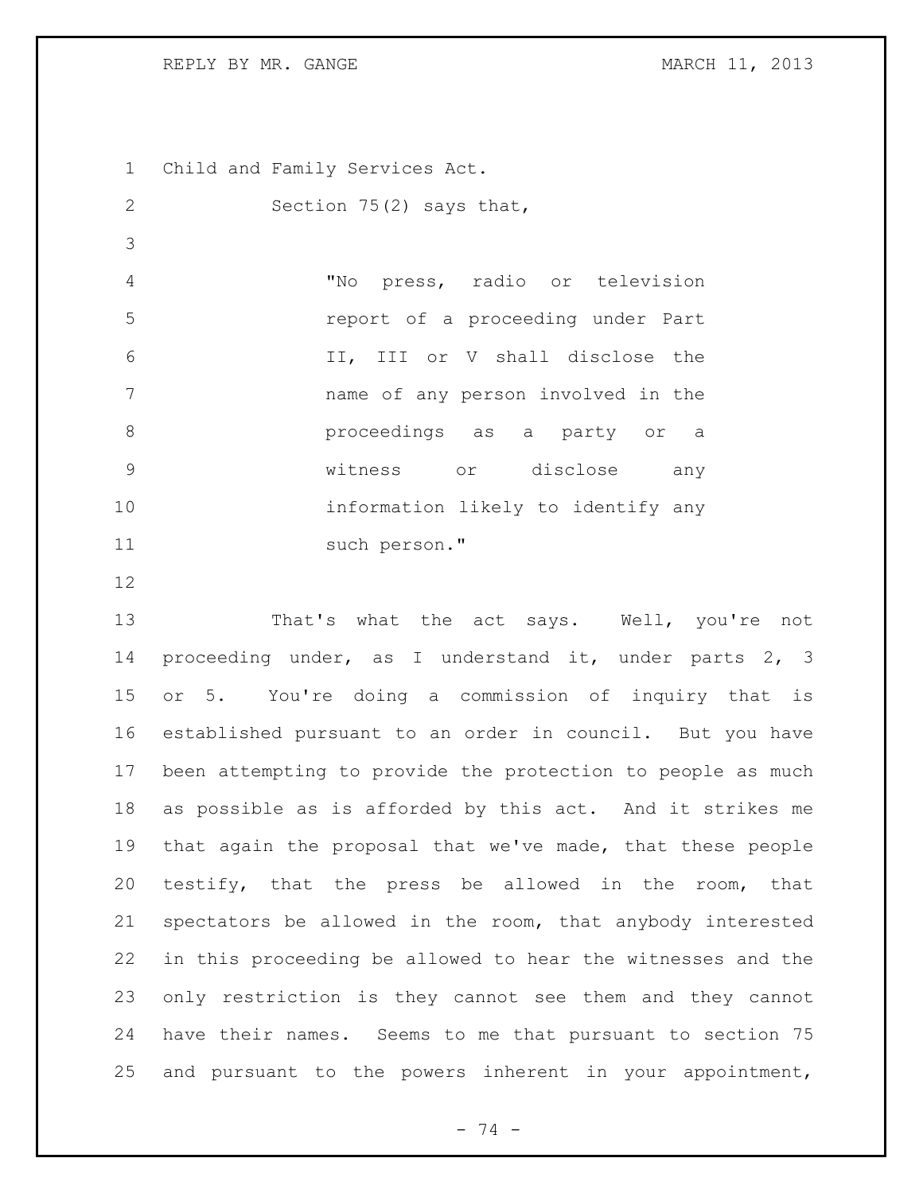Child and Family Services Act.

Section 75(2) says that,

> "No press, radio or television report of a proceeding under Part II, III or V shall disclose the name of any person involved in the proceedings as a party or a witness or disclose any information likely to identify any such person."

That's what the act says. Well, you're not proceeding under, as I understand it, under parts 2, 3 or 5. You're doing a commission of inquiry that is established pursuant to an order in council. But you have been attempting to provide the protection to people as much as possible as is afforded by this act. And it strikes me that again the proposal that we've made, that these people testify, that the press be allowed in the room, that spectators be allowed in the room, that anybody interested in this proceeding be allowed to hear the witnesses and the only restriction is they cannot see them and they cannot have their names. Seems to me that pursuant to section 75 and pursuant to the powers inherent in your appointment,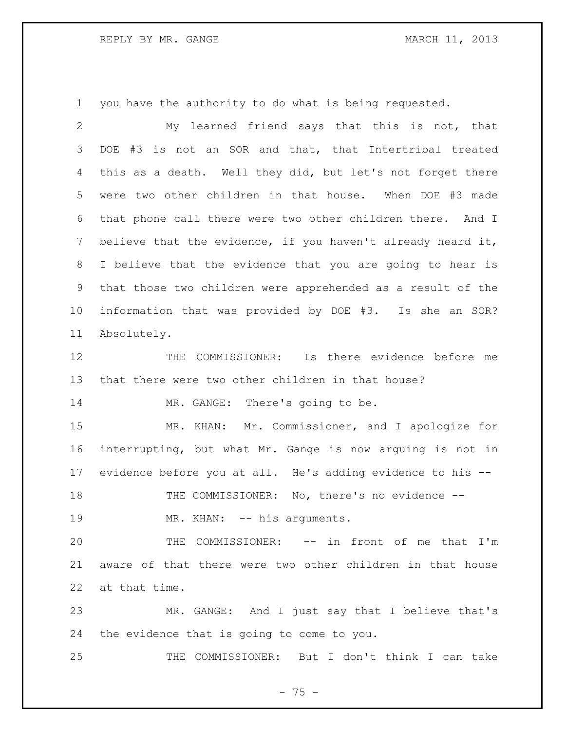you have the authority to do what is being requested.

My learned friend says that this is not, that DOE #3 is not an SOR and that, that Intertribal treated this as a death. Well they did, but let's not forget there were two other children in that house. When DOE #3 made that phone call there were two other children there. And I believe that the evidence, if you haven't already heard it, I believe that the evidence that you are going to hear is that those two children were apprehended as a result of the information that was provided by DOE #3. Is she an SOR? Absolutely.

THE COMMISSIONER: Is there evidence before me that there were two other children in that house?

MR. GANGE: There's going to be.

MR. KHAN: Mr. Commissioner, and I apologize for interrupting, but what Mr. Gange is now arguing is not in evidence before you at all. He's adding evidence to his --

THE COMMISSIONER: No, there's no evidence --

MR. KHAN: -- his arguments.

THE COMMISSIONER: -- in front of me that I'm aware of that there were two other children in that house at that time.

MR. GANGE: And I just say that I believe that's the evidence that is going to come to you.

THE COMMISSIONER: But I don't think I can take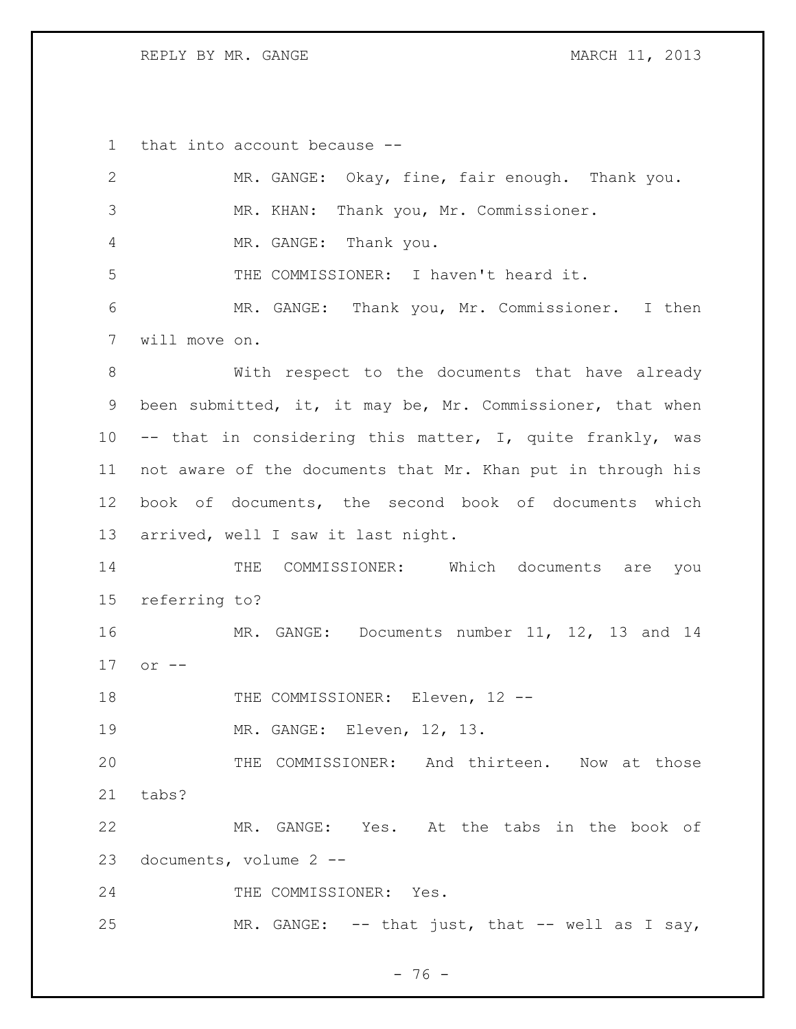that into account because --

MR. GANGE: Okay, fine, fair enough. Thank you.

MR. KHAN: Thank you, Mr. Commissioner.

MR. GANGE: Thank you.

THE COMMISSIONER: I haven't heard it.

MR. GANGE: Thank you, Mr. Commissioner. I then will move on.

With respect to the documents that have already been submitted, it, it may be, Mr. Commissioner, that when -- that in considering this matter, I, quite frankly, was not aware of the documents that Mr. Khan put in through his book of documents, the second book of documents which arrived, well I saw it last night.

THE COMMISSIONER: Which documents are you referring to?

MR. GANGE: Documents number 11, 12, 13 and 14 or --

THE COMMISSIONER: Eleven, 12 --

MR. GANGE: Eleven, 12, 13.

THE COMMISSIONER: And thirteen. Now at those tabs?

MR. GANGE: Yes. At the tabs in the book of documents, volume 2 --

THE COMMISSIONER: Yes.

MR. GANGE: -- that just, that -- well as I say,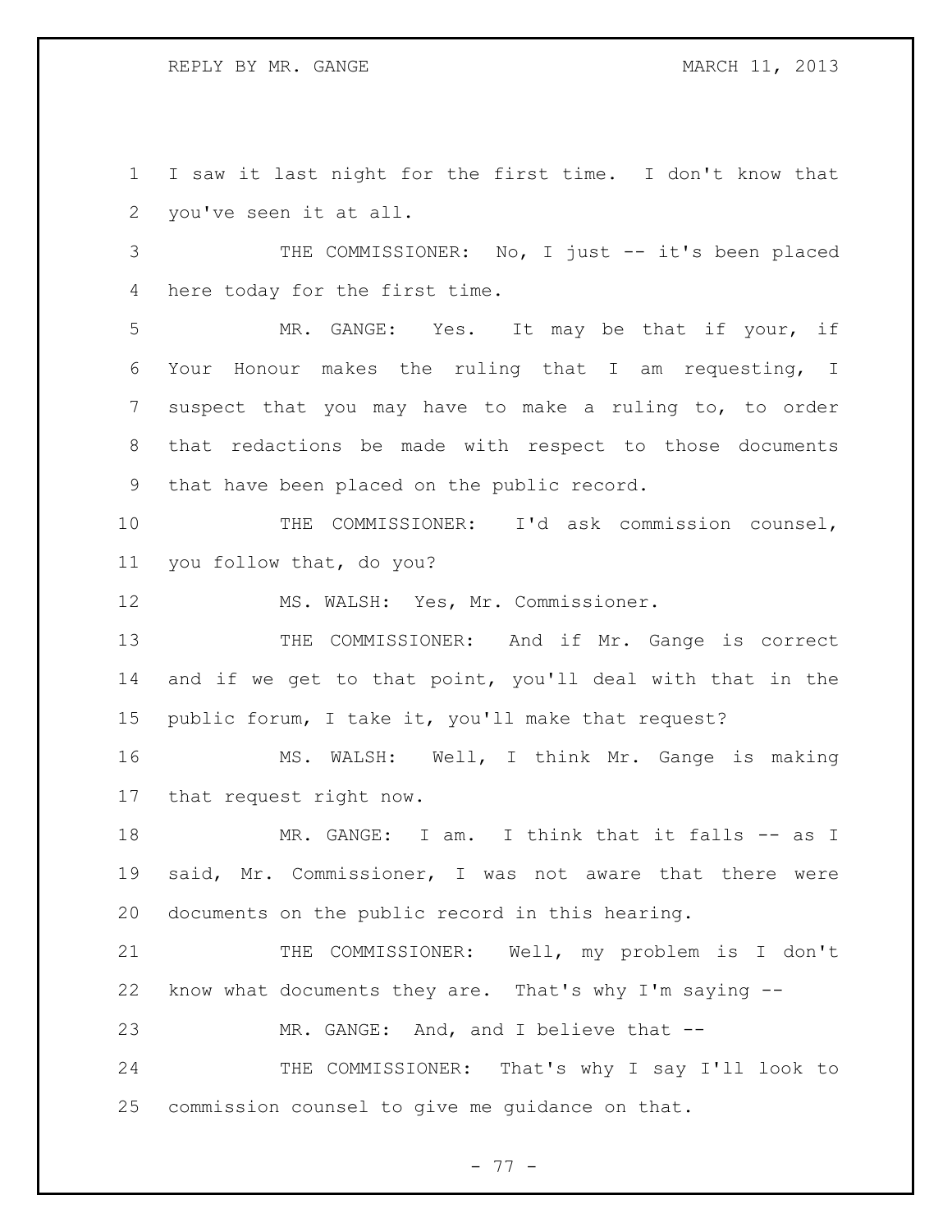I saw it last night for the first time. I don't know that you've seen it at all.

THE COMMISSIONER: No, I just -- it's been placed here today for the first time.

MR. GANGE: Yes. It may be that if your, if Your Honour makes the ruling that I am requesting, I suspect that you may have to make a ruling to, to order that redactions be made with respect to those documents that have been placed on the public record.

THE COMMISSIONER: I'd ask commission counsel, you follow that, do you?

MS. WALSH: Yes, Mr. Commissioner.

THE COMMISSIONER: And if Mr. Gange is correct and if we get to that point, you'll deal with that in the public forum, I take it, you'll make that request?

MS. WALSH: Well, I think Mr. Gange is making that request right now.

MR. GANGE: I am. I think that it falls -- as I said, Mr. Commissioner, I was not aware that there were documents on the public record in this hearing.

THE COMMISSIONER: Well, my problem is I don't know what documents they are. That's why I'm saying --

MR. GANGE: And, and I believe that --

THE COMMISSIONER: That's why I say I'll look to commission counsel to give me guidance on that.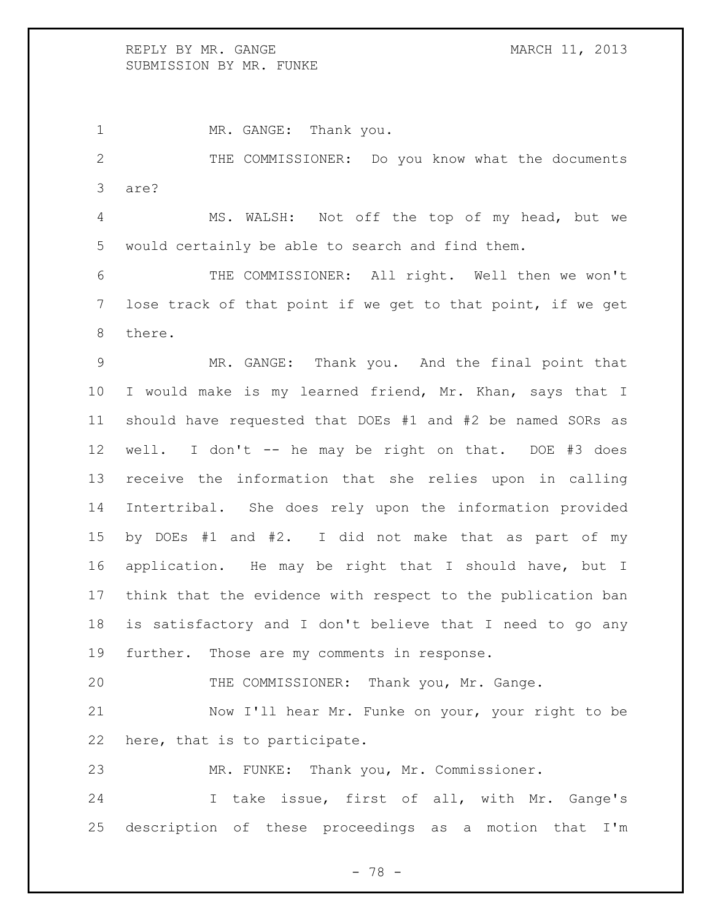MR. GANGE: Thank you.

THE COMMISSIONER: Do you know what the documents are?

MS. WALSH: Not off the top of my head, but we would certainly be able to search and find them.

THE COMMISSIONER: All right. Well then we won't lose track of that point if we get to that point, if we get there.

MR. GANGE: Thank you. And the final point that I would make is my learned friend, Mr. Khan, says that I should have requested that DOEs #1 and #2 be named SORs as well. I don't -- he may be right on that. DOE #3 does receive the information that she relies upon in calling Intertribal. She does rely upon the information provided by DOEs #1 and #2. I did not make that as part of my application. He may be right that I should have, but I think that the evidence with respect to the publication ban is satisfactory and I don't believe that I need to go any further. Those are my comments in response.

THE COMMISSIONER: Thank you, Mr. Gange.

Now I'll hear Mr. Funke on your, your right to be here, that is to participate.

MR. FUNKE: Thank you, Mr. Commissioner.

I take issue, first of all, with Mr. Gange's description of these proceedings as a motion that I'm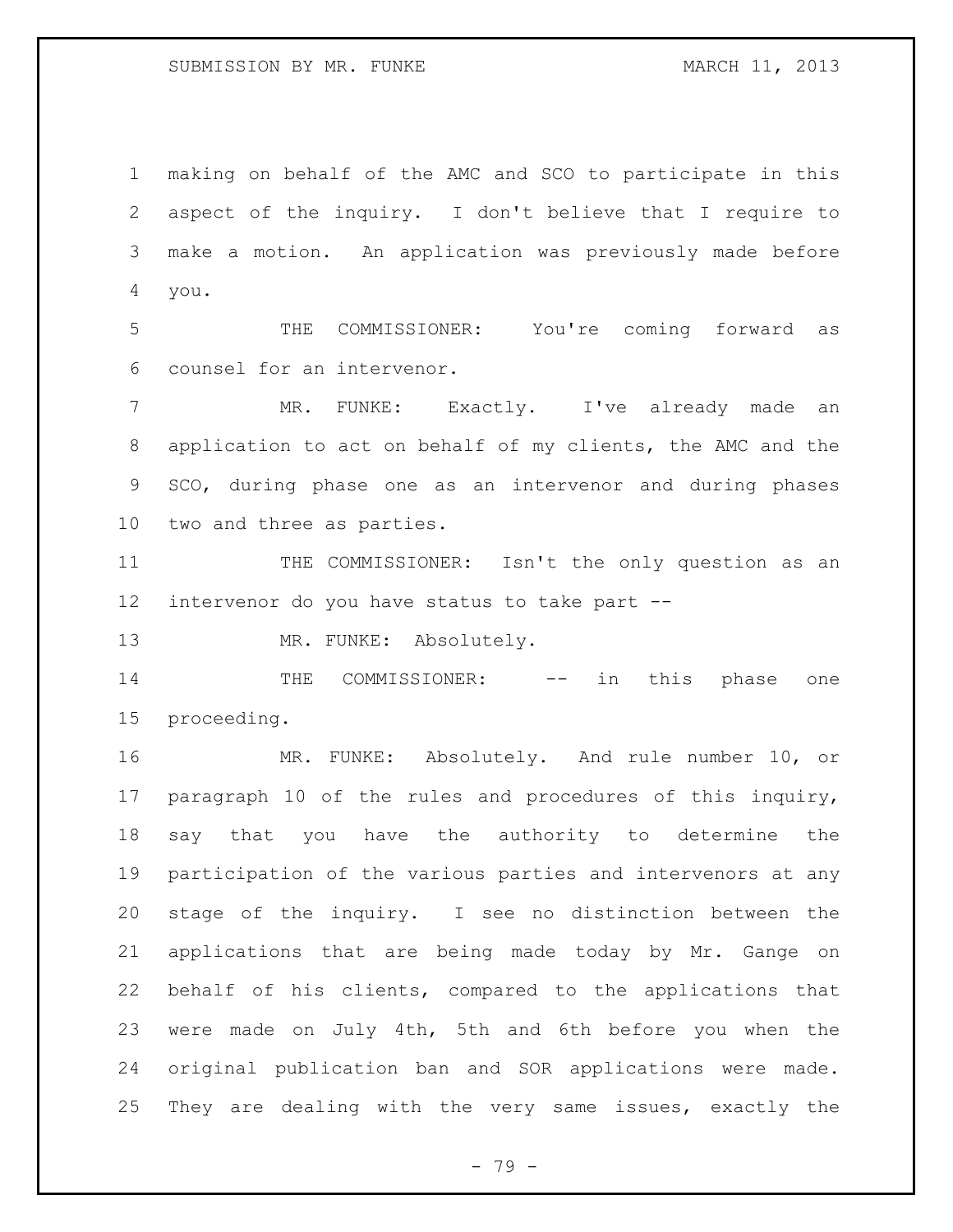making on behalf of the AMC and SCO to participate in this aspect of the inquiry. I don't believe that I require to make a motion. An application was previously made before you.

THE COMMISSIONER: You're coming forward as counsel for an intervenor.

MR. FUNKE: Exactly. I've already made an application to act on behalf of my clients, the AMC and the SCO, during phase one as an intervenor and during phases two and three as parties.

THE COMMISSIONER: Isn't the only question as an intervenor do you have status to take part --

MR. FUNKE: Absolutely.

THE COMMISSIONER: -- in this phase one proceeding.

MR. FUNKE: Absolutely. And rule number 10, or paragraph 10 of the rules and procedures of this inquiry, say that you have the authority to determine the participation of the various parties and intervenors at any stage of the inquiry. I see no distinction between the applications that are being made today by Mr. Gange on behalf of his clients, compared to the applications that were made on July 4th, 5th and 6th before you when the original publication ban and SOR applications were made. They are dealing with the very same issues, exactly the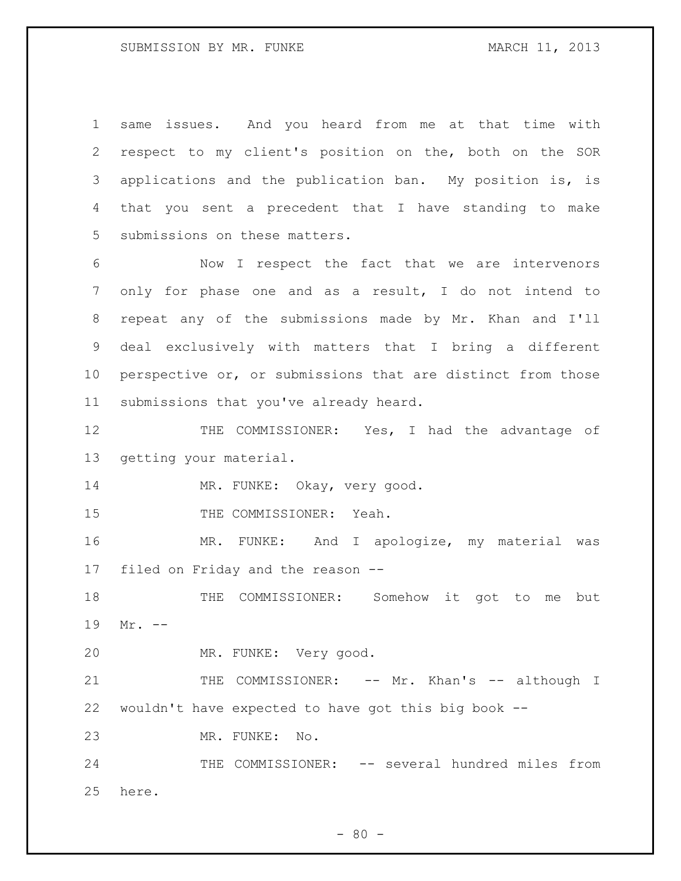same issues. And you heard from me at that time with respect to my client's position on the, both on the SOR applications and the publication ban. My position is, is that you sent a precedent that I have standing to make submissions on these matters.

Now I respect the fact that we are intervenors only for phase one and as a result, I do not intend to repeat any of the submissions made by Mr. Khan and I'll deal exclusively with matters that I bring a different perspective or, or submissions that are distinct from those submissions that you've already heard.

THE COMMISSIONER: Yes, I had the advantage of getting your material.

MR. FUNKE: Okay, very good.

THE COMMISSIONER: Yeah.

MR. FUNKE: And I apologize, my material was filed on Friday and the reason --

THE COMMISSIONER: Somehow it got to me but Mr. --

MR. FUNKE: Very good.

THE COMMISSIONER: -- Mr. Khan's -- although I wouldn't have expected to have got this big book --

MR. FUNKE: No.

THE COMMISSIONER: -- several hundred miles from here.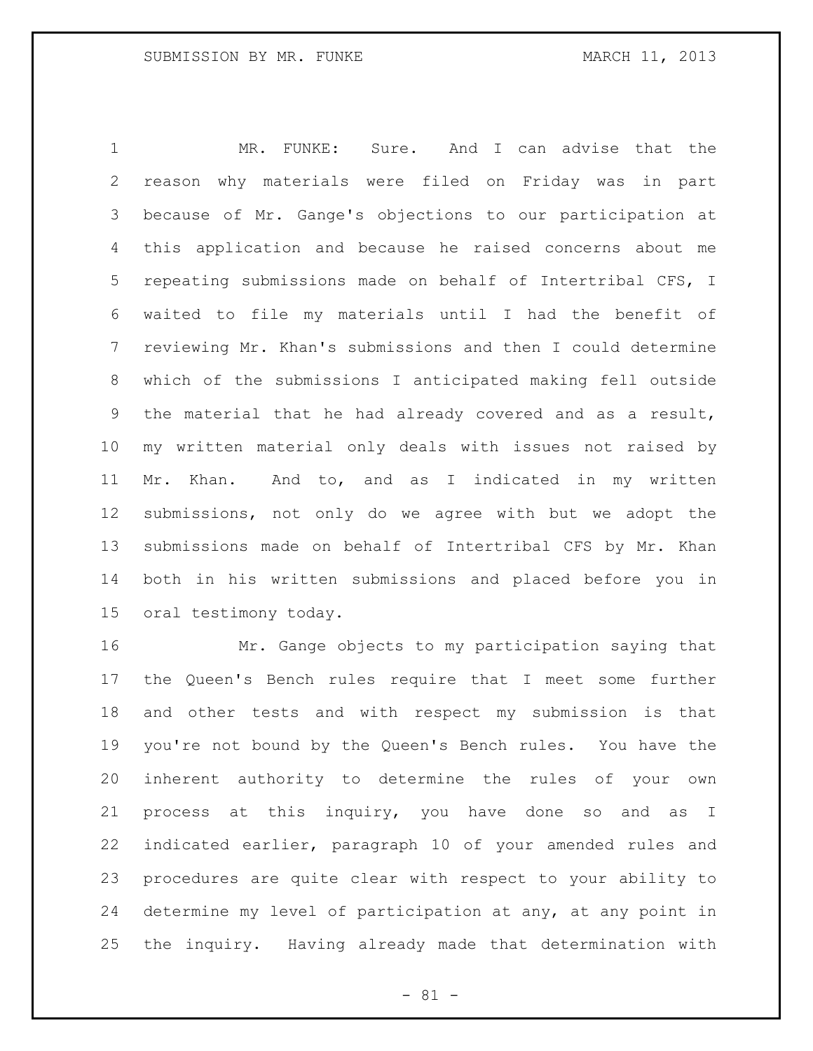MR. FUNKE: Sure. And I can advise that the reason why materials were filed on Friday was in part because of Mr. Gange's objections to our participation at this application and because he raised concerns about me repeating submissions made on behalf of Intertribal CFS, I waited to file my materials until I had the benefit of reviewing Mr. Khan's submissions and then I could determine which of the submissions I anticipated making fell outside the material that he had already covered and as a result, my written material only deals with issues not raised by Mr. Khan. And to, and as I indicated in my written submissions, not only do we agree with but we adopt the submissions made on behalf of Intertribal CFS by Mr. Khan both in his written submissions and placed before you in oral testimony today.

Mr. Gange objects to my participation saying that the Queen's Bench rules require that I meet some further and other tests and with respect my submission is that you're not bound by the Queen's Bench rules. You have the inherent authority to determine the rules of your own process at this inquiry, you have done so and as I indicated earlier, paragraph 10 of your amended rules and procedures are quite clear with respect to your ability to determine my level of participation at any, at any point in the inquiry. Having already made that determination with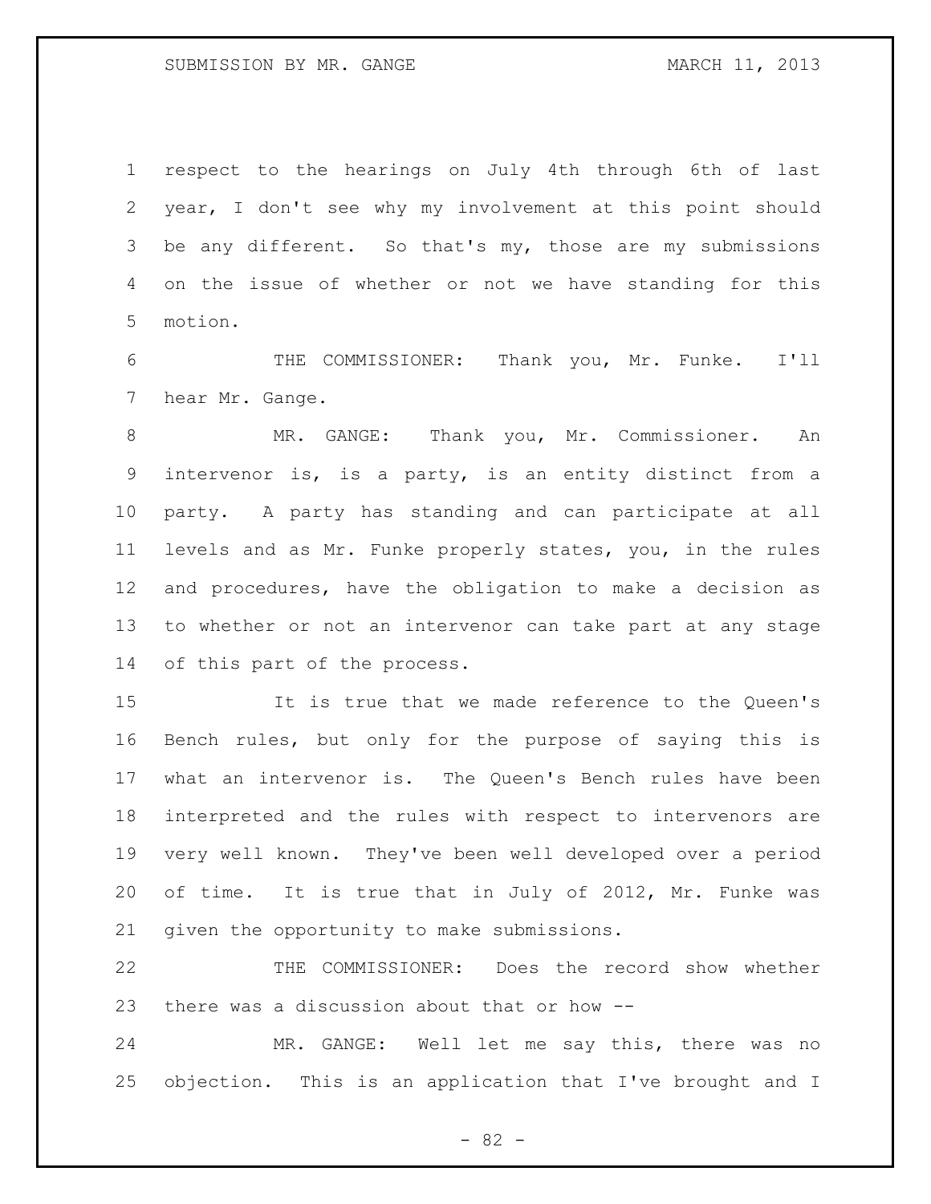respect to the hearings on July 4th through 6th of last year, I don't see why my involvement at this point should be any different. So that's my, those are my submissions on the issue of whether or not we have standing for this motion.

THE COMMISSIONER: Thank you, Mr. Funke. I'll hear Mr. Gange.

MR. GANGE: Thank you, Mr. Commissioner. An intervenor is, is a party, is an entity distinct from a party. A party has standing and can participate at all levels and as Mr. Funke properly states, you, in the rules and procedures, have the obligation to make a decision as to whether or not an intervenor can take part at any stage of this part of the process.

It is true that we made reference to the Queen's Bench rules, but only for the purpose of saying this is what an intervenor is. The Queen's Bench rules have been interpreted and the rules with respect to intervenors are very well known. They've been well developed over a period of time. It is true that in July of 2012, Mr. Funke was given the opportunity to make submissions.

THE COMMISSIONER: Does the record show whether there was a discussion about that or how --

MR. GANGE: Well let me say this, there was no objection. This is an application that I've brought and I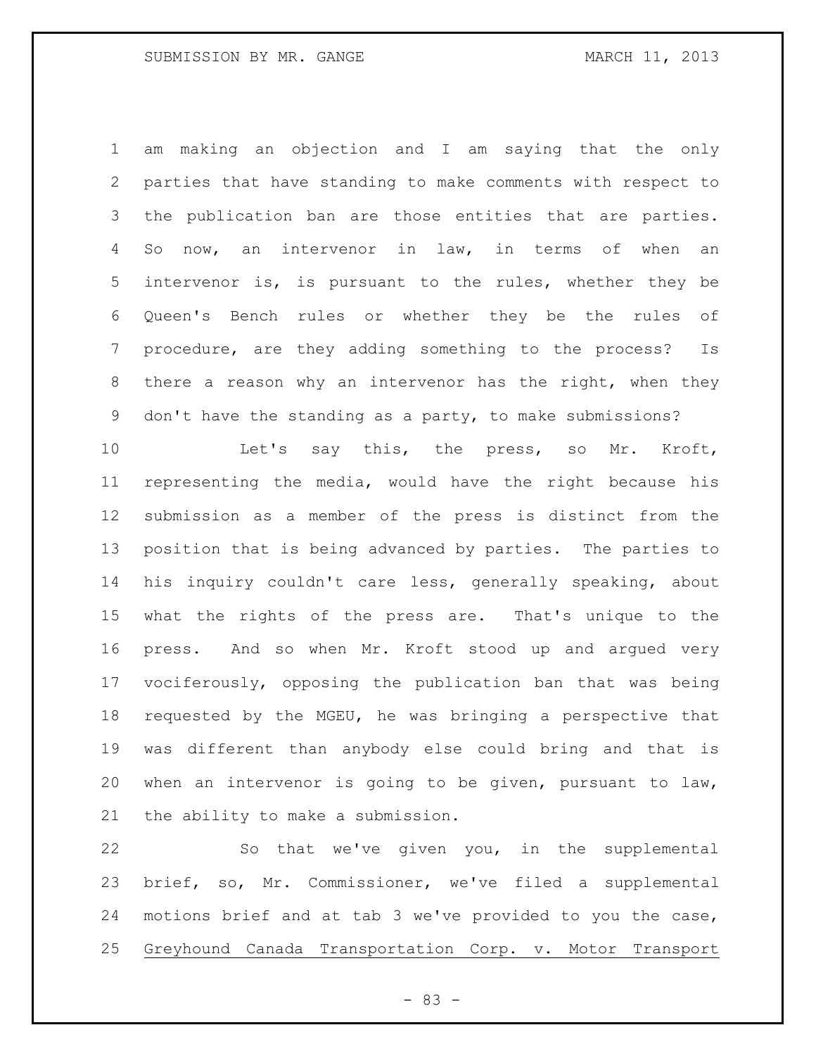am making an objection and I am saying that the only parties that have standing to make comments with respect to the publication ban are those entities that are parties. So now, an intervenor in law, in terms of when an intervenor is, is pursuant to the rules, whether they be Queen's Bench rules or whether they be the rules of procedure, are they adding something to the process? Is there a reason why an intervenor has the right, when they don't have the standing as a party, to make submissions?

Let's say this, the press, so Mr. Kroft, representing the media, would have the right because his submission as a member of the press is distinct from the position that is being advanced by parties. The parties to his inquiry couldn't care less, generally speaking, about what the rights of the press are. That's unique to the press. And so when Mr. Kroft stood up and argued very vociferously, opposing the publication ban that was being requested by the MGEU, he was bringing a perspective that was different than anybody else could bring and that is when an intervenor is going to be given, pursuant to law, the ability to make a submission.

So that we've given you, in the supplemental brief, so, Mr. Commissioner, we've filed a supplemental motions brief and at tab 3 we've provided to you the case, <u>Greyhound Canada Transportation Corp. v. Motor Transport</u>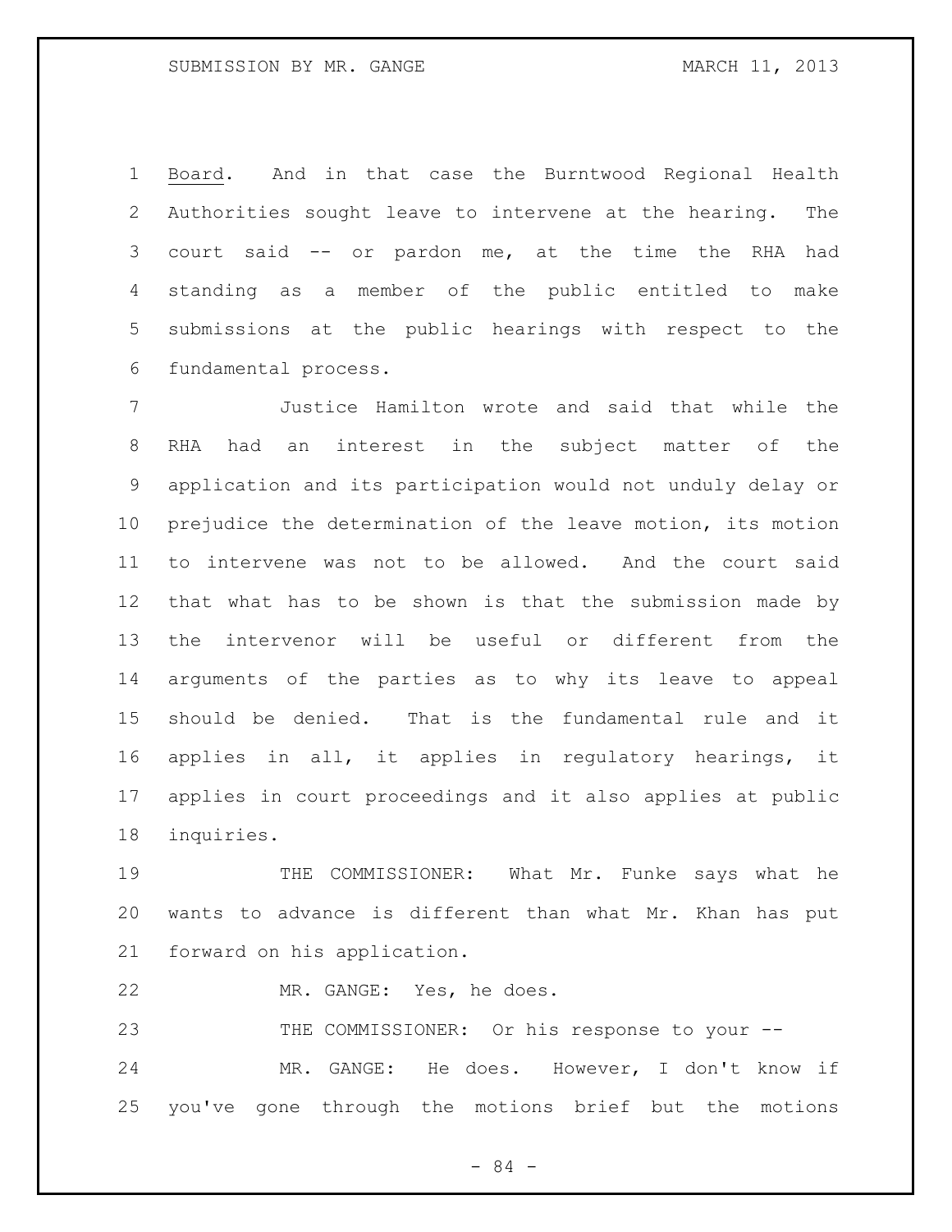Board. And in that case the Burntwood Regional Health Authorities sought leave to intervene at the hearing. The court said -- or pardon me, at the time the RHA had standing as a member of the public entitled to make submissions at the public hearings with respect to the fundamental process.

Justice Hamilton wrote and said that while the RHA had an interest in the subject matter of the application and its participation would not unduly delay or prejudice the determination of the leave motion, its motion to intervene was not to be allowed. And the court said that what has to be shown is that the submission made by the intervenor will be useful or different from the arguments of the parties as to why its leave to appeal should be denied. That is the fundamental rule and it applies in all, it applies in regulatory hearings, it applies in court proceedings and it also applies at public inquiries.

THE COMMISSIONER: What Mr. Funke says what he wants to advance is different than what Mr. Khan has put forward on his application.

MR. GANGE: Yes, he does.

THE COMMISSIONER: Or his response to your --

MR. GANGE: He does. However, I don't know if you've gone through the motions brief but the motions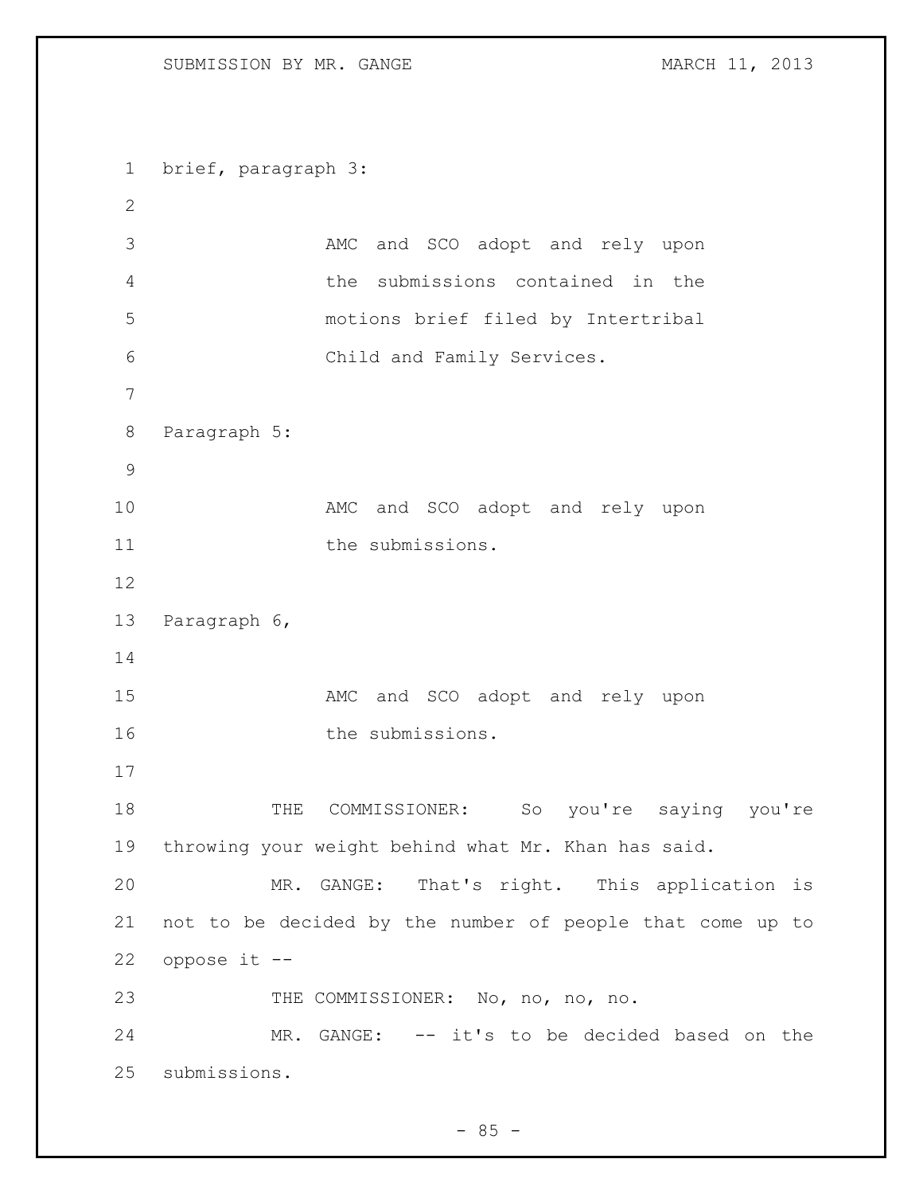brief, paragraph 3:

> AMC and SCO adopt and rely upon the submissions contained in the motions brief filed by Intertribal Child and Family Services.

Paragraph 5:

> AMC and SCO adopt and rely upon the submissions.

Paragraph 6,

> AMC and SCO adopt and rely upon the submissions.

THE COMMISSIONER: So you're saying you're throwing your weight behind what Mr. Khan has said.

MR. GANGE: That's right. This application is not to be decided by the number of people that come up to oppose it --

THE COMMISSIONER: No, no, no, no.

MR. GANGE: -- it's to be decided based on the submissions.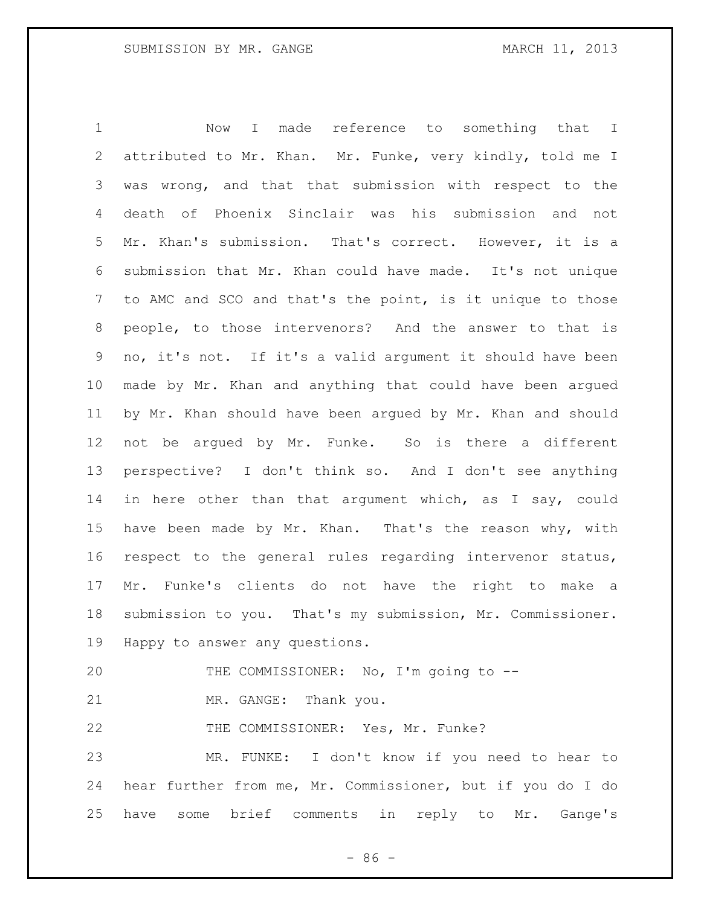Now I made reference to something that I attributed to Mr. Khan. Mr. Funke, very kindly, told me I was wrong, and that that submission with respect to the death of Phoenix Sinclair was his submission and not Mr. Khan's submission. That's correct. However, it is a submission that Mr. Khan could have made. It's not unique to AMC and SCO and that's the point, is it unique to those people, to those intervenors? And the answer to that is no, it's not. If it's a valid argument it should have been made by Mr. Khan and anything that could have been argued by Mr. Khan should have been argued by Mr. Khan and should not be argued by Mr. Funke. So is there a different perspective? I don't think so. And I don't see anything in here other than that argument which, as I say, could have been made by Mr. Khan. That's the reason why, with respect to the general rules regarding intervenor status, Mr. Funke's clients do not have the right to make a submission to you. That's my submission, Mr. Commissioner. Happy to answer any questions.

THE COMMISSIONER: No, I'm going to --

MR. GANGE: Thank you.

THE COMMISSIONER: Yes, Mr. Funke?

MR. FUNKE: I don't know if you need to hear to hear further from me, Mr. Commissioner, but if you do I do have some brief comments in reply to Mr. Gange's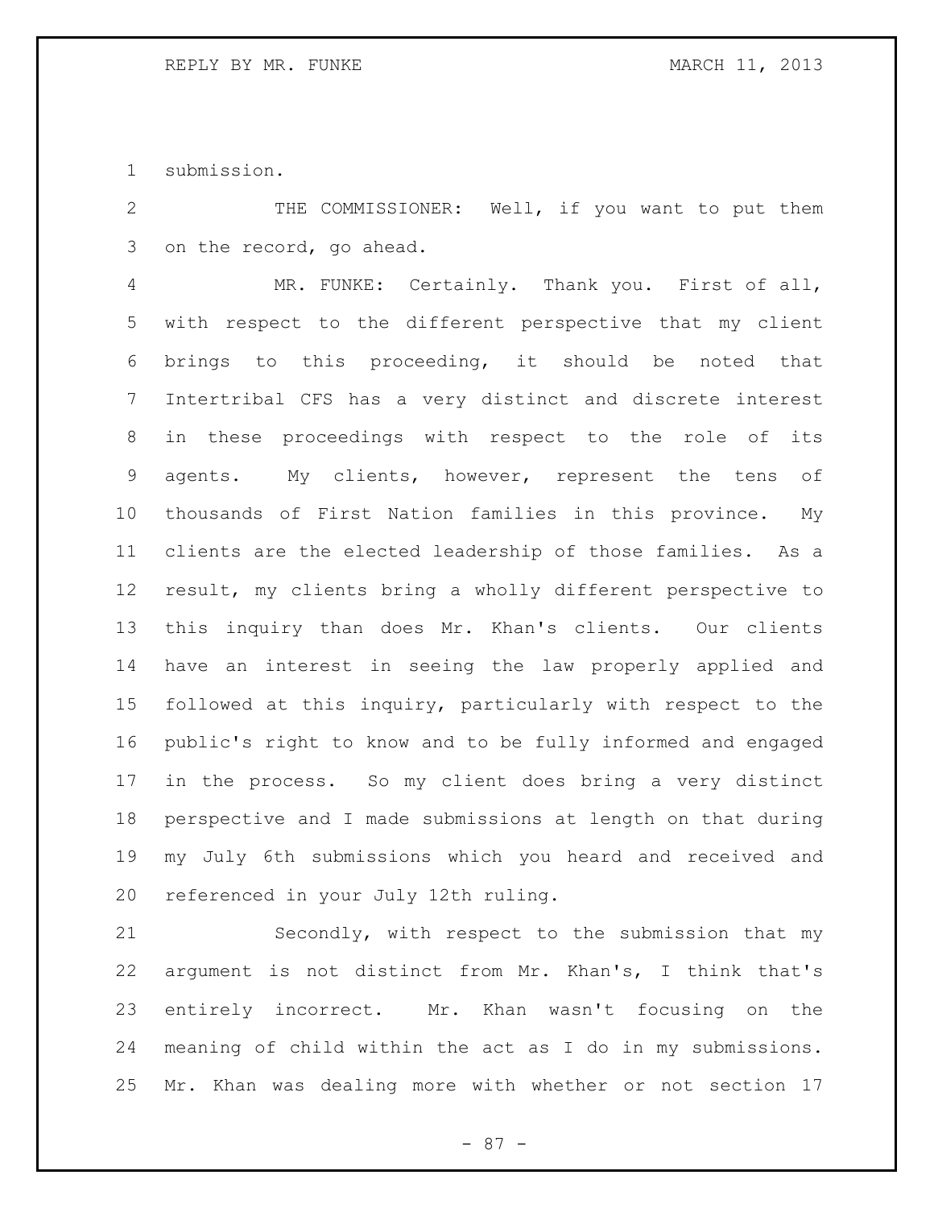submission.

THE COMMISSIONER: Well, if you want to put them on the record, go ahead.

MR. FUNKE: Certainly. Thank you. First of all, with respect to the different perspective that my client brings to this proceeding, it should be noted that Intertribal CFS has a very distinct and discrete interest in these proceedings with respect to the role of its agents. My clients, however, represent the tens of thousands of First Nation families in this province. My clients are the elected leadership of those families. As a result, my clients bring a wholly different perspective to this inquiry than does Mr. Khan's clients. Our clients have an interest in seeing the law properly applied and followed at this inquiry, particularly with respect to the public's right to know and to be fully informed and engaged in the process. So my client does bring a very distinct perspective and I made submissions at length on that during my July 6th submissions which you heard and received and referenced in your July 12th ruling.

Secondly, with respect to the submission that my argument is not distinct from Mr. Khan's, I think that's entirely incorrect. Mr. Khan wasn't focusing on the meaning of child within the act as I do in my submissions. Mr. Khan was dealing more with whether or not section 17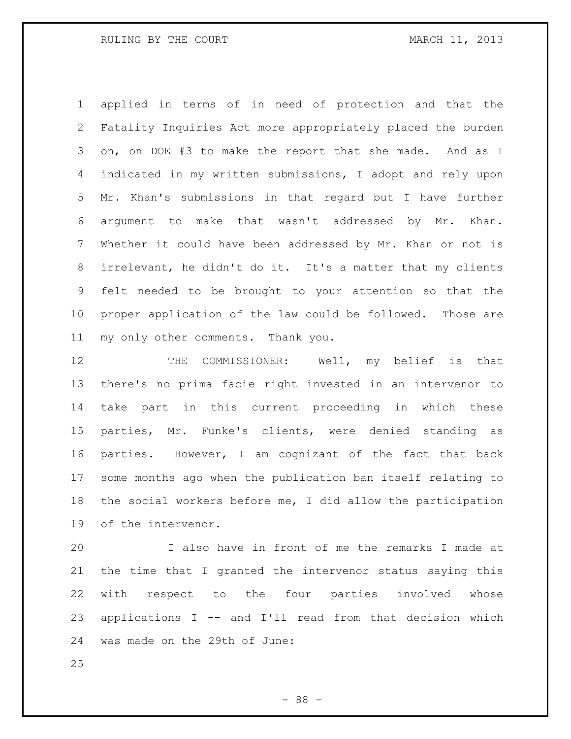applied in terms of in need of protection and that the Fatality Inquiries Act more appropriately placed the burden on, on DOE #3 to make the report that she made. And as I indicated in my written submissions, I adopt and rely upon Mr. Khan's submissions in that regard but I have further argument to make that wasn't addressed by Mr. Khan. Whether it could have been addressed by Mr. Khan or not is irrelevant, he didn't do it. It's a matter that my clients felt needed to be brought to your attention so that the proper application of the law could be followed. Those are my only other comments. Thank you.

THE COMMISSIONER: Well, my belief is that there's no prima facie right invested in an intervenor to take part in this current proceeding in which these parties, Mr. Funke's clients, were denied standing as parties. However, I am cognizant of the fact that back some months ago when the publication ban itself relating to the social workers before me, I did allow the participation of the intervenor.

I also have in front of me the remarks I made at the time that I granted the intervenor status saying this with respect to the four parties involved whose applications I -- and I'll read from that decision which was made on the 29th of June: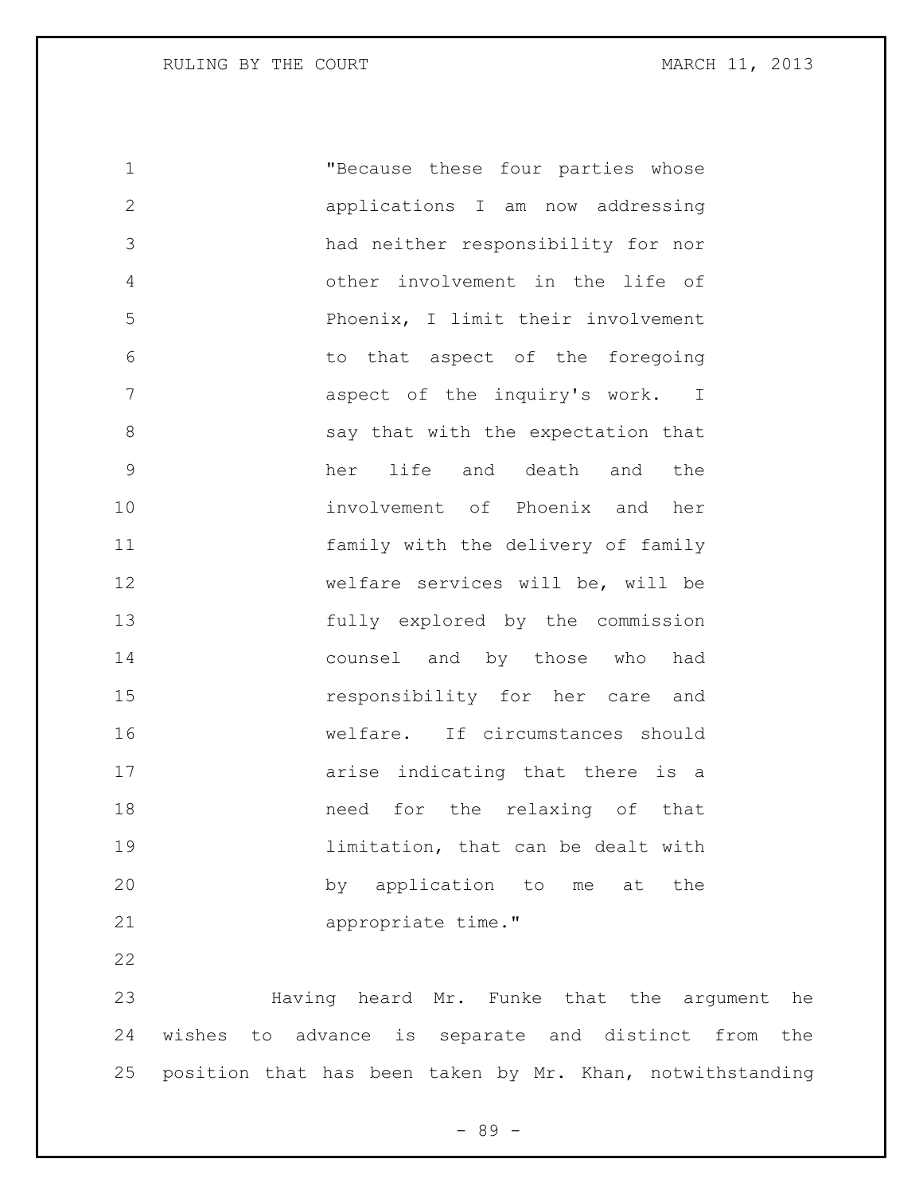> "Because these four parties whose applications I am now addressing had neither responsibility for nor other involvement in the life of Phoenix, I limit their involvement to that aspect of the foregoing aspect of the inquiry's work. I say that with the expectation that her life and death and the involvement of Phoenix and her family with the delivery of family welfare services will be, will be fully explored by the commission counsel and by those who had responsibility for her care and welfare. If circumstances should arise indicating that there is a need for the relaxing of that limitation, that can be dealt with by application to me at the appropriate time."

Having heard Mr. Funke that the argument he wishes to advance is separate and distinct from the position that has been taken by Mr. Khan, notwithstanding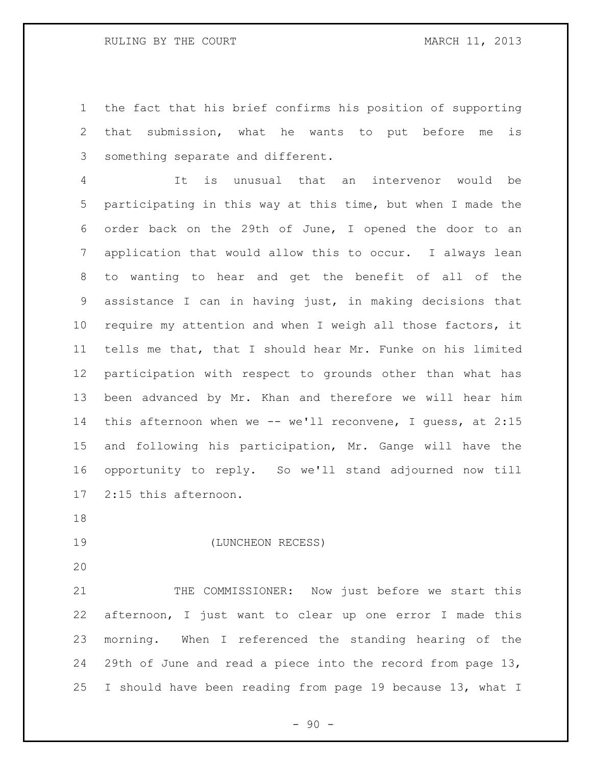the fact that his brief confirms his position of supporting that submission, what he wants to put before me is something separate and different.

It is unusual that an intervenor would be participating in this way at this time, but when I made the order back on the 29th of June, I opened the door to an application that would allow this to occur. I always lean to wanting to hear and get the benefit of all of the assistance I can in having just, in making decisions that require my attention and when I weigh all those factors, it tells me that, that I should hear Mr. Funke on his limited participation with respect to grounds other than what has been advanced by Mr. Khan and therefore we will hear him this afternoon when we -- we'll reconvene, I guess, at 2:15 and following his participation, Mr. Gange will have the opportunity to reply. So we'll stand adjourned now till 2:15 this afternoon.

(LUNCHEON RECESS)

THE COMMISSIONER: Now just before we start this afternoon, I just want to clear up one error I made this morning. When I referenced the standing hearing of the 29th of June and read a piece into the record from page 13, I should have been reading from page 19 because 13, what I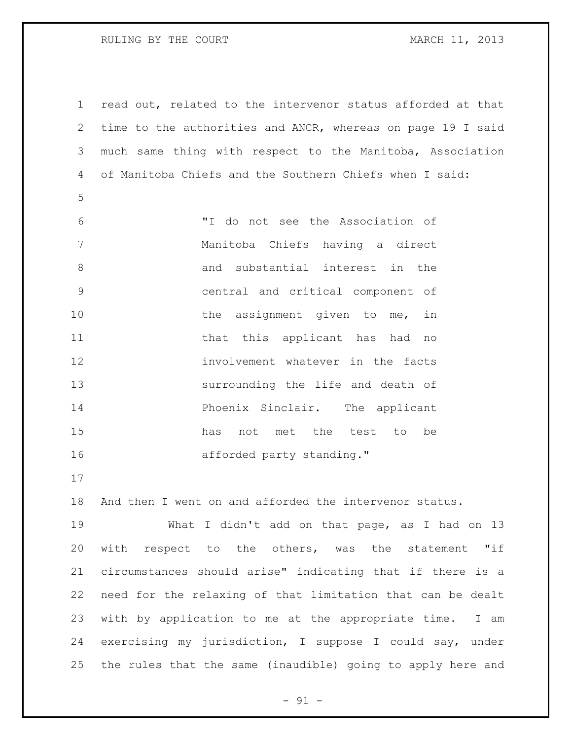read out, related to the intervenor status afforded at that time to the authorities and ANCR, whereas on page 19 I said much same thing with respect to the Manitoba, Association of Manitoba Chiefs and the Southern Chiefs when I said:

> "I do not see the Association of Manitoba Chiefs having a direct and substantial interest in the central and critical component of the assignment given to me, in that this applicant has had no involvement whatever in the facts surrounding the life and death of Phoenix Sinclair. The applicant has not met the test to be afforded party standing."

And then I went on and afforded the intervenor status.

What I didn't add on that page, as I had on 13 with respect to the others, was the statement "if circumstances should arise" indicating that if there is a need for the relaxing of that limitation that can be dealt with by application to me at the appropriate time. I am exercising my jurisdiction, I suppose I could say, under the rules that the same (inaudible) going to apply here and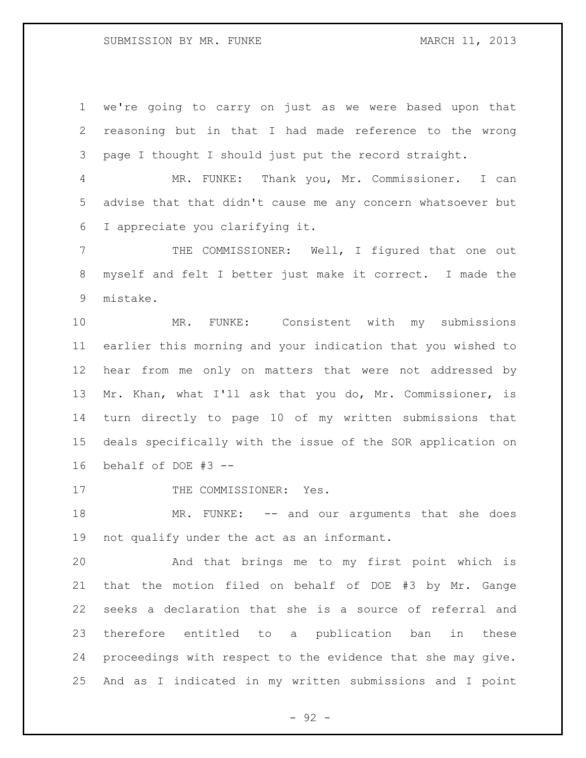we're going to carry on just as we were based upon that reasoning but in that I had made reference to the wrong page I thought I should just put the record straight.

MR. FUNKE: Thank you, Mr. Commissioner. I can advise that that didn't cause me any concern whatsoever but I appreciate you clarifying it.

THE COMMISSIONER: Well, I figured that one out myself and felt I better just make it correct. I made the mistake.

MR. FUNKE: Consistent with my submissions earlier this morning and your indication that you wished to hear from me only on matters that were not addressed by Mr. Khan, what I'll ask that you do, Mr. Commissioner, is turn directly to page 10 of my written submissions that deals specifically with the issue of the SOR application on behalf of DOE #3 --

THE COMMISSIONER: Yes.

MR. FUNKE: -- and our arguments that she does not qualify under the act as an informant.

And that brings me to my first point which is that the motion filed on behalf of DOE #3 by Mr. Gange seeks a declaration that she is a source of referral and therefore entitled to a publication ban in these proceedings with respect to the evidence that she may give. And as I indicated in my written submissions and I point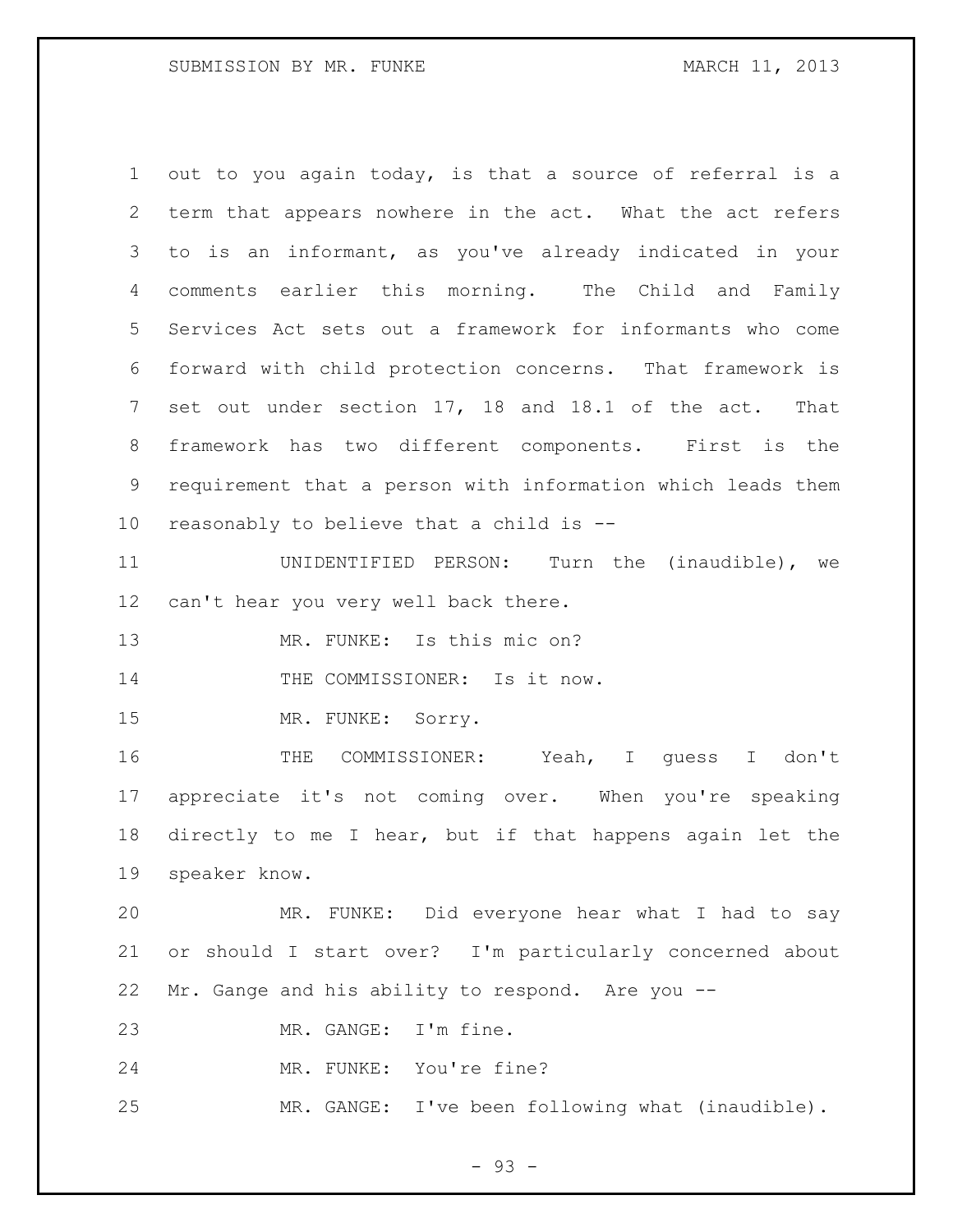out to you again today, is that a source of referral is a term that appears nowhere in the act. What the act refers to is an informant, as you've already indicated in your comments earlier this morning. The Child and Family Services Act sets out a framework for informants who come forward with child protection concerns. That framework is set out under section 17, 18 and 18.1 of the act. That framework has two different components. First is the requirement that a person with information which leads them reasonably to believe that a child is --

UNIDENTIFIED PERSON: Turn the (inaudible), we can't hear you very well back there.

MR. FUNKE: Is this mic on?

THE COMMISSIONER: Is it now.

MR. FUNKE: Sorry.

THE COMMISSIONER: Yeah, I guess I don't appreciate it's not coming over. When you're speaking directly to me I hear, but if that happens again let the speaker know.

MR. FUNKE: Did everyone hear what I had to say or should I start over? I'm particularly concerned about Mr. Gange and his ability to respond. Are you --

MR. GANGE: I'm fine.

MR. FUNKE: You're fine?

MR. GANGE: I've been following what (inaudible).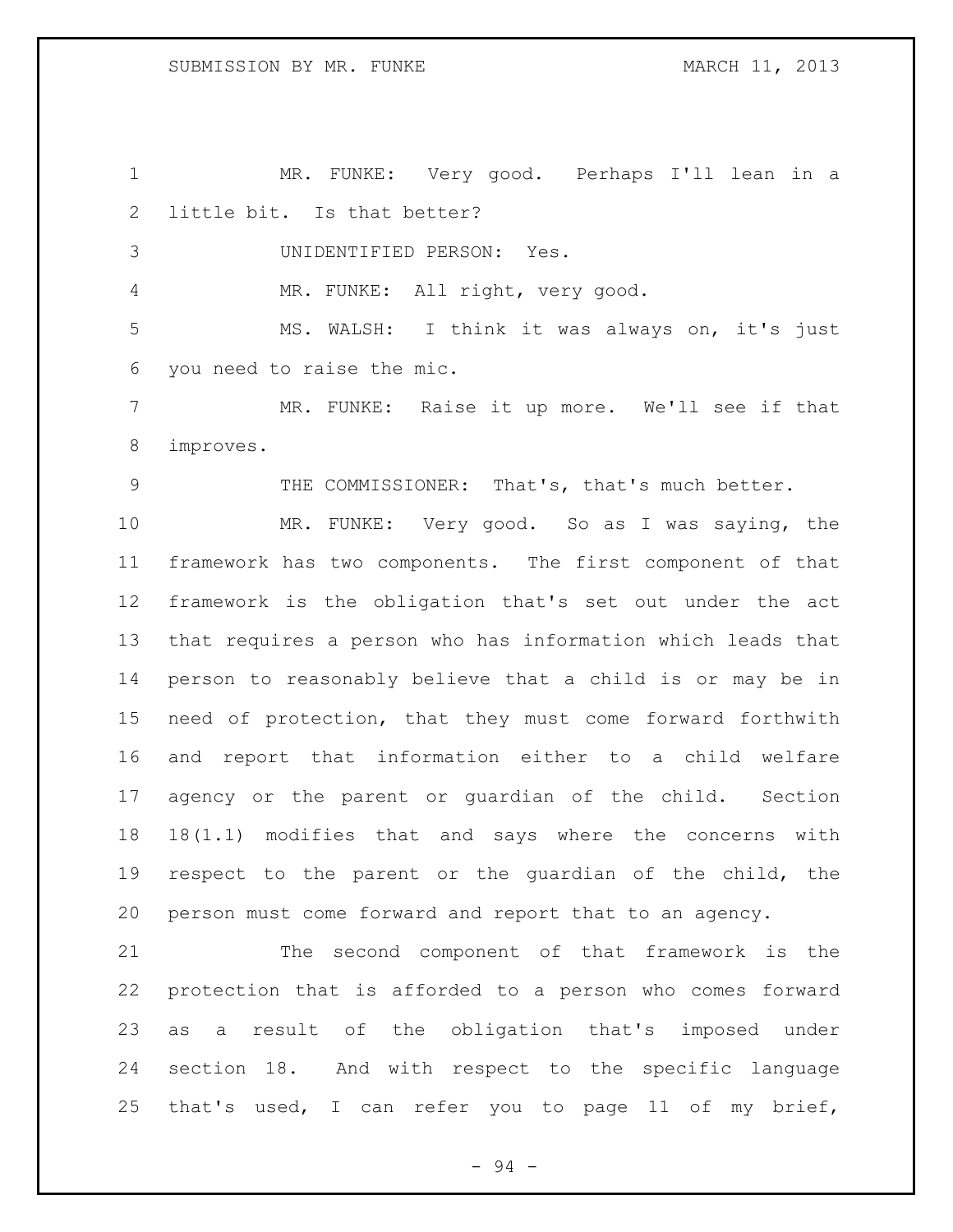MR. FUNKE: Very good. Perhaps I'll lean in a little bit. Is that better?

UNIDENTIFIED PERSON: Yes.

MR. FUNKE: All right, very good.

MS. WALSH: I think it was always on, it's just you need to raise the mic.

MR. FUNKE: Raise it up more. We'll see if that improves.

THE COMMISSIONER: That's, that's much better.

MR. FUNKE: Very good. So as I was saying, the framework has two components. The first component of that framework is the obligation that's set out under the act that requires a person who has information which leads that person to reasonably believe that a child is or may be in need of protection, that they must come forward forthwith and report that information either to a child welfare agency or the parent or guardian of the child. Section 18(1.1) modifies that and says where the concerns with respect to the parent or the guardian of the child, the person must come forward and report that to an agency.

The second component of that framework is the protection that is afforded to a person who comes forward as a result of the obligation that's imposed under section 18. And with respect to the specific language that's used, I can refer you to page 11 of my brief,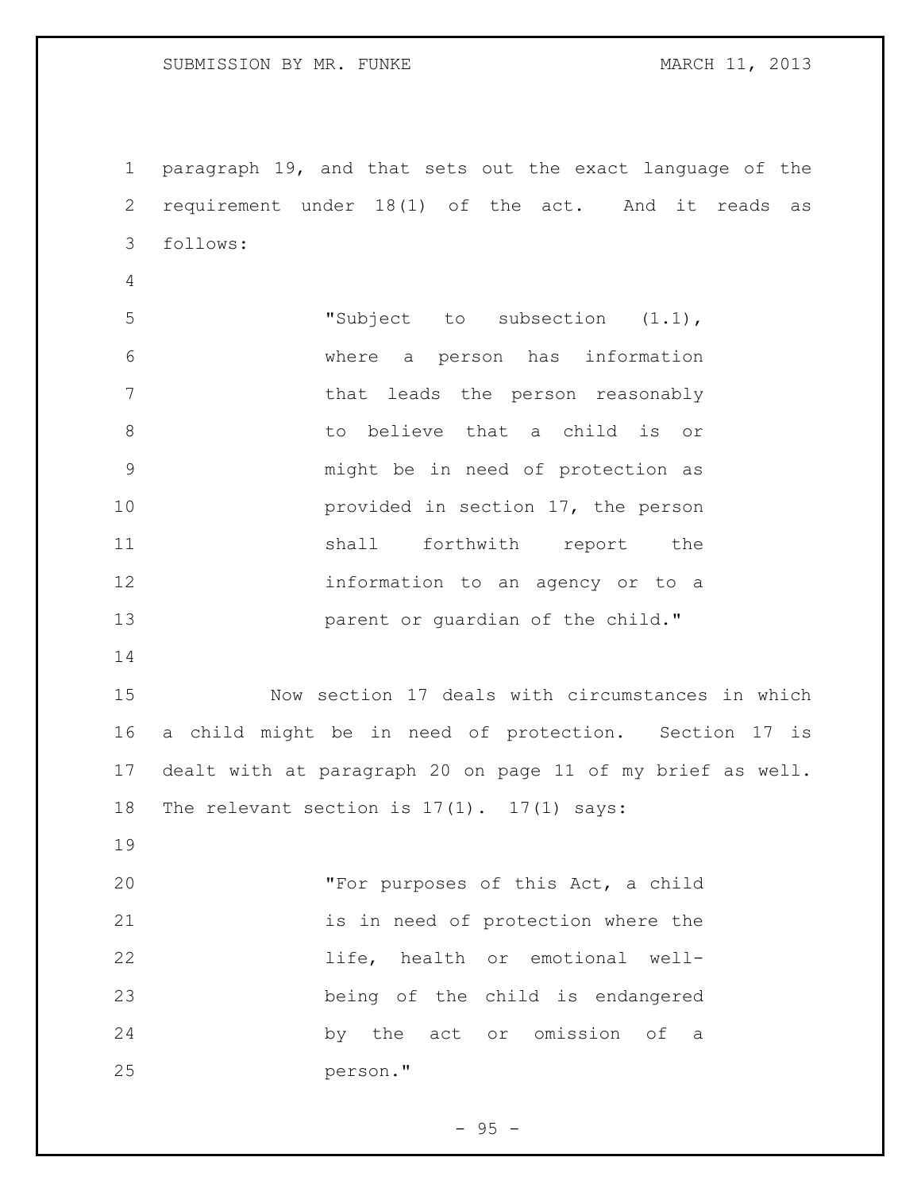paragraph 19, and that sets out the exact language of the requirement under 18(1) of the act. And it reads as follows:

> "Subject to subsection (1.1), where a person has information that leads the person reasonably to believe that a child is or might be in need of protection as provided in section 17, the person shall forthwith report the information to an agency or to a parent or guardian of the child."

Now section 17 deals with circumstances in which a child might be in need of protection. Section 17 is dealt with at paragraph 20 on page 11 of my brief as well. The relevant section is 17(1). 17(1) says:

> "For purposes of this Act, a child is in need of protection where the life, health or emotional well-being of the child is endangered by the act or omission of a person."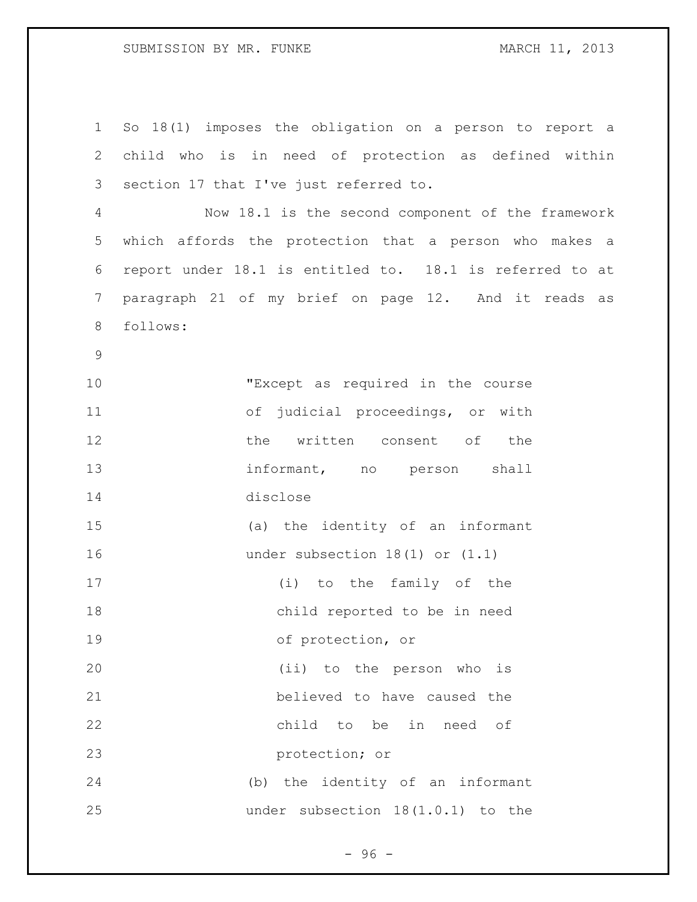So 18(1) imposes the obligation on a person to report a child who is in need of protection as defined within section 17 that I've just referred to.

Now 18.1 is the second component of the framework which affords the protection that a person who makes a report under 18.1 is entitled to. 18.1 is referred to at paragraph 21 of my brief on page 12. And it reads as follows:

> "Except as required in the course of judicial proceedings, or with the written consent of the informant, no person shall disclose
>
> (a) the identity of an informant under subsection 18(1) or (1.1)
>
> (i) to the family of the child reported to be in need of protection, or
>
> (ii) to the person who is believed to have caused the child to be in need of protection; or
>
> (b) the identity of an informant under subsection 18(1.0.1) to the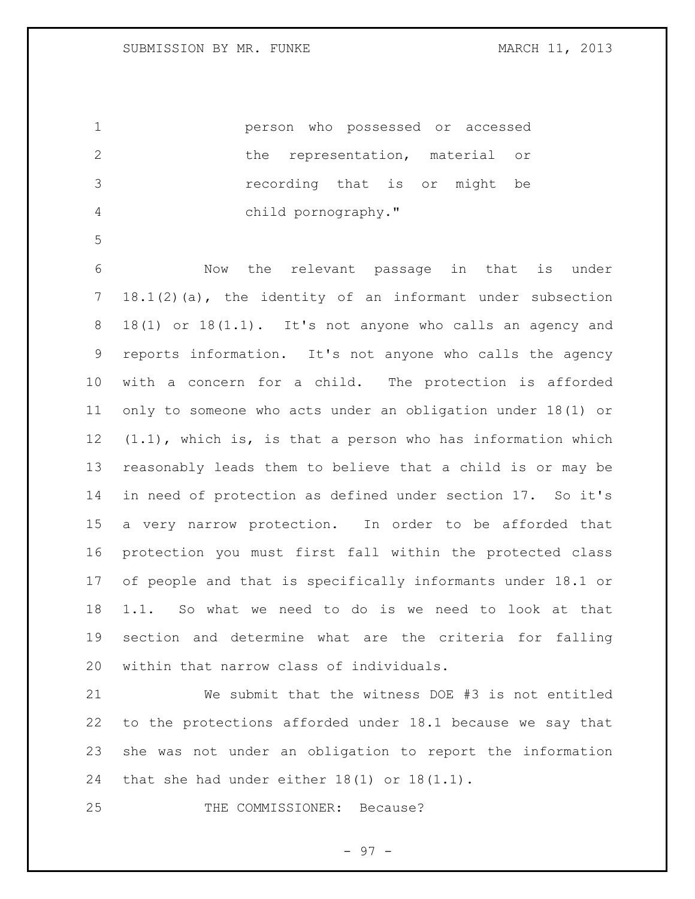person who possessed or accessed the representation, material or recording that is or might be child pornography."

Now the relevant passage in that is under 18.1(2)(a), the identity of an informant under subsection 18(1) or 18(1.1). It's not anyone who calls an agency and reports information. It's not anyone who calls the agency with a concern for a child. The protection is afforded only to someone who acts under an obligation under 18(1) or (1.1), which is, is that a person who has information which reasonably leads them to believe that a child is or may be in need of protection as defined under section 17. So it's a very narrow protection. In order to be afforded that protection you must first fall within the protected class of people and that is specifically informants under 18.1 or 1.1. So what we need to do is we need to look at that section and determine what are the criteria for falling within that narrow class of individuals.

We submit that the witness DOE #3 is not entitled to the protections afforded under 18.1 because we say that she was not under an obligation to report the information that she had under either 18(1) or 18(1.1).

THE COMMISSIONER: Because?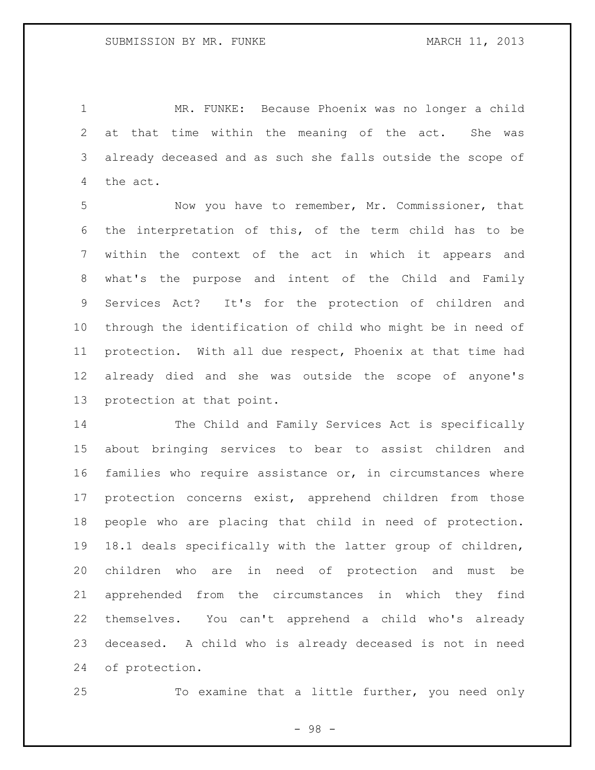MR. FUNKE: Because Phoenix was no longer a child at that time within the meaning of the act. She was already deceased and as such she falls outside the scope of the act.

Now you have to remember, Mr. Commissioner, that the interpretation of this, of the term child has to be within the context of the act in which it appears and what's the purpose and intent of the Child and Family Services Act? It's for the protection of children and through the identification of child who might be in need of protection. With all due respect, Phoenix at that time had already died and she was outside the scope of anyone's protection at that point.

The Child and Family Services Act is specifically about bringing services to bear to assist children and families who require assistance or, in circumstances where protection concerns exist, apprehend children from those people who are placing that child in need of protection. 18.1 deals specifically with the latter group of children, children who are in need of protection and must be apprehended from the circumstances in which they find themselves. You can't apprehend a child who's already deceased. A child who is already deceased is not in need of protection.

To examine that a little further, you need only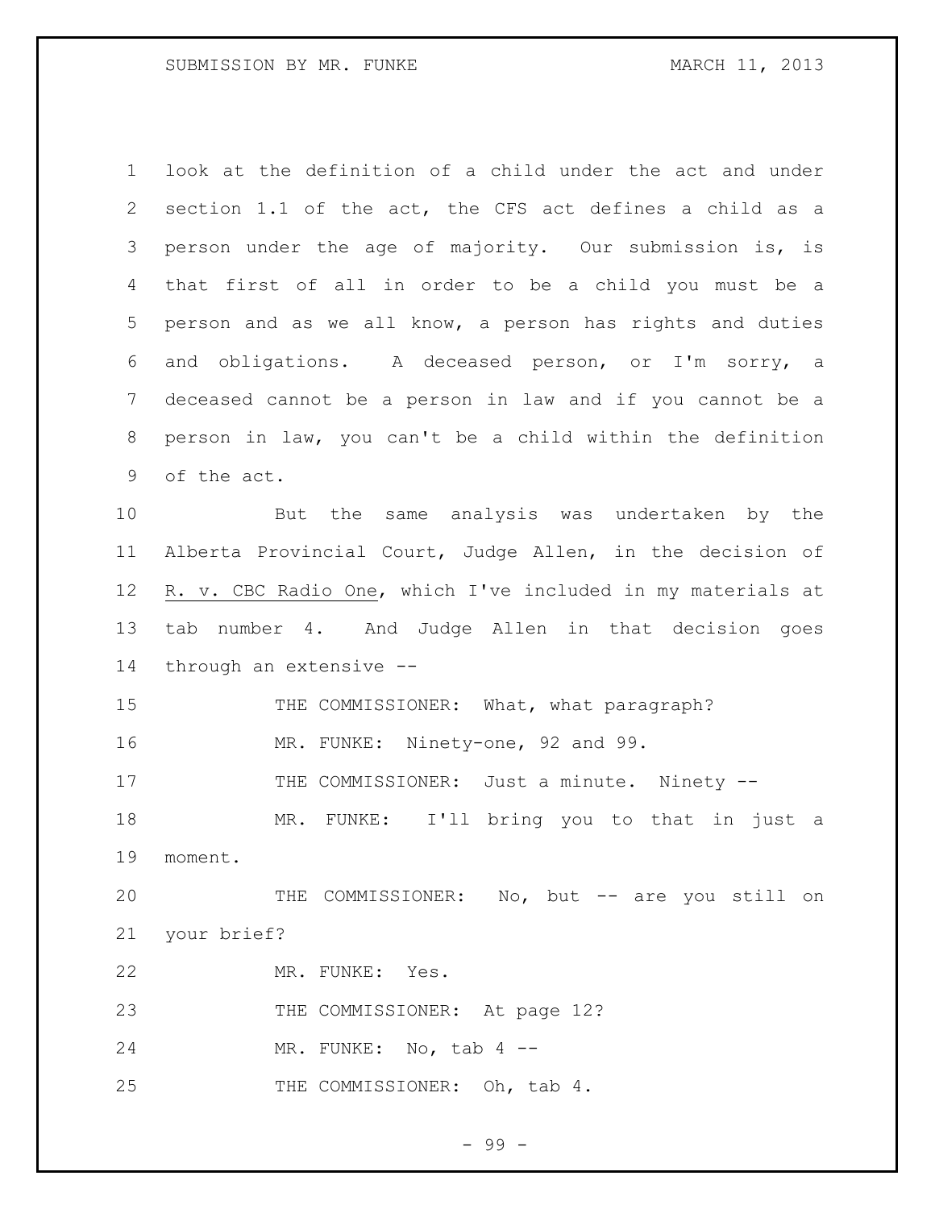look at the definition of a child under the act and under section 1.1 of the act, the CFS act defines a child as a person under the age of majority. Our submission is, is that first of all in order to be a child you must be a person and as we all know, a person has rights and duties and obligations. A deceased person, or I'm sorry, a deceased cannot be a person in law and if you cannot be a person in law, you can't be a child within the definition of the act.

But the same analysis was undertaken by the Alberta Provincial Court, Judge Allen, in the decision of R. v. CBC Radio One, which I've included in my materials at tab number 4. And Judge Allen in that decision goes through an extensive --

THE COMMISSIONER: What, what paragraph?

MR. FUNKE: Ninety-one, 92 and 99.

THE COMMISSIONER: Just a minute. Ninety --

MR. FUNKE: I'll bring you to that in just a moment.

THE COMMISSIONER: No, but -- are you still on your brief?

MR. FUNKE: Yes.

THE COMMISSIONER: At page 12?

MR. FUNKE: No, tab 4 --

THE COMMISSIONER: Oh, tab 4.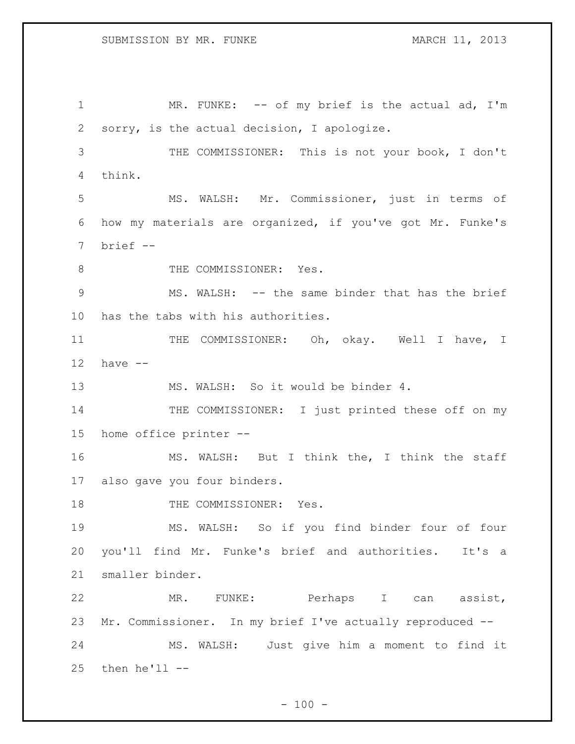MR. FUNKE: -- of my brief is the actual ad, I'm sorry, is the actual decision, I apologize.

THE COMMISSIONER: This is not your book, I don't think.

MS. WALSH: Mr. Commissioner, just in terms of how my materials are organized, if you've got Mr. Funke's brief --

THE COMMISSIONER: Yes.

MS. WALSH: -- the same binder that has the brief has the tabs with his authorities.

THE COMMISSIONER: Oh, okay. Well I have, I have --

MS. WALSH: So it would be binder 4.

THE COMMISSIONER: I just printed these off on my home office printer --

MS. WALSH: But I think the, I think the staff also gave you four binders.

THE COMMISSIONER: Yes.

MS. WALSH: So if you find binder four of four you'll find Mr. Funke's brief and authorities. It's a smaller binder.

MR. FUNKE: Perhaps I can assist, Mr. Commissioner. In my brief I've actually reproduced --

MS. WALSH: Just give him a moment to find it then he'll --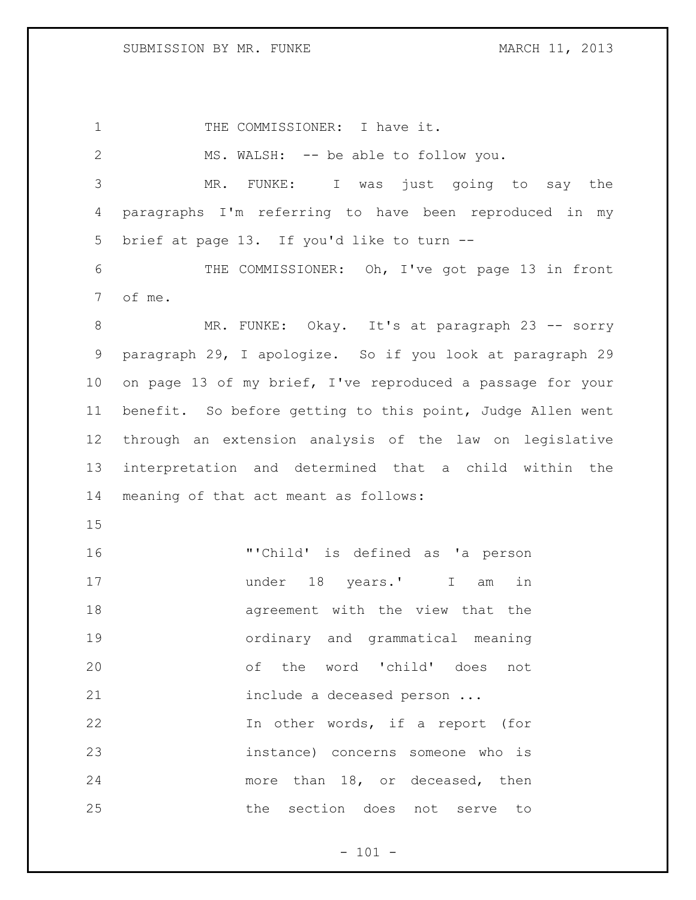THE COMMISSIONER: I have it.

MS. WALSH: -- be able to follow you.

MR. FUNKE: I was just going to say the paragraphs I'm referring to have been reproduced in my brief at page 13. If you'd like to turn --

THE COMMISSIONER: Oh, I've got page 13 in front of me.

MR. FUNKE: Okay. It's at paragraph 23 -- sorry paragraph 29, I apologize. So if you look at paragraph 29 on page 13 of my brief, I've reproduced a passage for your benefit. So before getting to this point, Judge Allen went through an extension analysis of the law on legislative interpretation and determined that a child within the meaning of that act meant as follows:

> "'Child' is defined as 'a person under 18 years.' I am in agreement with the view that the ordinary and grammatical meaning of the word 'child' does not include a deceased person ...
>
> In other words, if a report (for instance) concerns someone who is more than 18, or deceased, then the section does not serve to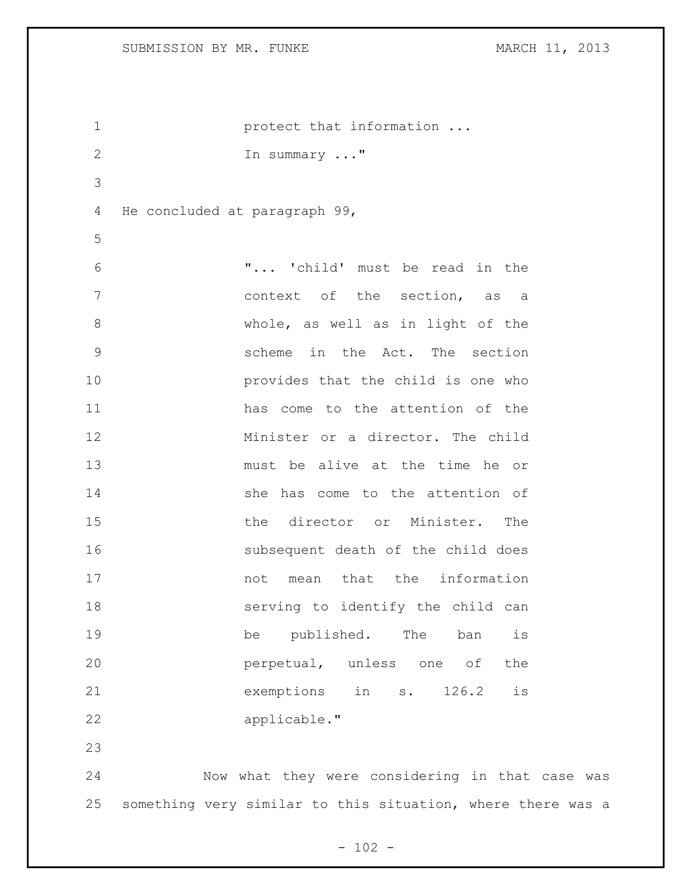> protect that information ...
> In summary ..."

He concluded at paragraph 99,

> "... 'child' must be read in the context of the section, as a whole, as well as in light of the scheme in the Act. The section provides that the child is one who has come to the attention of the Minister or a director. The child must be alive at the time he or she has come to the attention of the director or Minister. The subsequent death of the child does not mean that the information serving to identify the child can be published. The ban is perpetual, unless one of the exemptions in s. 126.2 is applicable."

Now what they were considering in that case was something very similar to this situation, where there was a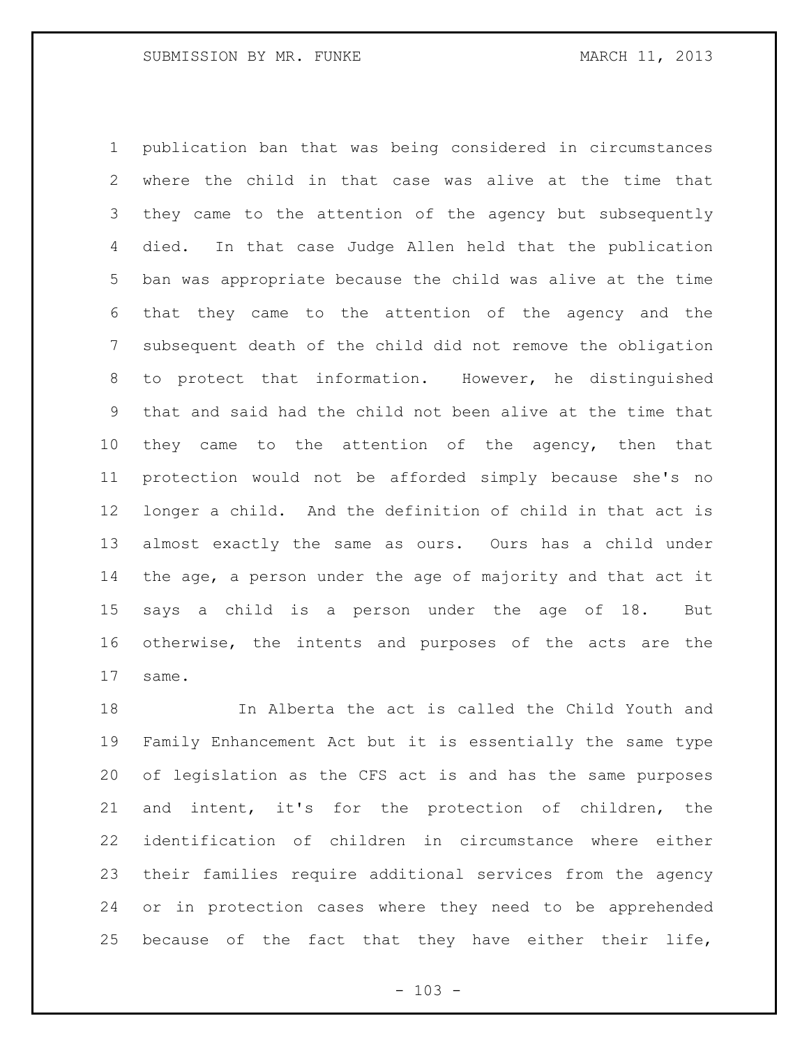publication ban that was being considered in circumstances where the child in that case was alive at the time that they came to the attention of the agency but subsequently died. In that case Judge Allen held that the publication ban was appropriate because the child was alive at the time that they came to the attention of the agency and the subsequent death of the child did not remove the obligation to protect that information. However, he distinguished that and said had the child not been alive at the time that they came to the attention of the agency, then that protection would not be afforded simply because she's no longer a child. And the definition of child in that act is almost exactly the same as ours. Ours has a child under the age, a person under the age of majority and that act it says a child is a person under the age of 18. But otherwise, the intents and purposes of the acts are the same.

In Alberta the act is called the Child Youth and Family Enhancement Act but it is essentially the same type of legislation as the CFS act is and has the same purposes and intent, it's for the protection of children, the identification of children in circumstance where either their families require additional services from the agency or in protection cases where they need to be apprehended because of the fact that they have either their life,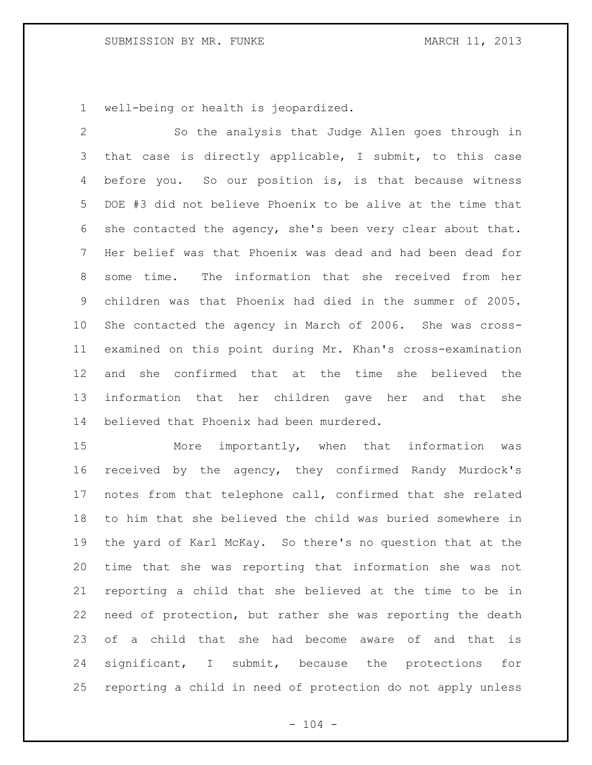well-being or health is jeopardized.

So the analysis that Judge Allen goes through in that case is directly applicable, I submit, to this case before you. So our position is, is that because witness DOE #3 did not believe Phoenix to be alive at the time that she contacted the agency, she's been very clear about that. Her belief was that Phoenix was dead and had been dead for some time. The information that she received from her children was that Phoenix had died in the summer of 2005. She contacted the agency in March of 2006. She was cross-examined on this point during Mr. Khan's cross-examination and she confirmed that at the time she believed the information that her children gave her and that she believed that Phoenix had been murdered.

More importantly, when that information was received by the agency, they confirmed Randy Murdock's notes from that telephone call, confirmed that she related to him that she believed the child was buried somewhere in the yard of Karl McKay. So there's no question that at the time that she was reporting that information she was not reporting a child that she believed at the time to be in need of protection, but rather she was reporting the death of a child that she had become aware of and that is significant, I submit, because the protections for reporting a child in need of protection do not apply unless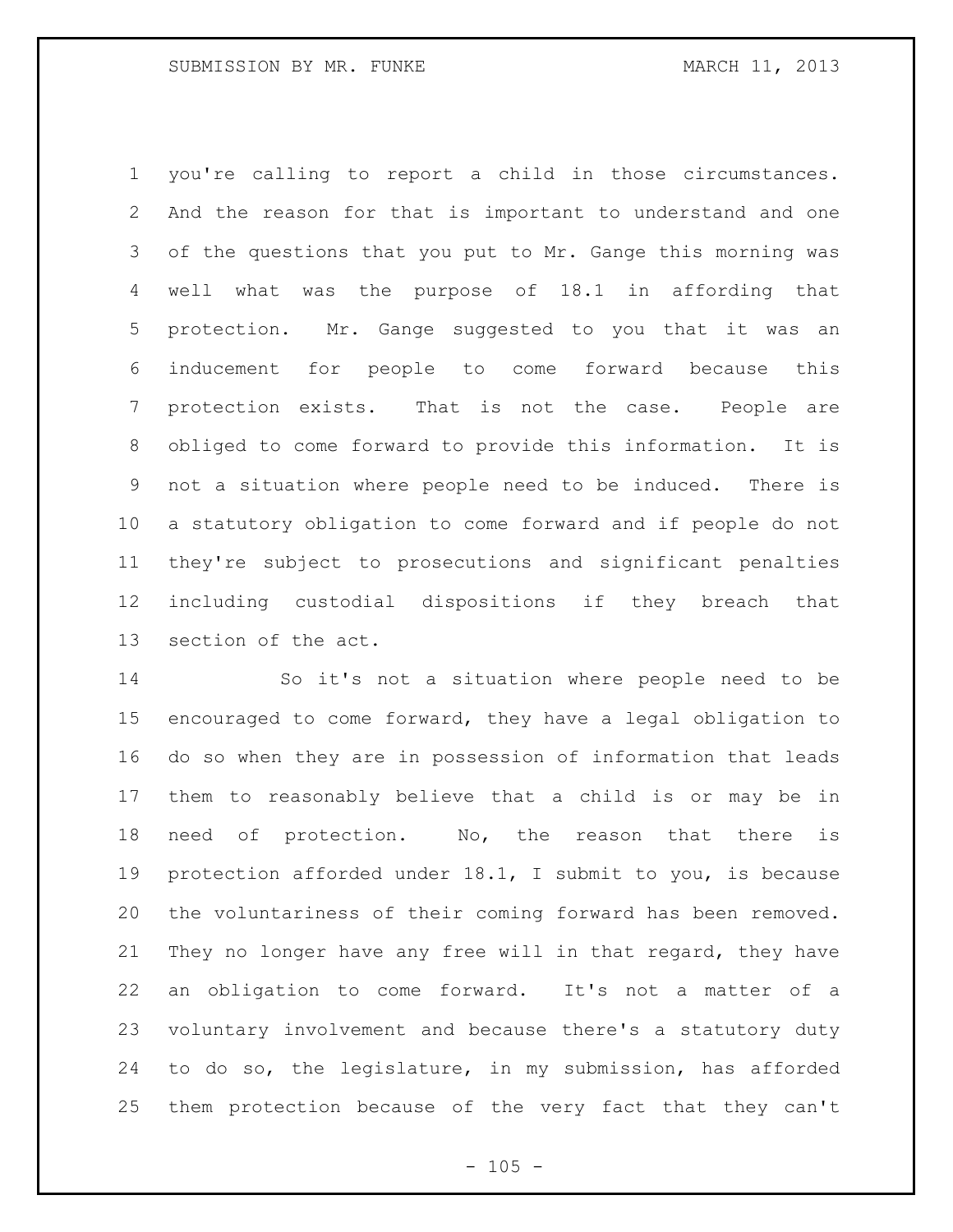you're calling to report a child in those circumstances. And the reason for that is important to understand and one of the questions that you put to Mr. Gange this morning was well what was the purpose of 18.1 in affording that protection. Mr. Gange suggested to you that it was an inducement for people to come forward because this protection exists. That is not the case. People are obliged to come forward to provide this information. It is not a situation where people need to be induced. There is a statutory obligation to come forward and if people do not they're subject to prosecutions and significant penalties including custodial dispositions if they breach that section of the act.

So it's not a situation where people need to be encouraged to come forward, they have a legal obligation to do so when they are in possession of information that leads them to reasonably believe that a child is or may be in need of protection. No, the reason that there is protection afforded under 18.1, I submit to you, is because the voluntariness of their coming forward has been removed. They no longer have any free will in that regard, they have an obligation to come forward. It's not a matter of a voluntary involvement and because there's a statutory duty to do so, the legislature, in my submission, has afforded them protection because of the very fact that they can't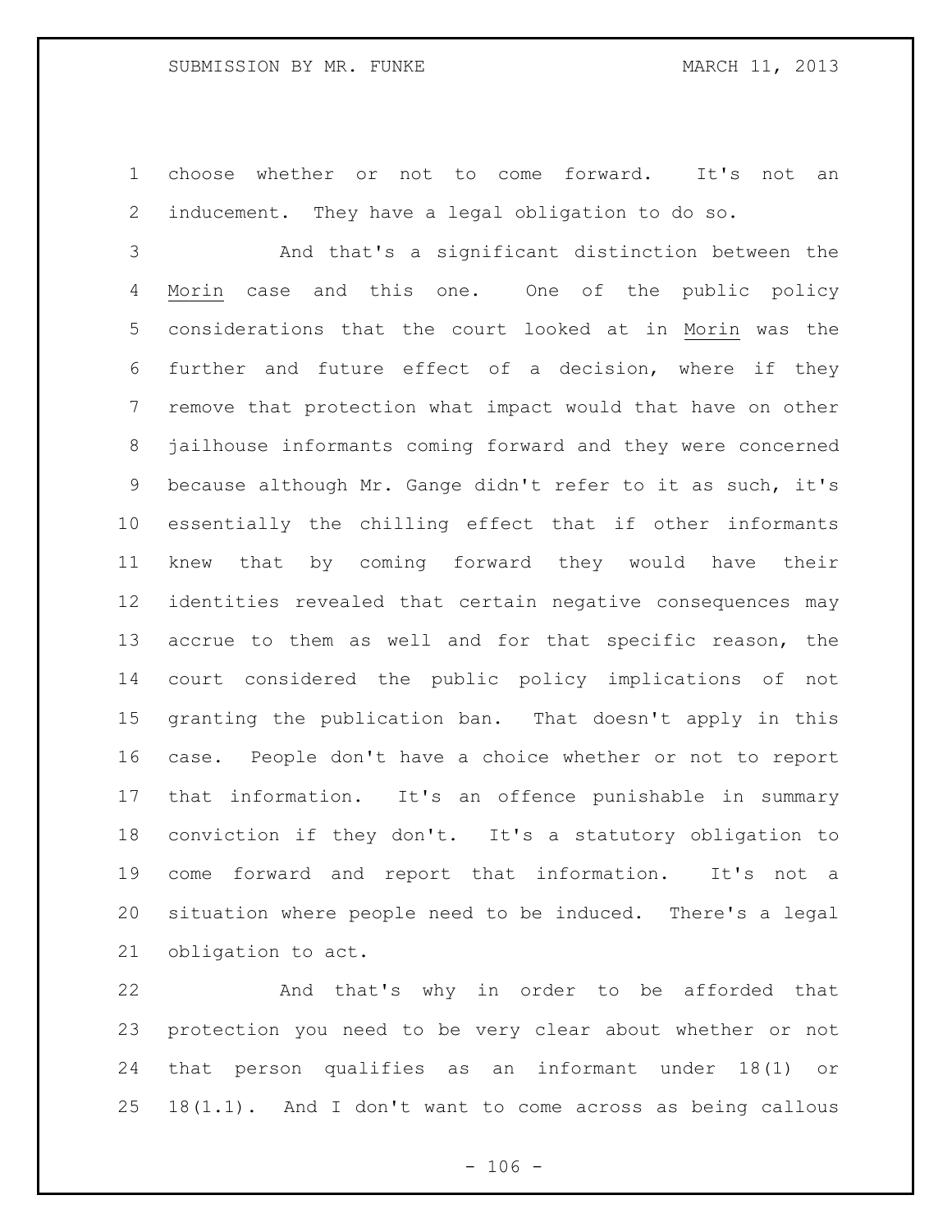choose whether or not to come forward. It's not an inducement. They have a legal obligation to do so.

And that's a significant distinction between the _Morin_ case and this one. One of the public policy considerations that the court looked at in _Morin_ was the further and future effect of a decision, where if they remove that protection what impact would that have on other jailhouse informants coming forward and they were concerned because although Mr. Gange didn't refer to it as such, it's essentially the chilling effect that if other informants knew that by coming forward they would have their identities revealed that certain negative consequences may accrue to them as well and for that specific reason, the court considered the public policy implications of not granting the publication ban. That doesn't apply in this case. People don't have a choice whether or not to report that information. It's an offence punishable in summary conviction if they don't. It's a statutory obligation to come forward and report that information. It's not a situation where people need to be induced. There's a legal obligation to act.

And that's why in order to be afforded that protection you need to be very clear about whether or not that person qualifies as an informant under 18(1) or 18(1.1). And I don't want to come across as being callous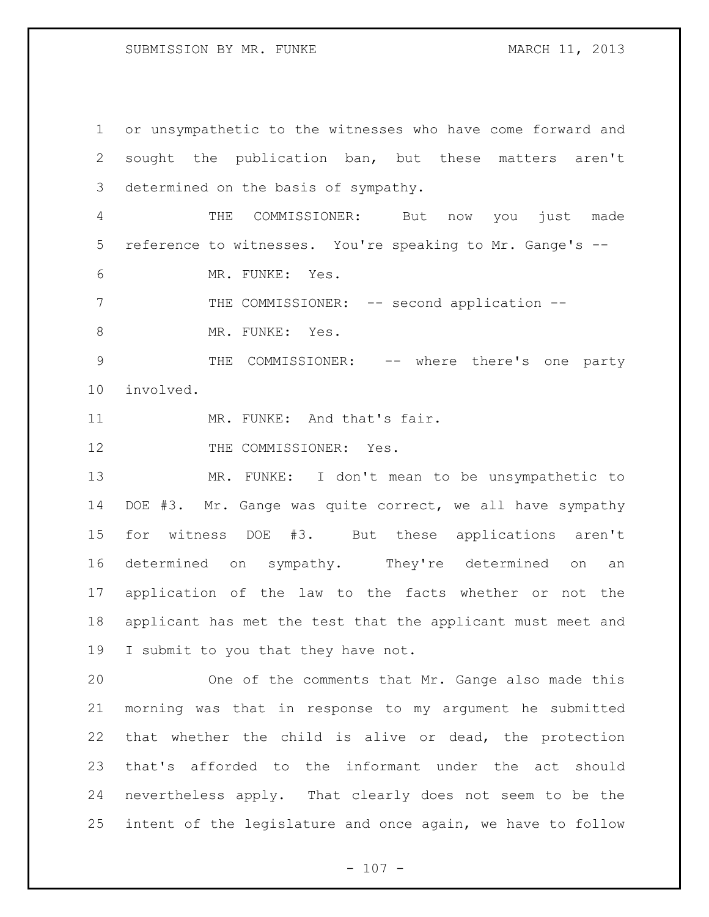or unsympathetic to the witnesses who have come forward and sought the publication ban, but these matters aren't determined on the basis of sympathy.

THE COMMISSIONER: But now you just made reference to witnesses. You're speaking to Mr. Gange's --

MR. FUNKE: Yes.

THE COMMISSIONER: -- second application --

MR. FUNKE: Yes.

THE COMMISSIONER: -- where there's one party involved.

MR. FUNKE: And that's fair.

THE COMMISSIONER: Yes.

MR. FUNKE: I don't mean to be unsympathetic to DOE #3. Mr. Gange was quite correct, we all have sympathy for witness DOE #3. But these applications aren't determined on sympathy. They're determined on an application of the law to the facts whether or not the applicant has met the test that the applicant must meet and I submit to you that they have not.

One of the comments that Mr. Gange also made this morning was that in response to my argument he submitted that whether the child is alive or dead, the protection that's afforded to the informant under the act should nevertheless apply. That clearly does not seem to be the intent of the legislature and once again, we have to follow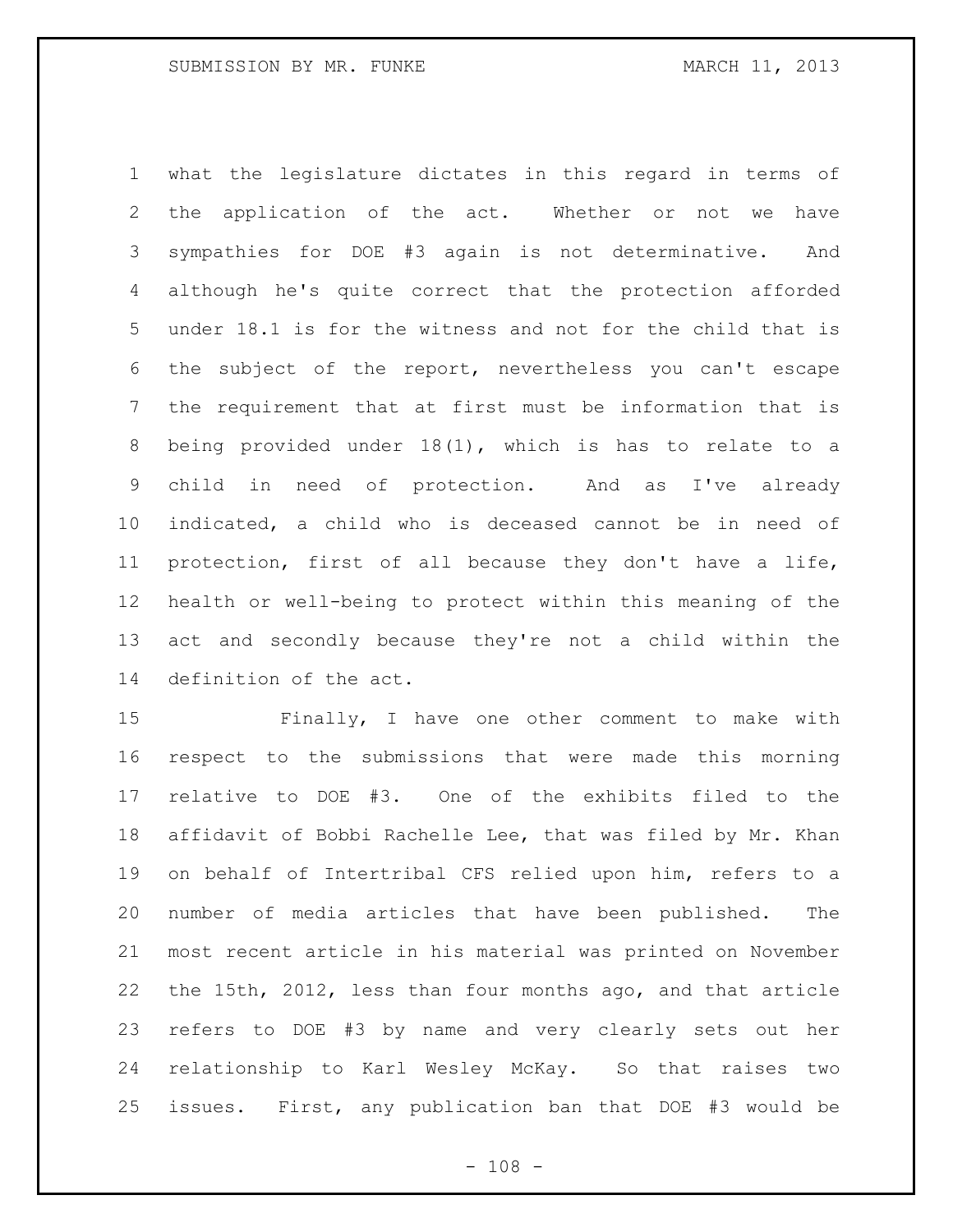what the legislature dictates in this regard in terms of the application of the act. Whether or not we have sympathies for DOE #3 again is not determinative. And although he's quite correct that the protection afforded under 18.1 is for the witness and not for the child that is the subject of the report, nevertheless you can't escape the requirement that at first must be information that is being provided under 18(1), which is has to relate to a child in need of protection. And as I've already indicated, a child who is deceased cannot be in need of protection, first of all because they don't have a life, health or well-being to protect within this meaning of the act and secondly because they're not a child within the definition of the act.

Finally, I have one other comment to make with respect to the submissions that were made this morning relative to DOE #3. One of the exhibits filed to the affidavit of Bobbi Rachelle Lee, that was filed by Mr. Khan on behalf of Intertribal CFS relied upon him, refers to a number of media articles that have been published. The most recent article in his material was printed on November the 15th, 2012, less than four months ago, and that article refers to DOE #3 by name and very clearly sets out her relationship to Karl Wesley McKay. So that raises two issues. First, any publication ban that DOE #3 would be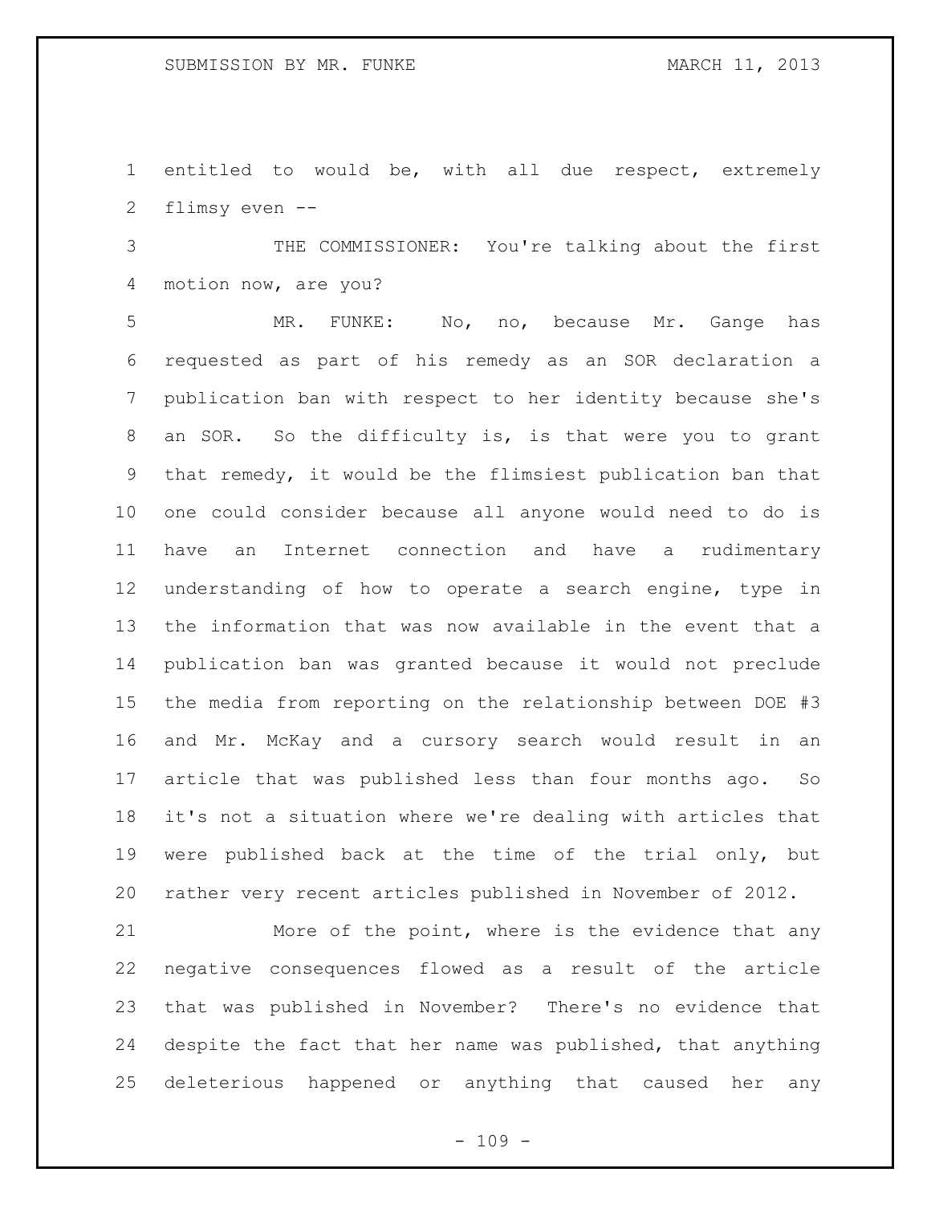entitled to would be, with all due respect, extremely flimsy even --

THE COMMISSIONER: You're talking about the first motion now, are you?

MR. FUNKE: No, no, because Mr. Gange has requested as part of his remedy as an SOR declaration a publication ban with respect to her identity because she's an SOR. So the difficulty is, is that were you to grant that remedy, it would be the flimsiest publication ban that one could consider because all anyone would need to do is have an Internet connection and have a rudimentary understanding of how to operate a search engine, type in the information that was now available in the event that a publication ban was granted because it would not preclude the media from reporting on the relationship between DOE #3 and Mr. McKay and a cursory search would result in an article that was published less than four months ago. So it's not a situation where we're dealing with articles that were published back at the time of the trial only, but rather very recent articles published in November of 2012.

More of the point, where is the evidence that any negative consequences flowed as a result of the article that was published in November? There's no evidence that despite the fact that her name was published, that anything deleterious happened or anything that caused her any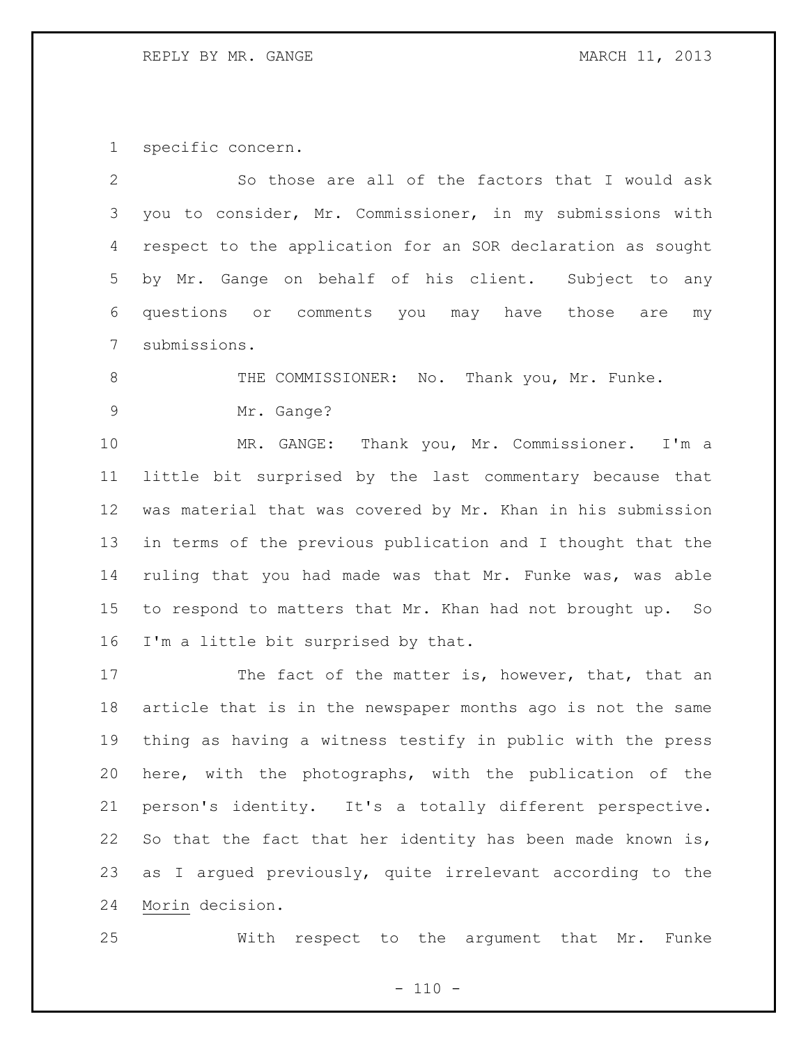specific concern.

So those are all of the factors that I would ask you to consider, Mr. Commissioner, in my submissions with respect to the application for an SOR declaration as sought by Mr. Gange on behalf of his client. Subject to any questions or comments you may have those are my submissions.

THE COMMISSIONER: No. Thank you, Mr. Funke.

Mr. Gange?

MR. GANGE: Thank you, Mr. Commissioner. I'm a little bit surprised by the last commentary because that was material that was covered by Mr. Khan in his submission in terms of the previous publication and I thought that the ruling that you had made was that Mr. Funke was, was able to respond to matters that Mr. Khan had not brought up. So I'm a little bit surprised by that.

The fact of the matter is, however, that, that an article that is in the newspaper months ago is not the same thing as having a witness testify in public with the press here, with the photographs, with the publication of the person's identity. It's a totally different perspective. So that the fact that her identity has been made known is, as I argued previously, quite irrelevant according to the Morin decision.

With respect to the argument that Mr. Funke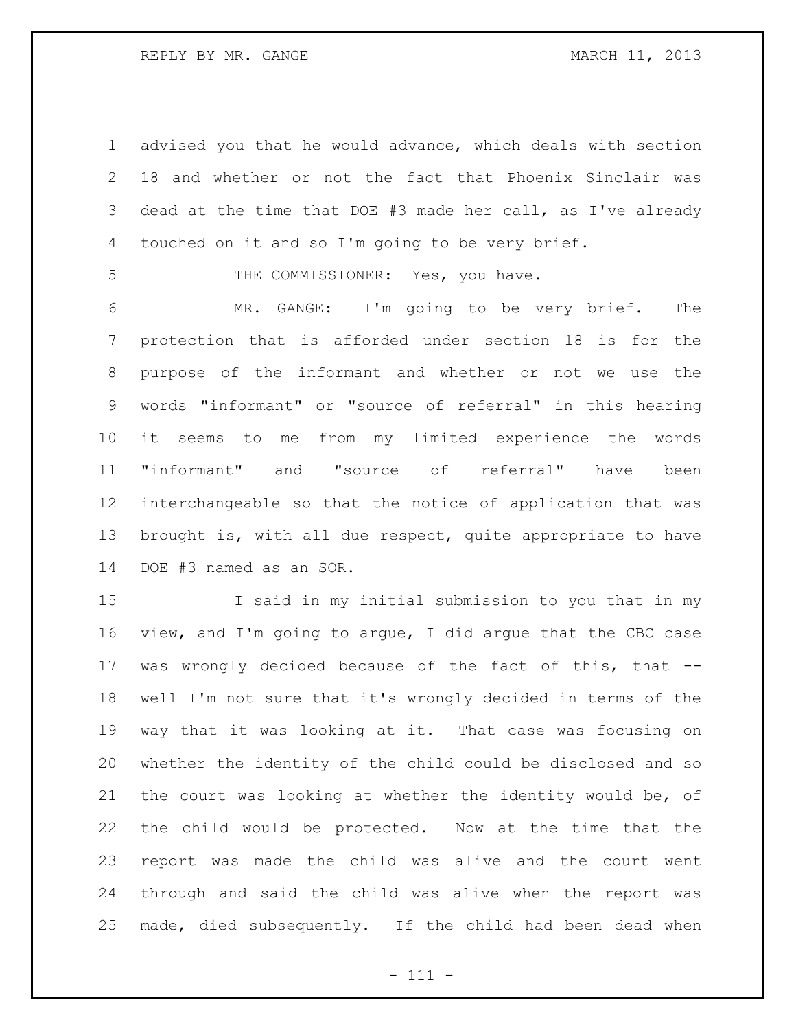advised you that he would advance, which deals with section 18 and whether or not the fact that Phoenix Sinclair was dead at the time that DOE #3 made her call, as I've already touched on it and so I'm going to be very brief.

THE COMMISSIONER: Yes, you have.

MR. GANGE: I'm going to be very brief. The protection that is afforded under section 18 is for the purpose of the informant and whether or not we use the words "informant" or "source of referral" in this hearing it seems to me from my limited experience the words "informant" and "source of referral" have been interchangeable so that the notice of application that was brought is, with all due respect, quite appropriate to have DOE #3 named as an SOR.

I said in my initial submission to you that in my view, and I'm going to argue, I did argue that the CBC case was wrongly decided because of the fact of this, that -- well I'm not sure that it's wrongly decided in terms of the way that it was looking at it. That case was focusing on whether the identity of the child could be disclosed and so the court was looking at whether the identity would be, of the child would be protected. Now at the time that the report was made the child was alive and the court went through and said the child was alive when the report was made, died subsequently. If the child had been dead when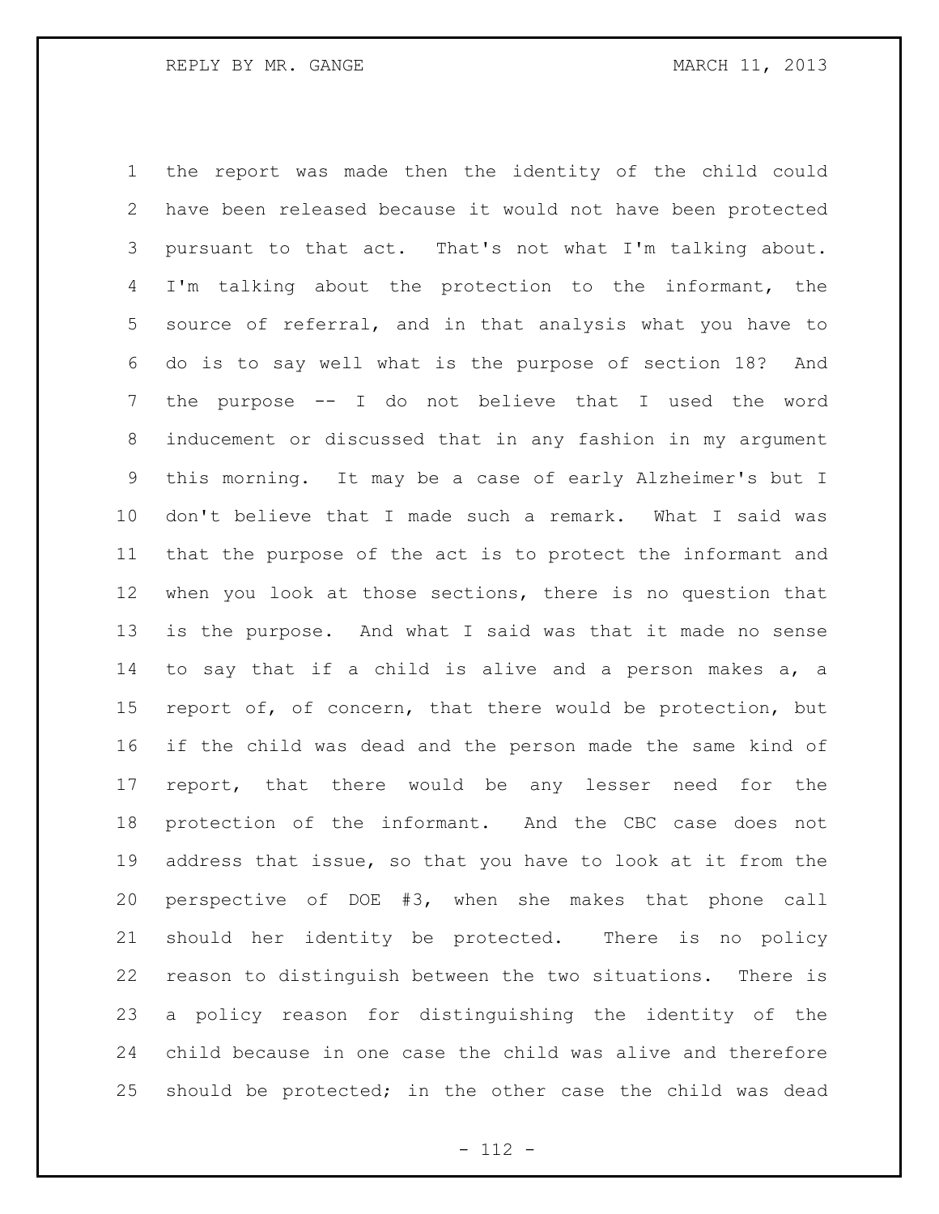the report was made then the identity of the child could have been released because it would not have been protected pursuant to that act. That's not what I'm talking about. I'm talking about the protection to the informant, the source of referral, and in that analysis what you have to do is to say well what is the purpose of section 18? And the purpose -- I do not believe that I used the word inducement or discussed that in any fashion in my argument this morning. It may be a case of early Alzheimer's but I don't believe that I made such a remark. What I said was that the purpose of the act is to protect the informant and when you look at those sections, there is no question that is the purpose. And what I said was that it made no sense to say that if a child is alive and a person makes a, a report of, of concern, that there would be protection, but if the child was dead and the person made the same kind of report, that there would be any lesser need for the protection of the informant. And the CBC case does not address that issue, so that you have to look at it from the perspective of DOE #3, when she makes that phone call should her identity be protected. There is no policy reason to distinguish between the two situations. There is a policy reason for distinguishing the identity of the child because in one case the child was alive and therefore should be protected; in the other case the child was dead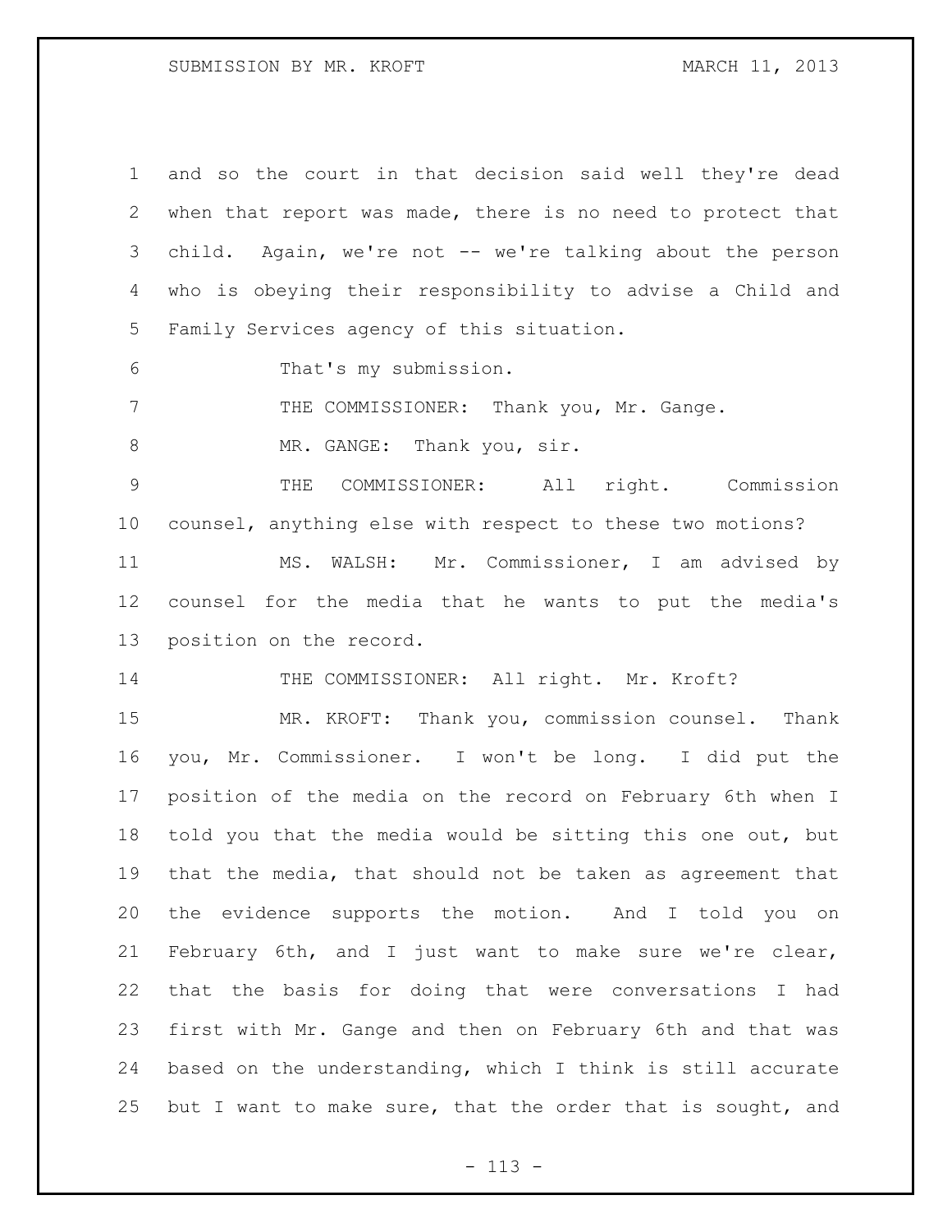and so the court in that decision said well they're dead when that report was made, there is no need to protect that child. Again, we're not -- we're talking about the person who is obeying their responsibility to advise a Child and Family Services agency of this situation.

That's my submission.

THE COMMISSIONER: Thank you, Mr. Gange.

MR. GANGE: Thank you, sir.

THE COMMISSIONER: All right. Commission counsel, anything else with respect to these two motions?

MS. WALSH: Mr. Commissioner, I am advised by counsel for the media that he wants to put the media's position on the record.

THE COMMISSIONER: All right. Mr. Kroft?

MR. KROFT: Thank you, commission counsel. Thank you, Mr. Commissioner. I won't be long. I did put the position of the media on the record on February 6th when I told you that the media would be sitting this one out, but that the media, that should not be taken as agreement that the evidence supports the motion. And I told you on February 6th, and I just want to make sure we're clear, that the basis for doing that were conversations I had first with Mr. Gange and then on February 6th and that was based on the understanding, which I think is still accurate but I want to make sure, that the order that is sought, and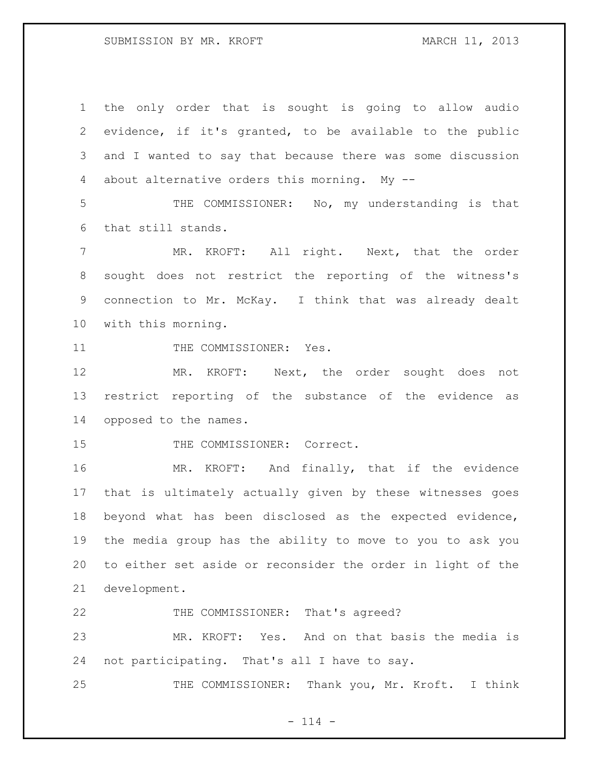the only order that is sought is going to allow audio evidence, if it's granted, to be available to the public and I wanted to say that because there was some discussion about alternative orders this morning. My --

THE COMMISSIONER: No, my understanding is that that still stands.

MR. KROFT: All right. Next, that the order sought does not restrict the reporting of the witness's connection to Mr. McKay. I think that was already dealt with this morning.

THE COMMISSIONER: Yes.

MR. KROFT: Next, the order sought does not restrict reporting of the substance of the evidence as opposed to the names.

THE COMMISSIONER: Correct.

MR. KROFT: And finally, that if the evidence that is ultimately actually given by these witnesses goes beyond what has been disclosed as the expected evidence, the media group has the ability to move to you to ask you to either set aside or reconsider the order in light of the development.

THE COMMISSIONER: That's agreed?

MR. KROFT: Yes. And on that basis the media is not participating. That's all I have to say.

THE COMMISSIONER: Thank you, Mr. Kroft. I think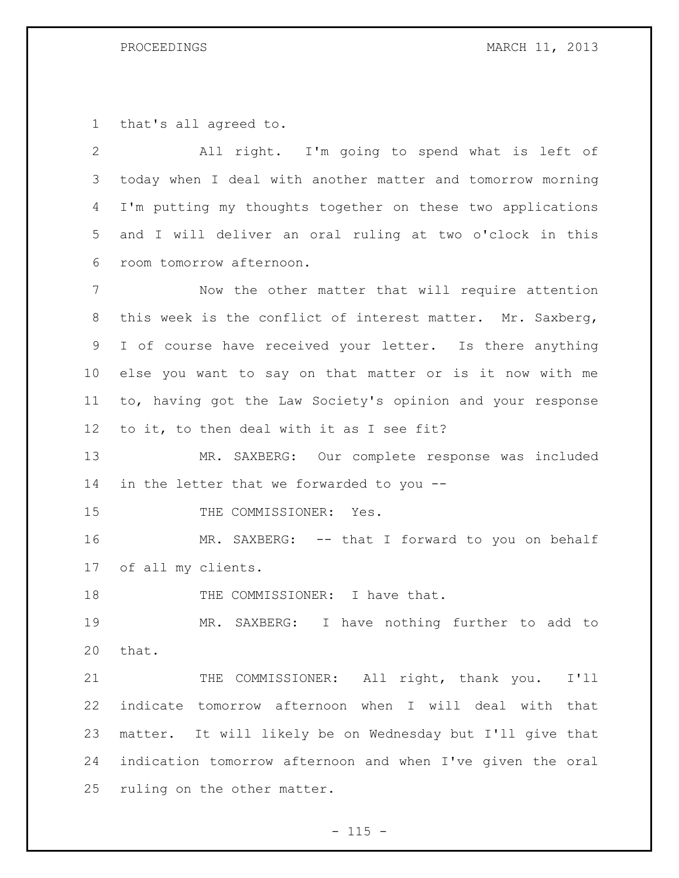that's all agreed to.

All right. I'm going to spend what is left of today when I deal with another matter and tomorrow morning I'm putting my thoughts together on these two applications and I will deliver an oral ruling at two o'clock in this room tomorrow afternoon.

Now the other matter that will require attention this week is the conflict of interest matter. Mr. Saxberg, I of course have received your letter. Is there anything else you want to say on that matter or is it now with me to, having got the Law Society's opinion and your response to it, to then deal with it as I see fit?

MR. SAXBERG: Our complete response was included in the letter that we forwarded to you --

THE COMMISSIONER: Yes.

MR. SAXBERG: -- that I forward to you on behalf of all my clients.

THE COMMISSIONER: I have that.

MR. SAXBERG: I have nothing further to add to that.

THE COMMISSIONER: All right, thank you. I'll indicate tomorrow afternoon when I will deal with that matter. It will likely be on Wednesday but I'll give that indication tomorrow afternoon and when I've given the oral ruling on the other matter.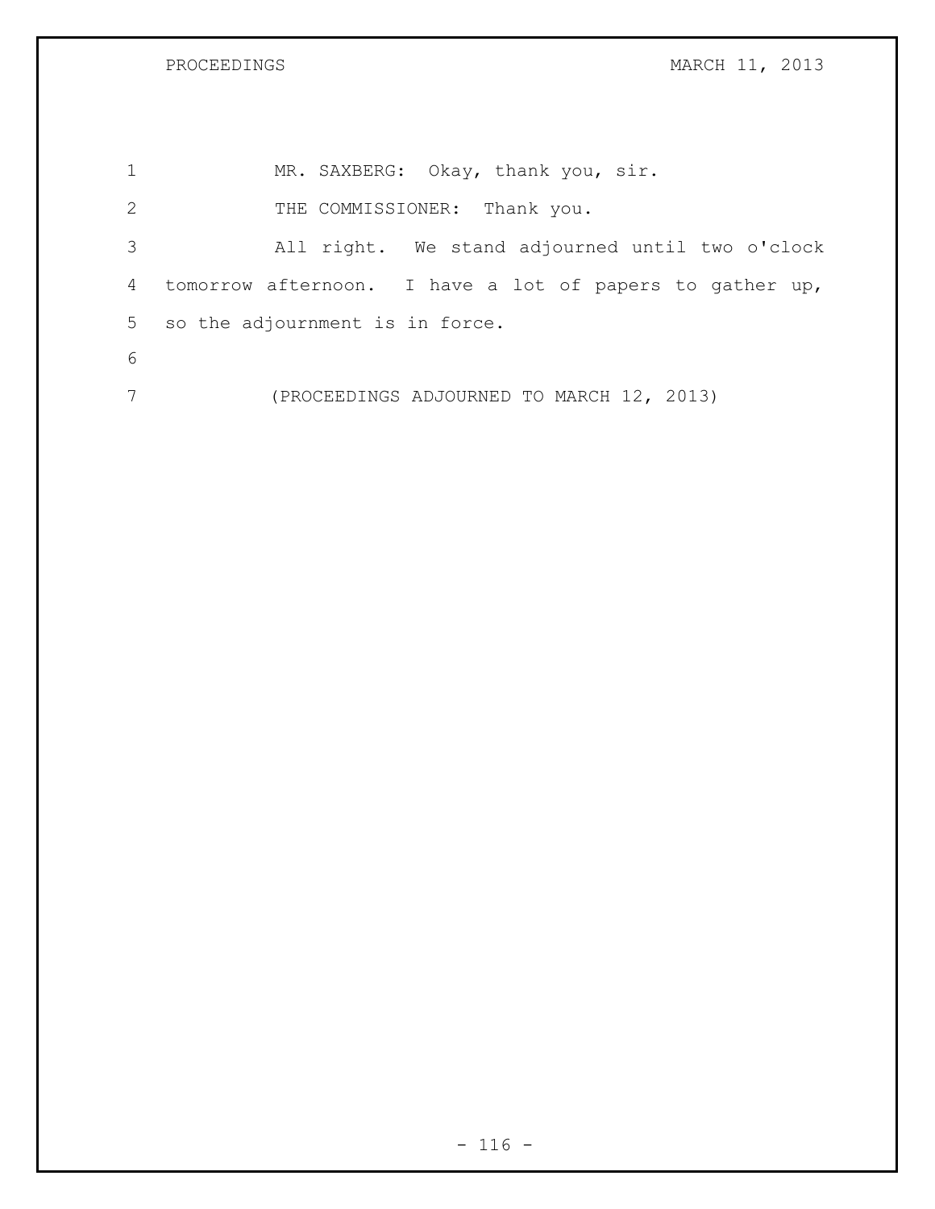MR. SAXBERG: Okay, thank you, sir.

THE COMMISSIONER: Thank you.

All right. We stand adjourned until two o'clock tomorrow afternoon. I have a lot of papers to gather up, so the adjournment is in force.

(PROCEEDINGS ADJOURNED TO MARCH 12, 2013)